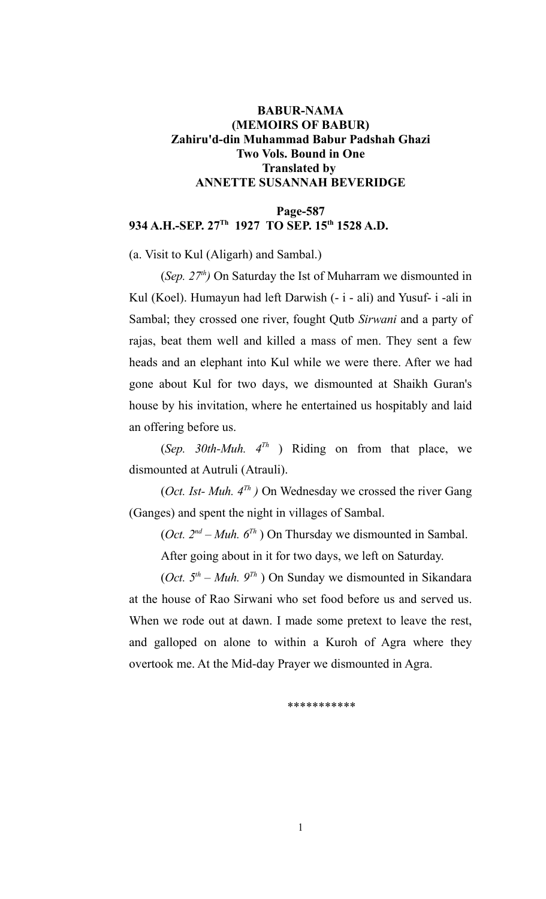**BABUR-NAMA**
**(MEMOIRS OF BABUR)**
**Zahiru'd-din Muhammad Babur Padshah Ghazi**
**Two Vols. Bound in One**
**Translated by**
**ANNETTE SUSANNAH BEVERIDGE**

**Page-587**
**934 A.H.-SEP. 27Th 1927 TO SEP. 15th 1528 A.D.**

(a. Visit to Kul (Aligarh) and Sambal.)

(*Sep. 27th)* On Saturday the Ist of Muharram we dismounted in Kul (Koel). Humayun had left Darwish (- i - ali) and Yusuf- i -ali in Sambal; they crossed one river, fought Qutb *Sirwani* and a party of rajas, beat them well and killed a mass of men. They sent a few heads and an elephant into Kul while we were there. After we had gone about Kul for two days, we dismounted at Shaikh Guran's house by his invitation, where he entertained us hospitably and laid an offering before us.

(*Sep. 30th-Muh. 4Th* ) Riding on from that place, we dismounted at Autruli (Atrauli).

(*Oct. Ist- Muh. 4Th )* On Wednesday we crossed the river Gang (Ganges) and spent the night in villages of Sambal.

(*Oct. 2nd – Muh. 6Th* ) On Thursday we dismounted in Sambal.

After going about in it for two days, we left on Saturday.

(*Oct. 5th – Muh. 9Th* ) On Sunday we dismounted in Sikandara at the house of Rao Sirwani who set food before us and served us. When we rode out at dawn. I made some pretext to leave the rest, and galloped on alone to within a Kuroh of Agra where they overtook me. At the Mid-day Prayer we dismounted in Agra.

\*\*\*\*\*\*\*\*\*\*\*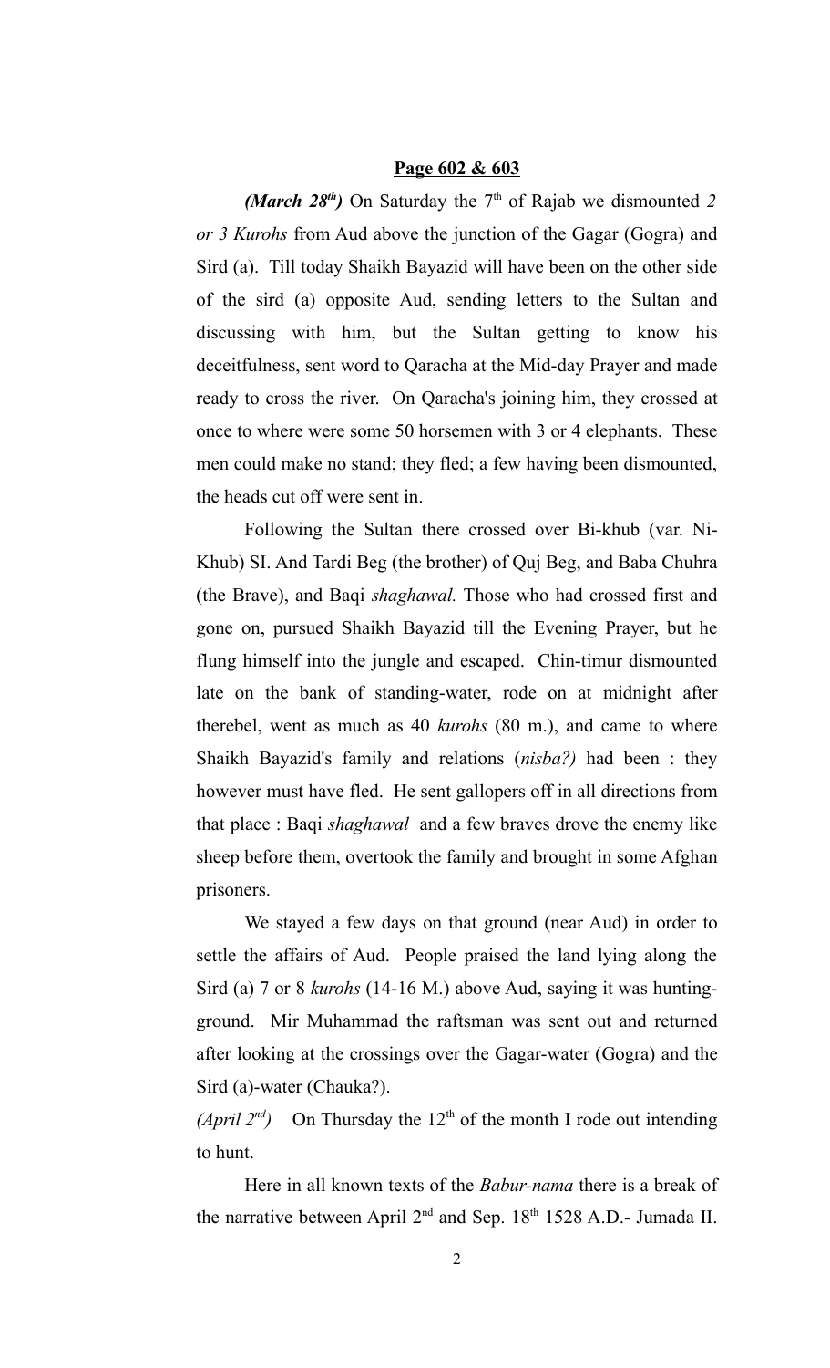**Page 602 & 603**

***(March 28th)*** On Saturday the 7th of Rajab we dismounted *2 or 3 Kurohs* from Aud above the junction of the Gagar (Gogra) and Sird (a). Till today Shaikh Bayazid will have been on the other side of the sird (a) opposite Aud, sending letters to the Sultan and discussing with him, but the Sultan getting to know his deceitfulness, sent word to Qaracha at the Mid-day Prayer and made ready to cross the river. On Qaracha's joining him, they crossed at once to where were some 50 horsemen with 3 or 4 elephants. These men could make no stand; they fled; a few having been dismounted, the heads cut off were sent in.

Following the Sultan there crossed over Bi-khub (var. Ni-Khub) SI. And Tardi Beg (the brother) of Quj Beg, and Baba Chuhra (the Brave), and Baqi *shaghawal.* Those who had crossed first and gone on, pursued Shaikh Bayazid till the Evening Prayer, but he flung himself into the jungle and escaped. Chin-timur dismounted late on the bank of standing-water, rode on at midnight after therebel, went as much as 40 *kurohs* (80 m.), and came to where Shaikh Bayazid's family and relations (*nisba?)* had been : they however must have fled. He sent gallopers off in all directions from that place : Baqi *shaghawal* and a few braves drove the enemy like sheep before them, overtook the family and brought in some Afghan prisoners.

We stayed a few days on that ground (near Aud) in order to settle the affairs of Aud. People praised the land lying along the Sird (a) 7 or 8 *kurohs* (14-16 M.) above Aud, saying it was hunting-ground. Mir Muhammad the raftsman was sent out and returned after looking at the crossings over the Gagar-water (Gogra) and the Sird (a)-water (Chauka?).

*(April 2nd)* On Thursday the 12th of the month I rode out intending to hunt.

Here in all known texts of the *Babur-nama* there is a break of the narrative between April 2nd and Sep. 18th 1528 A.D.- Jumada II.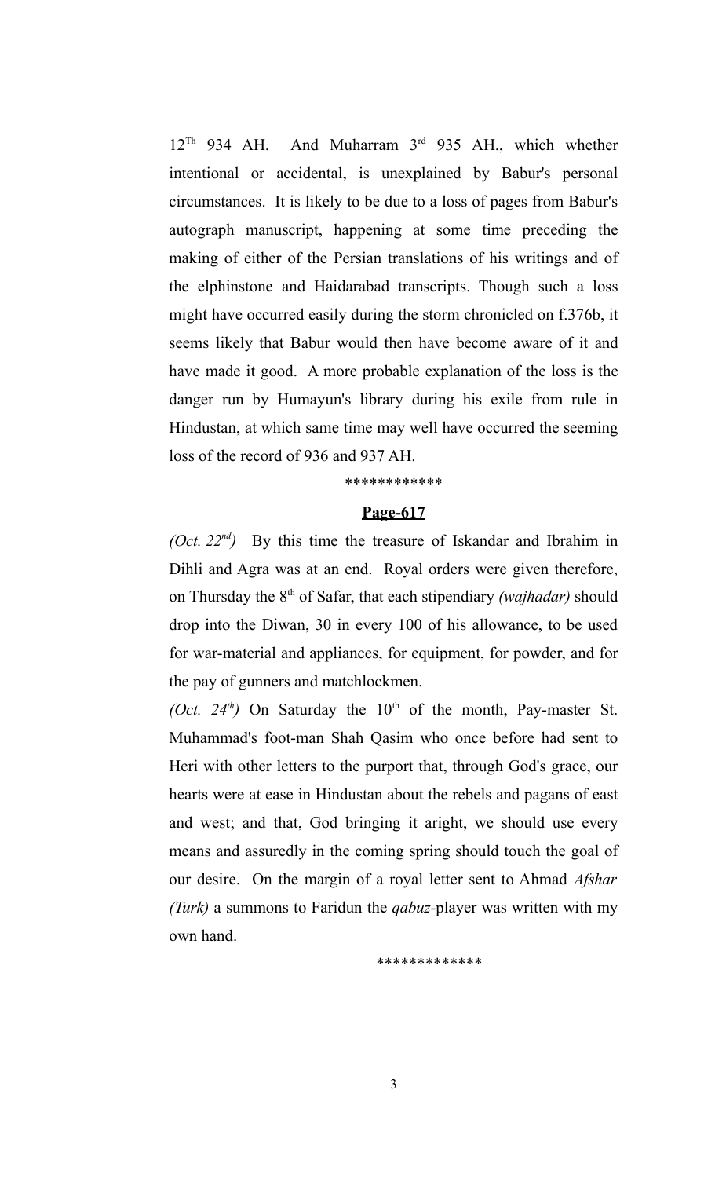12[Th] 934 AH. And Muharram 3[rd] 935 AH., which whether intentional or accidental, is unexplained by Babur's personal circumstances. It is likely to be due to a loss of pages from Babur's autograph manuscript, happening at some time preceding the making of either of the Persian translations of his writings and of the elphinstone and Haidarabad transcripts. Though such a loss might have occurred easily during the storm chronicled on f.376b, it seems likely that Babur would then have become aware of it and have made it good. A more probable explanation of the loss is the danger run by Humayun's library during his exile from rule in Hindustan, at which same time may well have occurred the seeming loss of the record of 936 and 937 AH.

************

**Page-617**

*(Oct. 22[nd])* By this time the treasure of Iskandar and Ibrahim in Dihli and Agra was at an end. Royal orders were given therefore, on Thursday the 8[th] of Safar, that each stipendiary *(wajhadar)* should drop into the Diwan, 30 in every 100 of his allowance, to be used for war-material and appliances, for equipment, for powder, and for the pay of gunners and matchlockmen.

*(Oct. 24[th])* On Saturday the 10[th] of the month, Pay-master St. Muhammad's foot-man Shah Qasim who once before had sent to Heri with other letters to the purport that, through God's grace, our hearts were at ease in Hindustan about the rebels and pagans of east and west; and that, God bringing it aright, we should use every means and assuredly in the coming spring should touch the goal of our desire. On the margin of a royal letter sent to Ahmad *Afshar (Turk)* a summons to Faridun the *qabuz*-player was written with my own hand.

*************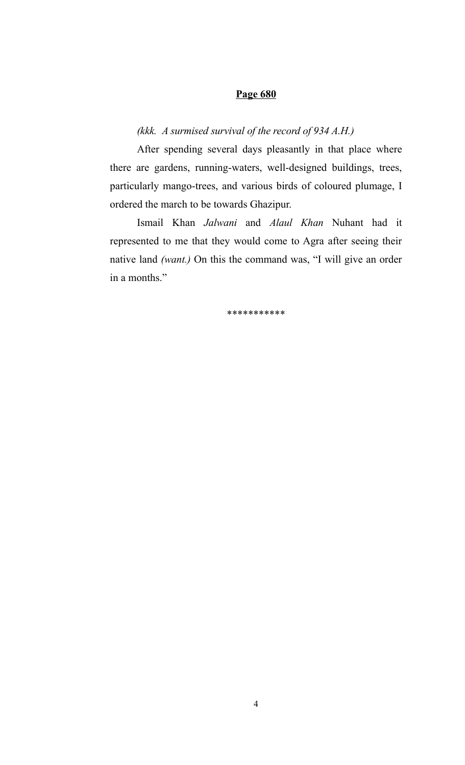**Page 680**

*(kkk. A surmised survival of the record of 934 A.H.)*

After spending several days pleasantly in that place where there are gardens, running-waters, well-designed buildings, trees, particularly mango-trees, and various birds of coloured plumage, I ordered the march to be towards Ghazipur.

Ismail Khan *Jalwani* and *Alaul Khan* Nuhant had it represented to me that they would come to Agra after seeing their native land *(want.)* On this the command was, "I will give an order in a months."

***********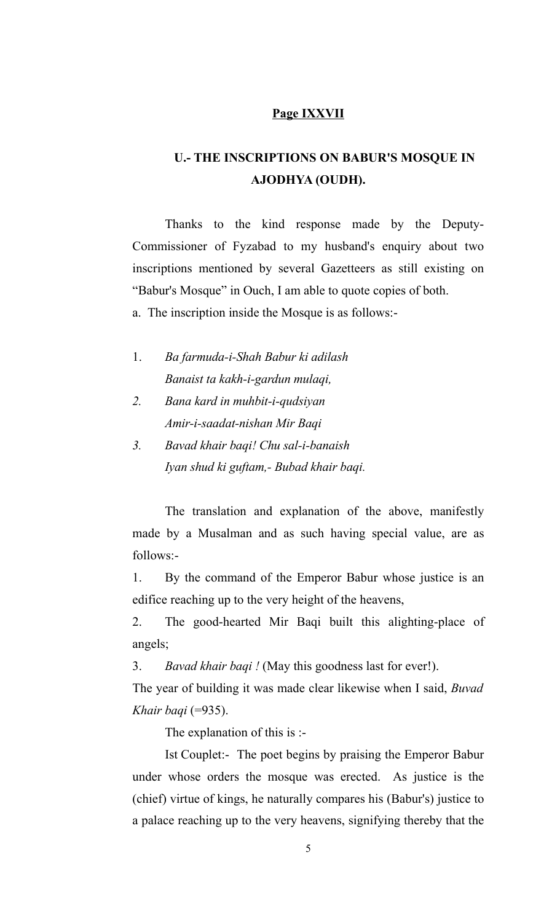**Page IXXVII**

## U.- THE INSCRIPTIONS ON BABUR'S MOSQUE IN AJODHYA (OUDH).

Thanks to the kind response made by the Deputy-Commissioner of Fyzabad to my husband's enquiry about two inscriptions mentioned by several Gazetteers as still existing on "Babur's Mosque" in Ouch, I am able to quote copies of both.

a. The inscription inside the Mosque is as follows:-

1. *Ba farmuda-i-Shah Babur ki adilash*
   *Banaist ta kakh-i-gardun mulaqi,*
2. *Bana kard in muhbit-i-qudsiyan*
   *Amir-i-saadat-nishan Mir Baqi*
3. *Bavad khair baqi! Chu sal-i-banaish*
   *Iyan shud ki guftam,- Bubad khair baqi.*

The translation and explanation of the above, manifestly made by a Musalman and as such having special value, are as follows:-

1. By the command of the Emperor Babur whose justice is an edifice reaching up to the very height of the heavens,

2. The good-hearted Mir Baqi built this alighting-place of angels;

3. *Bavad khair baqi !* (May this goodness last for ever!).

The year of building it was made clear likewise when I said, *Buvad Khair baqi* (=935).

The explanation of this is :-

Ist Couplet:- The poet begins by praising the Emperor Babur under whose orders the mosque was erected. As justice is the (chief) virtue of kings, he naturally compares his (Babur's) justice to a palace reaching up to the very heavens, signifying thereby that the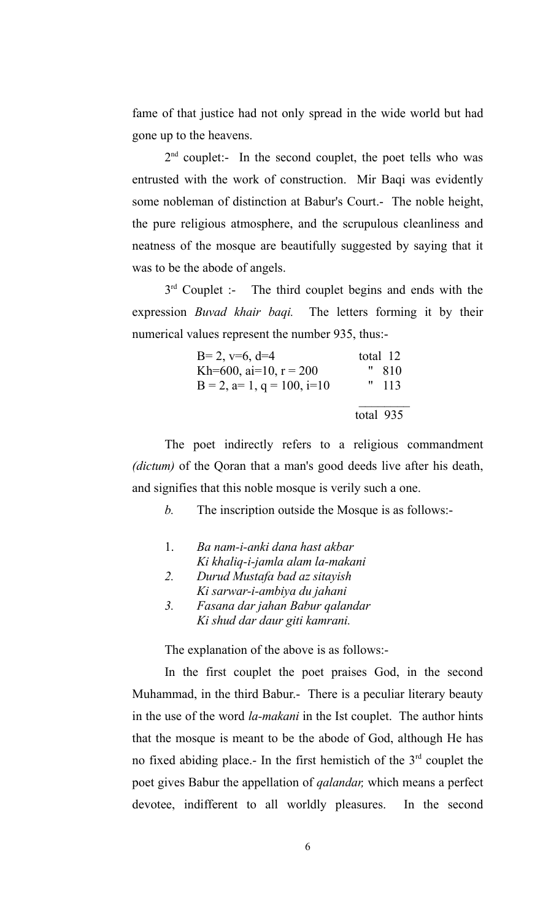fame of that justice had not only spread in the wide world but had gone up to the heavens.

2nd couplet:- In the second couplet, the poet tells who was entrusted with the work of construction. Mir Baqi was evidently some nobleman of distinction at Babur's Court.- The noble height, the pure religious atmosphere, and the scrupulous cleanliness and neatness of the mosque are beautifully suggested by saying that it was to be the abode of angels.

3rd Couplet :- The third couplet begins and ends with the expression *Buvad khair baqi.* The letters forming it by their numerical values represent the number 935, thus:-

| | |
|---|---|
| B= 2, v=6, d=4 | total 12 |
| Kh=600, ai=10, r = 200 | " 810 |
| B = 2, a= 1, q = 100, i=10 | " 113 |
| | total 935 |

The poet indirectly refers to a religious commandment *(dictum)* of the Qoran that a man's good deeds live after his death, and signifies that this noble mosque is verily such a one.

*b.* The inscription outside the Mosque is as follows:-

1. *Ba nam-i-anki dana hast akbar*
   *Ki khaliq-i-jamla alam la-makani*
2. *Durud Mustafa bad az sitayish*
   *Ki sarwar-i-ambiya du jahani*
3. *Fasana dar jahan Babur qalandar*
   *Ki shud dar daur giti kamrani.*

The explanation of the above is as follows:-

In the first couplet the poet praises God, in the second Muhammad, in the third Babur.- There is a peculiar literary beauty in the use of the word *la-makani* in the Ist couplet. The author hints that the mosque is meant to be the abode of God, although He has no fixed abiding place.- In the first hemistich of the 3rd couplet the poet gives Babur the appellation of *qalandar,* which means a perfect devotee, indifferent to all worldly pleasures. In the second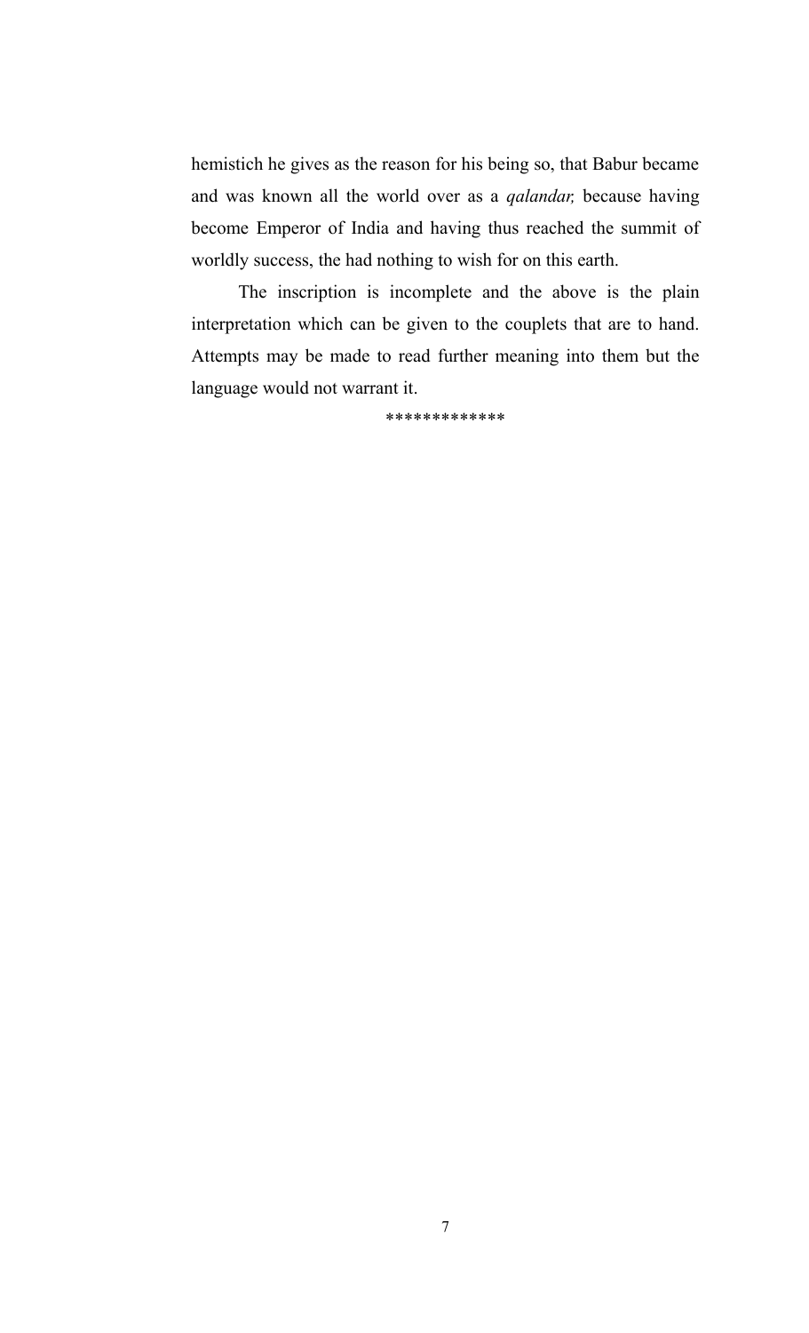hemistich he gives as the reason for his being so, that Babur became and was known all the world over as a *qalandar,* because having become Emperor of India and having thus reached the summit of worldly success, the had nothing to wish for on this earth.

The inscription is incomplete and the above is the plain interpretation which can be given to the couplets that are to hand. Attempts may be made to read further meaning into them but the language would not warrant it.

*************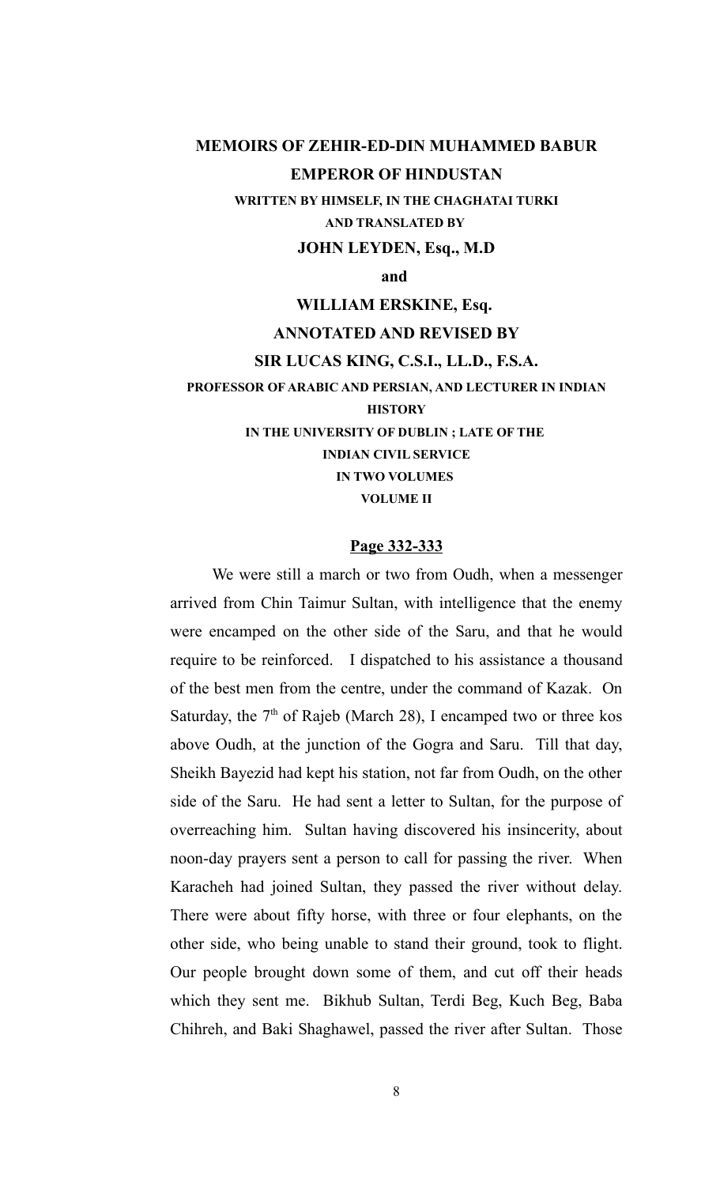# MEMOIRS OF ZEHIR-ED-DIN MUHAMMED BABUR

## EMPEROR OF HINDUSTAN

**WRITTEN BY HIMSELF, IN THE CHAGHATAI TURKI**

**AND TRANSLATED BY**

**JOHN LEYDEN, Esq., M.D**

**and**

**WILLIAM ERSKINE, Esq.**

**ANNOTATED AND REVISED BY**

**SIR LUCAS KING, C.S.I., LL.D., F.S.A.**

**PROFESSOR OF ARABIC AND PERSIAN, AND LECTURER IN INDIAN HISTORY**

**IN THE UNIVERSITY OF DUBLIN ; LATE OF THE INDIAN CIVIL SERVICE**

**IN TWO VOLUMES**

**VOLUME II**

**Page 332-333**

We were still a march or two from Oudh, when a messenger arrived from Chin Taimur Sultan, with intelligence that the enemy were encamped on the other side of the Saru, and that he would require to be reinforced. I dispatched to his assistance a thousand of the best men from the centre, under the command of Kazak. On Saturday, the 7th of Rajeb (March 28), I encamped two or three kos above Oudh, at the junction of the Gogra and Saru. Till that day, Sheikh Bayezid had kept his station, not far from Oudh, on the other side of the Saru. He had sent a letter to Sultan, for the purpose of overreaching him. Sultan having discovered his insincerity, about noon-day prayers sent a person to call for passing the river. When Karacheh had joined Sultan, they passed the river without delay. There were about fifty horse, with three or four elephants, on the other side, who being unable to stand their ground, took to flight. Our people brought down some of them, and cut off their heads which they sent me. Bikhub Sultan, Terdi Beg, Kuch Beg, Baba Chihreh, and Baki Shaghawel, passed the river after Sultan. Those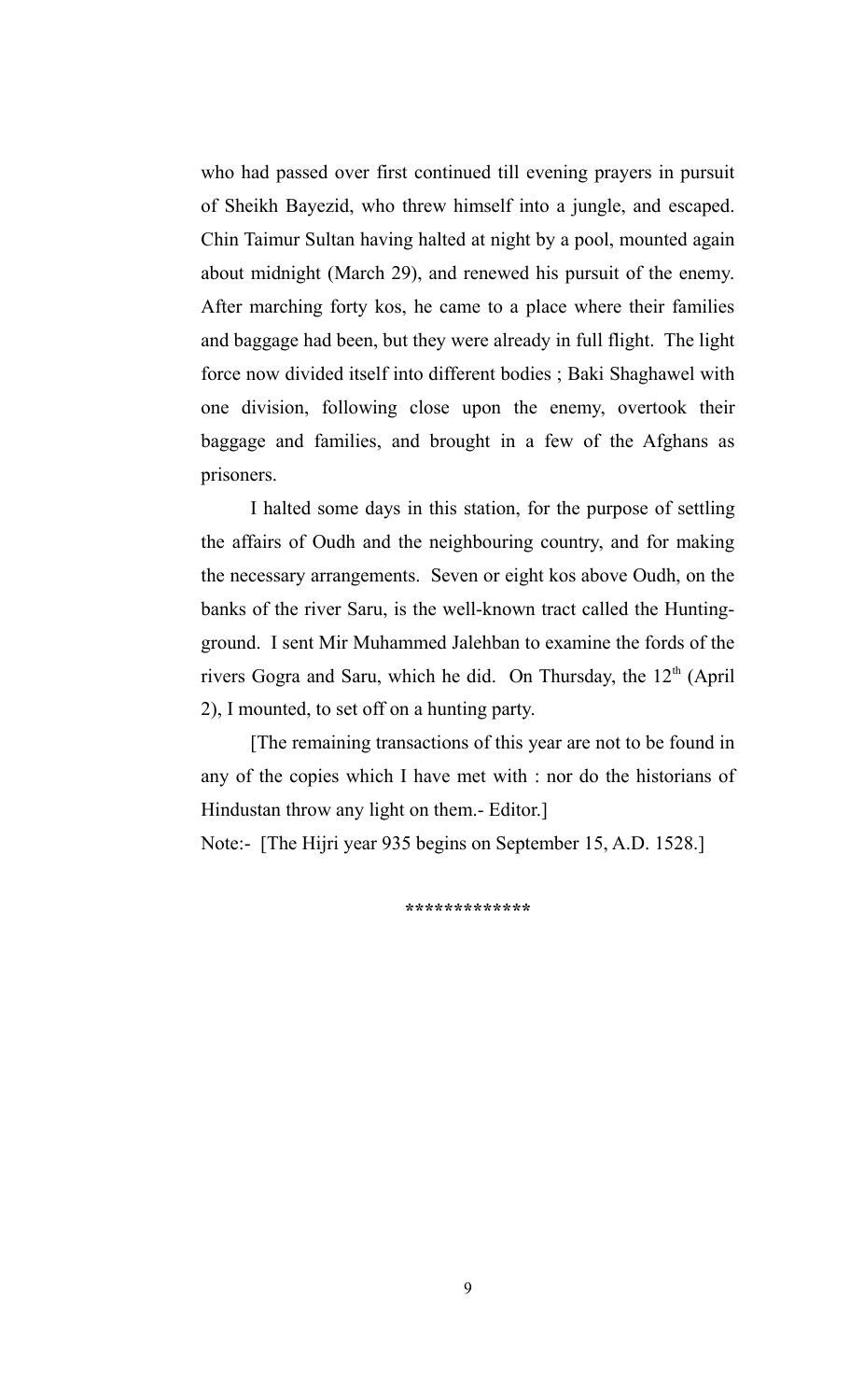who had passed over first continued till evening prayers in pursuit of Sheikh Bayezid, who threw himself into a jungle, and escaped. Chin Taimur Sultan having halted at night by a pool, mounted again about midnight (March 29), and renewed his pursuit of the enemy. After marching forty kos, he came to a place where their families and baggage had been, but they were already in full flight. The light force now divided itself into different bodies ; Baki Shaghawel with one division, following close upon the enemy, overtook their baggage and families, and brought in a few of the Afghans as prisoners.

I halted some days in this station, for the purpose of settling the affairs of Oudh and the neighbouring country, and for making the necessary arrangements. Seven or eight kos above Oudh, on the banks of the river Saru, is the well-known tract called the Hunting-ground. I sent Mir Muhammed Jalehban to examine the fords of the rivers Gogra and Saru, which he did. On Thursday, the 12th (April 2), I mounted, to set off on a hunting party.

[The remaining transactions of this year are not to be found in any of the copies which I have met with : nor do the historians of Hindustan throw any light on them.- Editor.]

Note:- [The Hijri year 935 begins on September 15, A.D. 1528.]

*************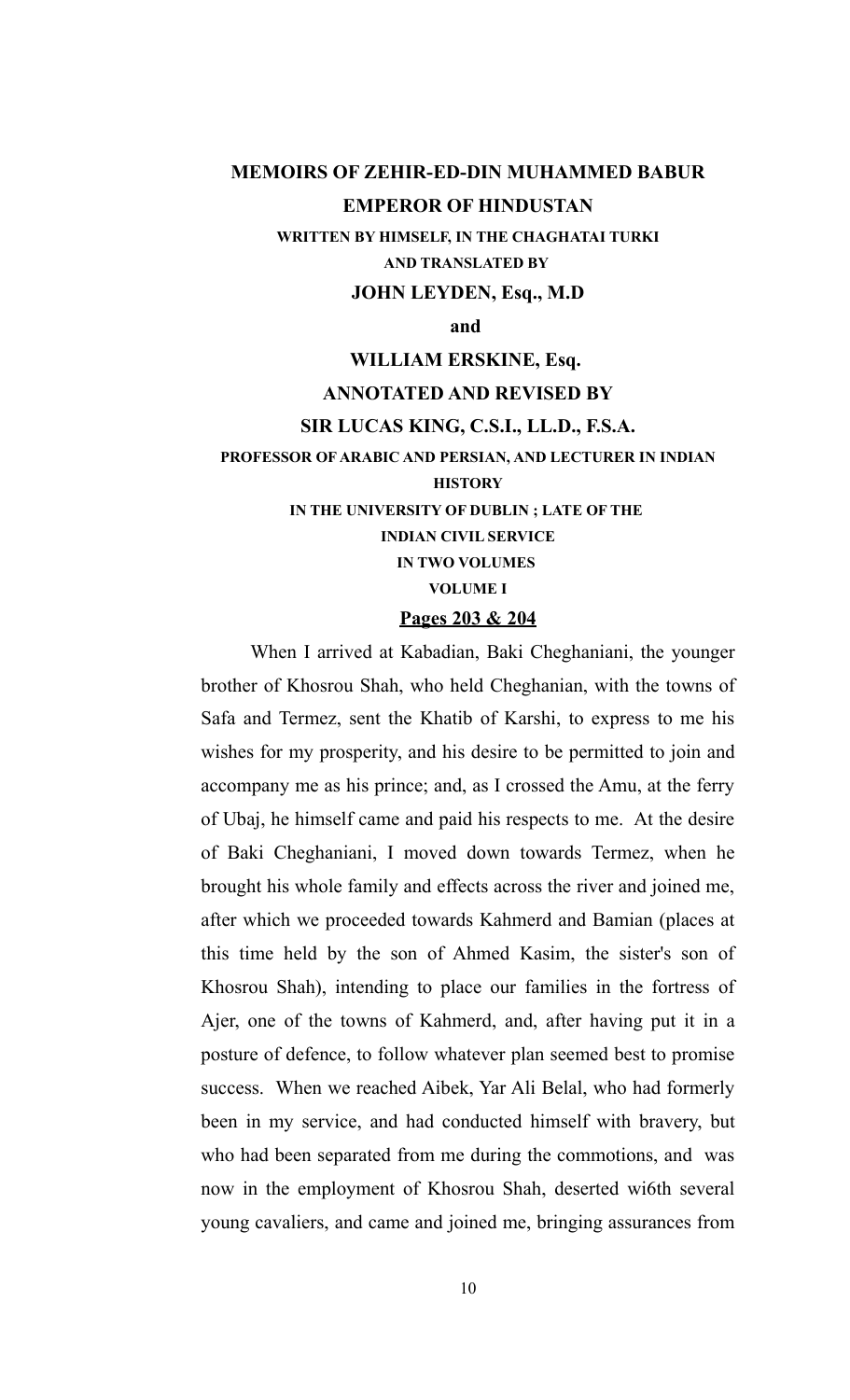**MEMOIRS OF ZEHIR-ED-DIN MUHAMMED BABUR**

**EMPEROR OF HINDUSTAN**

**WRITTEN BY HIMSELF, IN THE CHAGHATAI TURKI**

**AND TRANSLATED BY**

**JOHN LEYDEN, Esq., M.D**

**and**

**WILLIAM ERSKINE, Esq.**

**ANNOTATED AND REVISED BY**

**SIR LUCAS KING, C.S.I., LL.D., F.S.A.**

**PROFESSOR OF ARABIC AND PERSIAN, AND LECTURER IN INDIAN HISTORY**

**IN THE UNIVERSITY OF DUBLIN ; LATE OF THE INDIAN CIVIL SERVICE**

**IN TWO VOLUMES**

**VOLUME I**

**Pages 203 & 204**

When I arrived at Kabadian, Baki Cheghaniani, the younger brother of Khosrou Shah, who held Cheghanian, with the towns of Safa and Termez, sent the Khatib of Karshi, to express to me his wishes for my prosperity, and his desire to be permitted to join and accompany me as his prince; and, as I crossed the Amu, at the ferry of Ubaj, he himself came and paid his respects to me. At the desire of Baki Cheghaniani, I moved down towards Termez, when he brought his whole family and effects across the river and joined me, after which we proceeded towards Kahmerd and Bamian (places at this time held by the son of Ahmed Kasim, the sister's son of Khosrou Shah), intending to place our families in the fortress of Ajer, one of the towns of Kahmerd, and, after having put it in a posture of defence, to follow whatever plan seemed best to promise success. When we reached Aibek, Yar Ali Belal, who had formerly been in my service, and had conducted himself with bravery, but who had been separated from me during the commotions, and was now in the employment of Khosrou Shah, deserted wi6th several young cavaliers, and came and joined me, bringing assurances from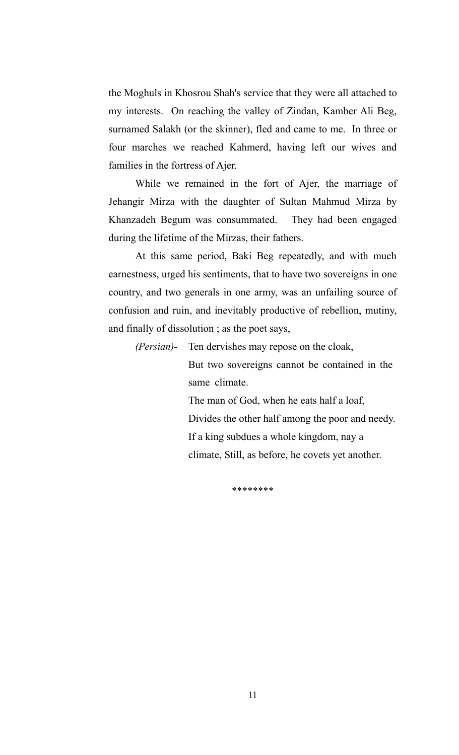the Moghuls in Khosrou Shah's service that they were all attached to my interests. On reaching the valley of Zindan, Kamber Ali Beg, surnamed Salakh (or the skinner), fled and came to me. In three or four marches we reached Kahmerd, having left our wives and families in the fortress of Ajer.

While we remained in the fort of Ajer, the marriage of Jehangir Mirza with the daughter of Sultan Mahmud Mirza by Khanzadeh Begum was consummated. They had been engaged during the lifetime of the Mirzas, their fathers.

At this same period, Baki Beg repeatedly, and with much earnestness, urged his sentiments, that to have two sovereigns in one country, and two generals in one army, was an unfailing source of confusion and ruin, and inevitably productive of rebellion, mutiny, and finally of dissolution ; as the poet says,

*(Persian)-* Ten dervishes may repose on the cloak,
But two sovereigns cannot be contained in the same climate.
The man of God, when he eats half a loaf,
Divides the other half among the poor and needy.
If a king subdues a whole kingdom, nay a climate, Still, as before, he covets yet another.

*******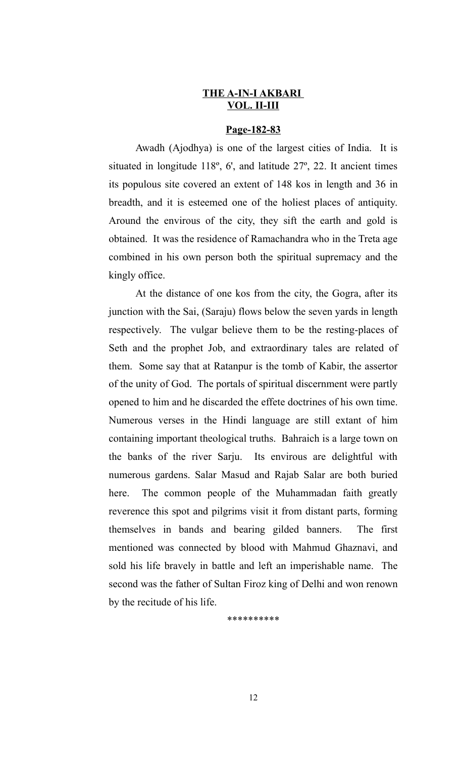**THE A-IN-I AKBARI**
**VOL. II-III**

**Page-182-83**

Awadh (Ajodhya) is one of the largest cities of India. It is situated in longitude 118º, 6', and latitude 27º, 22. It ancient times its populous site covered an extent of 148 kos in length and 36 in breadth, and it is esteemed one of the holiest places of antiquity. Around the envirous of the city, they sift the earth and gold is obtained. It was the residence of Ramachandra who in the Treta age combined in his own person both the spiritual supremacy and the kingly office.

At the distance of one kos from the city, the Gogra, after its junction with the Sai, (Saraju) flows below the seven yards in length respectively. The vulgar believe them to be the resting-places of Seth and the prophet Job, and extraordinary tales are related of them. Some say that at Ratanpur is the tomb of Kabir, the assertor of the unity of God. The portals of spiritual discernment were partly opened to him and he discarded the effete doctrines of his own time. Numerous verses in the Hindi language are still extant of him containing important theological truths. Bahraich is a large town on the banks of the river Sarju. Its envirous are delightful with numerous gardens. Salar Masud and Rajab Salar are both buried here. The common people of the Muhammadan faith greatly reverence this spot and pilgrims visit it from distant parts, forming themselves in bands and bearing gilded banners. The first mentioned was connected by blood with Mahmud Ghaznavi, and sold his life bravely in battle and left an imperishable name. The second was the father of Sultan Firoz king of Delhi and won renown by the recitude of his life.

\*\*\*\*\*\*\*\*\*\*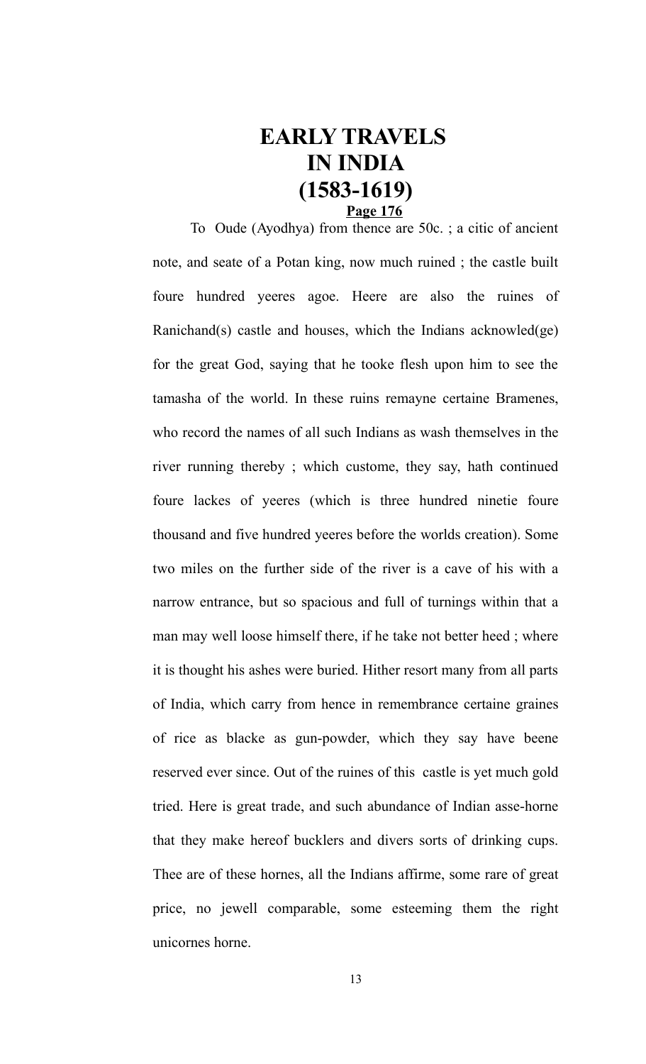# EARLY TRAVELS IN INDIA (1583-1619)

**Page 176**

To Oude (Ayodhya) from thence are 50c. ; a citic of ancient note, and seate of a Potan king, now much ruined ; the castle built foure hundred yeeres agoe. Heere are also the ruines of Ranichand(s) castle and houses, which the Indians acknowled(ge) for the great God, saying that he tooke flesh upon him to see the tamasha of the world. In these ruins remayne certaine Bramenes, who record the names of all such Indians as wash themselves in the river running thereby ; which custome, they say, hath continued foure lackes of yeeres (which is three hundred ninetie foure thousand and five hundred yeeres before the worlds creation). Some two miles on the further side of the river is a cave of his with a narrow entrance, but so spacious and full of turnings within that a man may well loose himself there, if he take not better heed ; where it is thought his ashes were buried. Hither resort many from all parts of India, which carry from hence in remembrance certaine graines of rice as blacke as gun-powder, which they say have beene reserved ever since. Out of the ruines of this castle is yet much gold tried. Here is great trade, and such abundance of Indian asse-horne that they make hereof bucklers and divers sorts of drinking cups. Thee are of these hornes, all the Indians affirme, some rare of great price, no jewell comparable, some esteeming them the right unicornes horne.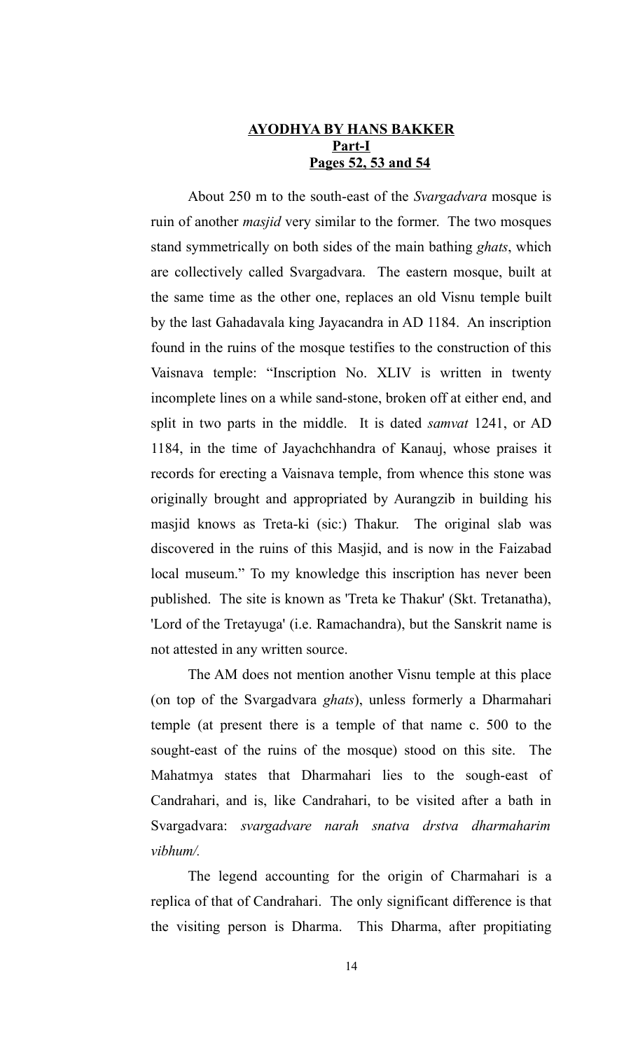**AYODHYA BY HANS BAKKER**
**Part-I**
**Pages 52, 53 and 54**

About 250 m to the south-east of the *Svargadvara* mosque is ruin of another *masjid* very similar to the former. The two mosques stand symmetrically on both sides of the main bathing *ghats*, which are collectively called Svargadvara. The eastern mosque, built at the same time as the other one, replaces an old Visnu temple built by the last Gahadavala king Jayacandra in AD 1184. An inscription found in the ruins of the mosque testifies to the construction of this Vaisnava temple: "Inscription No. XLIV is written in twenty incomplete lines on a while sand-stone, broken off at either end, and split in two parts in the middle. It is dated *samvat* 1241, or AD 1184, in the time of Jayachchhandra of Kanauj, whose praises it records for erecting a Vaisnava temple, from whence this stone was originally brought and appropriated by Aurangzib in building his masjid knows as Treta-ki (sic:) Thakur. The original slab was discovered in the ruins of this Masjid, and is now in the Faizabad local museum." To my knowledge this inscription has never been published. The site is known as 'Treta ke Thakur' (Skt. Tretanatha), 'Lord of the Tretayuga' (i.e. Ramachandra), but the Sanskrit name is not attested in any written source.

The AM does not mention another Visnu temple at this place (on top of the Svargadvara *ghats*), unless formerly a Dharmahari temple (at present there is a temple of that name c. 500 to the sought-east of the ruins of the mosque) stood on this site. The Mahatmya states that Dharmahari lies to the sough-east of Candrahari, and is, like Candrahari, to be visited after a bath in Svargadvara: *svargadvare narah snatva drstva dharmaharim vibhum/.*

The legend accounting for the origin of Charmahari is a replica of that of Candrahari. The only significant difference is that the visiting person is Dharma. This Dharma, after propitiating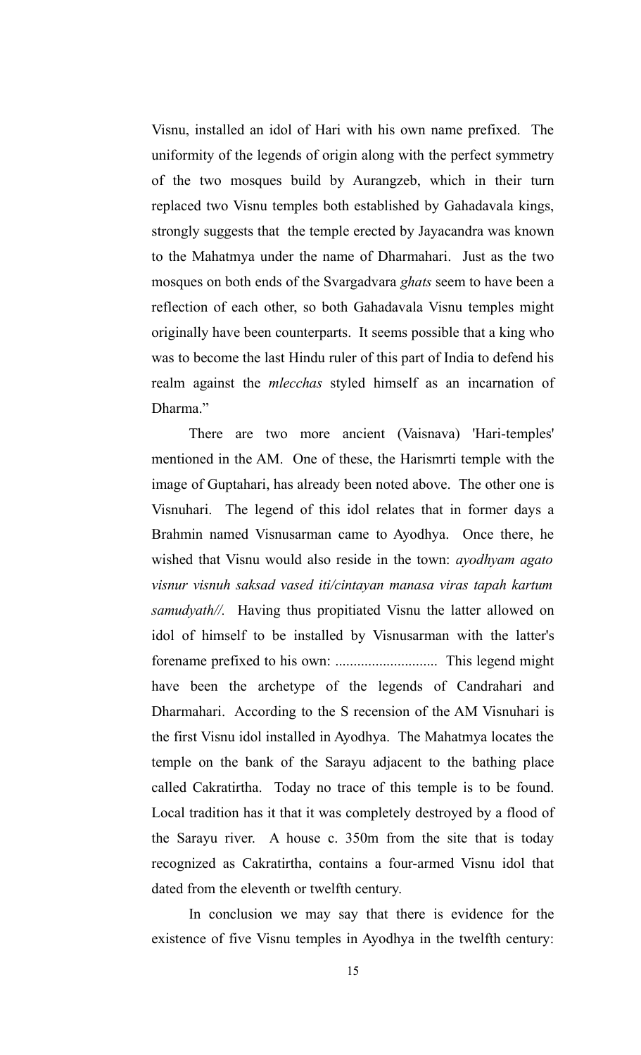Visnu, installed an idol of Hari with his own name prefixed. The uniformity of the legends of origin along with the perfect symmetry of the two mosques build by Aurangzeb, which in their turn replaced two Visnu temples both established by Gahadavala kings, strongly suggests that the temple erected by Jayacandra was known to the Mahatmya under the name of Dharmahari. Just as the two mosques on both ends of the Svargadvara *ghats* seem to have been a reflection of each other, so both Gahadavala Visnu temples might originally have been counterparts. It seems possible that a king who was to become the last Hindu ruler of this part of India to defend his realm against the *mlecchas* styled himself as an incarnation of Dharma."

There are two more ancient (Vaisnava) 'Hari-temples' mentioned in the AM. One of these, the Harismrti temple with the image of Guptahari, has already been noted above. The other one is Visnuhari. The legend of this idol relates that in former days a Brahmin named Visnusarman came to Ayodhya. Once there, he wished that Visnu would also reside in the town: *ayodhyam agato visnur visnuh saksad vased iti/cintayan manasa viras tapah kartum samudyath//.* Having thus propitiated Visnu the latter allowed on idol of himself to be installed by Visnusarman with the latter's forename prefixed to his own: ............................ This legend might have been the archetype of the legends of Candrahari and Dharmahari. According to the S recension of the AM Visnuhari is the first Visnu idol installed in Ayodhya. The Mahatmya locates the temple on the bank of the Sarayu adjacent to the bathing place called Cakratirtha. Today no trace of this temple is to be found. Local tradition has it that it was completely destroyed by a flood of the Sarayu river. A house c. 350m from the site that is today recognized as Cakratirtha, contains a four-armed Visnu idol that dated from the eleventh or twelfth century.

In conclusion we may say that there is evidence for the existence of five Visnu temples in Ayodhya in the twelfth century: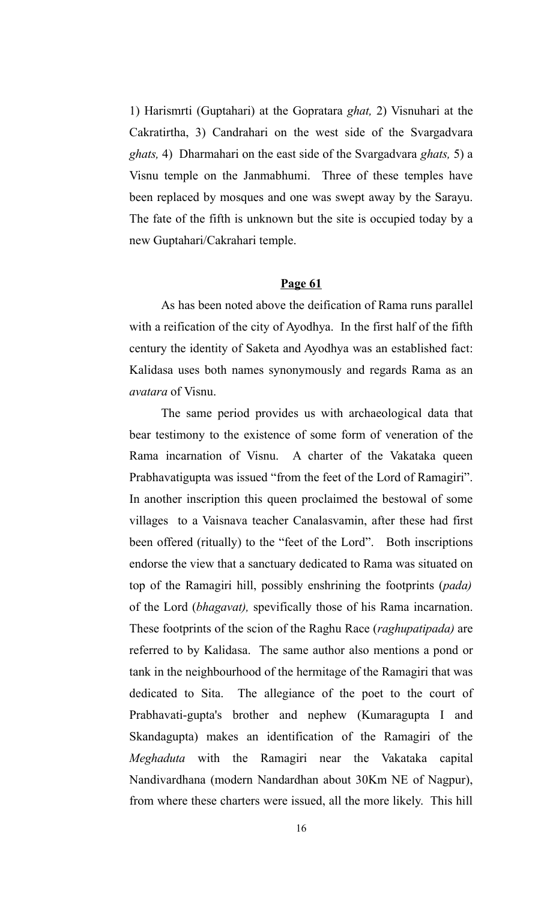1) Harismrti (Guptahari) at the Gopratara *ghat,* 2) Visnuhari at the Cakratirtha, 3) Candrahari on the west side of the Svargadvara *ghats,* 4) Dharmahari on the east side of the Svargadvara *ghats,* 5) a Visnu temple on the Janmabhumi. Three of these temples have been replaced by mosques and one was swept away by the Sarayu. The fate of the fifth is unknown but the site is occupied today by a new Guptahari/Cakrahari temple.

**Page 61**

As has been noted above the deification of Rama runs parallel with a reification of the city of Ayodhya. In the first half of the fifth century the identity of Saketa and Ayodhya was an established fact: Kalidasa uses both names synonymously and regards Rama as an *avatara* of Visnu.

The same period provides us with archaeological data that bear testimony to the existence of some form of veneration of the Rama incarnation of Visnu. A charter of the Vakataka queen Prabhavatigupta was issued "from the feet of the Lord of Ramagiri". In another inscription this queen proclaimed the bestowal of some villages to a Vaisnava teacher Canalasvamin, after these had first been offered (ritually) to the "feet of the Lord". Both inscriptions endorse the view that a sanctuary dedicated to Rama was situated on top of the Ramagiri hill, possibly enshrining the footprints (*pada)* of the Lord (*bhagavat),* spevifically those of his Rama incarnation. These footprints of the scion of the Raghu Race (*raghupatipada)* are referred to by Kalidasa. The same author also mentions a pond or tank in the neighbourhood of the hermitage of the Ramagiri that was dedicated to Sita. The allegiance of the poet to the court of Prabhavati-gupta's brother and nephew (Kumaragupta I and Skandagupta) makes an identification of the Ramagiri of the *Meghaduta* with the Ramagiri near the Vakataka capital Nandivardhana (modern Nandardhan about 30Km NE of Nagpur), from where these charters were issued, all the more likely. This hill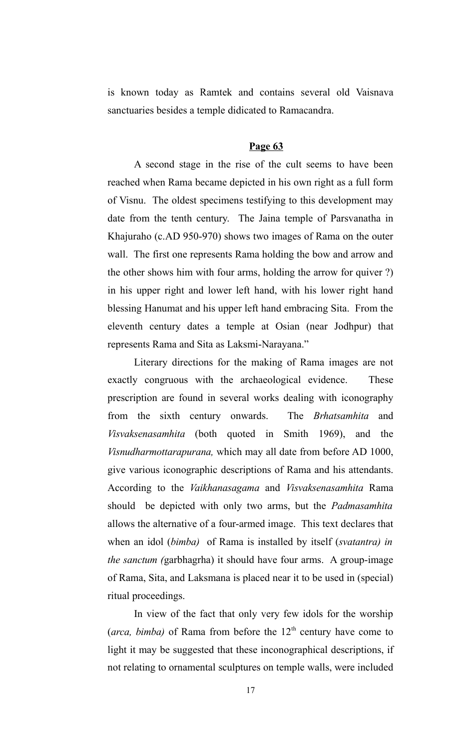is known today as Ramtek and contains several old Vaisnava sanctuaries besides a temple didicated to Ramacandra.

**Page 63**

A second stage in the rise of the cult seems to have been reached when Rama became depicted in his own right as a full form of Visnu. The oldest specimens testifying to this development may date from the tenth century. The Jaina temple of Parsvanatha in Khajuraho (c.AD 950-970) shows two images of Rama on the outer wall. The first one represents Rama holding the bow and arrow and the other shows him with four arms, holding the arrow for quiver ?) in his upper right and lower left hand, with his lower right hand blessing Hanumat and his upper left hand embracing Sita. From the eleventh century dates a temple at Osian (near Jodhpur) that represents Rama and Sita as Laksmi-Narayana."

Literary directions for the making of Rama images are not exactly congruous with the archaeological evidence. These prescription are found in several works dealing with iconography from the sixth century onwards. The *Brhatsamhita* and *Visvaksenasamhita* (both quoted in Smith 1969), and the *Visnudharmottarapurana,* which may all date from before AD 1000, give various iconographic descriptions of Rama and his attendants. According to the *Vaikhanasagama* and *Visvaksenasamhita* Rama should be depicted with only two arms, but the *Padmasamhita* allows the alternative of a four-armed image. This text declares that when an idol (*bimba)* of Rama is installed by itself (*svatantra) in the sanctum (*garbhagrha) it should have four arms. A group-image of Rama, Sita, and Laksmana is placed near it to be used in (special) ritual proceedings.

In view of the fact that only very few idols for the worship (*arca, bimba)* of Rama from before the 12th century have come to light it may be suggested that these inconographical descriptions, if not relating to ornamental sculptures on temple walls, were included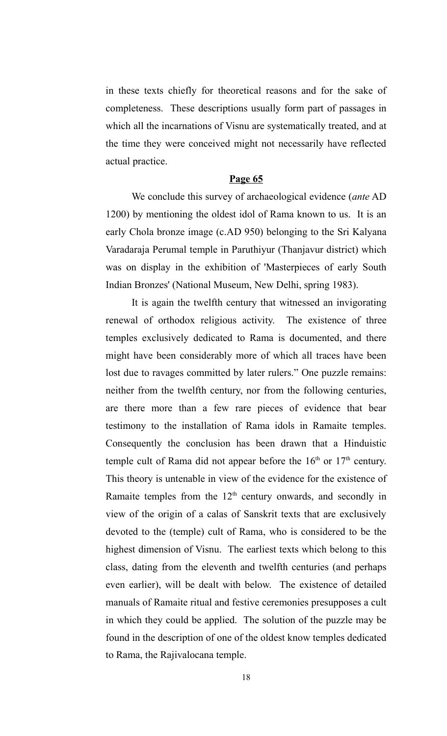in these texts chiefly for theoretical reasons and for the sake of completeness. These descriptions usually form part of passages in which all the incarnations of Visnu are systematically treated, and at the time they were conceived might not necessarily have reflected actual practice.

**Page 65**

We conclude this survey of archaeological evidence (*ante* AD 1200) by mentioning the oldest idol of Rama known to us. It is an early Chola bronze image (c.AD 950) belonging to the Sri Kalyana Varadaraja Perumal temple in Paruthiyur (Thanjavur district) which was on display in the exhibition of 'Masterpieces of early South Indian Bronzes' (National Museum, New Delhi, spring 1983).

It is again the twelfth century that witnessed an invigorating renewal of orthodox religious activity. The existence of three temples exclusively dedicated to Rama is documented, and there might have been considerably more of which all traces have been lost due to ravages committed by later rulers." One puzzle remains: neither from the twelfth century, nor from the following centuries, are there more than a few rare pieces of evidence that bear testimony to the installation of Rama idols in Ramaite temples. Consequently the conclusion has been drawn that a Hinduistic temple cult of Rama did not appear before the 16th or 17th century. This theory is untenable in view of the evidence for the existence of Ramaite temples from the 12th century onwards, and secondly in view of the origin of a calas of Sanskrit texts that are exclusively devoted to the (temple) cult of Rama, who is considered to be the highest dimension of Visnu. The earliest texts which belong to this class, dating from the eleventh and twelfth centuries (and perhaps even earlier), will be dealt with below. The existence of detailed manuals of Ramaite ritual and festive ceremonies presupposes a cult in which they could be applied. The solution of the puzzle may be found in the description of one of the oldest know temples dedicated to Rama, the Rajivalocana temple.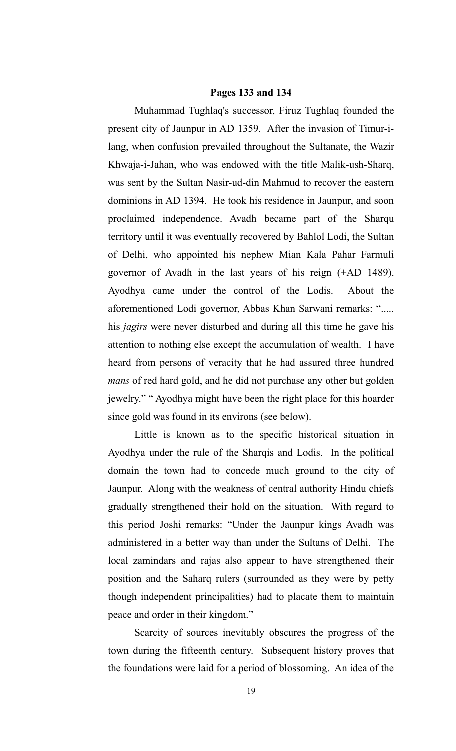**Pages 133 and 134**

Muhammad Tughlaq's successor, Firuz Tughlaq founded the present city of Jaunpur in AD 1359. After the invasion of Timur-i-lang, when confusion prevailed throughout the Sultanate, the Wazir Khwaja-i-Jahan, who was endowed with the title Malik-ush-Sharq, was sent by the Sultan Nasir-ud-din Mahmud to recover the eastern dominions in AD 1394. He took his residence in Jaunpur, and soon proclaimed independence. Avadh became part of the Sharqu territory until it was eventually recovered by Bahlol Lodi, the Sultan of Delhi, who appointed his nephew Mian Kala Pahar Farmuli governor of Avadh in the last years of his reign (+AD 1489). Ayodhya came under the control of the Lodis. About the aforementioned Lodi governor, Abbas Khan Sarwani remarks: "..... his *jagirs* were never disturbed and during all this time he gave his attention to nothing else except the accumulation of wealth. I have heard from persons of veracity that he had assured three hundred *mans* of red hard gold, and he did not purchase any other but golden jewelry." " Ayodhya might have been the right place for this hoarder since gold was found in its environs (see below).

Little is known as to the specific historical situation in Ayodhya under the rule of the Sharqis and Lodis. In the political domain the town had to concede much ground to the city of Jaunpur. Along with the weakness of central authority Hindu chiefs gradually strengthened their hold on the situation. With regard to this period Joshi remarks: "Under the Jaunpur kings Avadh was administered in a better way than under the Sultans of Delhi. The local zamindars and rajas also appear to have strengthened their position and the Saharq rulers (surrounded as they were by petty though independent principalities) had to placate them to maintain peace and order in their kingdom."

Scarcity of sources inevitably obscures the progress of the town during the fifteenth century. Subsequent history proves that the foundations were laid for a period of blossoming. An idea of the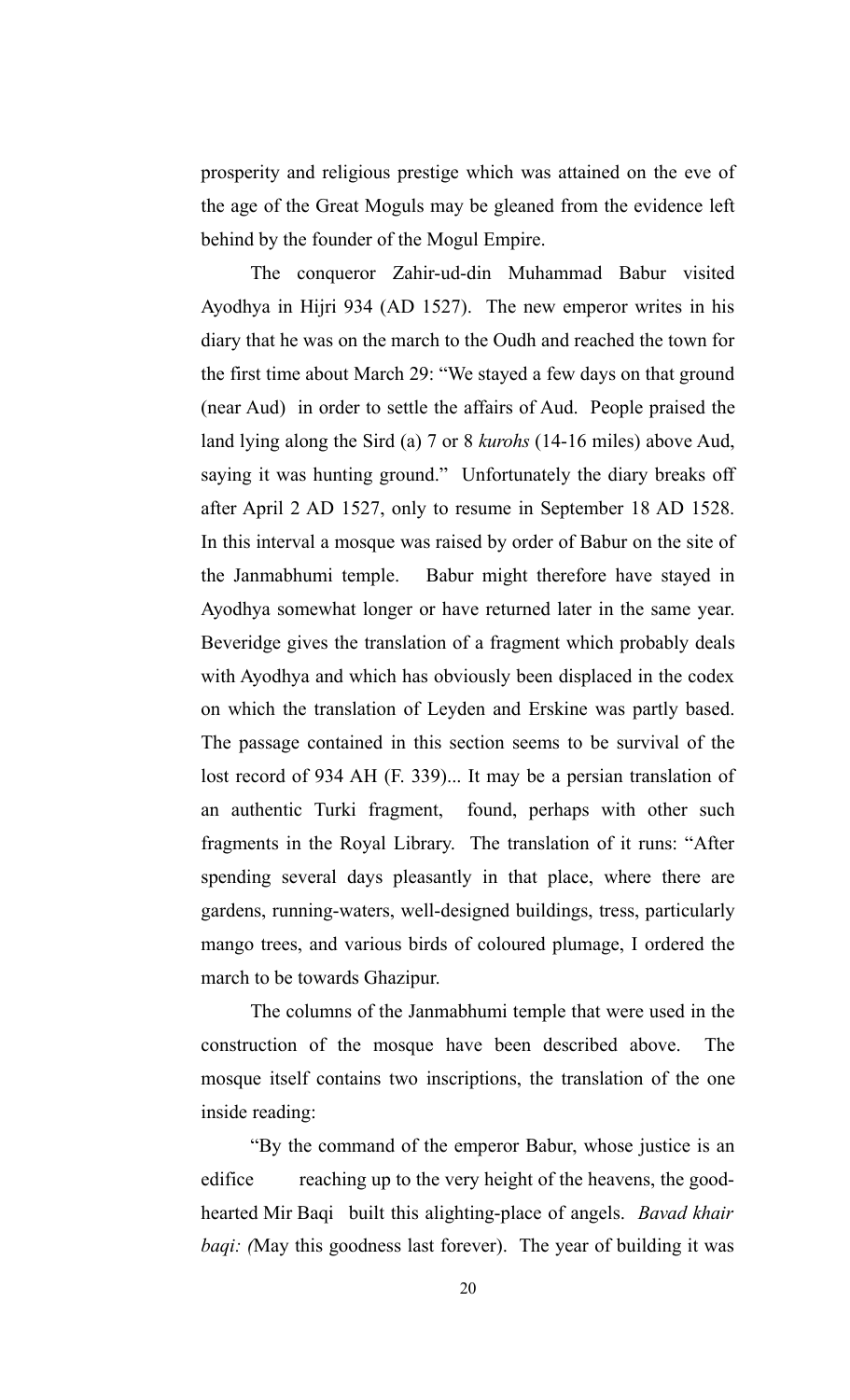prosperity and religious prestige which was attained on the eve of the age of the Great Moguls may be gleaned from the evidence left behind by the founder of the Mogul Empire.

The conqueror Zahir-ud-din Muhammad Babur visited Ayodhya in Hijri 934 (AD 1527). The new emperor writes in his diary that he was on the march to the Oudh and reached the town for the first time about March 29: "We stayed a few days on that ground (near Aud) in order to settle the affairs of Aud. People praised the land lying along the Sird (a) 7 or 8 *kurohs* (14-16 miles) above Aud, saying it was hunting ground." Unfortunately the diary breaks off after April 2 AD 1527, only to resume in September 18 AD 1528. In this interval a mosque was raised by order of Babur on the site of the Janmabhumi temple. Babur might therefore have stayed in Ayodhya somewhat longer or have returned later in the same year. Beveridge gives the translation of a fragment which probably deals with Ayodhya and which has obviously been displaced in the codex on which the translation of Leyden and Erskine was partly based. The passage contained in this section seems to be survival of the lost record of 934 AH (F. 339)... It may be a persian translation of an authentic Turki fragment, found, perhaps with other such fragments in the Royal Library. The translation of it runs: "After spending several days pleasantly in that place, where there are gardens, running-waters, well-designed buildings, tress, particularly mango trees, and various birds of coloured plumage, I ordered the march to be towards Ghazipur.

The columns of the Janmabhumi temple that were used in the construction of the mosque have been described above. The mosque itself contains two inscriptions, the translation of the one inside reading:

"By the command of the emperor Babur, whose justice is an edifice reaching up to the very height of the heavens, the good-hearted Mir Baqi built this alighting-place of angels. *Bavad khair baqi: (*May this goodness last forever). The year of building it was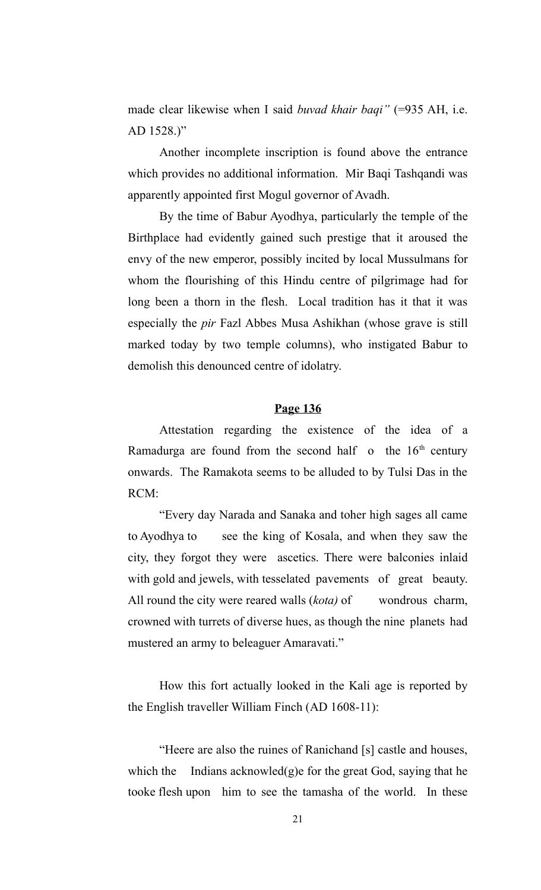made clear likewise when I said *buvad khair baqi"* (=935 AH, i.e. AD 1528.)"

Another incomplete inscription is found above the entrance which provides no additional information. Mir Baqi Tashqandi was apparently appointed first Mogul governor of Avadh.

By the time of Babur Ayodhya, particularly the temple of the Birthplace had evidently gained such prestige that it aroused the envy of the new emperor, possibly incited by local Mussulmans for whom the flourishing of this Hindu centre of pilgrimage had for long been a thorn in the flesh. Local tradition has it that it was especially the *pir* Fazl Abbes Musa Ashikhan (whose grave is still marked today by two temple columns), who instigated Babur to demolish this denounced centre of idolatry.

**Page 136**

Attestation regarding the existence of the idea of a Ramadurga are found from the second half o the 16th century onwards. The Ramakota seems to be alluded to by Tulsi Das in the RCM:

"Every day Narada and Sanaka and toher high sages all came to Ayodhya to see the king of Kosala, and when they saw the city, they forgot they were ascetics. There were balconies inlaid with gold and jewels, with tesselated pavements of great beauty. All round the city were reared walls (*kota)* of wondrous charm, crowned with turrets of diverse hues, as though the nine planets had mustered an army to beleaguer Amaravati."

How this fort actually looked in the Kali age is reported by the English traveller William Finch (AD 1608-11):

"Heere are also the ruines of Ranichand [s] castle and houses, which the Indians acknowled(g)e for the great God, saying that he tooke flesh upon him to see the tamasha of the world. In these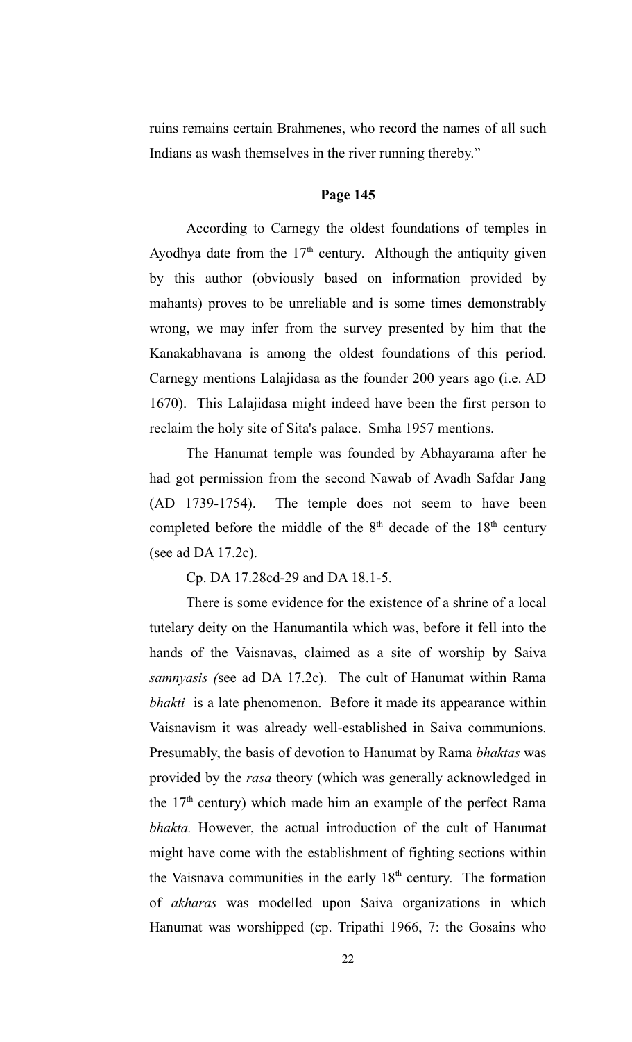ruins remains certain Brahmenes, who record the names of all such Indians as wash themselves in the river running thereby."

**Page 145**

According to Carnegy the oldest foundations of temples in Ayodhya date from the 17th century. Although the antiquity given by this author (obviously based on information provided by mahants) proves to be unreliable and is some times demonstrably wrong, we may infer from the survey presented by him that the Kanakabhavana is among the oldest foundations of this period. Carnegy mentions Lalajidasa as the founder 200 years ago (i.e. AD 1670). This Lalajidasa might indeed have been the first person to reclaim the holy site of Sita's palace. Smha 1957 mentions.

The Hanumat temple was founded by Abhayarama after he had got permission from the second Nawab of Avadh Safdar Jang (AD 1739-1754). The temple does not seem to have been completed before the middle of the 8th decade of the 18th century (see ad DA 17.2c).

Cp. DA 17.28cd-29 and DA 18.1-5.

There is some evidence for the existence of a shrine of a local tutelary deity on the Hanumantila which was, before it fell into the hands of the Vaisnavas, claimed as a site of worship by Saiva *samnyasis (*see ad DA 17.2c). The cult of Hanumat within Rama *bhakti* is a late phenomenon. Before it made its appearance within Vaisnavism it was already well-established in Saiva communions. Presumably, the basis of devotion to Hanumat by Rama *bhaktas* was provided by the *rasa* theory (which was generally acknowledged in the 17th century) which made him an example of the perfect Rama *bhakta.* However, the actual introduction of the cult of Hanumat might have come with the establishment of fighting sections within the Vaisnava communities in the early 18th century. The formation of *akharas* was modelled upon Saiva organizations in which Hanumat was worshipped (cp. Tripathi 1966, 7: the Gosains who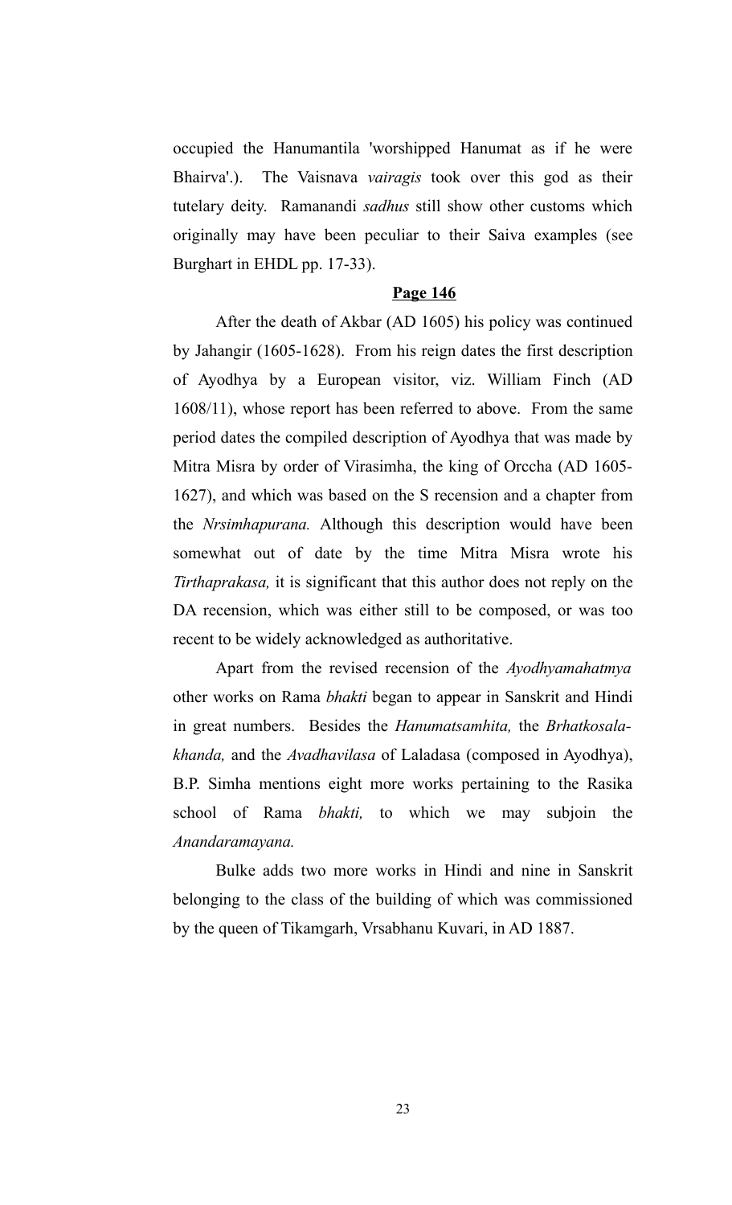occupied the Hanumantila 'worshipped Hanumat as if he were Bhairva'.). The Vaisnava *vairagis* took over this god as their tutelary deity. Ramanandi *sadhus* still show other customs which originally may have been peculiar to their Saiva examples (see Burghart in EHDL pp. 17-33).

**Page 146**

After the death of Akbar (AD 1605) his policy was continued by Jahangir (1605-1628). From his reign dates the first description of Ayodhya by a European visitor, viz. William Finch (AD 1608/11), whose report has been referred to above. From the same period dates the compiled description of Ayodhya that was made by Mitra Misra by order of Virasimha, the king of Orccha (AD 1605-1627), and which was based on the S recension and a chapter from the *Nrsimhapurana.* Although this description would have been somewhat out of date by the time Mitra Misra wrote his *Tirthaprakasa,* it is significant that this author does not reply on the DA recension, which was either still to be composed, or was too recent to be widely acknowledged as authoritative.

Apart from the revised recension of the *Ayodhyamahatmya* other works on Rama *bhakti* began to appear in Sanskrit and Hindi in great numbers. Besides the *Hanumatsamhita,* the *Brhatkosala-khanda,* and the *Avadhavilasa* of Laladasa (composed in Ayodhya), B.P. Simha mentions eight more works pertaining to the Rasika school of Rama *bhakti,* to which we may subjoin the *Anandaramayana.*

Bulke adds two more works in Hindi and nine in Sanskrit belonging to the class of the building of which was commissioned by the queen of Tikamgarh, Vrsabhanu Kuvari, in AD 1887.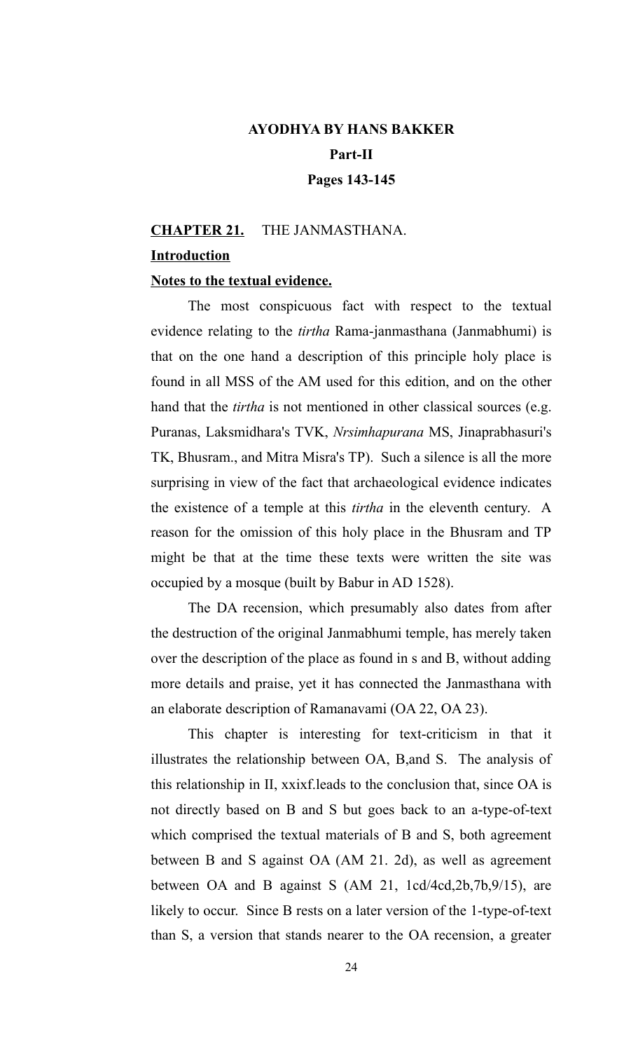**AYODHYA BY HANS BAKKER**

**Part-II**

**Pages 143-145**

**CHAPTER 21.** THE JANMASTHANA.

**Introduction**

**Notes to the textual evidence.**

The most conspicuous fact with respect to the textual evidence relating to the *tirtha* Rama-janmasthana (Janmabhumi) is that on the one hand a description of this principle holy place is found in all MSS of the AM used for this edition, and on the other hand that the *tirtha* is not mentioned in other classical sources (e.g. Puranas, Laksmidhara's TVK, *Nrsimhapurana* MS, Jinaprabhasuri's TK, Bhusram., and Mitra Misra's TP). Such a silence is all the more surprising in view of the fact that archaeological evidence indicates the existence of a temple at this *tirtha* in the eleventh century. A reason for the omission of this holy place in the Bhusram and TP might be that at the time these texts were written the site was occupied by a mosque (built by Babur in AD 1528).

The DA recension, which presumably also dates from after the destruction of the original Janmabhumi temple, has merely taken over the description of the place as found in s and B, without adding more details and praise, yet it has connected the Janmasthana with an elaborate description of Ramanavami (OA 22, OA 23).

This chapter is interesting for text-criticism in that it illustrates the relationship between OA, B,and S. The analysis of this relationship in II, xxixf.leads to the conclusion that, since OA is not directly based on B and S but goes back to an a-type-of-text which comprised the textual materials of B and S, both agreement between B and S against OA (AM 21. 2d), as well as agreement between OA and B against S (AM 21, 1cd/4cd,2b,7b,9/15), are likely to occur. Since B rests on a later version of the 1-type-of-text than S, a version that stands nearer to the OA recension, a greater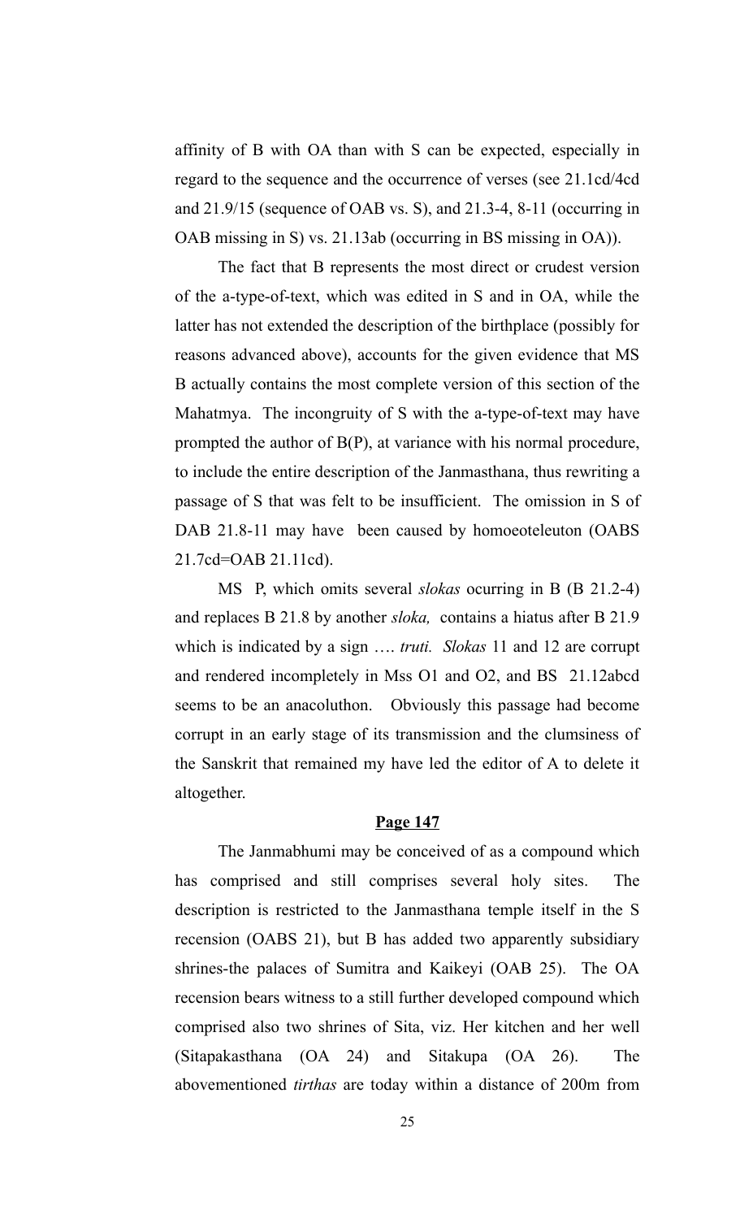affinity of B with OA than with S can be expected, especially in regard to the sequence and the occurrence of verses (see 21.1cd/4cd and 21.9/15 (sequence of OAB vs. S), and 21.3-4, 8-11 (occurring in OAB missing in S) vs. 21.13ab (occurring in BS missing in OA)).

The fact that B represents the most direct or crudest version of the a-type-of-text, which was edited in S and in OA, while the latter has not extended the description of the birthplace (possibly for reasons advanced above), accounts for the given evidence that MS B actually contains the most complete version of this section of the Mahatmya. The incongruity of S with the a-type-of-text may have prompted the author of B(P), at variance with his normal procedure, to include the entire description of the Janmasthana, thus rewriting a passage of S that was felt to be insufficient. The omission in S of DAB 21.8-11 may have been caused by homoeoteleuton (OABS 21.7cd=OAB 21.11cd).

MS P, which omits several *slokas* ocurring in B (B 21.2-4) and replaces B 21.8 by another *sloka,* contains a hiatus after B 21.9 which is indicated by a sign …. *truti. Slokas* 11 and 12 are corrupt and rendered incompletely in Mss O1 and O2, and BS 21.12abcd seems to be an anacoluthon. Obviously this passage had become corrupt in an early stage of its transmission and the clumsiness of the Sanskrit that remained my have led the editor of A to delete it altogether.

**Page 147**

The Janmabhumi may be conceived of as a compound which has comprised and still comprises several holy sites. The description is restricted to the Janmasthana temple itself in the S recension (OABS 21), but B has added two apparently subsidiary shrines-the palaces of Sumitra and Kaikeyi (OAB 25). The OA recension bears witness to a still further developed compound which comprised also two shrines of Sita, viz. Her kitchen and her well (Sitapakasthana (OA 24) and Sitakupa (OA 26). The abovementioned *tirthas* are today within a distance of 200m from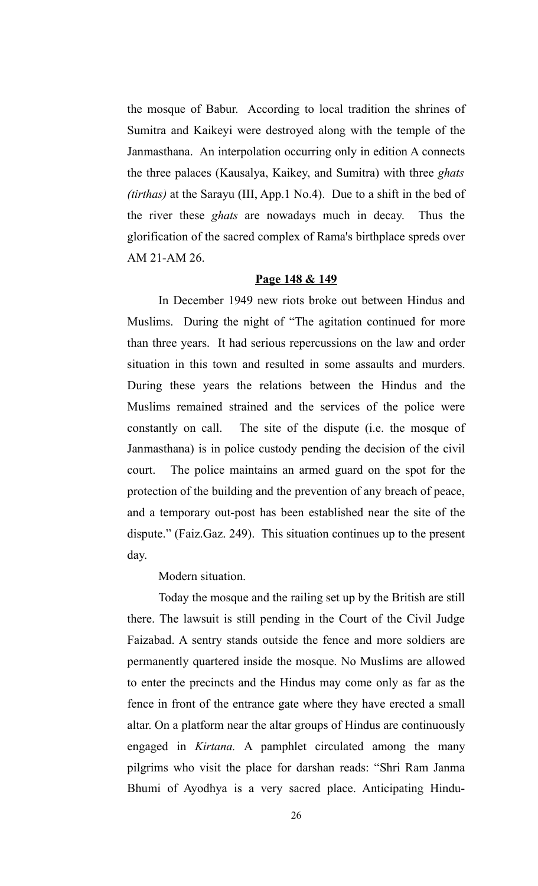the mosque of Babur. According to local tradition the shrines of Sumitra and Kaikeyi were destroyed along with the temple of the Janmasthana. An interpolation occurring only in edition A connects the three palaces (Kausalya, Kaikey, and Sumitra) with three *ghats (tirthas)* at the Sarayu (III, App.1 No.4). Due to a shift in the bed of the river these *ghats* are nowadays much in decay. Thus the glorification of the sacred complex of Rama's birthplace spreds over AM 21-AM 26.

**Page 148 & 149**

In December 1949 new riots broke out between Hindus and Muslims. During the night of "The agitation continued for more than three years. It had serious repercussions on the law and order situation in this town and resulted in some assaults and murders. During these years the relations between the Hindus and the Muslims remained strained and the services of the police were constantly on call. The site of the dispute (i.e. the mosque of Janmasthana) is in police custody pending the decision of the civil court. The police maintains an armed guard on the spot for the protection of the building and the prevention of any breach of peace, and a temporary out-post has been established near the site of the dispute." (Faiz.Gaz. 249). This situation continues up to the present day.

Modern situation.

Today the mosque and the railing set up by the British are still there. The lawsuit is still pending in the Court of the Civil Judge Faizabad. A sentry stands outside the fence and more soldiers are permanently quartered inside the mosque. No Muslims are allowed to enter the precincts and the Hindus may come only as far as the fence in front of the entrance gate where they have erected a small altar. On a platform near the altar groups of Hindus are continuously engaged in *Kirtana.* A pamphlet circulated among the many pilgrims who visit the place for darshan reads: "Shri Ram Janma Bhumi of Ayodhya is a very sacred place. Anticipating Hindu-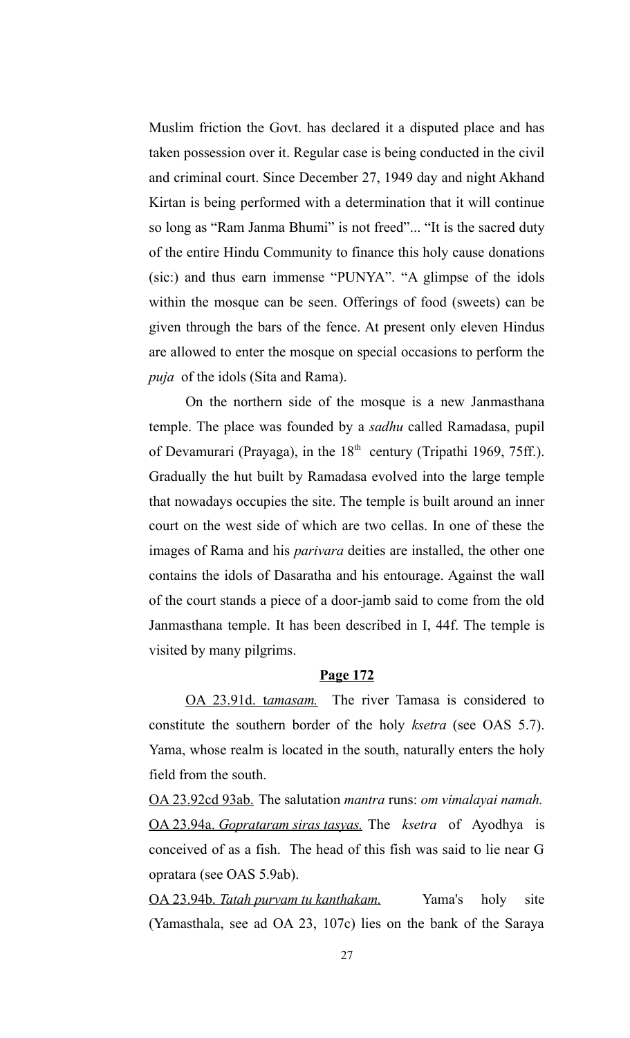Muslim friction the Govt. has declared it a disputed place and has taken possession over it. Regular case is being conducted in the civil and criminal court. Since December 27, 1949 day and night Akhand Kirtan is being performed with a determination that it will continue so long as "Ram Janma Bhumi" is not freed"... "It is the sacred duty of the entire Hindu Community to finance this holy cause donations (sic:) and thus earn immense "PUNYA". "A glimpse of the idols within the mosque can be seen. Offerings of food (sweets) can be given through the bars of the fence. At present only eleven Hindus are allowed to enter the mosque on special occasions to perform the *puja* of the idols (Sita and Rama).

On the northern side of the mosque is a new Janmasthana temple. The place was founded by a *sadhu* called Ramadasa, pupil of Devamurari (Prayaga), in the 18th century (Tripathi 1969, 75ff.). Gradually the hut built by Ramadasa evolved into the large temple that nowadays occupies the site. The temple is built around an inner court on the west side of which are two cellas. In one of these the images of Rama and his *parivara* deities are installed, the other one contains the idols of Dasaratha and his entourage. Against the wall of the court stands a piece of a door-jamb said to come from the old Janmasthana temple. It has been described in I, 44f. The temple is visited by many pilgrims.

**Page 172**

OA 23.91d. t*amasam.* The river Tamasa is considered to constitute the southern border of the holy *ksetra* (see OAS 5.7). Yama, whose realm is located in the south, naturally enters the holy field from the south.

OA 23.92cd 93ab. The salutation *mantra* runs: *om vimalayai namah.*

OA 23.94a. *Gopratаram siras tasyas.* The *ksetra* of Ayodhya is conceived of as a fish. The head of this fish was said to lie near G opratara (see OAS 5.9ab).

OA 23.94b. *Tatah purvam tu kanthakam.* Yama's holy site (Yamasthala, see ad OA 23, 107c) lies on the bank of the Saraya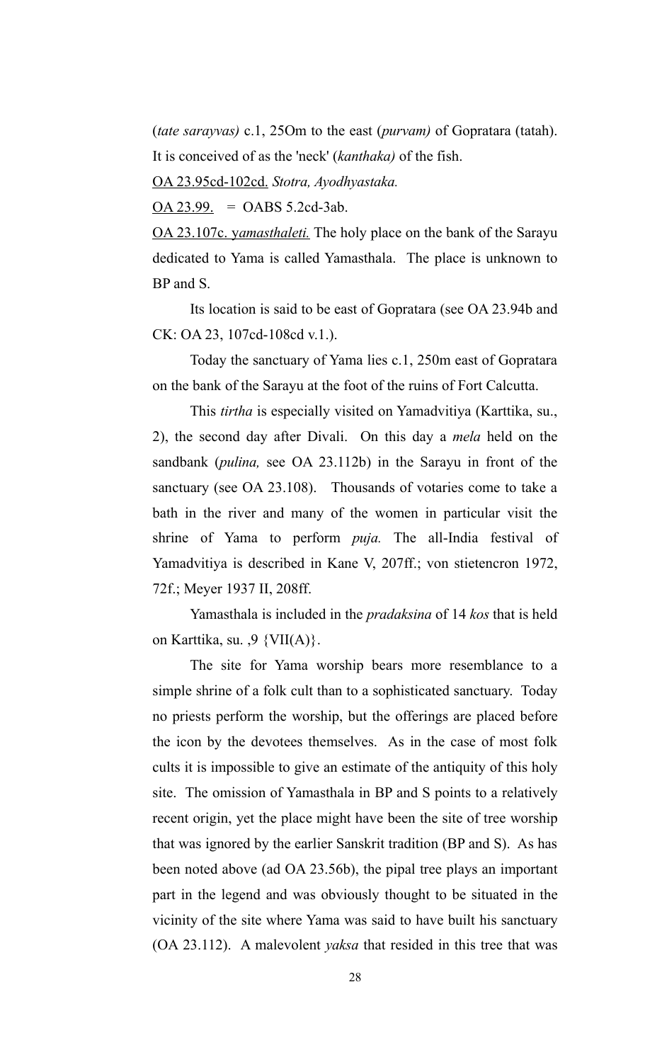(*tate sarayvas)* c.1, 25Om to the east (*purvam)* of Gopratara (tatah). It is conceived of as the 'neck' (*kanthaka)* of the fish.

<u>OA 23.95cd-102cd.</u> *Stotra, Ayodhyastaka.*

<u>OA 23.99.</u> = OABS 5.2cd-3ab.

<u>OA 23.107c. *yamasthaleti.*</u> The holy place on the bank of the Sarayu dedicated to Yama is called Yamasthala. The place is unknown to BP and S.

Its location is said to be east of Gopratara (see OA 23.94b and CK: OA 23, 107cd-108cd v.1.).

Today the sanctuary of Yama lies c.1, 250m east of Gopratara on the bank of the Sarayu at the foot of the ruins of Fort Calcutta.

This *tirtha* is especially visited on Yamadvitiya (Karttika, su., 2), the second day after Divali. On this day a *mela* held on the sandbank (*pulina,* see OA 23.112b) in the Sarayu in front of the sanctuary (see OA 23.108). Thousands of votaries come to take a bath in the river and many of the women in particular visit the shrine of Yama to perform *puja.* The all-India festival of Yamadvitiya is described in Kane V, 207ff.; von stietencron 1972, 72f.; Meyer 1937 II, 208ff.

Yamasthala is included in the *pradaksina* of 14 *kos* that is held on Karttika, su. ,9 {VII(A)}.

The site for Yama worship bears more resemblance to a simple shrine of a folk cult than to a sophisticated sanctuary. Today no priests perform the worship, but the offerings are placed before the icon by the devotees themselves. As in the case of most folk cults it is impossible to give an estimate of the antiquity of this holy site. The omission of Yamasthala in BP and S points to a relatively recent origin, yet the place might have been the site of tree worship that was ignored by the earlier Sanskrit tradition (BP and S). As has been noted above (ad OA 23.56b), the pipal tree plays an important part in the legend and was obviously thought to be situated in the vicinity of the site where Yama was said to have built his sanctuary (OA 23.112). A malevolent *yaksa* that resided in this tree that was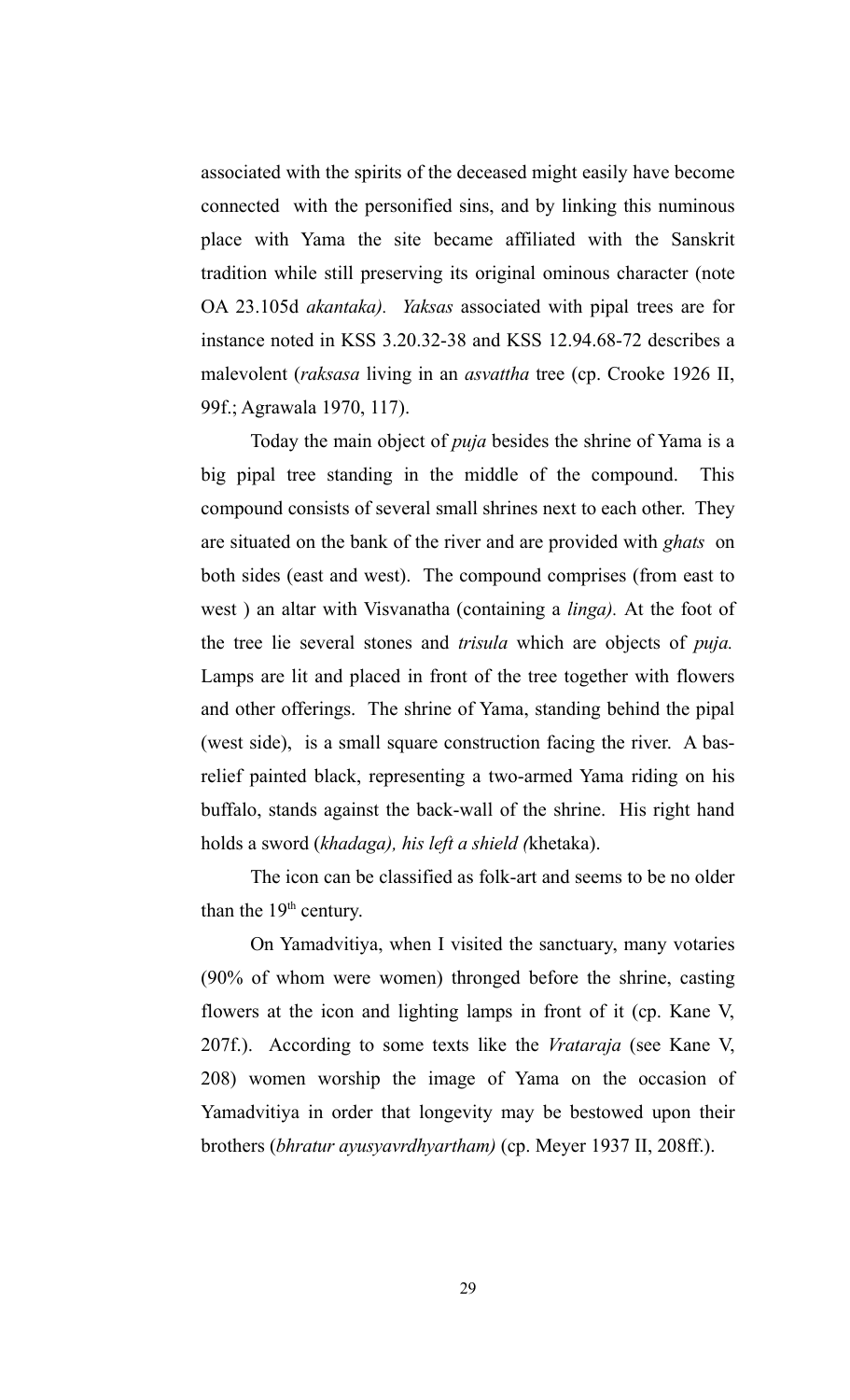associated with the spirits of the deceased might easily have become connected with the personified sins, and by linking this numinous place with Yama the site became affiliated with the Sanskrit tradition while still preserving its original ominous character (note OA 23.105d *akantaka).* *Yaksas* associated with pipal trees are for instance noted in KSS 3.20.32-38 and KSS 12.94.68-72 describes a malevolent (*raksasa* living in an *asvattha* tree (cp. Crooke 1926 II, 99f.; Agrawala 1970, 117).

Today the main object of *puja* besides the shrine of Yama is a big pipal tree standing in the middle of the compound. This compound consists of several small shrines next to each other. They are situated on the bank of the river and are provided with *ghats* on both sides (east and west). The compound comprises (from east to west ) an altar with Visvanatha (containing a *linga).* At the foot of the tree lie several stones and *trisula* which are objects of *puja.* Lamps are lit and placed in front of the tree together with flowers and other offerings. The shrine of Yama, standing behind the pipal (west side), is a small square construction facing the river. A bas-relief painted black, representing a two-armed Yama riding on his buffalo, stands against the back-wall of the shrine. His right hand holds a sword (*khadaga), his left a shield (*khetaka).

The icon can be classified as folk-art and seems to be no older than the 19th century.

On Yamadvitiya, when I visited the sanctuary, many votaries (90% of whom were women) thronged before the shrine, casting flowers at the icon and lighting lamps in front of it (cp. Kane V, 207f.). According to some texts like the *Vrataraja* (see Kane V, 208) women worship the image of Yama on the occasion of Yamadvitiya in order that longevity may be bestowed upon their brothers (*bhratur ayusyavrdhyartham)* (cp. Meyer 1937 II, 208ff.).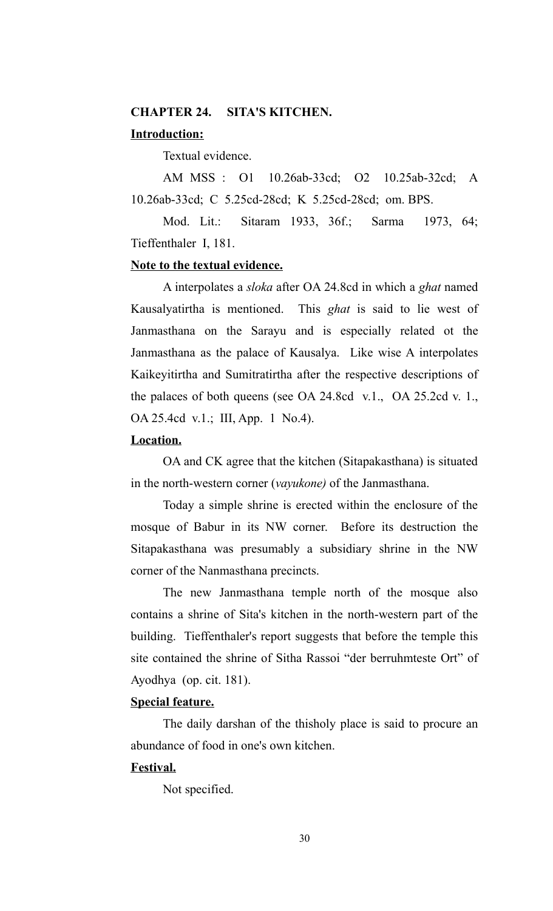## CHAPTER 24. SITA'S KITCHEN.

**Introduction:**

Textual evidence.

AM MSS : O1 10.26ab-33cd; O2 10.25ab-32cd; A 10.26ab-33cd; C 5.25cd-28cd; K 5.25cd-28cd; om. BPS.

Mod. Lit.: Sitaram 1933, 36f.; Sarma 1973, 64; Tieffenthaler I, 181.

**Note to the textual evidence.**

A interpolates a *sloka* after OA 24.8cd in which a *ghat* named Kausalyatirtha is mentioned. This *ghat* is said to lie west of Janmasthana on the Sarayu and is especially related ot the Janmasthana as the palace of Kausalya. Like wise A interpolates Kaikeyitirtha and Sumitratirtha after the respective descriptions of the palaces of both queens (see OA 24.8cd v.1., OA 25.2cd v. 1., OA 25.4cd v.1.; III, App. 1 No.4).

**Location.**

OA and CK agree that the kitchen (Sitapakasthana) is situated in the north-western corner (*vayukone)* of the Janmasthana.

Today a simple shrine is erected within the enclosure of the mosque of Babur in its NW corner. Before its destruction the Sitapakasthana was presumably a subsidiary shrine in the NW corner of the Nanmasthana precincts.

The new Janmasthana temple north of the mosque also contains a shrine of Sita's kitchen in the north-western part of the building. Tieffenthaler's report suggests that before the temple this site contained the shrine of Sitha Rassoi "der berruhmteste Ort" of Ayodhya (op. cit. 181).

**Special feature.**

The daily darshan of the thisholy place is said to procure an abundance of food in one's own kitchen.

**Festival.**

Not specified.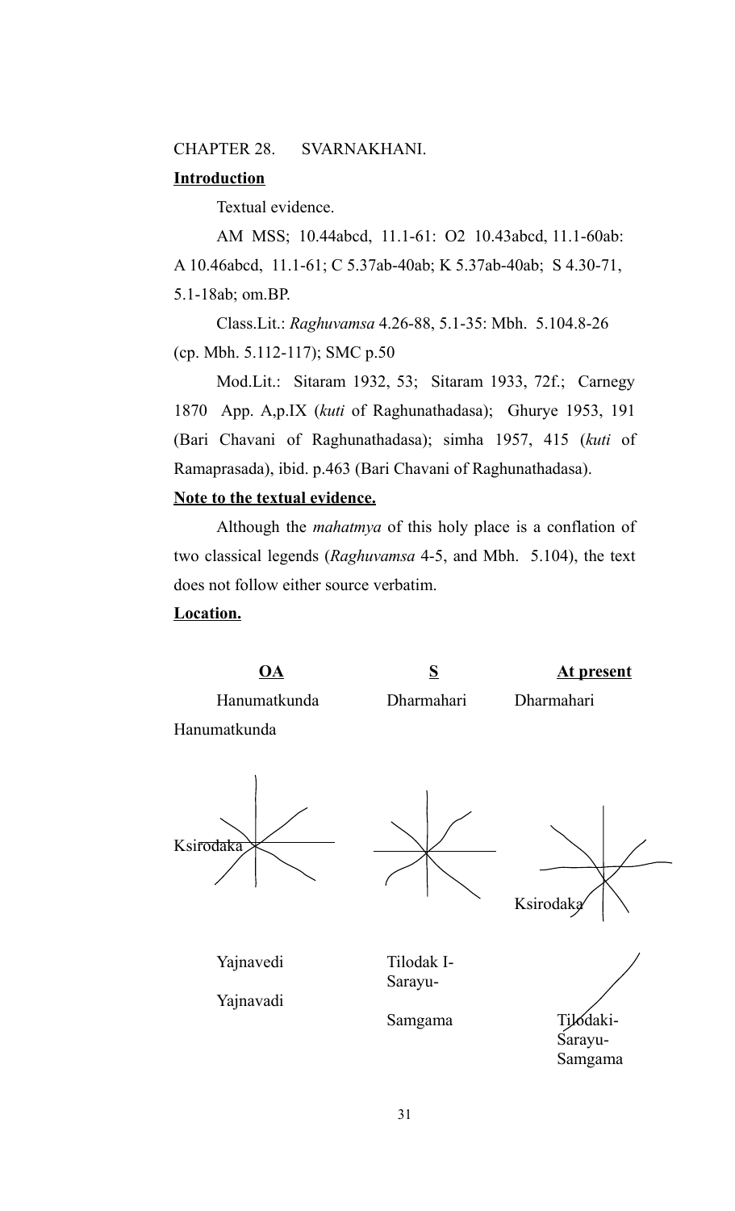CHAPTER 28. SVARNAKHANI.

**Introduction**

Textual evidence.

AM MSS; 10.44abcd, 11.1-61: O2 10.43abcd, 11.1-60ab: A 10.46abcd, 11.1-61; C 5.37ab-40ab; K 5.37ab-40ab; S 4.30-71, 5.1-18ab; om.BP.

Class.Lit.: *Raghuvamsa* 4.26-88, 5.1-35: Mbh. 5.104.8-26 (cp. Mbh. 5.112-117); SMC p.50

Mod.Lit.: Sitaram 1932, 53; Sitaram 1933, 72f.; Carnegy 1870 App. A,p.IX (*kuti* of Raghunathadasa); Ghurye 1953, 191 (Bari Chavani of Raghunathadasa); simha 1957, 415 (*kuti* of Ramaprasada), ibid. p.463 (Bari Chavani of Raghunathadasa).

**Note to the textual evidence.**

Although the *mahatmya* of this holy place is a conflation of two classical legends (*Raghuvamsa* 4-5, and Mbh. 5.104), the text does not follow either source verbatim.

**Location.**

| **OA** | **S** | **At present** |
|---|---|---|
| Hanumatkunda | Dharmahari | Dharmahari |
| Hanumatkunda | | |
| Ksirodaka | | Ksirodaka |
| Yajnavedi | Tilodak I-Sarayu-Samgama | Tilodaki-Sarayu-Samgama |
| Yajnavadi | | |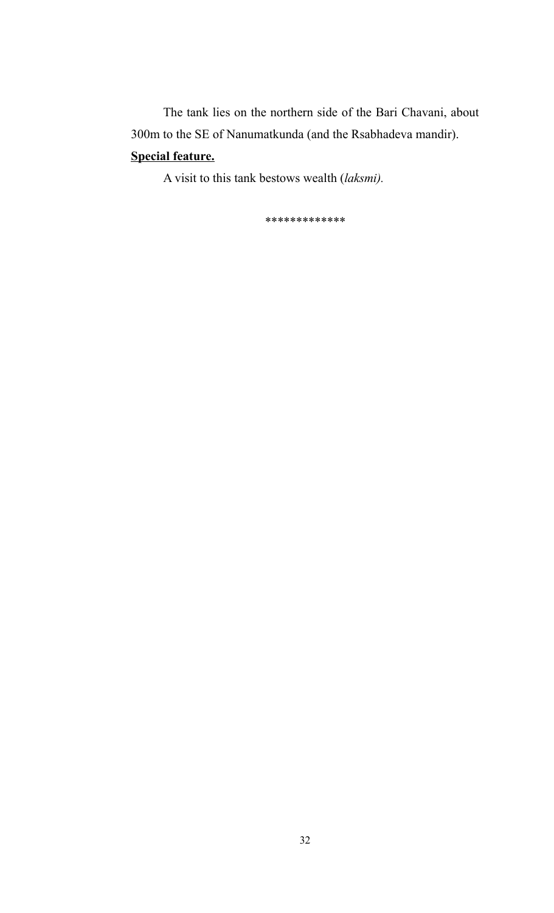The tank lies on the northern side of the Bari Chavani, about 300m to the SE of Nanumatkunda (and the Rsabhadeva mandir).

**Special feature.**

A visit to this tank bestows wealth (*laksmi).*

*************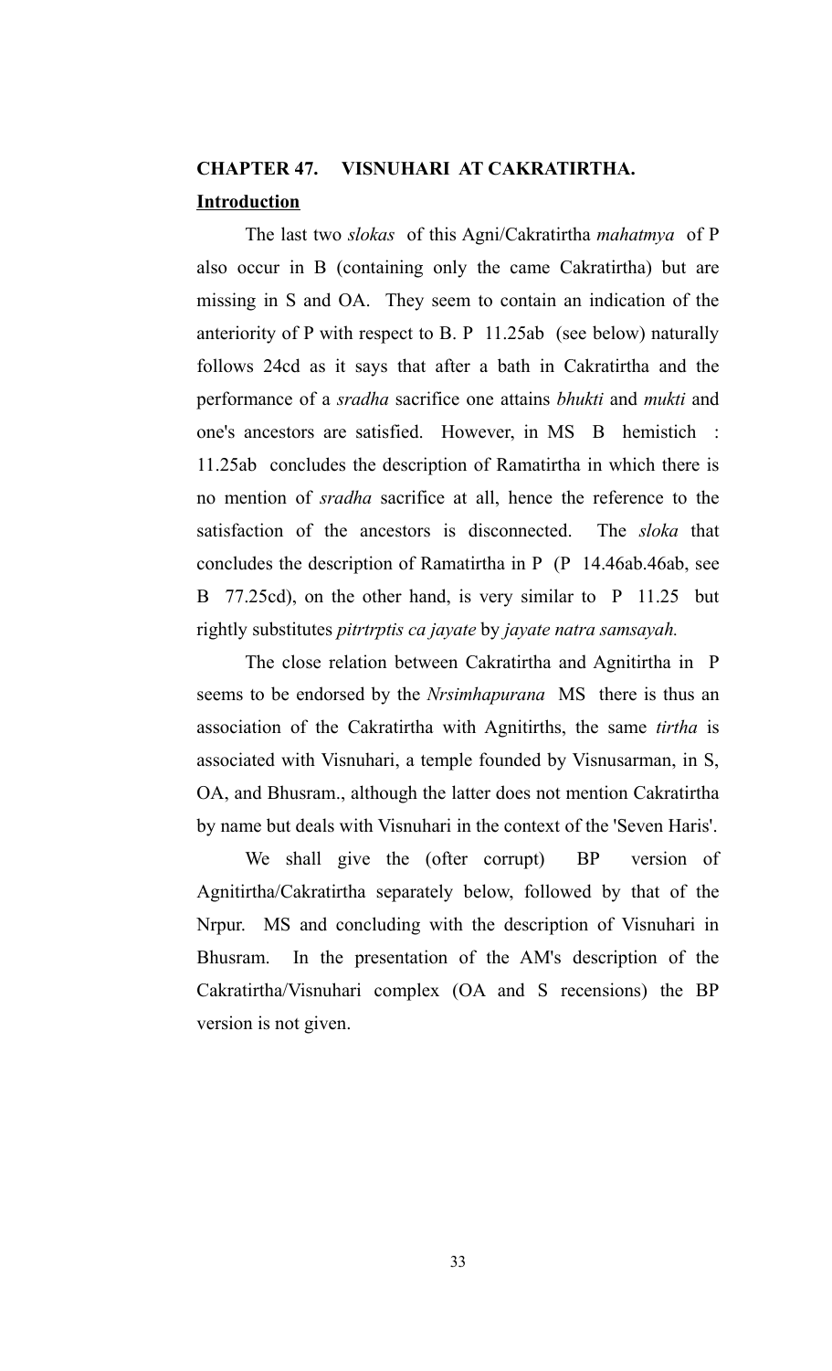## CHAPTER 47. VISNUHARI AT CAKRATIRTHA.

**Introduction**

The last two *slokas* of this Agni/Cakratirtha *mahatmya* of P also occur in B (containing only the came Cakratirtha) but are missing in S and OA. They seem to contain an indication of the anteriority of P with respect to B. P 11.25ab (see below) naturally follows 24cd as it says that after a bath in Cakratirtha and the performance of a *sradha* sacrifice one attains *bhukti* and *mukti* and one's ancestors are satisfied. However, in MS B hemistich : 11.25ab concludes the description of Ramatirtha in which there is no mention of *sradha* sacrifice at all, hence the reference to the satisfaction of the ancestors is disconnected. The *sloka* that concludes the description of Ramatirtha in P (P 14.46ab.46ab, see B 77.25cd), on the other hand, is very similar to P 11.25 but rightly substitutes *pitrtrptis ca jayate* by *jayate natra samsayah.*

The close relation between Cakratirtha and Agnitirtha in P seems to be endorsed by the *Nrsimhapurana* MS there is thus an association of the Cakratirtha with Agnitirths, the same *tirtha* is associated with Visnuhari, a temple founded by Visnusarman, in S, OA, and Bhusram., although the latter does not mention Cakratirtha by name but deals with Visnuhari in the context of the 'Seven Haris'.

We shall give the (ofter corrupt) BP version of Agnitirtha/Cakratirtha separately below, followed by that of the Nrpur. MS and concluding with the description of Visnuhari in Bhusram. In the presentation of the AM's description of the Cakratirtha/Visnuhari complex (OA and S recensions) the BP version is not given.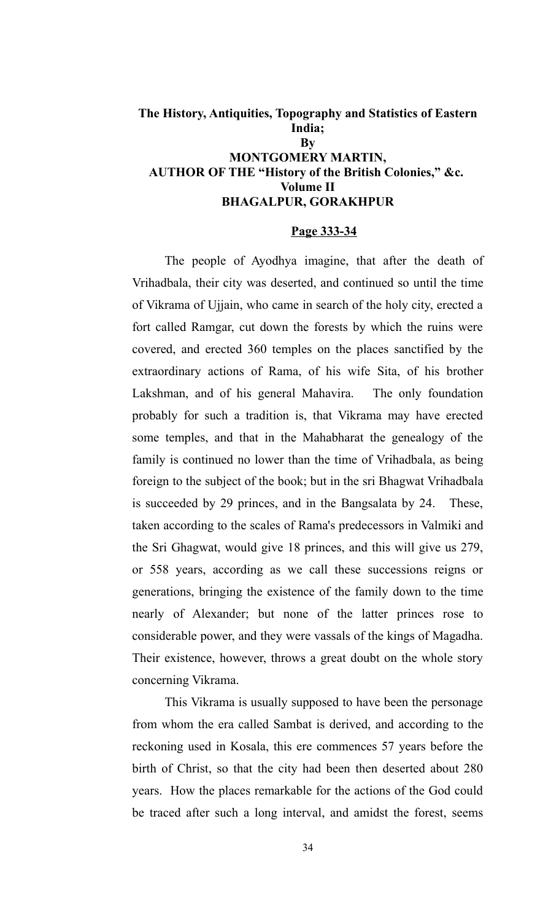## The History, Antiquities, Topography and Statistics of Eastern India;

### By

### MONTGOMERY MARTIN,

### AUTHOR OF THE "History of the British Colonies," &c.

### Volume II

### BHAGALPUR, GORAKHPUR

**Page 333-34**

The people of Ayodhya imagine, that after the death of Vrihadbala, their city was deserted, and continued so until the time of Vikrama of Ujjain, who came in search of the holy city, erected a fort called Ramgar, cut down the forests by which the ruins were covered, and erected 360 temples on the places sanctified by the extraordinary actions of Rama, of his wife Sita, of his brother Lakshman, and of his general Mahavira. The only foundation probably for such a tradition is, that Vikrama may have erected some temples, and that in the Mahabharat the genealogy of the family is continued no lower than the time of Vrihadbala, as being foreign to the subject of the book; but in the sri Bhagwat Vrihadbala is succeeded by 29 princes, and in the Bangsalata by 24. These, taken according to the scales of Rama's predecessors in Valmiki and the Sri Ghagwat, would give 18 princes, and this will give us 279, or 558 years, according as we call these successions reigns or generations, bringing the existence of the family down to the time nearly of Alexander; but none of the latter princes rose to considerable power, and they were vassals of the kings of Magadha. Their existence, however, throws a great doubt on the whole story concerning Vikrama.

This Vikrama is usually supposed to have been the personage from whom the era called Sambat is derived, and according to the reckoning used in Kosala, this ere commences 57 years before the birth of Christ, so that the city had been then deserted about 280 years. How the places remarkable for the actions of the God could be traced after such a long interval, and amidst the forest, seems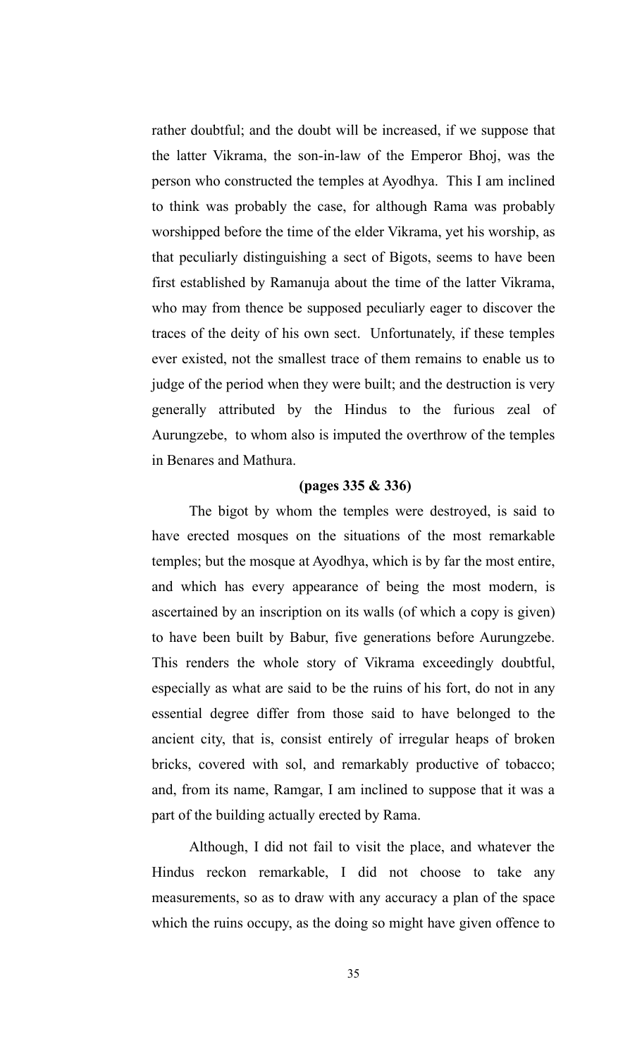rather doubtful; and the doubt will be increased, if we suppose that the latter Vikrama, the son-in-law of the Emperor Bhoj, was the person who constructed the temples at Ayodhya. This I am inclined to think was probably the case, for although Rama was probably worshipped before the time of the elder Vikrama, yet his worship, as that peculiarly distinguishing a sect of Bigots, seems to have been first established by Ramanuja about the time of the latter Vikrama, who may from thence be supposed peculiarly eager to discover the traces of the deity of his own sect. Unfortunately, if these temples ever existed, not the smallest trace of them remains to enable us to judge of the period when they were built; and the destruction is very generally attributed by the Hindus to the furious zeal of Aurungzebe, to whom also is imputed the overthrow of the temples in Benares and Mathura.

**(pages 335 & 336)**

The bigot by whom the temples were destroyed, is said to have erected mosques on the situations of the most remarkable temples; but the mosque at Ayodhya, which is by far the most entire, and which has every appearance of being the most modern, is ascertained by an inscription on its walls (of which a copy is given) to have been built by Babur, five generations before Aurungzebe. This renders the whole story of Vikrama exceedingly doubtful, especially as what are said to be the ruins of his fort, do not in any essential degree differ from those said to have belonged to the ancient city, that is, consist entirely of irregular heaps of broken bricks, covered with sol, and remarkably productive of tobacco; and, from its name, Ramgar, I am inclined to suppose that it was a part of the building actually erected by Rama.

Although, I did not fail to visit the place, and whatever the Hindus reckon remarkable, I did not choose to take any measurements, so as to draw with any accuracy a plan of the space which the ruins occupy, as the doing so might have given offence to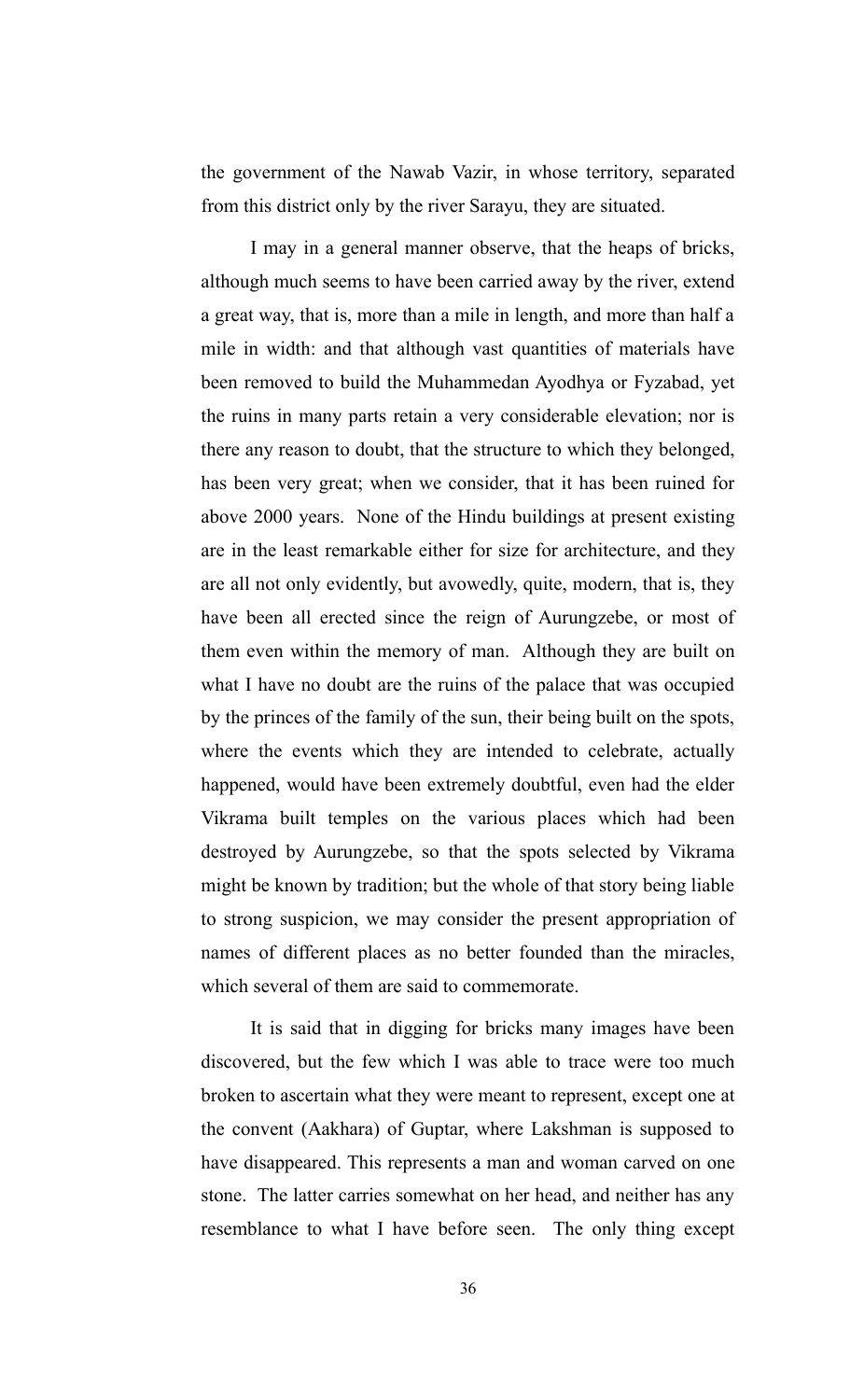the government of the Nawab Vazir, in whose territory, separated from this district only by the river Sarayu, they are situated.

I may in a general manner observe, that the heaps of bricks, although much seems to have been carried away by the river, extend a great way, that is, more than a mile in length, and more than half a mile in width: and that although vast quantities of materials have been removed to build the Muhammedan Ayodhya or Fyzabad, yet the ruins in many parts retain a very considerable elevation; nor is there any reason to doubt, that the structure to which they belonged, has been very great; when we consider, that it has been ruined for above 2000 years. None of the Hindu buildings at present existing are in the least remarkable either for size for architecture, and they are all not only evidently, but avowedly, quite, modern, that is, they have been all erected since the reign of Aurungzebe, or most of them even within the memory of man. Although they are built on what I have no doubt are the ruins of the palace that was occupied by the princes of the family of the sun, their being built on the spots, where the events which they are intended to celebrate, actually happened, would have been extremely doubtful, even had the elder Vikrama built temples on the various places which had been destroyed by Aurungzebe, so that the spots selected by Vikrama might be known by tradition; but the whole of that story being liable to strong suspicion, we may consider the present appropriation of names of different places as no better founded than the miracles, which several of them are said to commemorate.

It is said that in digging for bricks many images have been discovered, but the few which I was able to trace were too much broken to ascertain what they were meant to represent, except one at the convent (Aakhara) of Guptar, where Lakshman is supposed to have disappeared. This represents a man and woman carved on one stone. The latter carries somewhat on her head, and neither has any resemblance to what I have before seen. The only thing except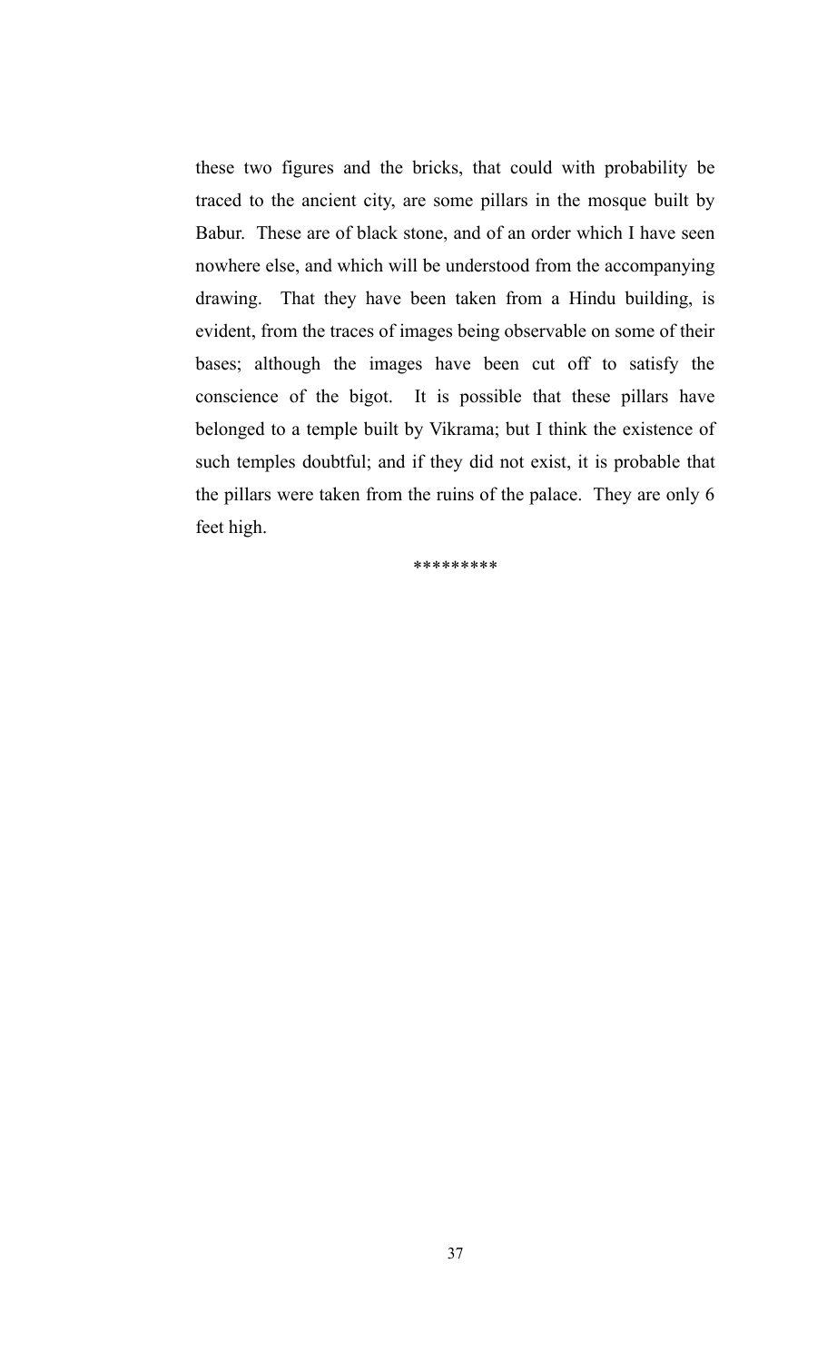these two figures and the bricks, that could with probability be traced to the ancient city, are some pillars in the mosque built by Babur. These are of black stone, and of an order which I have seen nowhere else, and which will be understood from the accompanying drawing. That they have been taken from a Hindu building, is evident, from the traces of images being observable on some of their bases; although the images have been cut off to satisfy the conscience of the bigot. It is possible that these pillars have belonged to a temple built by Vikrama; but I think the existence of such temples doubtful; and if they did not exist, it is probable that the pillars were taken from the ruins of the palace. They are only 6 feet high.

*********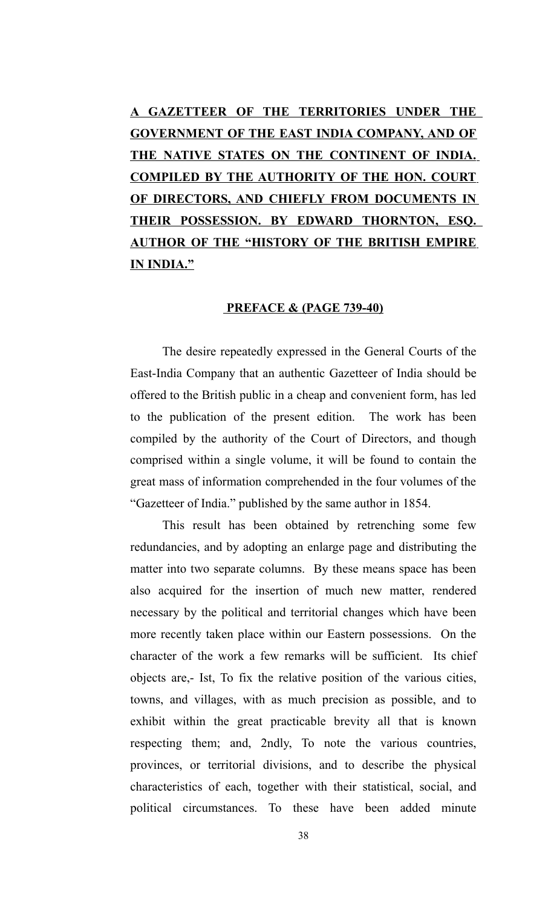**A GAZETTEER OF THE TERRITORIES UNDER THE GOVERNMENT OF THE EAST INDIA COMPANY, AND OF THE NATIVE STATES ON THE CONTINENT OF INDIA. COMPILED BY THE AUTHORITY OF THE HON. COURT OF DIRECTORS, AND CHIEFLY FROM DOCUMENTS IN THEIR POSSESSION. BY EDWARD THORNTON, ESQ. AUTHOR OF THE "HISTORY OF THE BRITISH EMPIRE IN INDIA."**

**PREFACE & (PAGE 739-40)**

The desire repeatedly expressed in the General Courts of the East-India Company that an authentic Gazetteer of India should be offered to the British public in a cheap and convenient form, has led to the publication of the present edition. The work has been compiled by the authority of the Court of Directors, and though comprised within a single volume, it will be found to contain the great mass of information comprehended in the four volumes of the "Gazetteer of India." published by the same author in 1854.

This result has been obtained by retrenching some few redundancies, and by adopting an enlarge page and distributing the matter into two separate columns. By these means space has been also acquired for the insertion of much new matter, rendered necessary by the political and territorial changes which have been more recently taken place within our Eastern possessions. On the character of the work a few remarks will be sufficient. Its chief objects are,- Ist, To fix the relative position of the various cities, towns, and villages, with as much precision as possible, and to exhibit within the great practicable brevity all that is known respecting them; and, 2ndly, To note the various countries, provinces, or territorial divisions, and to describe the physical characteristics of each, together with their statistical, social, and political circumstances. To these have been added minute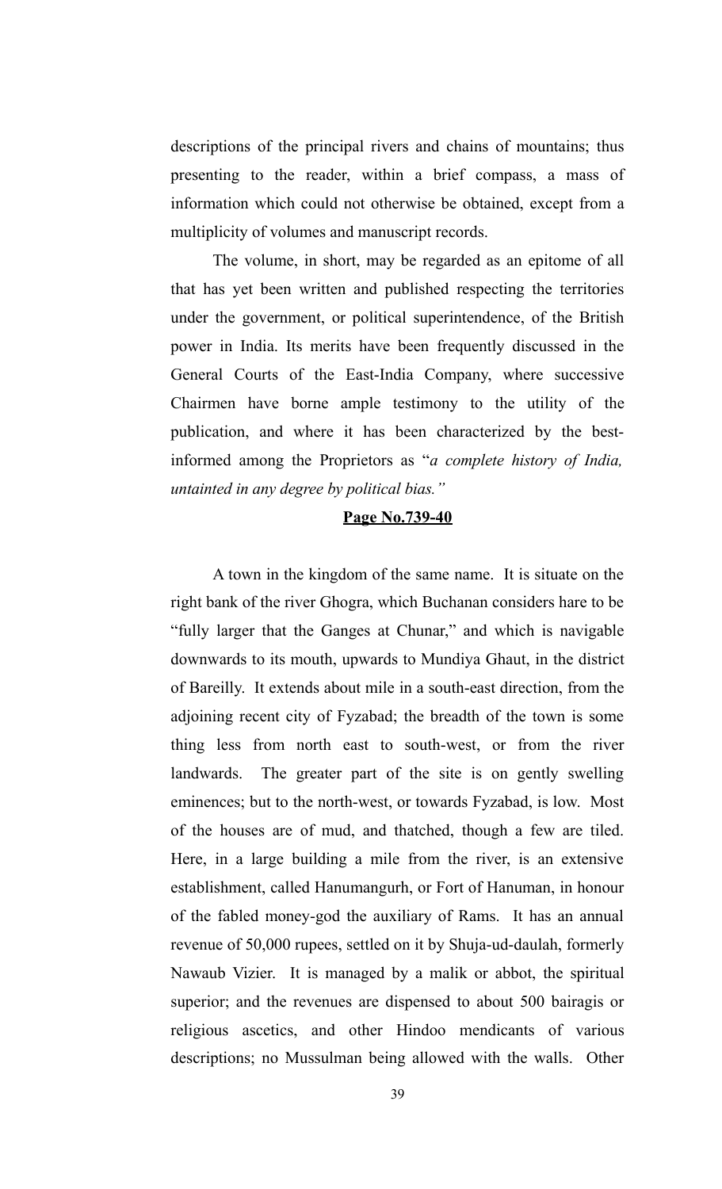descriptions of the principal rivers and chains of mountains; thus presenting to the reader, within a brief compass, a mass of information which could not otherwise be obtained, except from a multiplicity of volumes and manuscript records.

The volume, in short, may be regarded as an epitome of all that has yet been written and published respecting the territories under the government, or political superintendence, of the British power in India. Its merits have been frequently discussed in the General Courts of the East-India Company, where successive Chairmen have borne ample testimony to the utility of the publication, and where it has been characterized by the best-informed among the Proprietors as "*a complete history of India, untainted in any degree by political bias.*"

**Page No.739-40**

A town in the kingdom of the same name. It is situate on the right bank of the river Ghogra, which Buchanan considers hare to be "fully larger that the Ganges at Chunar," and which is navigable downwards to its mouth, upwards to Mundiya Ghaut, in the district of Bareilly. It extends about mile in a south-east direction, from the adjoining recent city of Fyzabad; the breadth of the town is some thing less from north east to south-west, or from the river landwards. The greater part of the site is on gently swelling eminences; but to the north-west, or towards Fyzabad, is low. Most of the houses are of mud, and thatched, though a few are tiled. Here, in a large building a mile from the river, is an extensive establishment, called Hanumangurh, or Fort of Hanuman, in honour of the fabled money-god the auxiliary of Rams. It has an annual revenue of 50,000 rupees, settled on it by Shuja-ud-daulah, formerly Nawaub Vizier. It is managed by a malik or abbot, the spiritual superior; and the revenues are dispensed to about 500 bairagis or religious ascetics, and other Hindoo mendicants of various descriptions; no Mussulman being allowed with the walls. Other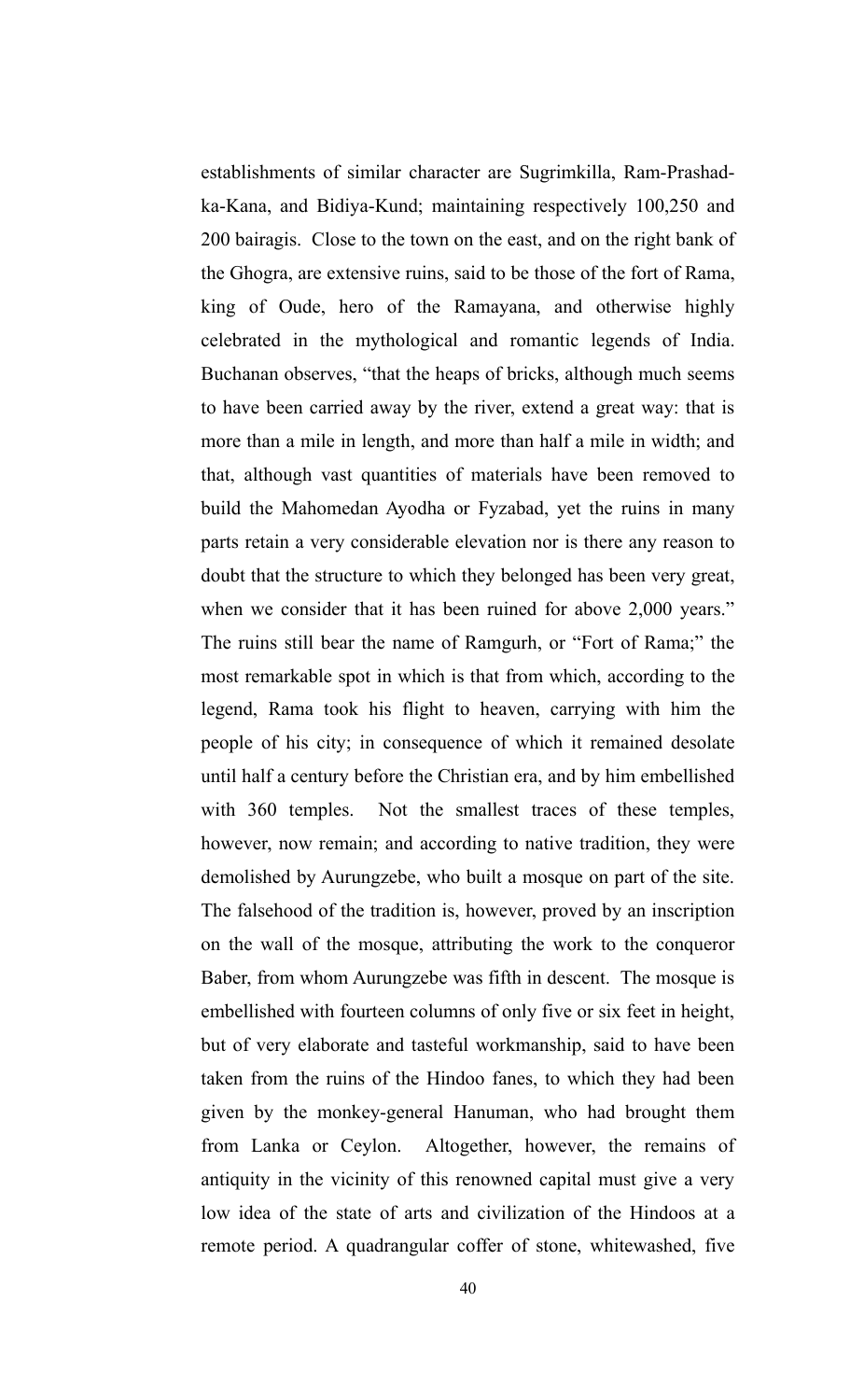establishments of similar character are Sugrimkilla, Ram-Prashad-ka-Kana, and Bidiya-Kund; maintaining respectively 100,250 and 200 bairagis. Close to the town on the east, and on the right bank of the Ghogra, are extensive ruins, said to be those of the fort of Rama, king of Oude, hero of the Ramayana, and otherwise highly celebrated in the mythological and romantic legends of India. Buchanan observes, "that the heaps of bricks, although much seems to have been carried away by the river, extend a great way: that is more than a mile in length, and more than half a mile in width; and that, although vast quantities of materials have been removed to build the Mahomedan Ayodha or Fyzabad, yet the ruins in many parts retain a very considerable elevation nor is there any reason to doubt that the structure to which they belonged has been very great, when we consider that it has been ruined for above 2,000 years." The ruins still bear the name of Ramgurh, or "Fort of Rama;" the most remarkable spot in which is that from which, according to the legend, Rama took his flight to heaven, carrying with him the people of his city; in consequence of which it remained desolate until half a century before the Christian era, and by him embellished with 360 temples. Not the smallest traces of these temples, however, now remain; and according to native tradition, they were demolished by Aurungzebe, who built a mosque on part of the site. The falsehood of the tradition is, however, proved by an inscription on the wall of the mosque, attributing the work to the conqueror Baber, from whom Aurungzebe was fifth in descent. The mosque is embellished with fourteen columns of only five or six feet in height, but of very elaborate and tasteful workmanship, said to have been taken from the ruins of the Hindoo fanes, to which they had been given by the monkey-general Hanuman, who had brought them from Lanka or Ceylon. Altogether, however, the remains of antiquity in the vicinity of this renowned capital must give a very low idea of the state of arts and civilization of the Hindoos at a remote period. A quadrangular coffer of stone, whitewashed, five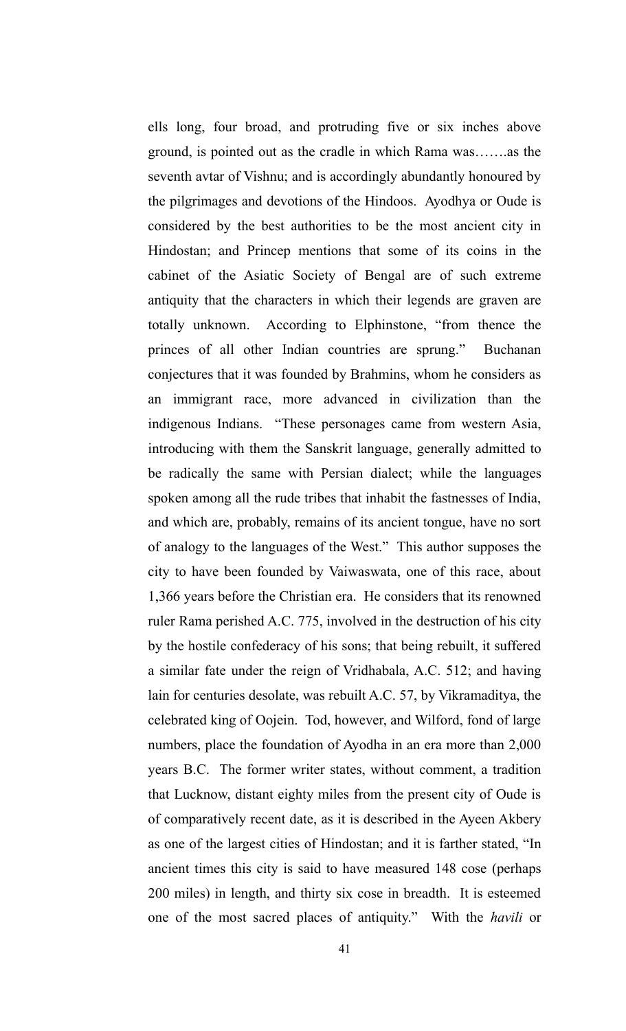ells long, four broad, and protruding five or six inches above ground, is pointed out as the cradle in which Rama was…….as the seventh avtar of Vishnu; and is accordingly abundantly honoured by the pilgrimages and devotions of the Hindoos. Ayodhya or Oude is considered by the best authorities to be the most ancient city in Hindostan; and Princep mentions that some of its coins in the cabinet of the Asiatic Society of Bengal are of such extreme antiquity that the characters in which their legends are graven are totally unknown. According to Elphinstone, "from thence the princes of all other Indian countries are sprung." Buchanan conjectures that it was founded by Brahmins, whom he considers as an immigrant race, more advanced in civilization than the indigenous Indians. "These personages came from western Asia, introducing with them the Sanskrit language, generally admitted to be radically the same with Persian dialect; while the languages spoken among all the rude tribes that inhabit the fastnesses of India, and which are, probably, remains of its ancient tongue, have no sort of analogy to the languages of the West." This author supposes the city to have been founded by Vaiwaswata, one of this race, about 1,366 years before the Christian era. He considers that its renowned ruler Rama perished A.C. 775, involved in the destruction of his city by the hostile confederacy of his sons; that being rebuilt, it suffered a similar fate under the reign of Vridhabala, A.C. 512; and having lain for centuries desolate, was rebuilt A.C. 57, by Vikramaditya, the celebrated king of Oojein. Tod, however, and Wilford, fond of large numbers, place the foundation of Ayodha in an era more than 2,000 years B.C. The former writer states, without comment, a tradition that Lucknow, distant eighty miles from the present city of Oude is of comparatively recent date, as it is described in the Ayeen Akbery as one of the largest cities of Hindostan; and it is farther stated, "In ancient times this city is said to have measured 148 cose (perhaps 200 miles) in length, and thirty six cose in breadth. It is esteemed one of the most sacred places of antiquity." With the *havili* or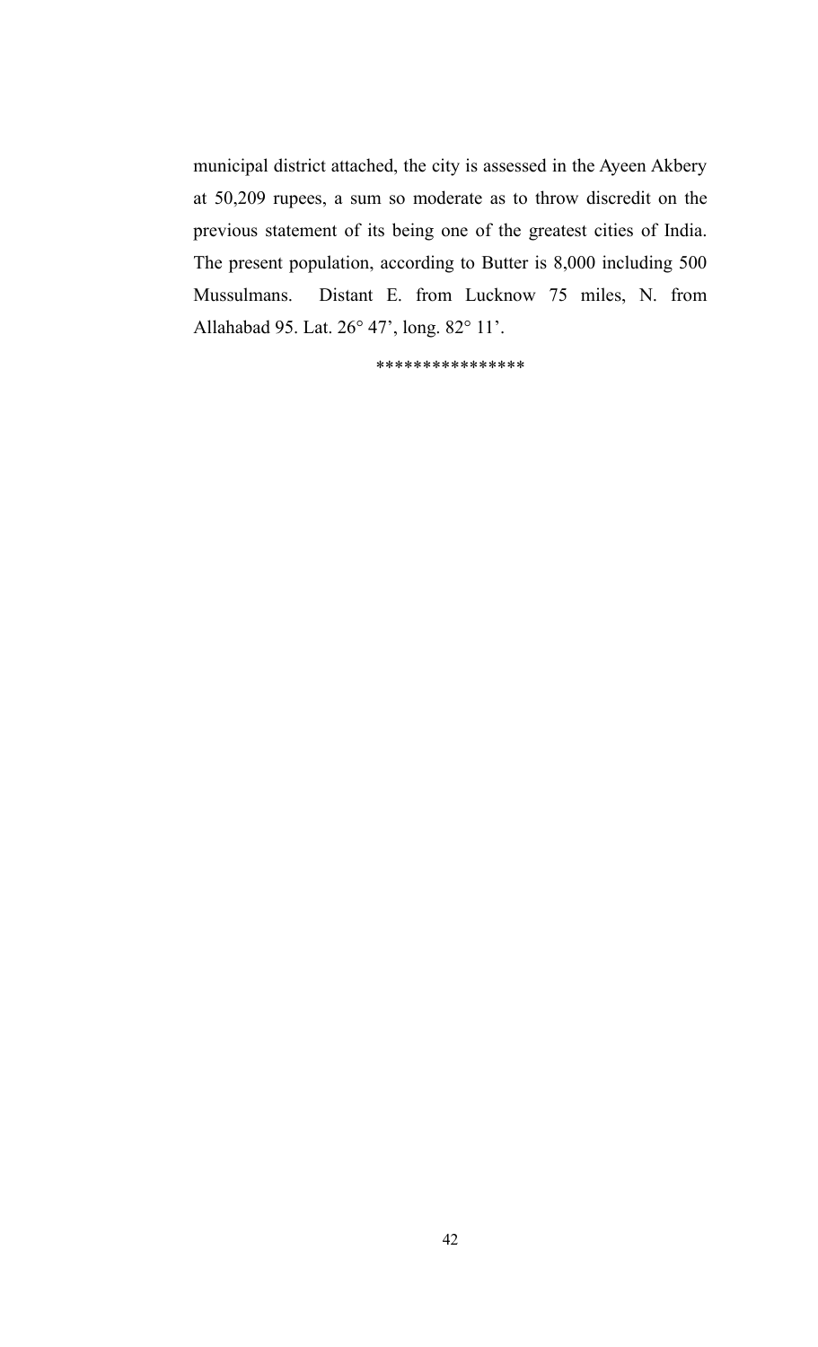municipal district attached, the city is assessed in the Ayeen Akbery at 50,209 rupees, a sum so moderate as to throw discredit on the previous statement of its being one of the greatest cities of India. The present population, according to Butter is 8,000 including 500 Mussulmans. Distant E. from Lucknow 75 miles, N. from Allahabad 95. Lat. 26° 47', long. 82° 11'.

***************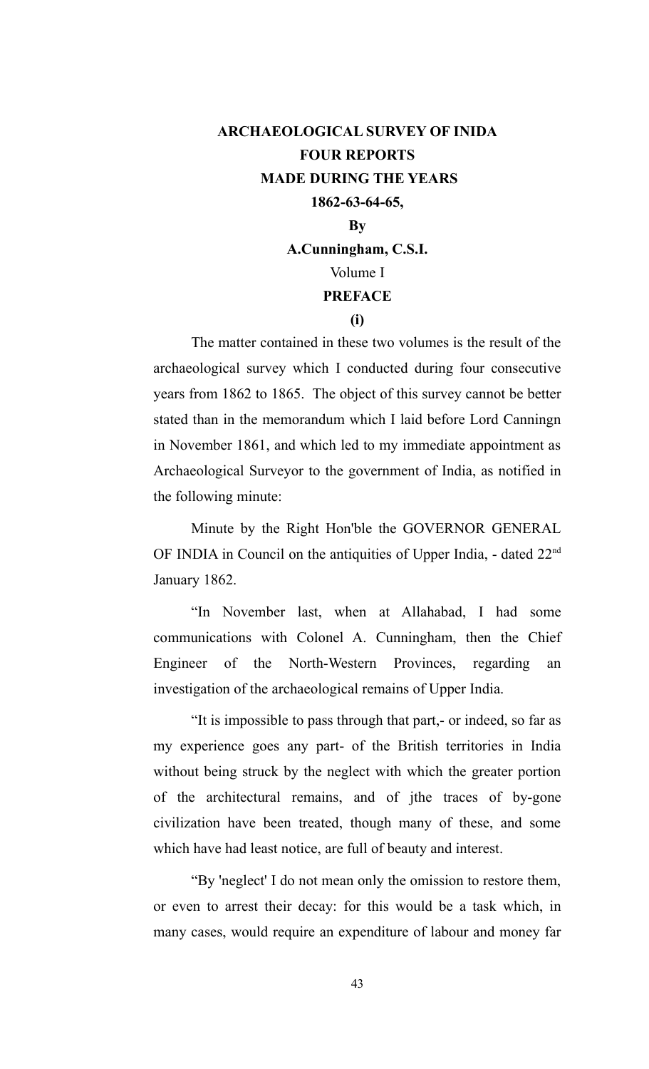# ARCHAEOLOGICAL SURVEY OF INIDA

## FOUR REPORTS

## MADE DURING THE YEARS

## 1862-63-64-65,

**By**

**A.Cunningham, C.S.I.**

Volume I

## PREFACE

**(i)**

The matter contained in these two volumes is the result of the archaeological survey which I conducted during four consecutive years from 1862 to 1865. The object of this survey cannot be better stated than in the memorandum which I laid before Lord Canningn in November 1861, and which led to my immediate appointment as Archaeological Surveyor to the government of India, as notified in the following minute:

Minute by the Right Hon'ble the GOVERNOR GENERAL OF INDIA in Council on the antiquities of Upper India, - dated 22[nd] January 1862.

"In November last, when at Allahabad, I had some communications with Colonel A. Cunningham, then the Chief Engineer of the North-Western Provinces, regarding an investigation of the archaeological remains of Upper India.

"It is impossible to pass through that part,- or indeed, so far as my experience goes any part- of the British territories in India without being struck by the neglect with which the greater portion of the architectural remains, and of jthe traces of by-gone civilization have been treated, though many of these, and some which have had least notice, are full of beauty and interest.

"By 'neglect' I do not mean only the omission to restore them, or even to arrest their decay: for this would be a task which, in many cases, would require an expenditure of labour and money far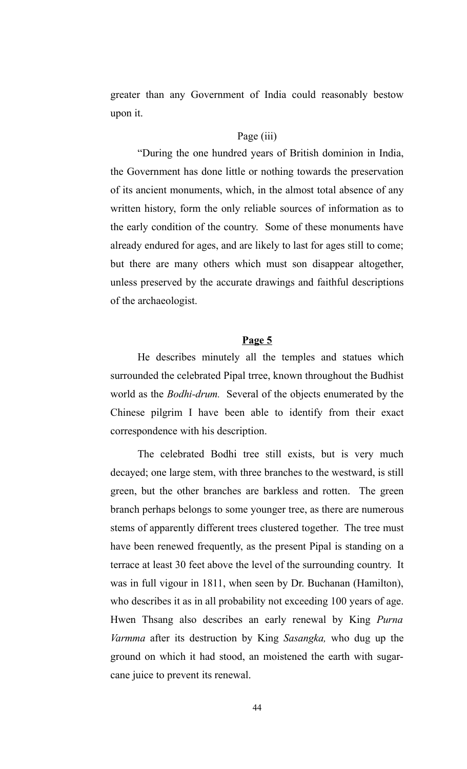greater than any Government of India could reasonably bestow upon it.

Page (iii)

"During the one hundred years of British dominion in India, the Government has done little or nothing towards the preservation of its ancient monuments, which, in the almost total absence of any written history, form the only reliable sources of information as to the early condition of the country. Some of these monuments have already endured for ages, and are likely to last for ages still to come; but there are many others which must son disappear altogether, unless preserved by the accurate drawings and faithful descriptions of the archaeologist.

**Page 5**

He describes minutely all the temples and statues which surrounded the celebrated Pipal trree, known throughout the Budhist world as the *Bodhi-drum.* Several of the objects enumerated by the Chinese pilgrim I have been able to identify from their exact correspondence with his description.

The celebrated Bodhi tree still exists, but is very much decayed; one large stem, with three branches to the westward, is still green, but the other branches are barkless and rotten. The green branch perhaps belongs to some younger tree, as there are numerous stems of apparently different trees clustered together. The tree must have been renewed frequently, as the present Pipal is standing on a terrace at least 30 feet above the level of the surrounding country. It was in full vigour in 1811, when seen by Dr. Buchanan (Hamilton), who describes it as in all probability not exceeding 100 years of age. Hwen Thsang also describes an early renewal by King *Purna Varmma* after its destruction by King *Sasangka,* who dug up the ground on which it had stood, an moistened the earth with sugar-cane juice to prevent its renewal.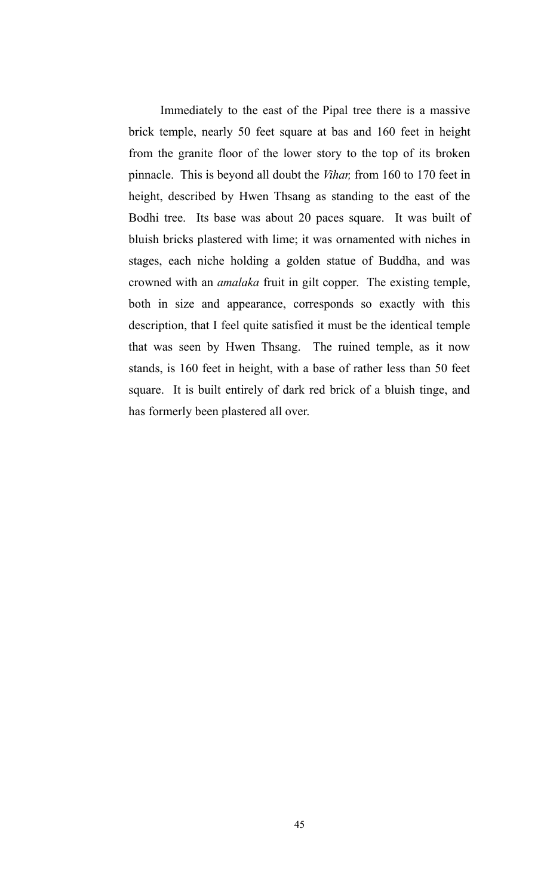Immediately to the east of the Pipal tree there is a massive brick temple, nearly 50 feet square at bas and 160 feet in height from the granite floor of the lower story to the top of its broken pinnacle. This is beyond all doubt the *Vihar,* from 160 to 170 feet in height, described by Hwen Thsang as standing to the east of the Bodhi tree. Its base was about 20 paces square. It was built of bluish bricks plastered with lime; it was ornamented with niches in stages, each niche holding a golden statue of Buddha, and was crowned with an *amalaka* fruit in gilt copper. The existing temple, both in size and appearance, corresponds so exactly with this description, that I feel quite satisfied it must be the identical temple that was seen by Hwen Thsang. The ruined temple, as it now stands, is 160 feet in height, with a base of rather less than 50 feet square. It is built entirely of dark red brick of a bluish tinge, and has formerly been plastered all over.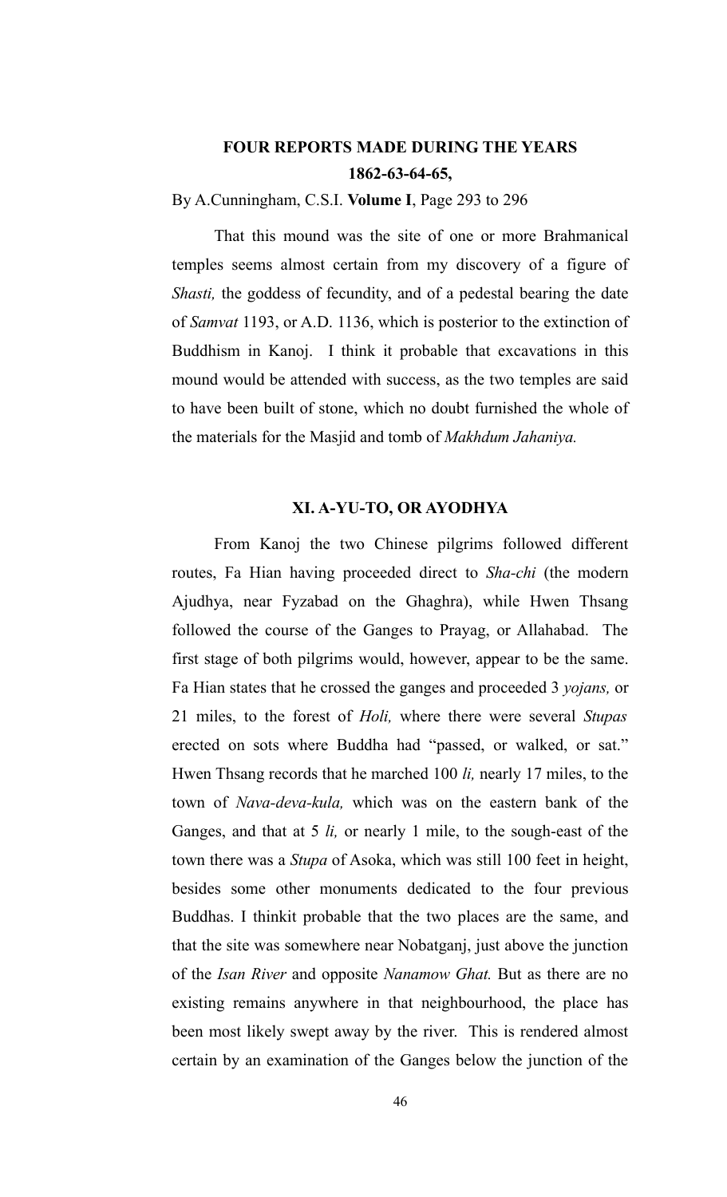**FOUR REPORTS MADE DURING THE YEARS 1862-63-64-65,**

By A.Cunningham, C.S.I. **Volume I**, Page 293 to 296

That this mound was the site of one or more Brahmanical temples seems almost certain from my discovery of a figure of *Shasti,* the goddess of fecundity, and of a pedestal bearing the date of *Samvat* 1193, or A.D. 1136, which is posterior to the extinction of Buddhism in Kanoj. I think it probable that excavations in this mound would be attended with success, as the two temples are said to have been built of stone, which no doubt furnished the whole of the materials for the Masjid and tomb of *Makhdum Jahaniya.*

## XI. A-YU-TO, OR AYODHYA

From Kanoj the two Chinese pilgrims followed different routes, Fa Hian having proceeded direct to *Sha-chi* (the modern Ajudhya, near Fyzabad on the Ghaghra), while Hwen Thsang followed the course of the Ganges to Prayag, or Allahabad. The first stage of both pilgrims would, however, appear to be the same. Fa Hian states that he crossed the ganges and proceeded 3 *yojans,* or 21 miles, to the forest of *Holi,* where there were several *Stupas* erected on sots where Buddha had "passed, or walked, or sat." Hwen Thsang records that he marched 100 *li,* nearly 17 miles, to the town of *Nava-deva-kula,* which was on the eastern bank of the Ganges, and that at 5 *li,* or nearly 1 mile, to the sough-east of the town there was a *Stupa* of Asoka, which was still 100 feet in height, besides some other monuments dedicated to the four previous Buddhas. I thinkit probable that the two places are the same, and that the site was somewhere near Nobatganj, just above the junction of the *Isan River* and opposite *Nanamow Ghat.* But as there are no existing remains anywhere in that neighbourhood, the place has been most likely swept away by the river. This is rendered almost certain by an examination of the Ganges below the junction of the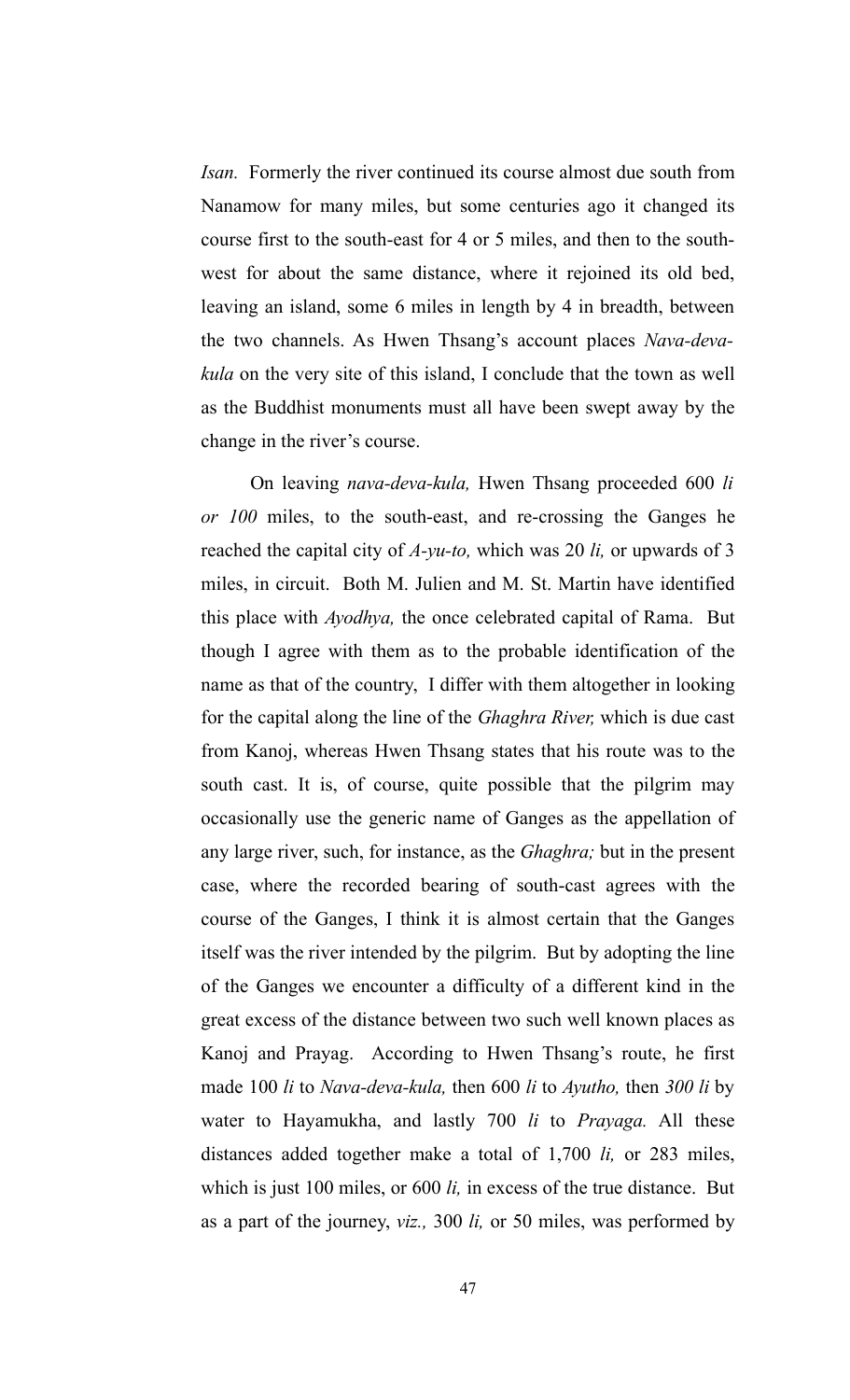*Isan.* Formerly the river continued its course almost due south from Nanamow for many miles, but some centuries ago it changed its course first to the south-east for 4 or 5 miles, and then to the south-west for about the same distance, where it rejoined its old bed, leaving an island, some 6 miles in length by 4 in breadth, between the two channels. As Hwen Thsang's account places *Nava-deva-kula* on the very site of this island, I conclude that the town as well as the Buddhist monuments must all have been swept away by the change in the river's course.

On leaving *nava-deva-kula,* Hwen Thsang proceeded 600 *li or 100* miles, to the south-east, and re-crossing the Ganges he reached the capital city of *A-yu-to,* which was 20 *li,* or upwards of 3 miles, in circuit. Both M. Julien and M. St. Martin have identified this place with *Ayodhya,* the once celebrated capital of Rama. But though I agree with them as to the probable identification of the name as that of the country, I differ with them altogether in looking for the capital along the line of the *Ghaghra River,* which is due cast from Kanoj, whereas Hwen Thsang states that his route was to the south cast. It is, of course, quite possible that the pilgrim may occasionally use the generic name of Ganges as the appellation of any large river, such, for instance, as the *Ghaghra;* but in the present case, where the recorded bearing of south-cast agrees with the course of the Ganges, I think it is almost certain that the Ganges itself was the river intended by the pilgrim. But by adopting the line of the Ganges we encounter a difficulty of a different kind in the great excess of the distance between two such well known places as Kanoj and Prayag. According to Hwen Thsang's route, he first made 100 *li* to *Nava-deva-kula,* then 600 *li* to *Ayutho,* then *300 li* by water to Hayamukha, and lastly 700 *li* to *Prayaga.* All these distances added together make a total of 1,700 *li,* or 283 miles, which is just 100 miles, or 600 *li,* in excess of the true distance. But as a part of the journey, *viz.,* 300 *li,* or 50 miles, was performed by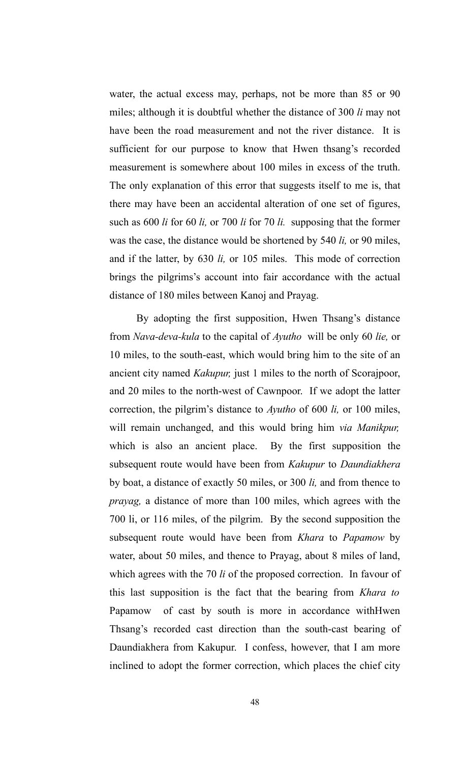water, the actual excess may, perhaps, not be more than 85 or 90 miles; although it is doubtful whether the distance of 300 *li* may not have been the road measurement and not the river distance. It is sufficient for our purpose to know that Hwen thsang's recorded measurement is somewhere about 100 miles in excess of the truth. The only explanation of this error that suggests itself to me is, that there may have been an accidental alteration of one set of figures, such as 600 *li* for 60 *li,* or 700 *li* for 70 *li.* supposing that the former was the case, the distance would be shortened by 540 *li,* or 90 miles, and if the latter, by 630 *li,* or 105 miles. This mode of correction brings the pilgrims's account into fair accordance with the actual distance of 180 miles between Kanoj and Prayag.

By adopting the first supposition, Hwen Thsang's distance from *Nava-deva-kula* to the capital of *Ayutho* will be only 60 *lie,* or 10 miles, to the south-east, which would bring him to the site of an ancient city named *Kakupur,* just 1 miles to the north of Scorajpoor, and 20 miles to the north-west of Cawnpoor. If we adopt the latter correction, the pilgrim's distance to *Ayutho* of 600 *li,* or 100 miles, will remain unchanged, and this would bring him *via Manikpur,* which is also an ancient place. By the first supposition the subsequent route would have been from *Kakupur* to *Daundiakhera* by boat, a distance of exactly 50 miles, or 300 *li,* and from thence to *prayag,* a distance of more than 100 miles, which agrees with the 700 li, or 116 miles, of the pilgrim. By the second supposition the subsequent route would have been from *Khara* to *Papamow* by water, about 50 miles, and thence to Prayag, about 8 miles of land, which agrees with the 70 *li* of the proposed correction. In favour of this last supposition is the fact that the bearing from *Khara to* Papamow of cast by south is more in accordance withHwen Thsang's recorded cast direction than the south-cast bearing of Daundiakhera from Kakupur. I confess, however, that I am more inclined to adopt the former correction, which places the chief city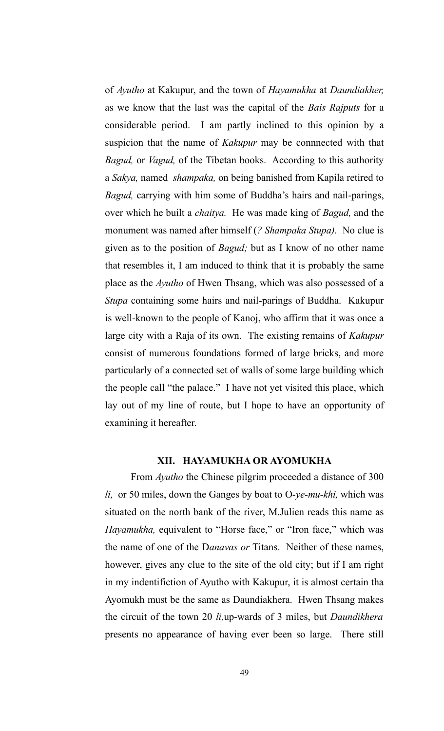of *Ayutho* at Kakupur, and the town of *Hayamukha* at *Daundiakher,* as we know that the last was the capital of the *Bais Rajputs* for a considerable period. I am partly inclined to this opinion by a suspicion that the name of *Kakupur* may be connnected with that *Bagud,* or *Vagud,* of the Tibetan books. According to this authority a *Sakya,* named *shampaka,* on being banished from Kapila retired to *Bagud,* carrying with him some of Buddha's hairs and nail-parings, over which he built a *chaitya.* He was made king of *Bagud,* and the monument was named after himself (*? Shampaka Stupa).* No clue is given as to the position of *Bagud;* but as I know of no other name that resembles it, I am induced to think that it is probably the same place as the *Ayutho* of Hwen Thsang, which was also possessed of a *Stupa* containing some hairs and nail-parings of Buddha. Kakupur is well-known to the people of Kanoj, who affirm that it was once a large city with a Raja of its own. The existing remains of *Kakupur* consist of numerous foundations formed of large bricks, and more particularly of a connected set of walls of some large building which the people call "the palace." I have not yet visited this place, which lay out of my line of route, but I hope to have an opportunity of examining it hereafter.

## XII. HAYAMUKHA OR AYOMUKHA

From *Ayutho* the Chinese pilgrim proceeded a distance of 300 *li,* or 50 miles, down the Ganges by boat to O-*ye-mu-khi,* which was situated on the north bank of the river, M.Julien reads this name as *Hayamukha,* equivalent to "Horse face," or "Iron face," which was the name of one of the D*anavas or* Titans. Neither of these names, however, gives any clue to the site of the old city; but if I am right in my indentifiction of Ayutho with Kakupur, it is almost certain tha Ayomukh must be the same as Daundiakhera. Hwen Thsang makes the circuit of the town 20 *li,*up-wards of 3 miles, but *Daundikhera* presents no appearance of having ever been so large. There still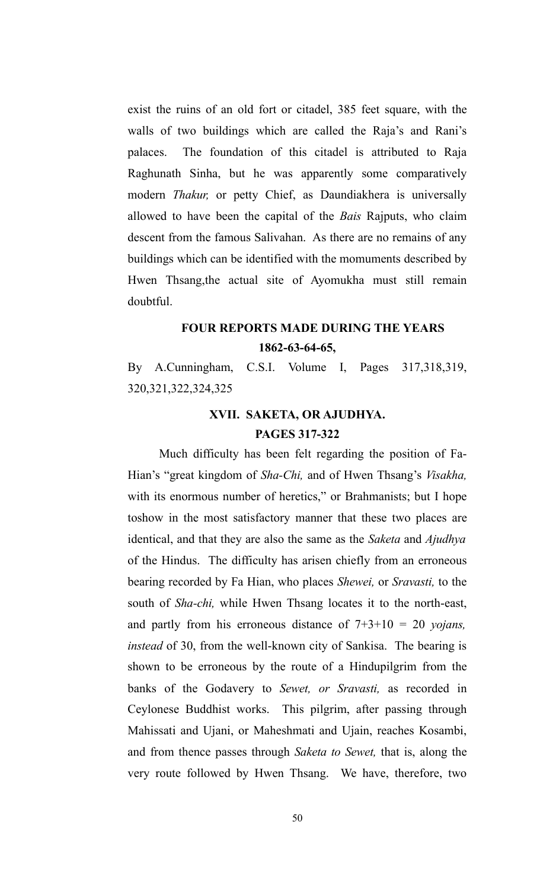exist the ruins of an old fort or citadel, 385 feet square, with the walls of two buildings which are called the Raja's and Rani's palaces. The foundation of this citadel is attributed to Raja Raghunath Sinha, but he was apparently some comparatively modern *Thakur,* or petty Chief, as Daundiakhera is universally allowed to have been the capital of the *Bais* Rajputs, who claim descent from the famous Salivahan. As there are no remains of any buildings which can be identified with the momuments described by Hwen Thsang,the actual site of Ayomukha must still remain doubtful.

## FOUR REPORTS MADE DURING THE YEARS 1862-63-64-65,

By A.Cunningham, C.S.I. Volume I, Pages 317,318,319, 320,321,322,324,325

## XVII. SAKETA, OR AJUDHYA.
### PAGES 317-322

Much difficulty has been felt regarding the position of Fa-Hian's "great kingdom of *Sha-Chi,* and of Hwen Thsang's *Visakha,* with its enormous number of heretics," or Brahmanists; but I hope toshow in the most satisfactory manner that these two places are identical, and that they are also the same as the *Saketa* and *Ajudhya* of the Hindus. The difficulty has arisen chiefly from an erroneous bearing recorded by Fa Hian, who places *Shewei,* or *Sravasti,* to the south of *Sha-chi,* while Hwen Thsang locates it to the north-east, and partly from his erroneous distance of 7+3+10 = 20 *yojans, instead* of 30, from the well-known city of Sankisa. The bearing is shown to be erroneous by the route of a Hindupilgrim from the banks of the Godavery to *Sewet, or Sravasti,* as recorded in Ceylonese Buddhist works. This pilgrim, after passing through Mahissati and Ujani, or Maheshmati and Ujain, reaches Kosambi, and from thence passes through *Saketa to Sewet,* that is, along the very route followed by Hwen Thsang. We have, therefore, two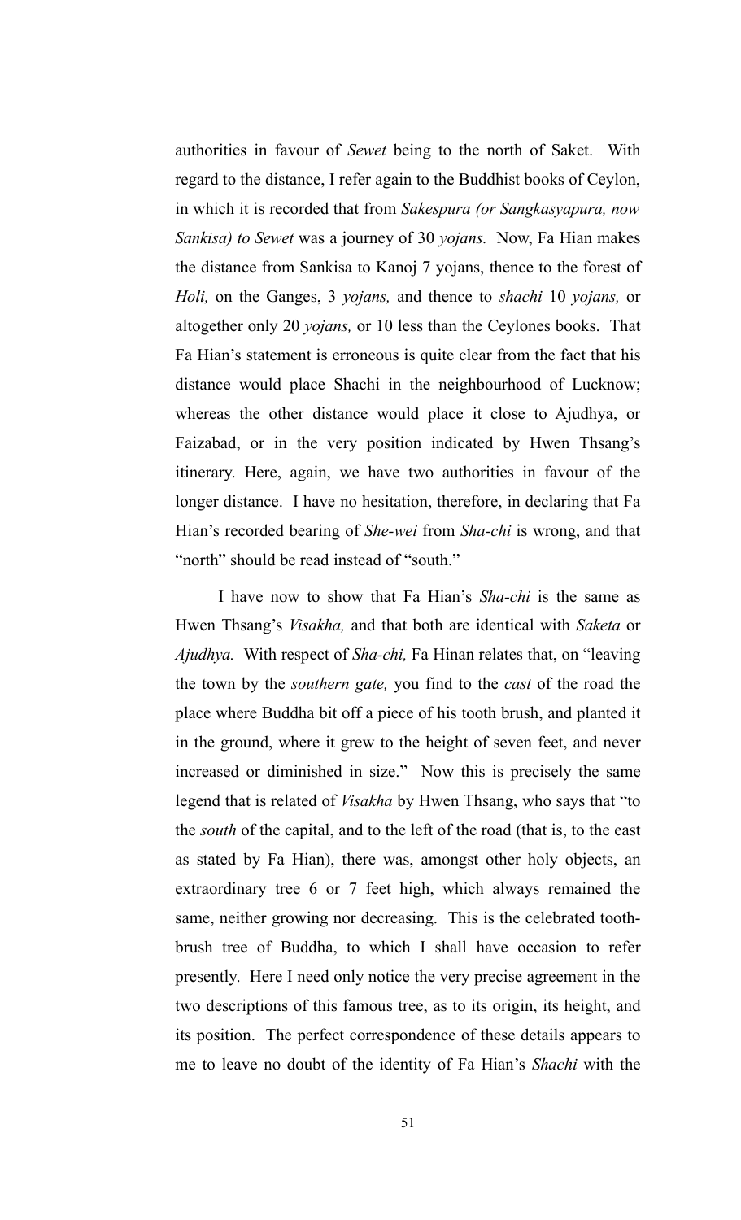authorities in favour of *Sewet* being to the north of Saket. With regard to the distance, I refer again to the Buddhist books of Ceylon, in which it is recorded that from *Sakespura (or Sangkasyapura, now Sankisa) to Sewet* was a journey of 30 *yojans.* Now, Fa Hian makes the distance from Sankisa to Kanoj 7 yojans, thence to the forest of *Holi,* on the Ganges, 3 *yojans,* and thence to *shachi* 10 *yojans,* or altogether only 20 *yojans,* or 10 less than the Ceylones books. That Fa Hian's statement is erroneous is quite clear from the fact that his distance would place Shachi in the neighbourhood of Lucknow; whereas the other distance would place it close to Ajudhya, or Faizabad, or in the very position indicated by Hwen Thsang's itinerary. Here, again, we have two authorities in favour of the longer distance. I have no hesitation, therefore, in declaring that Fa Hian's recorded bearing of *She-wei* from *Sha-chi* is wrong, and that "north" should be read instead of "south."

I have now to show that Fa Hian's *Sha-chi* is the same as Hwen Thsang's *Visakha,* and that both are identical with *Saketa* or *Ajudhya.* With respect of *Sha-chi,* Fa Hinan relates that, on "leaving the town by the *southern gate,* you find to the *cast* of the road the place where Buddha bit off a piece of his tooth brush, and planted it in the ground, where it grew to the height of seven feet, and never increased or diminished in size." Now this is precisely the same legend that is related of *Visakha* by Hwen Thsang, who says that "to the *south* of the capital, and to the left of the road (that is, to the east as stated by Fa Hian), there was, amongst other holy objects, an extraordinary tree 6 or 7 feet high, which always remained the same, neither growing nor decreasing. This is the celebrated tooth-brush tree of Buddha, to which I shall have occasion to refer presently. Here I need only notice the very precise agreement in the two descriptions of this famous tree, as to its origin, its height, and its position. The perfect correspondence of these details appears to me to leave no doubt of the identity of Fa Hian's *Shachi* with the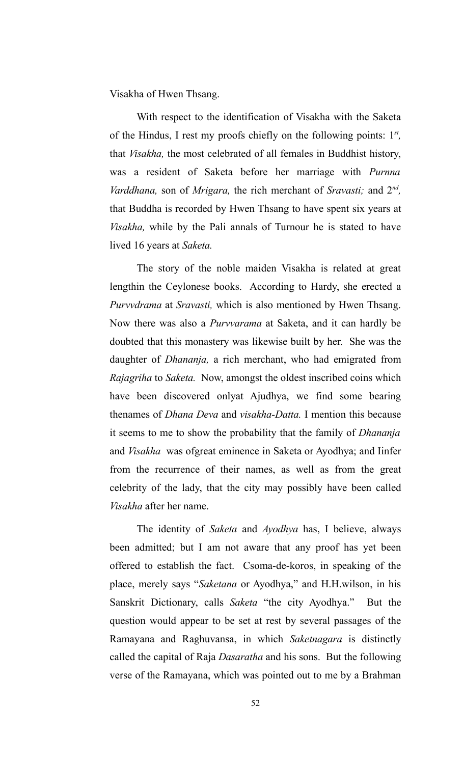Visakha of Hwen Thsang.

With respect to the identification of Visakha with the Saketa of the Hindus, I rest my proofs chiefly on the following points: 1[st], that *Visakha,* the most celebrated of all females in Buddhist history, was a resident of Saketa before her marriage with *Purnna Varddhana,* son of *Mrigara,* the rich merchant of *Sravasti;* and 2[nd], that Buddha is recorded by Hwen Thsang to have spent six years at *Visakha,* while by the Pali annals of Turnour he is stated to have lived 16 years at *Saketa.*

The story of the noble maiden Visakha is related at great lengthin the Ceylonese books. According to Hardy, she erected a *Purvvdrama* at *Sravasti,* which is also mentioned by Hwen Thsang. Now there was also a *Purvvarama* at Saketa, and it can hardly be doubted that this monastery was likewise built by her. She was the daughter of *Dhananja,* a rich merchant, who had emigrated from *Rajagriha* to *Saketa.* Now, amongst the oldest inscribed coins which have been discovered onlyat Ajudhya, we find some bearing thenames of *Dhana Deva* and *visakha-Datta.* I mention this because it seems to me to show the probability that the family of *Dhananja* and *Visakha* was ofgreat eminence in Saketa or Ayodhya; and Iinfer from the recurrence of their names, as well as from the great celebrity of the lady, that the city may possibly have been called *Visakha* after her name.

The identity of *Saketa* and *Ayodhya* has, I believe, always been admitted; but I am not aware that any proof has yet been offered to establish the fact. Csoma-de-koros, in speaking of the place, merely says "*Saketana* or Ayodhya," and H.H.wilson, in his Sanskrit Dictionary, calls *Saketa* "the city Ayodhya." But the question would appear to be set at rest by several passages of the Ramayana and Raghuvansa, in which *Saketnagara* is distinctly called the capital of Raja *Dasaratha* and his sons. But the following verse of the Ramayana, which was pointed out to me by a Brahman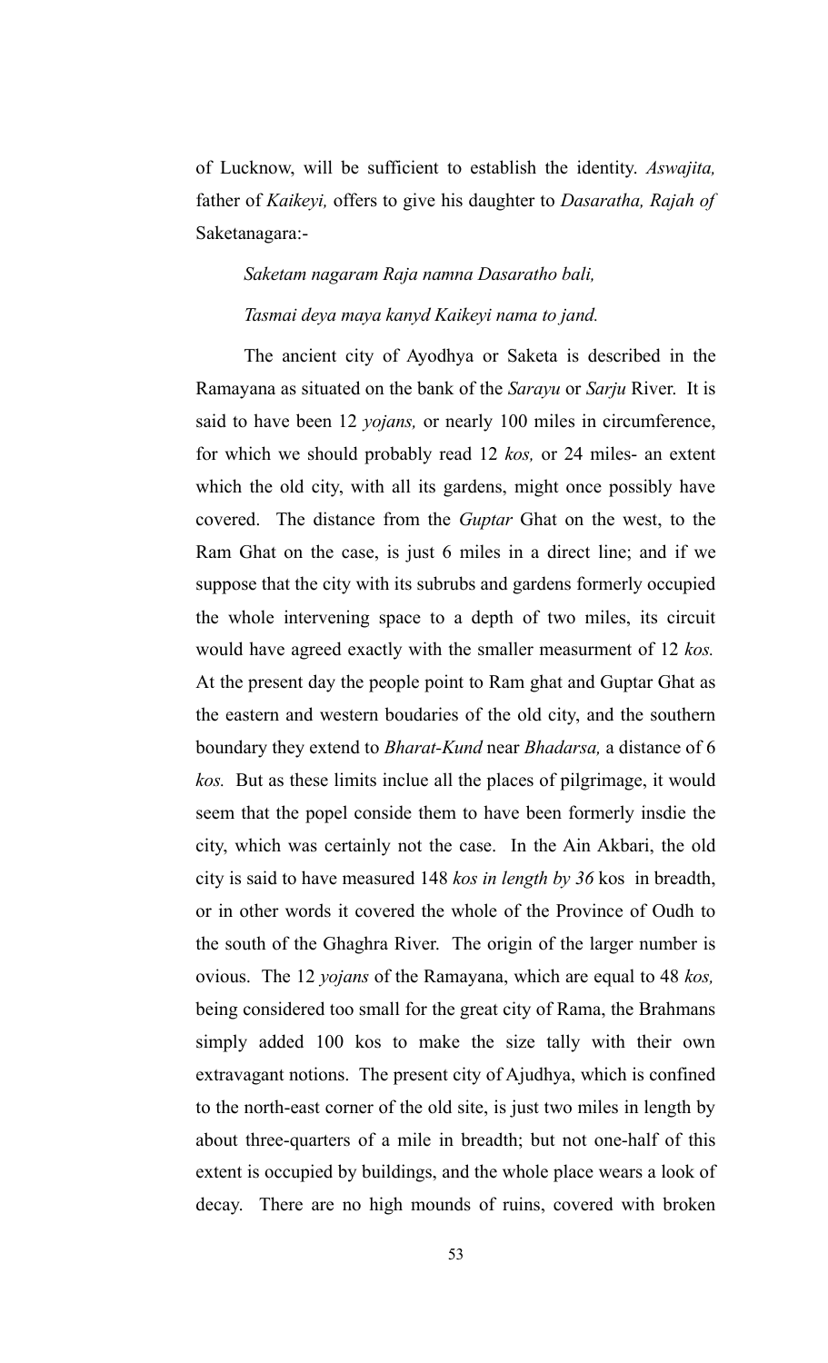of Lucknow, will be sufficient to establish the identity. *Aswajita,* father of *Kaikeyi,* offers to give his daughter to *Dasaratha, Rajah of* Saketanagara:-

*Saketam nagaram Raja namna Dasaratho bali,*

*Tasmai deya maya kanyd Kaikeyi nama to jand.*

The ancient city of Ayodhya or Saketa is described in the Ramayana as situated on the bank of the *Sarayu* or *Sarju* River. It is said to have been 12 *yojans,* or nearly 100 miles in circumference, for which we should probably read 12 *kos,* or 24 miles- an extent which the old city, with all its gardens, might once possibly have covered. The distance from the *Guptar* Ghat on the west, to the Ram Ghat on the case, is just 6 miles in a direct line; and if we suppose that the city with its subrubs and gardens formerly occupied the whole intervening space to a depth of two miles, its circuit would have agreed exactly with the smaller measurment of 12 *kos.* At the present day the people point to Ram ghat and Guptar Ghat as the eastern and western boudaries of the old city, and the southern boundary they extend to *Bharat-Kund* near *Bhadarsa,* a distance of 6 *kos.* But as these limits inclue all the places of pilgrimage, it would seem that the popel conside them to have been formerly insdie the city, which was certainly not the case. In the Ain Akbari, the old city is said to have measured 148 *kos in length by 36* kos in breadth, or in other words it covered the whole of the Province of Oudh to the south of the Ghaghra River. The origin of the larger number is ovious. The 12 *yojans* of the Ramayana, which are equal to 48 *kos,* being considered too small for the great city of Rama, the Brahmans simply added 100 kos to make the size tally with their own extravagant notions. The present city of Ajudhya, which is confined to the north-east corner of the old site, is just two miles in length by about three-quarters of a mile in breadth; but not one-half of this extent is occupied by buildings, and the whole place wears a look of decay. There are no high mounds of ruins, covered with broken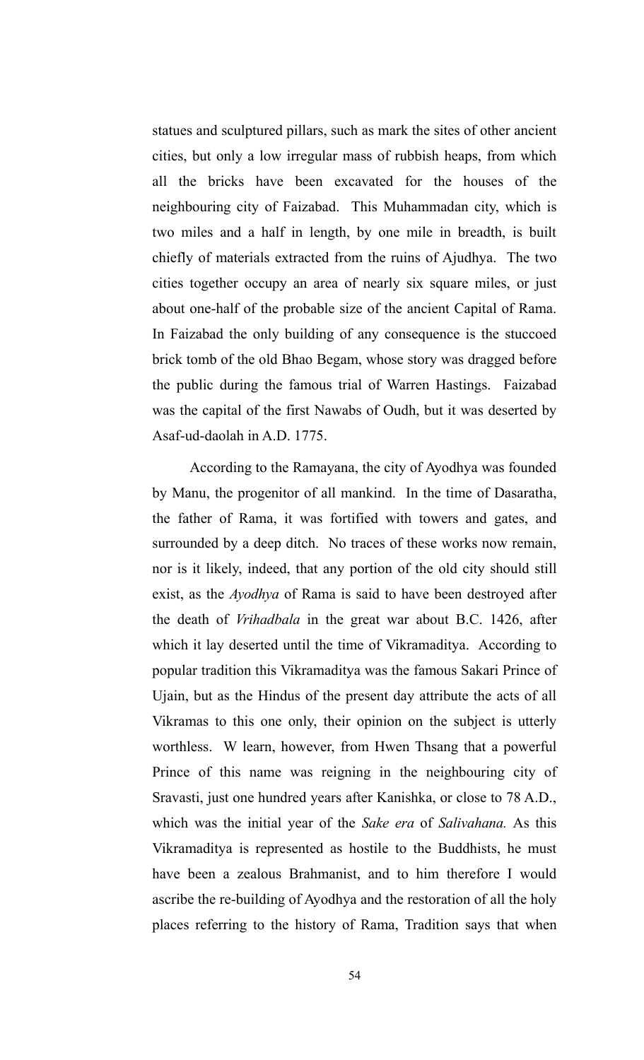statues and sculptured pillars, such as mark the sites of other ancient cities, but only a low irregular mass of rubbish heaps, from which all the bricks have been excavated for the houses of the neighbouring city of Faizabad. This Muhammadan city, which is two miles and a half in length, by one mile in breadth, is built chiefly of materials extracted from the ruins of Ajudhya. The two cities together occupy an area of nearly six square miles, or just about one-half of the probable size of the ancient Capital of Rama. In Faizabad the only building of any consequence is the stuccoed brick tomb of the old Bhao Begam, whose story was dragged before the public during the famous trial of Warren Hastings. Faizabad was the capital of the first Nawabs of Oudh, but it was deserted by Asaf-ud-daolah in A.D. 1775.

According to the Ramayana, the city of Ayodhya was founded by Manu, the progenitor of all mankind. In the time of Dasaratha, the father of Rama, it was fortified with towers and gates, and surrounded by a deep ditch. No traces of these works now remain, nor is it likely, indeed, that any portion of the old city should still exist, as the *Ayodhya* of Rama is said to have been destroyed after the death of *Vrihadbala* in the great war about B.C. 1426, after which it lay deserted until the time of Vikramaditya. According to popular tradition this Vikramaditya was the famous Sakari Prince of Ujain, but as the Hindus of the present day attribute the acts of all Vikramas to this one only, their opinion on the subject is utterly worthless. W learn, however, from Hwen Thsang that a powerful Prince of this name was reigning in the neighbouring city of Sravasti, just one hundred years after Kanishka, or close to 78 A.D., which was the initial year of the *Sake era* of *Salivahana.* As this Vikramaditya is represented as hostile to the Buddhists, he must have been a zealous Brahmanist, and to him therefore I would ascribe the re-building of Ayodhya and the restoration of all the holy places referring to the history of Rama, Tradition says that when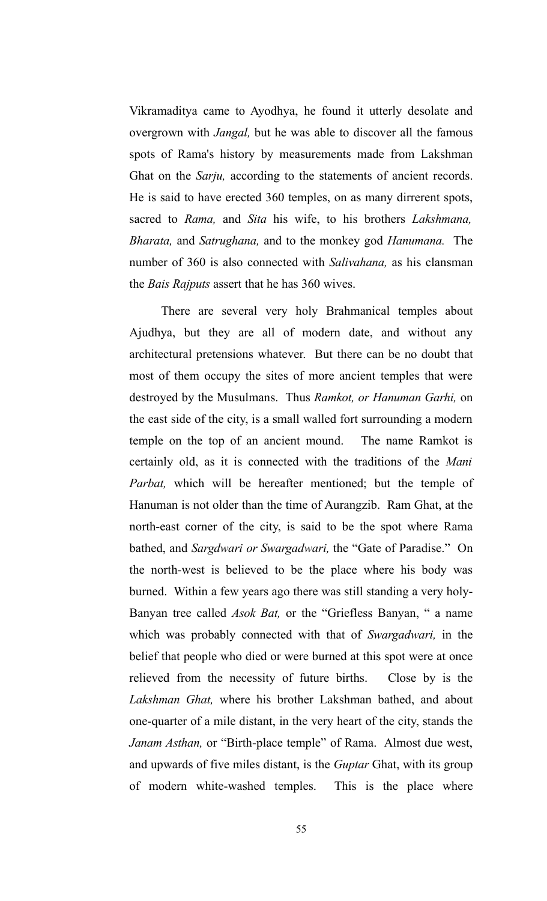Vikramaditya came to Ayodhya, he found it utterly desolate and overgrown with *Jangal,* but he was able to discover all the famous spots of Rama's history by measurements made from Lakshman Ghat on the *Sarju,* according to the statements of ancient records. He is said to have erected 360 temples, on as many dirrerent spots, sacred to *Rama,* and *Sita* his wife, to his brothers *Lakshmana, Bharata,* and *Satrughana,* and to the monkey god *Hanumana.* The number of 360 is also connected with *Salivahana,* as his clansman the *Bais Rajputs* assert that he has 360 wives.

There are several very holy Brahmanical temples about Ajudhya, but they are all of modern date, and without any architectural pretensions whatever. But there can be no doubt that most of them occupy the sites of more ancient temples that were destroyed by the Musulmans. Thus *Ramkot, or Hanuman Garhi,* on the east side of the city, is a small walled fort surrounding a modern temple on the top of an ancient mound. The name Ramkot is certainly old, as it is connected with the traditions of the *Mani Parbat,* which will be hereafter mentioned; but the temple of Hanuman is not older than the time of Aurangzib. Ram Ghat, at the north-east corner of the city, is said to be the spot where Rama bathed, and *Sargdwari or Swargadwari,* the "Gate of Paradise." On the north-west is believed to be the place where his body was burned. Within a few years ago there was still standing a very holy-Banyan tree called *Asok Bat,* or the "Griefless Banyan, " a name which was probably connected with that of *Swargadwari,* in the belief that people who died or were burned at this spot were at once relieved from the necessity of future births. Close by is the *Lakshman Ghat,* where his brother Lakshman bathed, and about one-quarter of a mile distant, in the very heart of the city, stands the *Janam Asthan,* or "Birth-place temple" of Rama. Almost due west, and upwards of five miles distant, is the *Guptar* Ghat, with its group of modern white-washed temples. This is the place where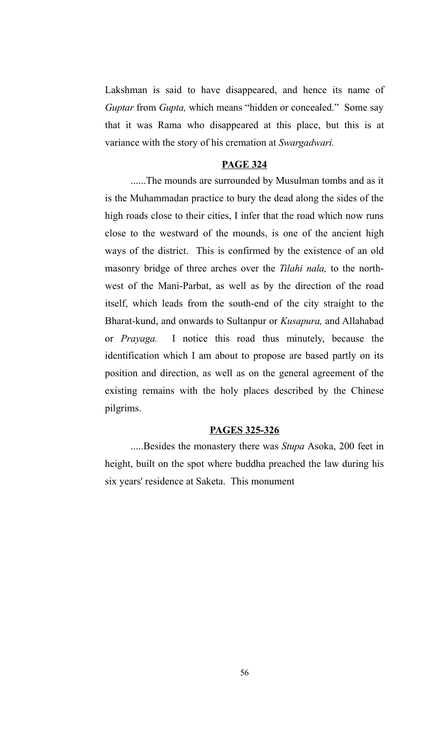Lakshman is said to have disappeared, and hence its name of *Guptar* from *Gupta,* which means "hidden or concealed." Some say that it was Rama who disappeared at this place, but this is at variance with the story of his cremation at *Swargadwari.*

**PAGE 324**

......The mounds are surrounded by Musulman tombs and as it is the Muhammadan practice to bury the dead along the sides of the high roads close to their cities, I infer that the road which now runs close to the westward of the mounds, is one of the ancient high ways of the district. This is confirmed by the existence of an old masonry bridge of three arches over the *Tilahi nala,* to the north-west of the Mani-Parbat, as well as by the direction of the road itself, which leads from the south-end of the city straight to the Bharat-kund, and onwards to Sultanpur or *Kusapura,* and Allahabad or *Prayaga.* I notice this road thus minutely, because the identification which I am about to propose are based partly on its position and direction, as well as on the general agreement of the existing remains with the holy places described by the Chinese pilgrims.

**PAGES 325-326**

.....Besides the monastery there was *Stupa* Asoka, 200 feet in height, built on the spot where buddha preached the law during his six years' residence at Saketa. This monument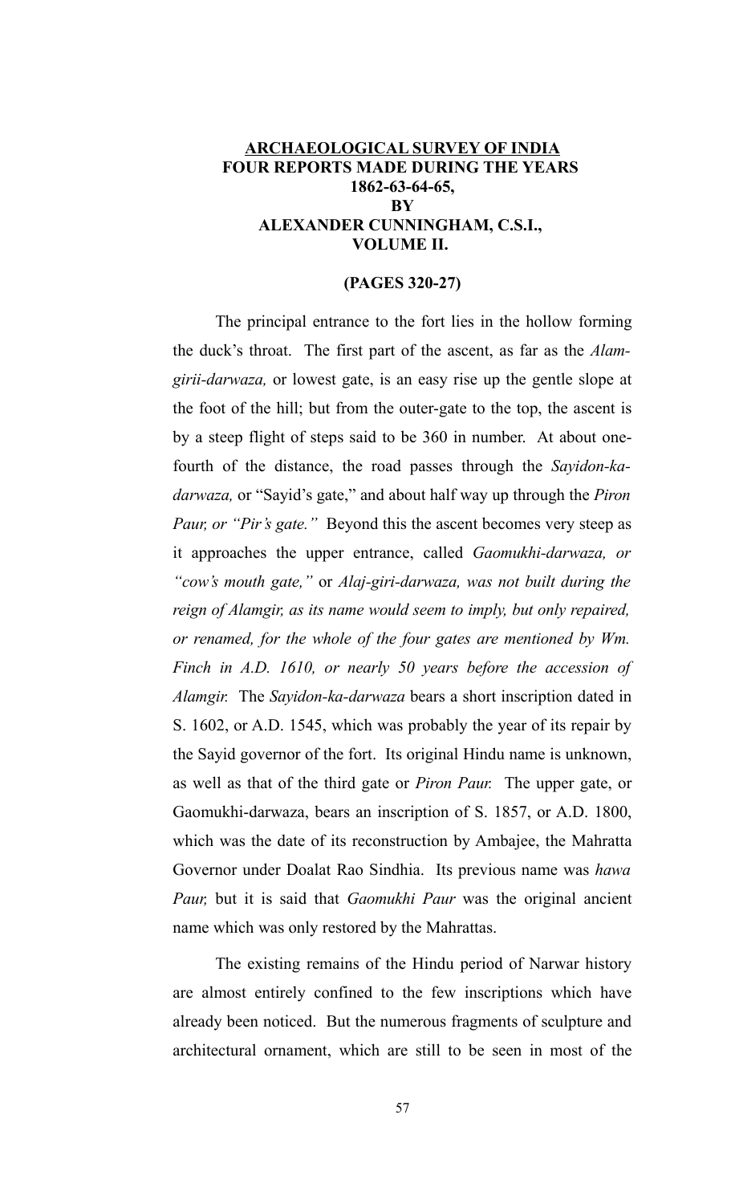**ARCHAEOLOGICAL SURVEY OF INDIA**
**FOUR REPORTS MADE DURING THE YEARS**
**1862-63-64-65,**
**BY**
**ALEXANDER CUNNINGHAM, C.S.I.,**
**VOLUME II.**

**(PAGES 320-27)**

The principal entrance to the fort lies in the hollow forming the duck's throat. The first part of the ascent, as far as the *Alam-girii-darwaza,* or lowest gate, is an easy rise up the gentle slope at the foot of the hill; but from the outer-gate to the top, the ascent is by a steep flight of steps said to be 360 in number. At about one-fourth of the distance, the road passes through the *Sayidon-ka-darwaza,* or "Sayid's gate," and about half way up through the *Piron Paur, or "Pir's gate."* Beyond this the ascent becomes very steep as it approaches the upper entrance, called *Gaomukhi-darwaza, or "cow's mouth gate,"* or *Alaj-giri-darwaza, was not built during the reign of Alamgir, as its name would seem to imply, but only repaired, or renamed, for the whole of the four gates are mentioned by Wm. Finch in A.D. 1610, or nearly 50 years before the accession of Alamgir.* The *Sayidon-ka-darwaza* bears a short inscription dated in S. 1602, or A.D. 1545, which was probably the year of its repair by the Sayid governor of the fort. Its original Hindu name is unknown, as well as that of the third gate or *Piron Paur.* The upper gate, or Gaomukhi-darwaza, bears an inscription of S. 1857, or A.D. 1800, which was the date of its reconstruction by Ambajee, the Mahratta Governor under Doalat Rao Sindhia. Its previous name was *hawa Paur,* but it is said that *Gaomukhi Paur* was the original ancient name which was only restored by the Mahrattas.

The existing remains of the Hindu period of Narwar history are almost entirely confined to the few inscriptions which have already been noticed. But the numerous fragments of sculpture and architectural ornament, which are still to be seen in most of the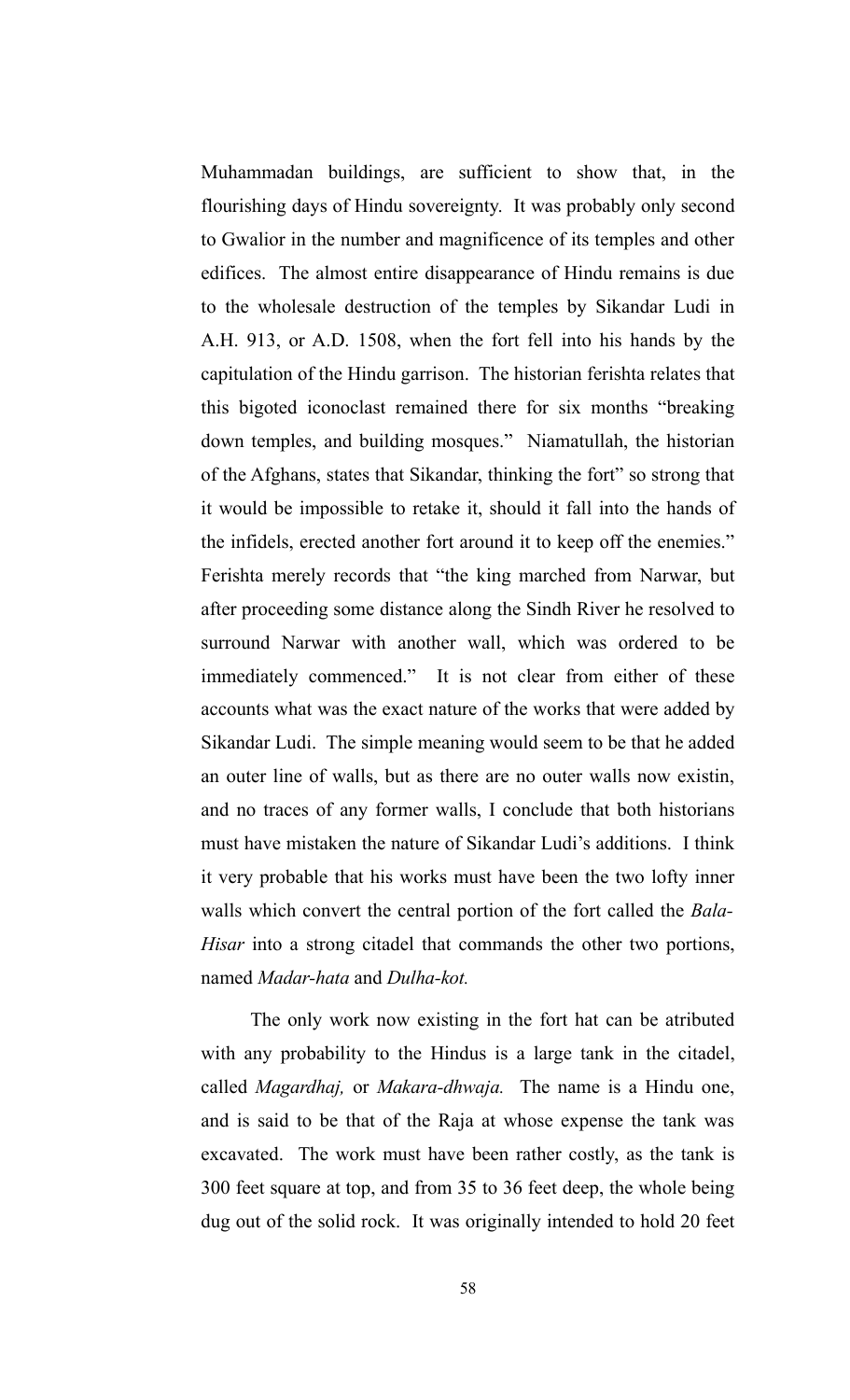Muhammadan buildings, are sufficient to show that, in the flourishing days of Hindu sovereignty. It was probably only second to Gwalior in the number and magnificence of its temples and other edifices. The almost entire disappearance of Hindu remains is due to the wholesale destruction of the temples by Sikandar Ludi in A.H. 913, or A.D. 1508, when the fort fell into his hands by the capitulation of the Hindu garrison. The historian ferishta relates that this bigoted iconoclast remained there for six months "breaking down temples, and building mosques." Niamatullah, the historian of the Afghans, states that Sikandar, thinking the fort" so strong that it would be impossible to retake it, should it fall into the hands of the infidels, erected another fort around it to keep off the enemies." Ferishta merely records that "the king marched from Narwar, but after proceeding some distance along the Sindh River he resolved to surround Narwar with another wall, which was ordered to be immediately commenced." It is not clear from either of these accounts what was the exact nature of the works that were added by Sikandar Ludi. The simple meaning would seem to be that he added an outer line of walls, but as there are no outer walls now existin, and no traces of any former walls, I conclude that both historians must have mistaken the nature of Sikandar Ludi's additions. I think it very probable that his works must have been the two lofty inner walls which convert the central portion of the fort called the *Bala-Hisar* into a strong citadel that commands the other two portions, named *Madar-hata* and *Dulha-kot.*

The only work now existing in the fort hat can be atributed with any probability to the Hindus is a large tank in the citadel, called *Magardhaj,* or *Makara-dhwaja.* The name is a Hindu one, and is said to be that of the Raja at whose expense the tank was excavated. The work must have been rather costly, as the tank is 300 feet square at top, and from 35 to 36 feet deep, the whole being dug out of the solid rock. It was originally intended to hold 20 feet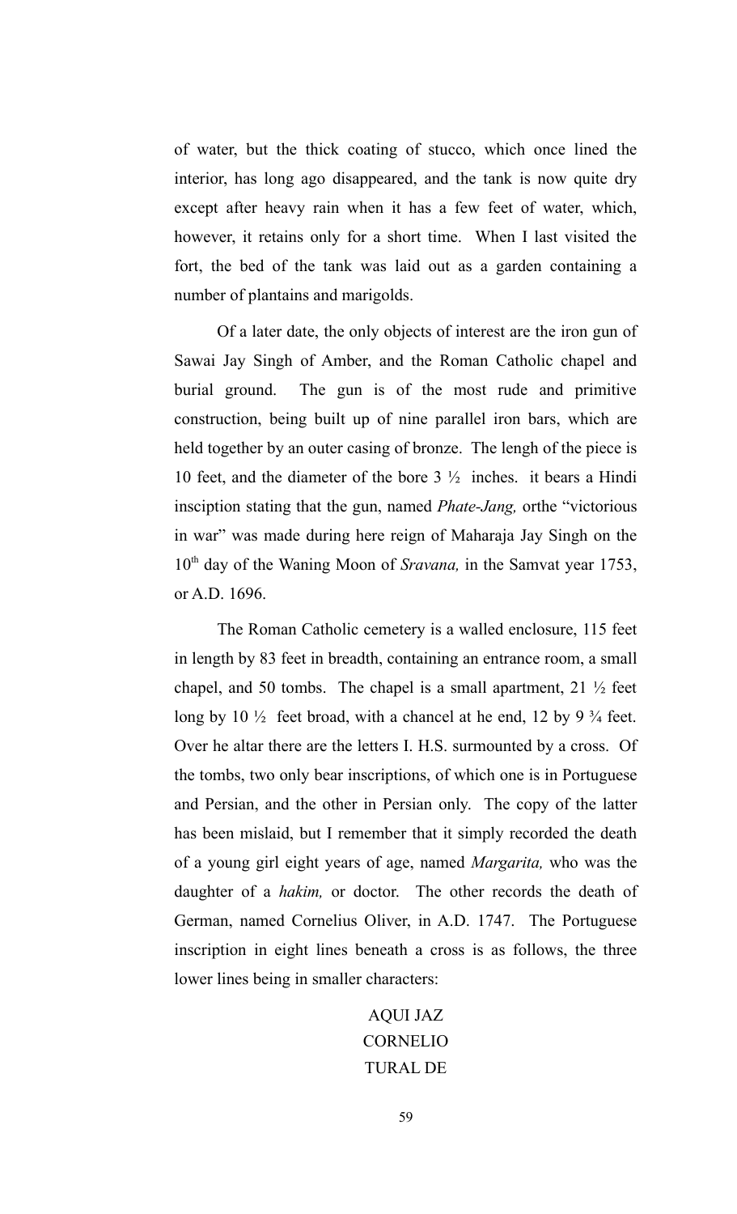of water, but the thick coating of stucco, which once lined the interior, has long ago disappeared, and the tank is now quite dry except after heavy rain when it has a few feet of water, which, however, it retains only for a short time. When I last visited the fort, the bed of the tank was laid out as a garden containing a number of plantains and marigolds.

Of a later date, the only objects of interest are the iron gun of Sawai Jay Singh of Amber, and the Roman Catholic chapel and burial ground. The gun is of the most rude and primitive construction, being built up of nine parallel iron bars, which are held together by an outer casing of bronze. The lengh of the piece is 10 feet, and the diameter of the bore 3 ½ inches. it bears a Hindi insciption stating that the gun, named *Phate-Jang,* orthe "victorious in war" was made during here reign of Maharaja Jay Singh on the 10th day of the Waning Moon of *Sravana,* in the Samvat year 1753, or A.D. 1696.

The Roman Catholic cemetery is a walled enclosure, 115 feet in length by 83 feet in breadth, containing an entrance room, a small chapel, and 50 tombs. The chapel is a small apartment, 21 ½ feet long by 10 ½ feet broad, with a chancel at he end, 12 by 9 ¾ feet. Over he altar there are the letters I. H.S. surmounted by a cross. Of the tombs, two only bear inscriptions, of which one is in Portuguese and Persian, and the other in Persian only. The copy of the latter has been mislaid, but I remember that it simply recorded the death of a young girl eight years of age, named *Margarita,* who was the daughter of a *hakim,* or doctor. The other records the death of German, named Cornelius Oliver, in A.D. 1747. The Portuguese inscription in eight lines beneath a cross is as follows, the three lower lines being in smaller characters:

AQUI JAZ
CORNELIO
TURAL DE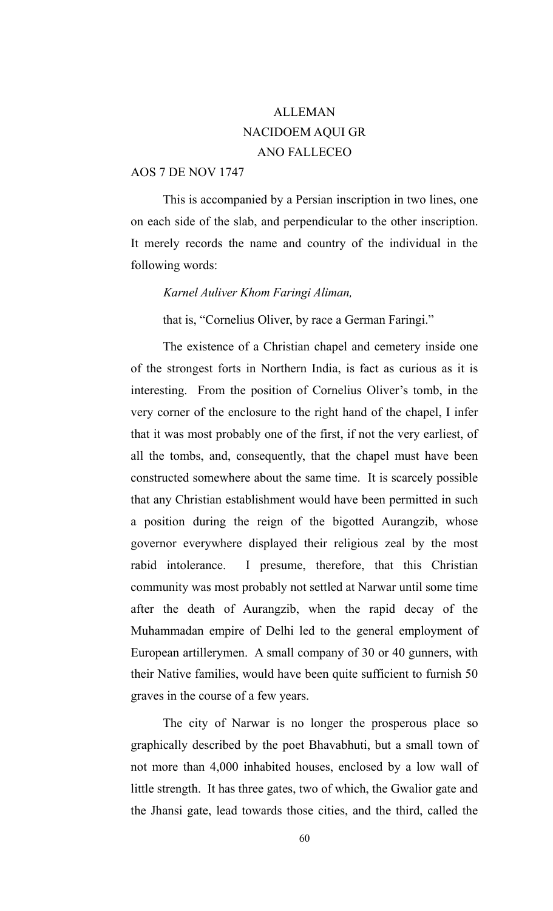ALLEMAN  
NACIDOEM AQUI GR  
ANO FALLECEO

AOS 7 DE NOV 1747

This is accompanied by a Persian inscription in two lines, one on each side of the slab, and perpendicular to the other inscription. It merely records the name and country of the individual in the following words:

*Karnel Auliver Khom Faringi Aliman,*

that is, "Cornelius Oliver, by race a German Faringi."

The existence of a Christian chapel and cemetery inside one of the strongest forts in Northern India, is fact as curious as it is interesting. From the position of Cornelius Oliver's tomb, in the very corner of the enclosure to the right hand of the chapel, I infer that it was most probably one of the first, if not the very earliest, of all the tombs, and, consequently, that the chapel must have been constructed somewhere about the same time. It is scarcely possible that any Christian establishment would have been permitted in such a position during the reign of the bigotted Aurangzib, whose governor everywhere displayed their religious zeal by the most rabid intolerance. I presume, therefore, that this Christian community was most probably not settled at Narwar until some time after the death of Aurangzib, when the rapid decay of the Muhammadan empire of Delhi led to the general employment of European artillerymen. A small company of 30 or 40 gunners, with their Native families, would have been quite sufficient to furnish 50 graves in the course of a few years.

The city of Narwar is no longer the prosperous place so graphically described by the poet Bhavabhuti, but a small town of not more than 4,000 inhabited houses, enclosed by a low wall of little strength. It has three gates, two of which, the Gwalior gate and the Jhansi gate, lead towards those cities, and the third, called the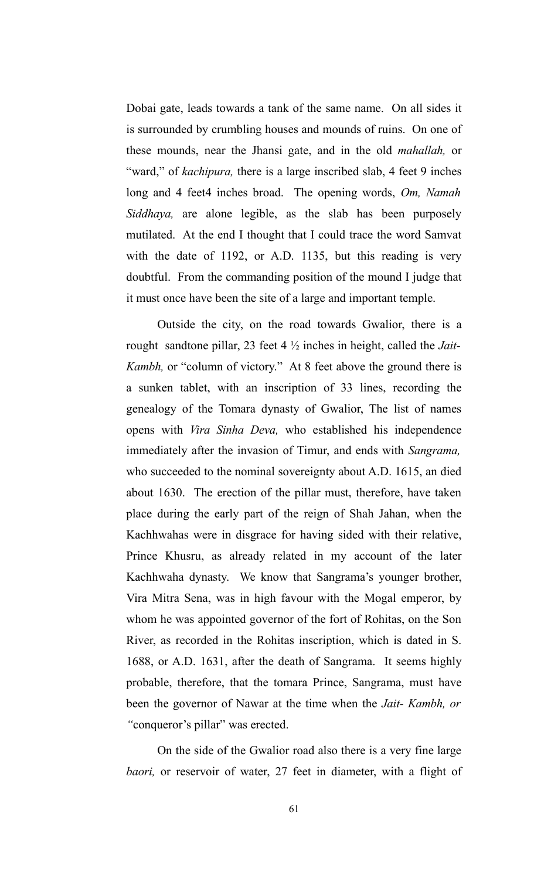Dobai gate, leads towards a tank of the same name. On all sides it is surrounded by crumbling houses and mounds of ruins. On one of these mounds, near the Jhansi gate, and in the old *mahallah,* or "ward," of *kachipura,* there is a large inscribed slab, 4 feet 9 inches long and 4 feet4 inches broad. The opening words, *Om, Namah Siddhaya,* are alone legible, as the slab has been purposely mutilated. At the end I thought that I could trace the word Samvat with the date of 1192, or A.D. 1135, but this reading is very doubtful. From the commanding position of the mound I judge that it must once have been the site of a large and important temple.

Outside the city, on the road towards Gwalior, there is a rought sandtone pillar, 23 feet 4 ½ inches in height, called the *Jait-Kambh,* or "column of victory." At 8 feet above the ground there is a sunken tablet, with an inscription of 33 lines, recording the genealogy of the Tomara dynasty of Gwalior, The list of names opens with *Vira Sinha Deva,* who established his independence immediately after the invasion of Timur, and ends with *Sangrama,* who succeeded to the nominal sovereignty about A.D. 1615, an died about 1630. The erection of the pillar must, therefore, have taken place during the early part of the reign of Shah Jahan, when the Kachhwahas were in disgrace for having sided with their relative, Prince Khusru, as already related in my account of the later Kachhwaha dynasty. We know that Sangrama's younger brother, Vira Mitra Sena, was in high favour with the Mogal emperor, by whom he was appointed governor of the fort of Rohitas, on the Son River, as recorded in the Rohitas inscription, which is dated in S. 1688, or A.D. 1631, after the death of Sangrama. It seems highly probable, therefore, that the tomara Prince, Sangrama, must have been the governor of Nawar at the time when the *Jait- Kambh, or "*conqueror's pillar" was erected.

On the side of the Gwalior road also there is a very fine large *baori,* or reservoir of water, 27 feet in diameter, with a flight of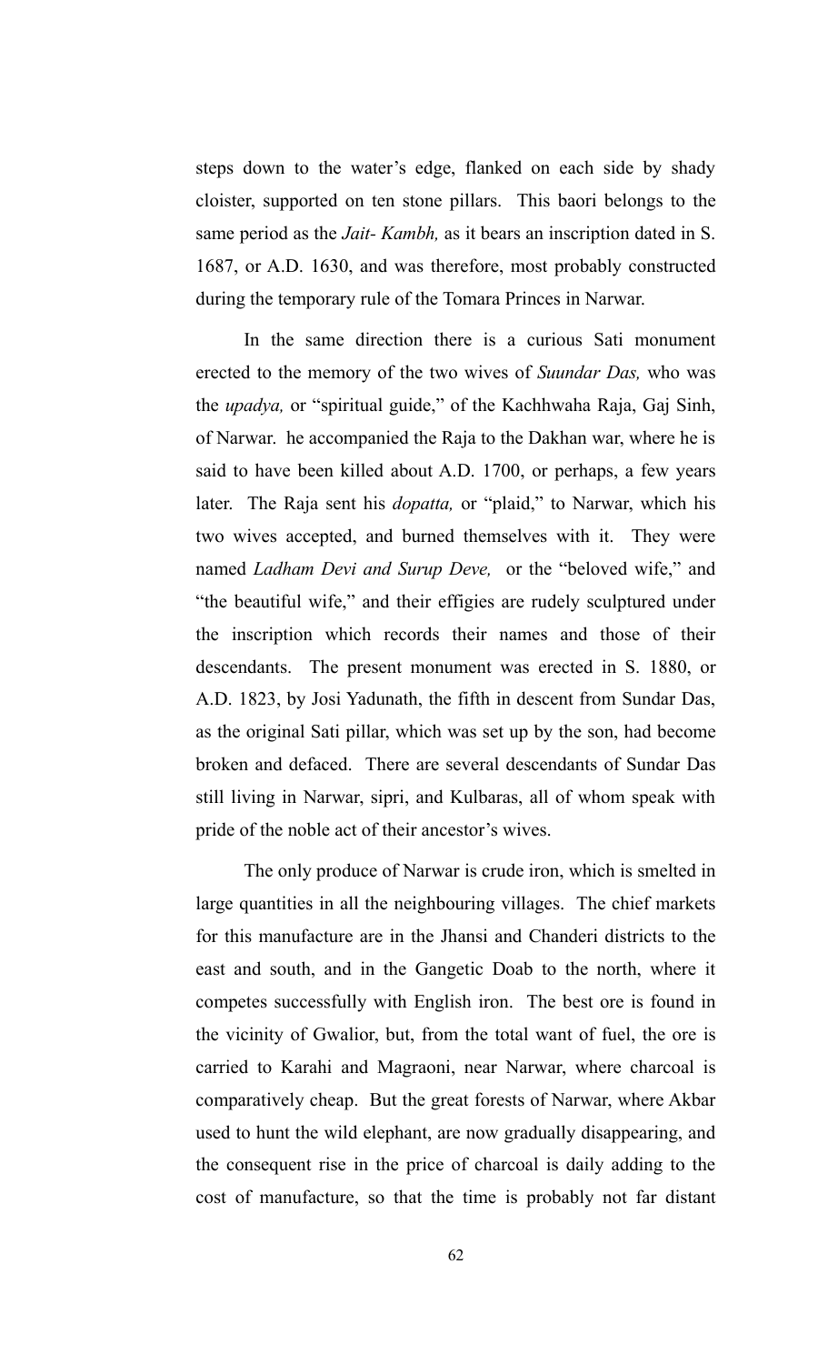steps down to the water's edge, flanked on each side by shady cloister, supported on ten stone pillars. This baori belongs to the same period as the *Jait- Kambh,* as it bears an inscription dated in S. 1687, or A.D. 1630, and was therefore, most probably constructed during the temporary rule of the Tomara Princes in Narwar.

In the same direction there is a curious Sati monument erected to the memory of the two wives of *Suundar Das,* who was the *upadya,* or "spiritual guide," of the Kachhwaha Raja, Gaj Sinh, of Narwar. he accompanied the Raja to the Dakhan war, where he is said to have been killed about A.D. 1700, or perhaps, a few years later. The Raja sent his *dopatta,* or "plaid," to Narwar, which his two wives accepted, and burned themselves with it. They were named *Ladham Devi and Surup Deve,* or the "beloved wife," and "the beautiful wife," and their effigies are rudely sculptured under the inscription which records their names and those of their descendants. The present monument was erected in S. 1880, or A.D. 1823, by Josi Yadunath, the fifth in descent from Sundar Das, as the original Sati pillar, which was set up by the son, had become broken and defaced. There are several descendants of Sundar Das still living in Narwar, sipri, and Kulbaras, all of whom speak with pride of the noble act of their ancestor's wives.

The only produce of Narwar is crude iron, which is smelted in large quantities in all the neighbouring villages. The chief markets for this manufacture are in the Jhansi and Chanderi districts to the east and south, and in the Gangetic Doab to the north, where it competes successfully with English iron. The best ore is found in the vicinity of Gwalior, but, from the total want of fuel, the ore is carried to Karahi and Magraoni, near Narwar, where charcoal is comparatively cheap. But the great forests of Narwar, where Akbar used to hunt the wild elephant, are now gradually disappearing, and the consequent rise in the price of charcoal is daily adding to the cost of manufacture, so that the time is probably not far distant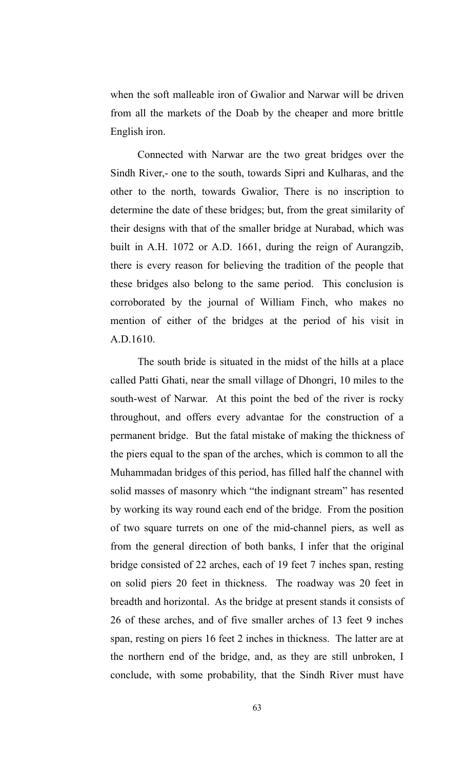when the soft malleable iron of Gwalior and Narwar will be driven from all the markets of the Doab by the cheaper and more brittle English iron.

Connected with Narwar are the two great bridges over the Sindh River,- one to the south, towards Sipri and Kulharas, and the other to the north, towards Gwalior, There is no inscription to determine the date of these bridges; but, from the great similarity of their designs with that of the smaller bridge at Nurabad, which was built in A.H. 1072 or A.D. 1661, during the reign of Aurangzib, there is every reason for believing the tradition of the people that these bridges also belong to the same period. This conclusion is corroborated by the journal of William Finch, who makes no mention of either of the bridges at the period of his visit in A.D.1610.

The south bride is situated in the midst of the hills at a place called Patti Ghati, near the small village of Dhongri, 10 miles to the south-west of Narwar. At this point the bed of the river is rocky throughout, and offers every advantae for the construction of a permanent bridge. But the fatal mistake of making the thickness of the piers equal to the span of the arches, which is common to all the Muhammadan bridges of this period, has filled half the channel with solid masses of masonry which "the indignant stream" has resented by working its way round each end of the bridge. From the position of two square turrets on one of the mid-channel piers, as well as from the general direction of both banks, I infer that the original bridge consisted of 22 arches, each of 19 feet 7 inches span, resting on solid piers 20 feet in thickness. The roadway was 20 feet in breadth and horizontal. As the bridge at present stands it consists of 26 of these arches, and of five smaller arches of 13 feet 9 inches span, resting on piers 16 feet 2 inches in thickness. The latter are at the northern end of the bridge, and, as they are still unbroken, I conclude, with some probability, that the Sindh River must have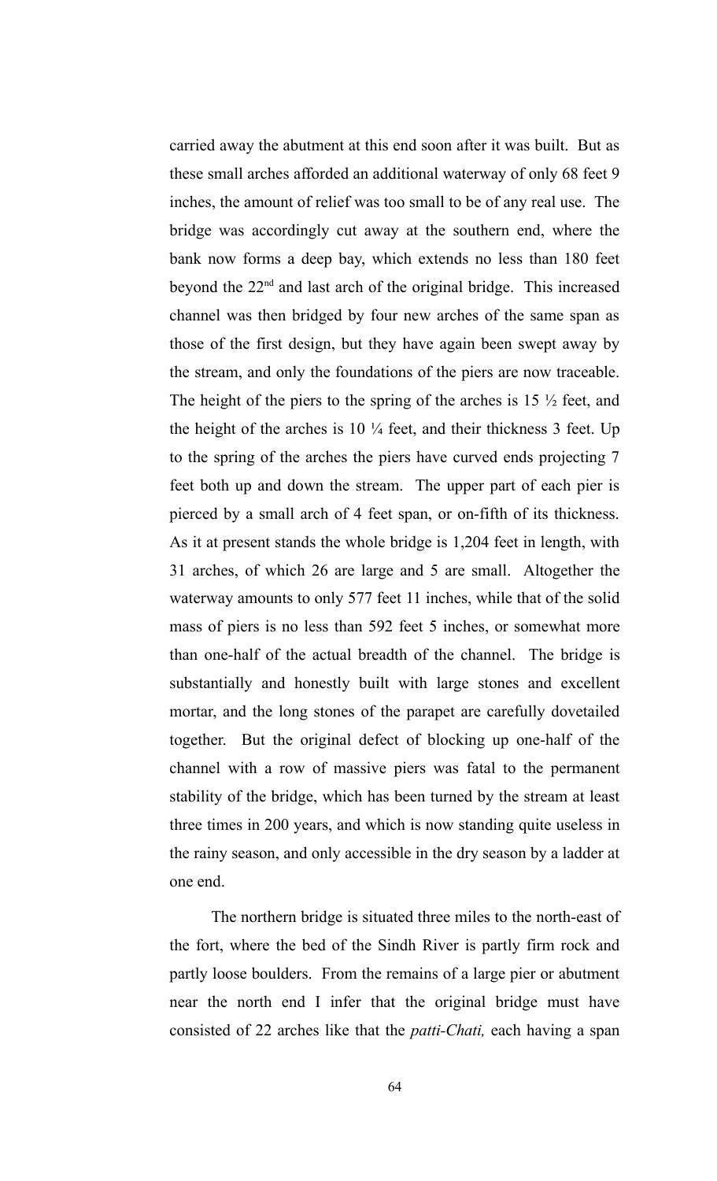carried away the abutment at this end soon after it was built. But as these small arches afforded an additional waterway of only 68 feet 9 inches, the amount of relief was too small to be of any real use. The bridge was accordingly cut away at the southern end, where the bank now forms a deep bay, which extends no less than 180 feet beyond the 22nd and last arch of the original bridge. This increased channel was then bridged by four new arches of the same span as those of the first design, but they have again been swept away by the stream, and only the foundations of the piers are now traceable. The height of the piers to the spring of the arches is 15 ½ feet, and the height of the arches is 10 ¼ feet, and their thickness 3 feet. Up to the spring of the arches the piers have curved ends projecting 7 feet both up and down the stream. The upper part of each pier is pierced by a small arch of 4 feet span, or on-fifth of its thickness. As it at present stands the whole bridge is 1,204 feet in length, with 31 arches, of which 26 are large and 5 are small. Altogether the waterway amounts to only 577 feet 11 inches, while that of the solid mass of piers is no less than 592 feet 5 inches, or somewhat more than one-half of the actual breadth of the channel. The bridge is substantially and honestly built with large stones and excellent mortar, and the long stones of the parapet are carefully dovetailed together. But the original defect of blocking up one-half of the channel with a row of massive piers was fatal to the permanent stability of the bridge, which has been turned by the stream at least three times in 200 years, and which is now standing quite useless in the rainy season, and only accessible in the dry season by a ladder at one end.

The northern bridge is situated three miles to the north-east of the fort, where the bed of the Sindh River is partly firm rock and partly loose boulders. From the remains of a large pier or abutment near the north end I infer that the original bridge must have consisted of 22 arches like that the *patti-Chati,* each having a span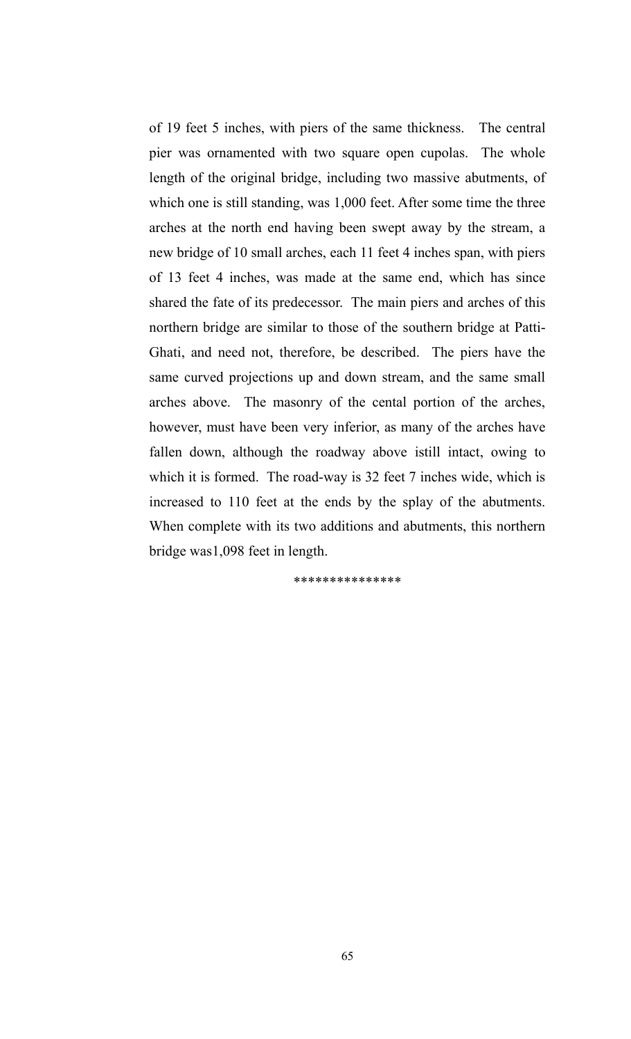of 19 feet 5 inches, with piers of the same thickness. The central pier was ornamented with two square open cupolas. The whole length of the original bridge, including two massive abutments, of which one is still standing, was 1,000 feet. After some time the three arches at the north end having been swept away by the stream, a new bridge of 10 small arches, each 11 feet 4 inches span, with piers of 13 feet 4 inches, was made at the same end, which has since shared the fate of its predecessor. The main piers and arches of this northern bridge are similar to those of the southern bridge at Patti-Ghati, and need not, therefore, be described. The piers have the same curved projections up and down stream, and the same small arches above. The masonry of the cental portion of the arches, however, must have been very inferior, as many of the arches have fallen down, although the roadway above istill intact, owing to which it is formed. The road-way is 32 feet 7 inches wide, which is increased to 110 feet at the ends by the splay of the abutments. When complete with its two additions and abutments, this northern bridge was1,098 feet in length.

***************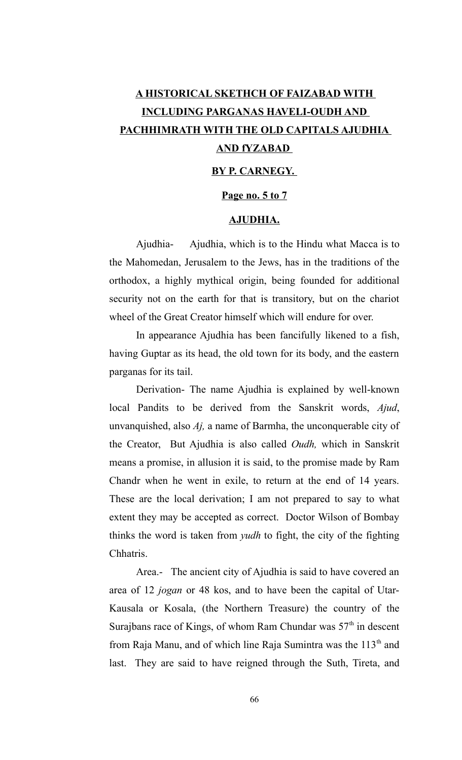**A HISTORICAL SKETHCH OF FAIZABAD WITH INCLUDING PARGANAS HAVELI-OUDH AND PACHHIMRATH WITH THE OLD CAPITALS AJUDHIA AND fYZABAD**

**BY P. CARNEGY.**

**Page no. 5 to 7**

**AJUDHIA.**

Ajudhia- Ajudhia, which is to the Hindu what Macca is to the Mahomedan, Jerusalem to the Jews, has in the traditions of the orthodox, a highly mythical origin, being founded for additional security not on the earth for that is transitory, but on the chariot wheel of the Great Creator himself which will endure for over.

In appearance Ajudhia has been fancifully likened to a fish, having Guptar as its head, the old town for its body, and the eastern parganas for its tail.

Derivation- The name Ajudhia is explained by well-known local Pandits to be derived from the Sanskrit words, *Ajud*, unvanquished, also *Aj,* a name of Barmha, the unconquerable city of the Creator, But Ajudhia is also called *Oudh,* which in Sanskrit means a promise, in allusion it is said, to the promise made by Ram Chandr when he went in exile, to return at the end of 14 years. These are the local derivation; I am not prepared to say to what extent they may be accepted as correct. Doctor Wilson of Bombay thinks the word is taken from *yudh* to fight, the city of the fighting Chhatris.

Area.- The ancient city of Ajudhia is said to have covered an area of 12 *jogan* or 48 kos, and to have been the capital of Utar-Kausala or Kosala, (the Northern Treasure) the country of the Surajbans race of Kings, of whom Ram Chundar was 57th in descent from Raja Manu, and of which line Raja Sumintra was the 113th and last. They are said to have reigned through the Suth, Tireta, and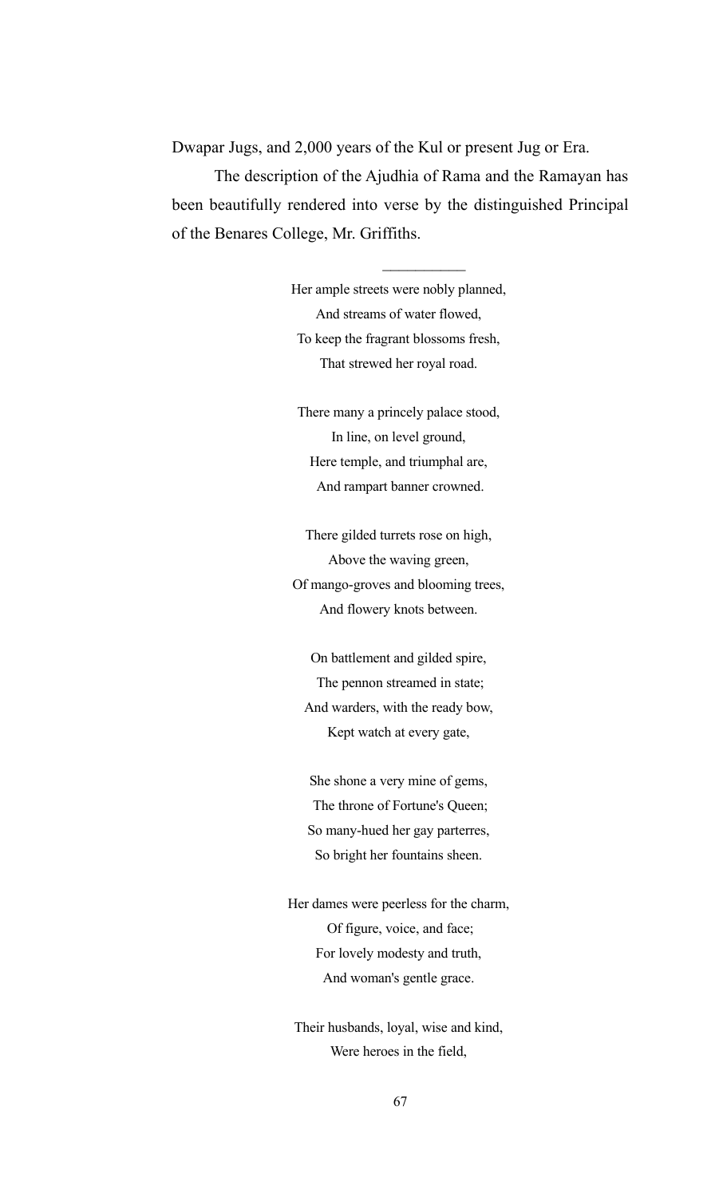Dwapar Jugs, and 2,000 years of the Kul or present Jug or Era.

The description of the Ajudhia of Rama and the Ramayan has been beautifully rendered into verse by the distinguished Principal of the Benares College, Mr. Griffiths.

---

Her ample streets were nobly planned,  
And streams of water flowed,  
To keep the fragrant blossoms fresh,  
That strewed her royal road.

There many a princely palace stood,  
In line, on level ground,  
Here temple, and triumphal are,  
And rampart banner crowned.

There gilded turrets rose on high,  
Above the waving green,  
Of mango-groves and blooming trees,  
And flowery knots between.

On battlement and gilded spire,  
The pennon streamed in state;  
And warders, with the ready bow,  
Kept watch at every gate,

She shone a very mine of gems,  
The throne of Fortune's Queen;  
So many-hued her gay parterres,  
So bright her fountains sheen.

Her dames were peerless for the charm,  
Of figure, voice, and face;  
For lovely modesty and truth,  
And woman's gentle grace.

Their husbands, loyal, wise and kind,  
Were heroes in the field,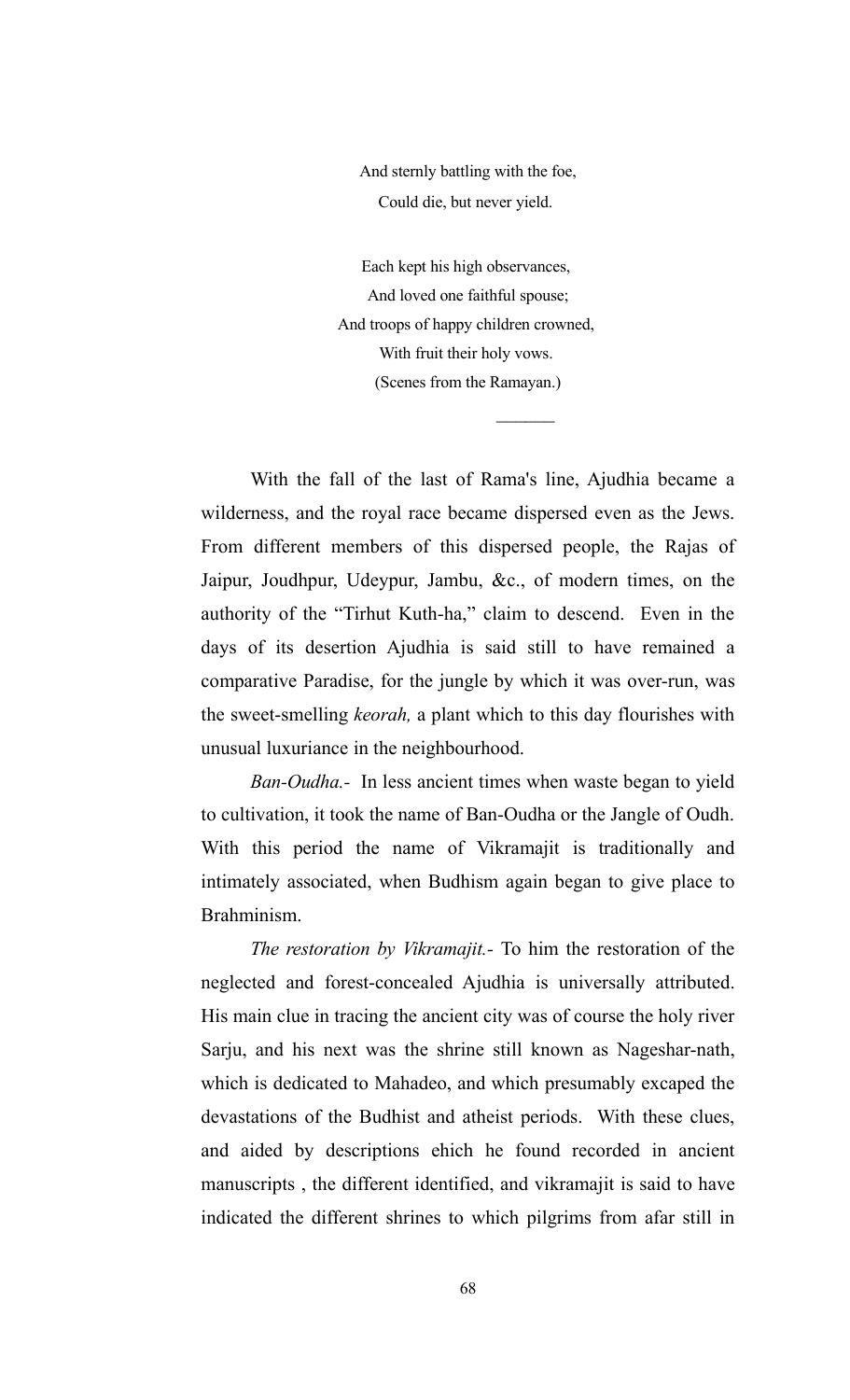And sternly battling with the foe,
Could die, but never yield.

Each kept his high observances,
And loved one faithful spouse;
And troops of happy children crowned,
With fruit their holy vows.
(Scenes from the Ramayan.)

———

With the fall of the last of Rama's line, Ajudhia became a wilderness, and the royal race became dispersed even as the Jews. From different members of this dispersed people, the Rajas of Jaipur, Joudhpur, Udeypur, Jambu, &c., of modern times, on the authority of the "Tirhut Kuth-ha," claim to descend. Even in the days of its desertion Ajudhia is said still to have remained a comparative Paradise, for the jungle by which it was over-run, was the sweet-smelling *keorah,* a plant which to this day flourishes with unusual luxuriance in the neighbourhood.

*Ban-Oudha.-* In less ancient times when waste began to yield to cultivation, it took the name of Ban-Oudha or the Jangle of Oudh. With this period the name of Vikramajit is traditionally and intimately associated, when Budhism again began to give place to Brahminism.

*The restoration by Vikramajit.-* To him the restoration of the neglected and forest-concealed Ajudhia is universally attributed. His main clue in tracing the ancient city was of course the holy river Sarju, and his next was the shrine still known as Nageshar-nath, which is dedicated to Mahadeo, and which presumably excaped the devastations of the Budhist and atheist periods. With these clues, and aided by descriptions ehich he found recorded in ancient manuscripts , the different identified, and vikramajit is said to have indicated the different shrines to which pilgrims from afar still in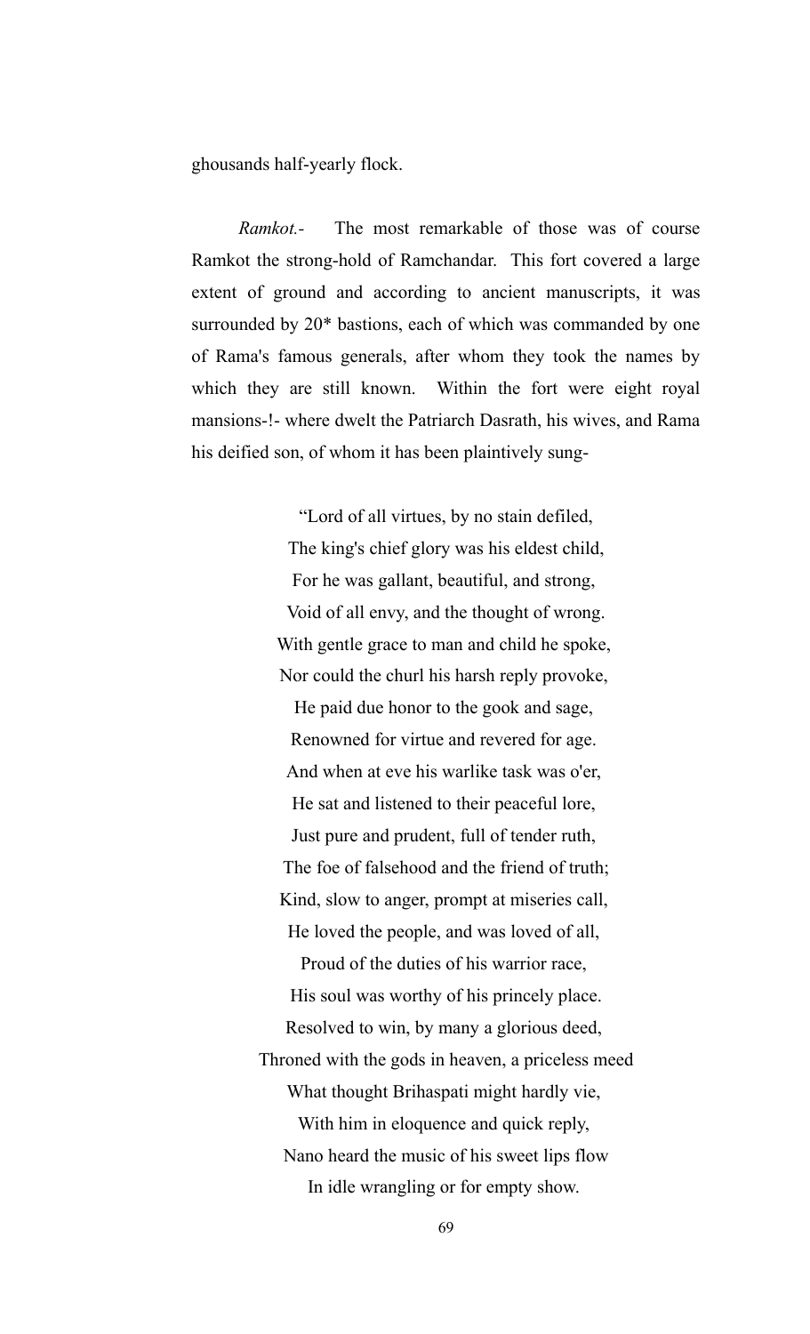ghousands half-yearly flock.

*Ramkot.-* The most remarkable of those was of course Ramkot the strong-hold of Ramchandar. This fort covered a large extent of ground and according to ancient manuscripts, it was surrounded by 20* bastions, each of which was commanded by one of Rama's famous generals, after whom they took the names by which they are still known. Within the fort were eight royal mansions-!- where dwelt the Patriarch Dasrath, his wives, and Rama his deified son, of whom it has been plaintively sung-

> "Lord of all virtues, by no stain defiled,
> The king's chief glory was his eldest child,
> For he was gallant, beautiful, and strong,
> Void of all envy, and the thought of wrong.
> With gentle grace to man and child he spoke,
> Nor could the churl his harsh reply provoke,
> He paid due honor to the gook and sage,
> Renowned for virtue and revered for age.
> And when at eve his warlike task was o'er,
> He sat and listened to their peaceful lore,
> Just pure and prudent, full of tender ruth,
> The foe of falsehood and the friend of truth;
> Kind, slow to anger, prompt at miseries call,
> He loved the people, and was loved of all,
> Proud of the duties of his warrior race,
> His soul was worthy of his princely place.
> Resolved to win, by many a glorious deed,
> Throned with the gods in heaven, a priceless meed
> What thought Brihaspati might hardly vie,
> With him in eloquence and quick reply,
> Nano heard the music of his sweet lips flow
> In idle wrangling or for empty show.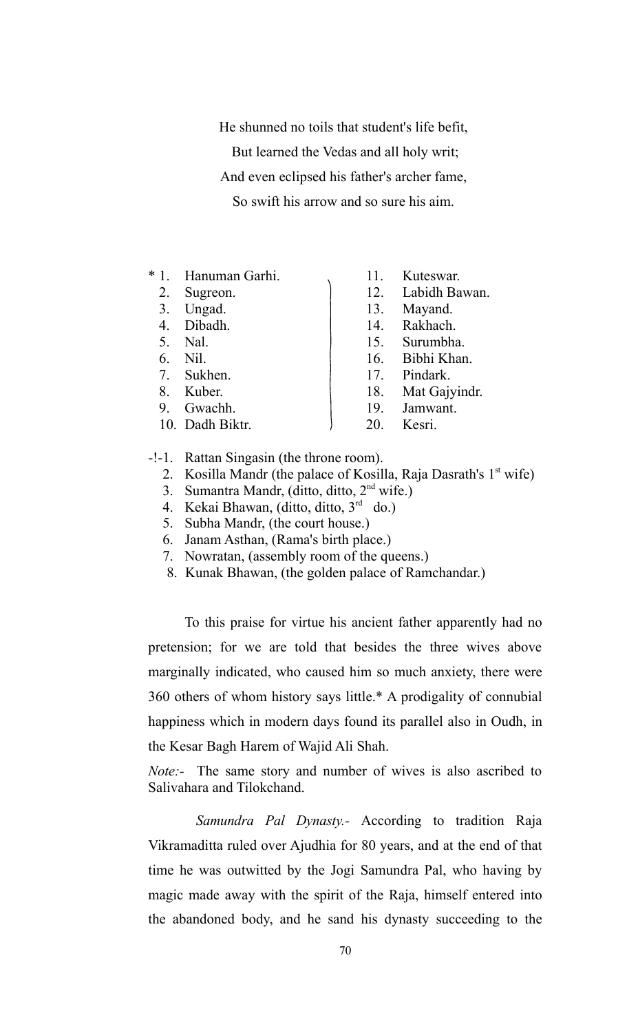He shunned no toils that student's life befit,

But learned the Vedas and all holy writ;

And even eclipsed his father's archer fame,

So swift his arrow and so sure his aim.

| | | | |
|---|---|---|---|
| * 1. | Hanuman Garhi. | 11. | Kuteswar. |
| 2. | Sugreon. | 12. | Labidh Bawan. |
| 3. | Ungad. | 13. | Mayand. |
| 4. | Dibadh. | 14. | Rakhach. |
| 5. | Nal. | 15. | Surumbha. |
| 6. | Nil. | 16. | Bibhi Khan. |
| 7. | Sukhen. | 17. | Pindark. |
| 8. | Kuber. | 18. | Mat Gajyindr. |
| 9. | Gwachh. | 19. | Jamwant. |
| 10. | Dadh Biktr. | 20. | Kesri. |

-!-1. Rattan Singasin (the throne room).
2. Kosilla Mandr (the palace of Kosilla, Raja Dasrath's 1st wife)
3. Sumantra Mandr, (ditto, ditto, 2nd wife.)
4. Kekai Bhawan, (ditto, ditto, 3rd do.)
5. Subha Mandr, (the court house.)
6. Janam Asthan, (Rama's birth place.)
7. Nowratan, (assembly room of the queens.)
8. Kunak Bhawan, (the golden palace of Ramchandar.)

To this praise for virtue his ancient father apparently had no pretension; for we are told that besides the three wives above marginally indicated, who caused him so much anxiety, there were 360 others of whom history says little.* A prodigality of connubial happiness which in modern days found its parallel also in Oudh, in the Kesar Bagh Harem of Wajid Ali Shah.

*Note:-* The same story and number of wives is also ascribed to Salivahara and Tilokchand.

*Samundra Pal Dynasty.-* According to tradition Raja Vikramaditta ruled over Ajudhia for 80 years, and at the end of that time he was outwitted by the Jogi Samundra Pal, who having by magic made away with the spirit of the Raja, himself entered into the abandoned body, and he sand his dynasty succeeding to the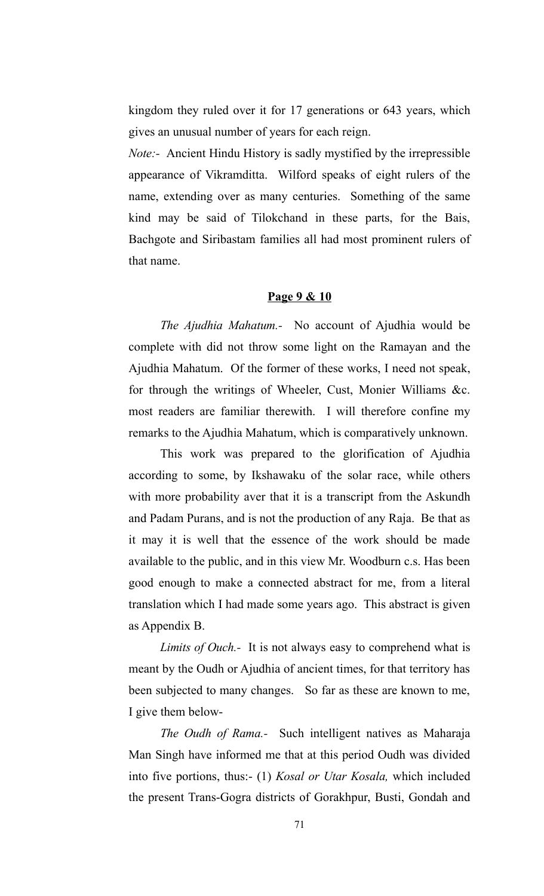kingdom they ruled over it for 17 generations or 643 years, which gives an unusual number of years for each reign.

*Note:-* Ancient Hindu History is sadly mystified by the irrepressible appearance of Vikramditta. Wilford speaks of eight rulers of the name, extending over as many centuries. Something of the same kind may be said of Tilokchand in these parts, for the Bais, Bachgote and Siribastam families all had most prominent rulers of that name.

**Page 9 & 10**

*The Ajudhia Mahatum.-* No account of Ajudhia would be complete with did not throw some light on the Ramayan and the Ajudhia Mahatum. Of the former of these works, I need not speak, for through the writings of Wheeler, Cust, Monier Williams &c. most readers are familiar therewith. I will therefore confine my remarks to the Ajudhia Mahatum, which is comparatively unknown.

This work was prepared to the glorification of Ajudhia according to some, by Ikshawaku of the solar race, while others with more probability aver that it is a transcript from the Askundh and Padam Purans, and is not the production of any Raja. Be that as it may it is well that the essence of the work should be made available to the public, and in this view Mr. Woodburn c.s. Has been good enough to make a connected abstract for me, from a literal translation which I had made some years ago. This abstract is given as Appendix B.

*Limits of Ouch.-* It is not always easy to comprehend what is meant by the Oudh or Ajudhia of ancient times, for that territory has been subjected to many changes. So far as these are known to me, I give them below-

*The Oudh of Rama.-* Such intelligent natives as Maharaja Man Singh have informed me that at this period Oudh was divided into five portions, thus:- (1) *Kosal or Utar Kosala,* which included the present Trans-Gogra districts of Gorakhpur, Busti, Gondah and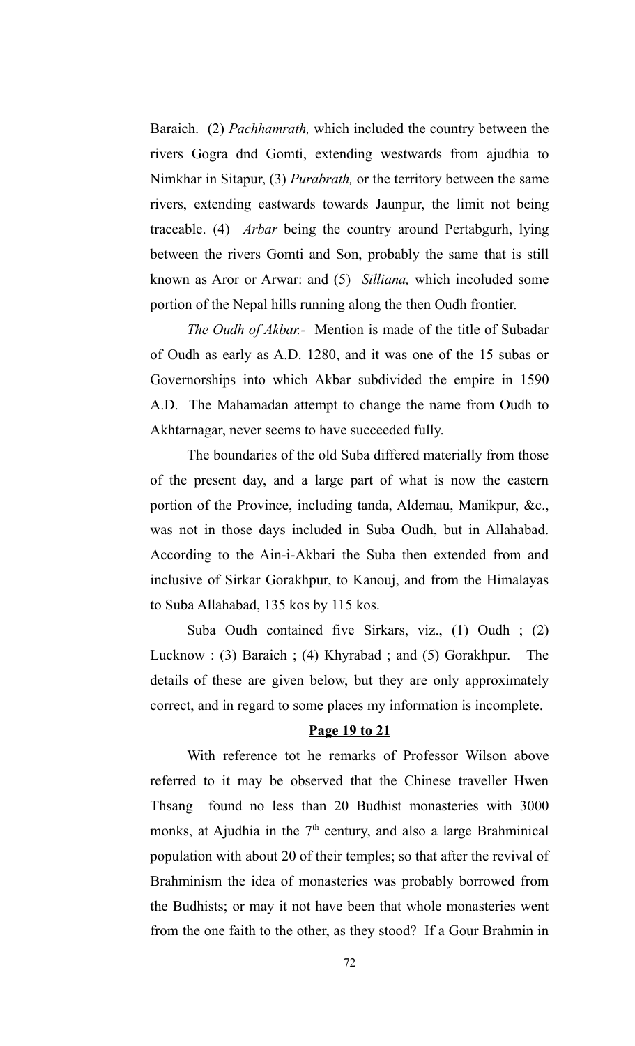Baraich. (2) *Pachhamrath,* which included the country between the rivers Gogra dnd Gomti, extending westwards from ajudhia to Nimkhar in Sitapur, (3) *Purabrath,* or the territory between the same rivers, extending eastwards towards Jaunpur, the limit not being traceable. (4) *Arbar* being the country around Pertabgurh, lying between the rivers Gomti and Son, probably the same that is still known as Aror or Arwar: and (5) *Silliana,* which incoluded some portion of the Nepal hills running along the then Oudh frontier.

*The Oudh of Akbar.-* Mention is made of the title of Subadar of Oudh as early as A.D. 1280, and it was one of the 15 subas or Governorships into which Akbar subdivided the empire in 1590 A.D. The Mahamadan attempt to change the name from Oudh to Akhtarnagar, never seems to have succeeded fully.

The boundaries of the old Suba differed materially from those of the present day, and a large part of what is now the eastern portion of the Province, including tanda, Aldemau, Manikpur, &c., was not in those days included in Suba Oudh, but in Allahabad. According to the Ain-i-Akbari the Suba then extended from and inclusive of Sirkar Gorakhpur, to Kanouj, and from the Himalayas to Suba Allahabad, 135 kos by 115 kos.

Suba Oudh contained five Sirkars, viz., (1) Oudh ; (2) Lucknow : (3) Baraich ; (4) Khyrabad ; and (5) Gorakhpur. The details of these are given below, but they are only approximately correct, and in regard to some places my information is incomplete.

**Page 19 to 21**

With reference tot he remarks of Professor Wilson above referred to it may be observed that the Chinese traveller Hwen Thsang found no less than 20 Budhist monasteries with 3000 monks, at Ajudhia in the 7th century, and also a large Brahminical population with about 20 of their temples; so that after the revival of Brahminism the idea of monasteries was probably borrowed from the Budhists; or may it not have been that whole monasteries went from the one faith to the other, as they stood? If a Gour Brahmin in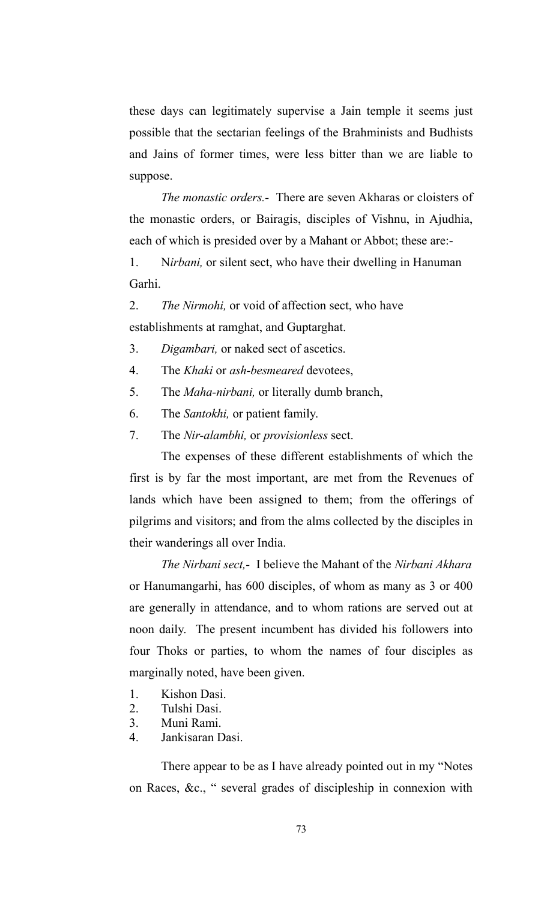these days can legitimately supervise a Jain temple it seems just possible that the sectarian feelings of the Brahminists and Budhists and Jains of former times, were less bitter than we are liable to suppose.

*The monastic orders.-* There are seven Akharas or cloisters of the monastic orders, or Bairagis, disciples of Vishnu, in Ajudhia, each of which is presided over by a Mahant or Abbot; these are:-

1. N*irbani,* or silent sect, who have their dwelling in Hanuman Garhi.
2. *The Nirmohi,* or void of affection sect, who have establishments at ramghat, and Guptarghat.
3. *Digambari,* or naked sect of ascetics.
4. The *Khaki* or *ash-besmeared* devotees,
5. The *Maha-nirbani,* or literally dumb branch,
6. The *Santokhi,* or patient family.
7. The *Nir-alambhi,* or *provisionless* sect.

The expenses of these different establishments of which the first is by far the most important, are met from the Revenues of lands which have been assigned to them; from the offerings of pilgrims and visitors; and from the alms collected by the disciples in their wanderings all over India.

*The Nirbani sect,-* I believe the Mahant of the *Nirbani Akhara* or Hanumangarhi, has 600 disciples, of whom as many as 3 or 400 are generally in attendance, and to whom rations are served out at noon daily. The present incumbent has divided his followers into four Thoks or parties, to whom the names of four disciples as marginally noted, have been given.

1. Kishon Dasi.
2. Tulshi Dasi.
3. Muni Rami.
4. Jankisaran Dasi.

There appear to be as I have already pointed out in my "Notes on Races, &c., " several grades of discipleship in connexion with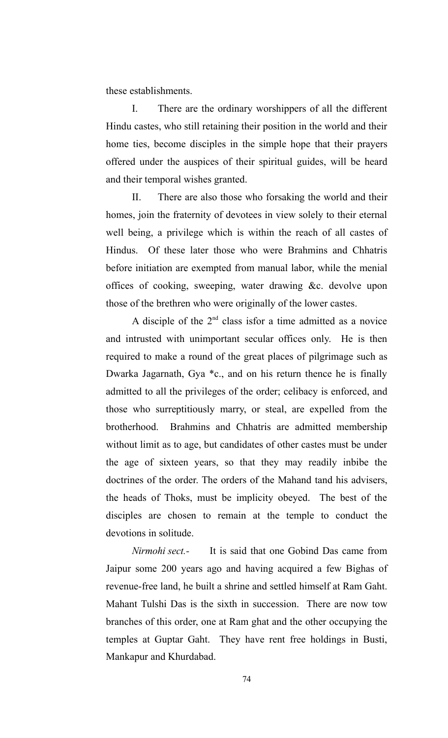these establishments.

I. There are the ordinary worshippers of all the different Hindu castes, who still retaining their position in the world and their home ties, become disciples in the simple hope that their prayers offered under the auspices of their spiritual guides, will be heard and their temporal wishes granted.

II. There are also those who forsaking the world and their homes, join the fraternity of devotees in view solely to their eternal well being, a privilege which is within the reach of all castes of Hindus. Of these later those who were Brahmins and Chhatris before initiation are exempted from manual labor, while the menial offices of cooking, sweeping, water drawing &c. devolve upon those of the brethren who were originally of the lower castes.

A disciple of the 2nd class isfor a time admitted as a novice and intrusted with unimportant secular offices only. He is then required to make a round of the great places of pilgrimage such as Dwarka Jagarnath, Gya *c., and on his return thence he is finally admitted to all the privileges of the order; celibacy is enforced, and those who surreptitiously marry, or steal, are expelled from the brotherhood. Brahmins and Chhatris are admitted membership without limit as to age, but candidates of other castes must be under the age of sixteen years, so that they may readily inbibe the doctrines of the order. The orders of the Mahand tand his advisers, the heads of Thoks, must be implicity obeyed. The best of the disciples are chosen to remain at the temple to conduct the devotions in solitude.

*Nirmohi sect.-* It is said that one Gobind Das came from Jaipur some 200 years ago and having acquired a few Bighas of revenue-free land, he built a shrine and settled himself at Ram Gaht. Mahant Tulshi Das is the sixth in succession. There are now tow branches of this order, one at Ram ghat and the other occupying the temples at Guptar Gaht. They have rent free holdings in Busti, Mankapur and Khurdabad.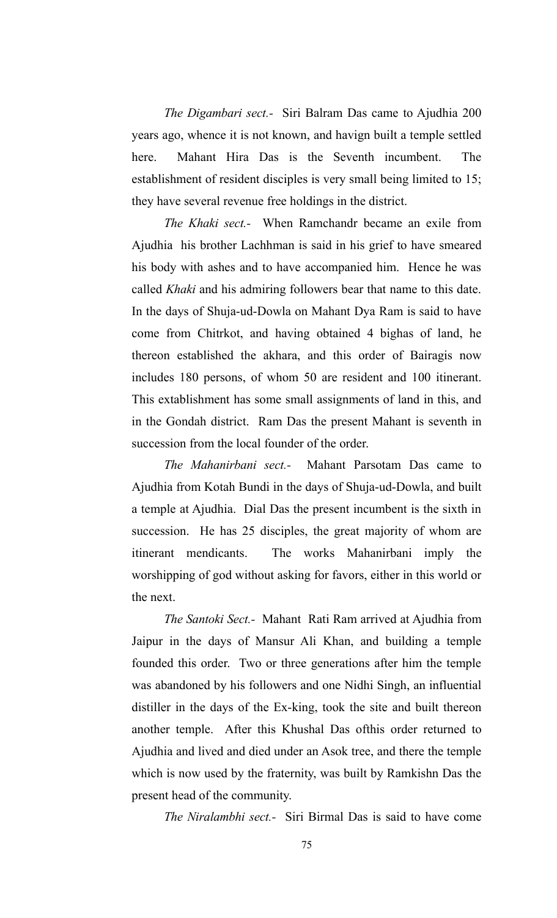*The Digambari sect.-* Siri Balram Das came to Ajudhia 200 years ago, whence it is not known, and havign built a temple settled here. Mahant Hira Das is the Seventh incumbent. The establishment of resident disciples is very small being limited to 15; they have several revenue free holdings in the district.

*The Khaki sect.-* When Ramchandr became an exile from Ajudhia his brother Lachhman is said in his grief to have smeared his body with ashes and to have accompanied him. Hence he was called *Khaki* and his admiring followers bear that name to this date. In the days of Shuja-ud-Dowla on Mahant Dya Ram is said to have come from Chitrkot, and having obtained 4 bighas of land, he thereon established the akhara, and this order of Bairagis now includes 180 persons, of whom 50 are resident and 100 itinerant. This extablishment has some small assignments of land in this, and in the Gondah district. Ram Das the present Mahant is seventh in succession from the local founder of the order.

*The Mahanirbani sect.-* Mahant Parsotam Das came to Ajudhia from Kotah Bundi in the days of Shuja-ud-Dowla, and built a temple at Ajudhia. Dial Das the present incumbent is the sixth in succession. He has 25 disciples, the great majority of whom are itinerant mendicants. The works Mahanirbani imply the worshipping of god without asking for favors, either in this world or the next.

*The Santoki Sect.-* Mahant Rati Ram arrived at Ajudhia from Jaipur in the days of Mansur Ali Khan, and building a temple founded this order. Two or three generations after him the temple was abandoned by his followers and one Nidhi Singh, an influential distiller in the days of the Ex-king, took the site and built thereon another temple. After this Khushal Das ofthis order returned to Ajudhia and lived and died under an Asok tree, and there the temple which is now used by the fraternity, was built by Ramkishn Das the present head of the community.

*The Niralambhi sect.-* Siri Birmal Das is said to have come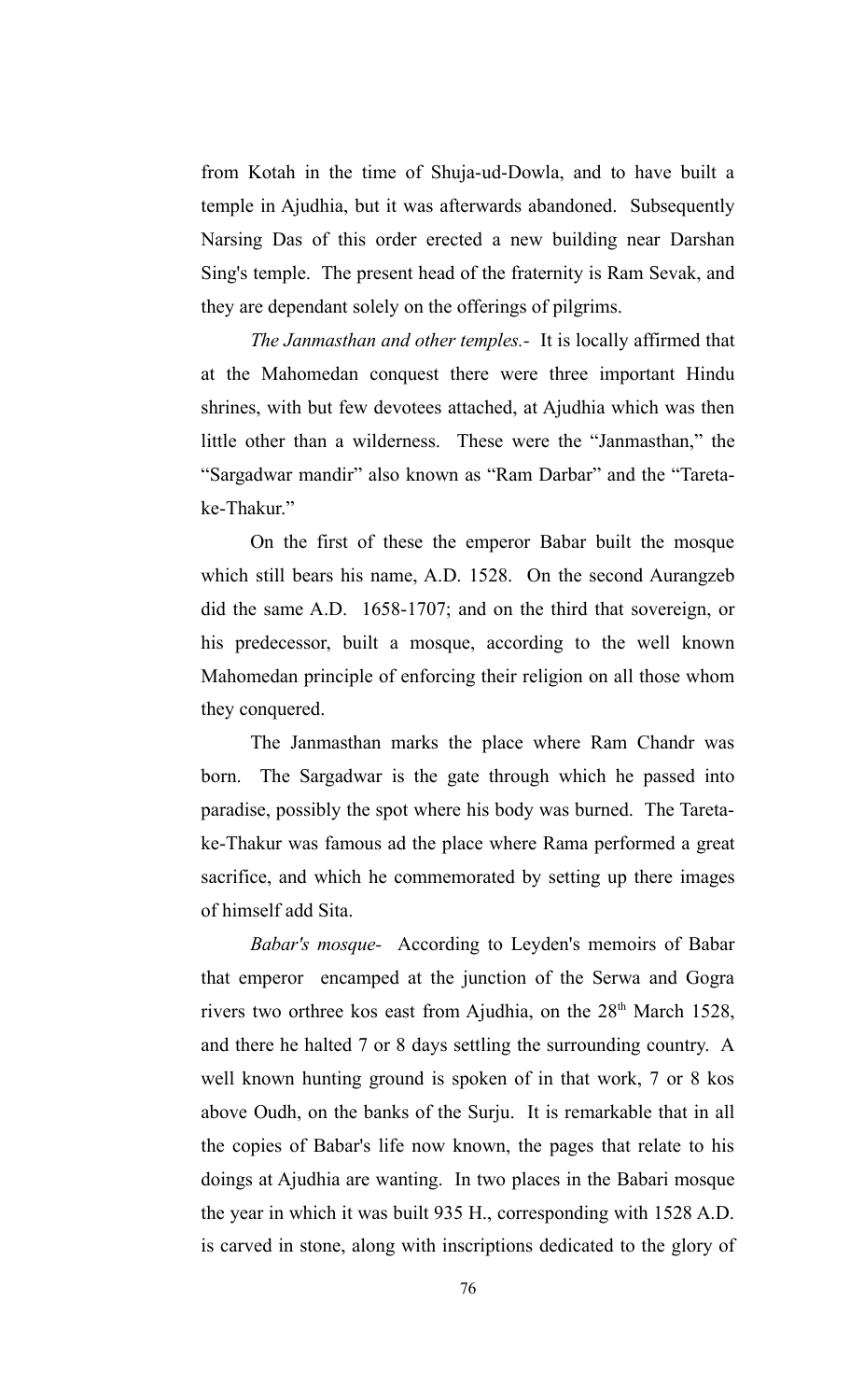from Kotah in the time of Shuja-ud-Dowla, and to have built a temple in Ajudhia, but it was afterwards abandoned. Subsequently Narsing Das of this order erected a new building near Darshan Sing's temple. The present head of the fraternity is Ram Sevak, and they are dependant solely on the offerings of pilgrims.

*The Janmasthan and other temples.-* It is locally affirmed that at the Mahomedan conquest there were three important Hindu shrines, with but few devotees attached, at Ajudhia which was then little other than a wilderness. These were the "Janmasthan," the "Sargadwar mandir" also known as "Ram Darbar" and the "Tareta-ke-Thakur."

On the first of these the emperor Babar built the mosque which still bears his name, A.D. 1528. On the second Aurangzeb did the same A.D. 1658-1707; and on the third that sovereign, or his predecessor, built a mosque, according to the well known Mahomedan principle of enforcing their religion on all those whom they conquered.

The Janmasthan marks the place where Ram Chandr was born. The Sargadwar is the gate through which he passed into paradise, possibly the spot where his body was burned. The Tareta-ke-Thakur was famous ad the place where Rama performed a great sacrifice, and which he commemorated by setting up there images of himself add Sita.

*Babar's mosque-* According to Leyden's memoirs of Babar that emperor encamped at the junction of the Serwa and Gogra rivers two orthree kos east from Ajudhia, on the 28th March 1528, and there he halted 7 or 8 days settling the surrounding country. A well known hunting ground is spoken of in that work, 7 or 8 kos above Oudh, on the banks of the Surju. It is remarkable that in all the copies of Babar's life now known, the pages that relate to his doings at Ajudhia are wanting. In two places in the Babari mosque the year in which it was built 935 H., corresponding with 1528 A.D. is carved in stone, along with inscriptions dedicated to the glory of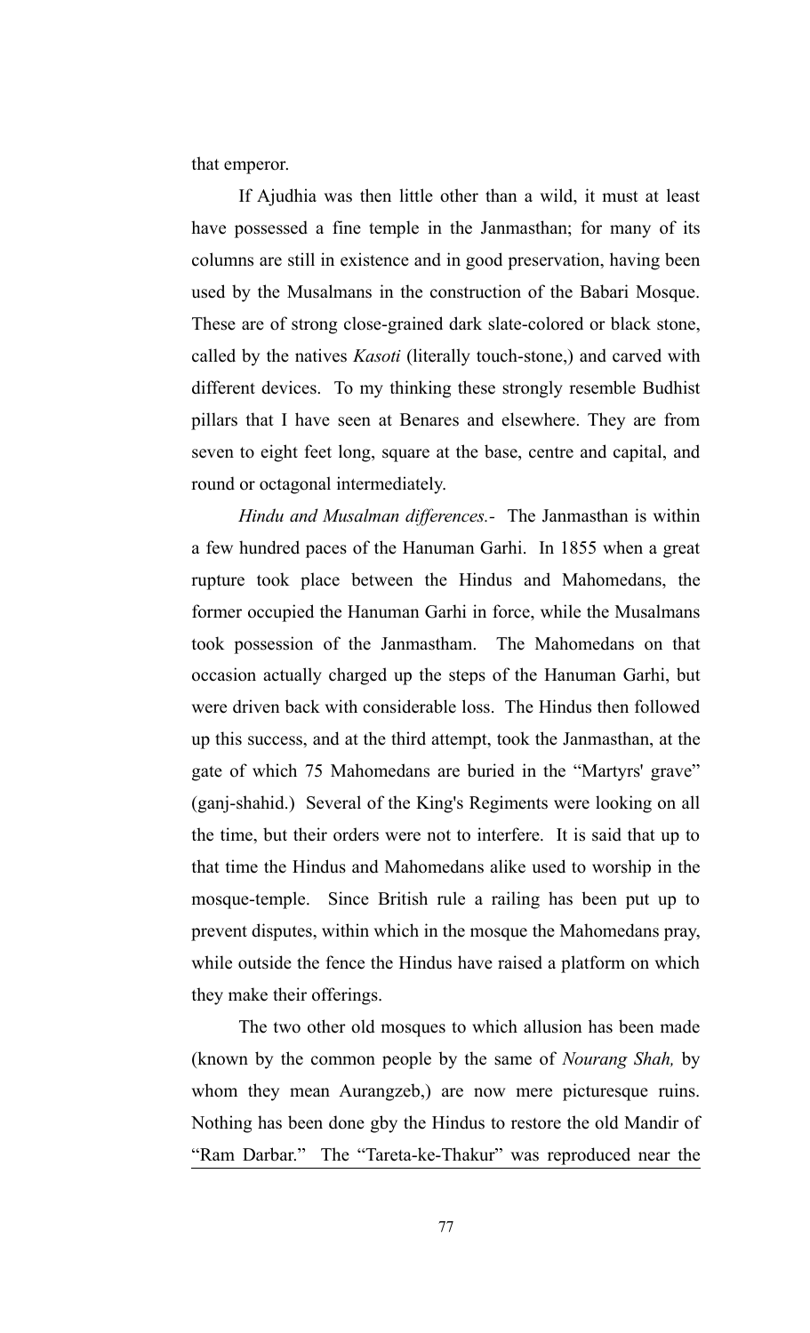that emperor.

If Ajudhia was then little other than a wild, it must at least have possessed a fine temple in the Janmasthan; for many of its columns are still in existence and in good preservation, having been used by the Musalmans in the construction of the Babari Mosque. These are of strong close-grained dark slate-colored or black stone, called by the natives *Kasoti* (literally touch-stone,) and carved with different devices. To my thinking these strongly resemble Budhist pillars that I have seen at Benares and elsewhere. They are from seven to eight feet long, square at the base, centre and capital, and round or octagonal intermediately.

*Hindu and Musalman differences.-* The Janmasthan is within a few hundred paces of the Hanuman Garhi. In 1855 when a great rupture took place between the Hindus and Mahomedans, the former occupied the Hanuman Garhi in force, while the Musalmans took possession of the Janmastham. The Mahomedans on that occasion actually charged up the steps of the Hanuman Garhi, but were driven back with considerable loss. The Hindus then followed up this success, and at the third attempt, took the Janmasthan, at the gate of which 75 Mahomedans are buried in the "Martyrs' grave" (ganj-shahid.) Several of the King's Regiments were looking on all the time, but their orders were not to interfere. It is said that up to that time the Hindus and Mahomedans alike used to worship in the mosque-temple. Since British rule a railing has been put up to prevent disputes, within which in the mosque the Mahomedans pray, while outside the fence the Hindus have raised a platform on which they make their offerings.

The two other old mosques to which allusion has been made (known by the common people by the same of *Nourang Shah,* by whom they mean Aurangzeb,) are now mere picturesque ruins. Nothing has been done gby the Hindus to restore the old Mandir of "Ram Darbar." The "Tareta-ke-Thakur" was reproduced near the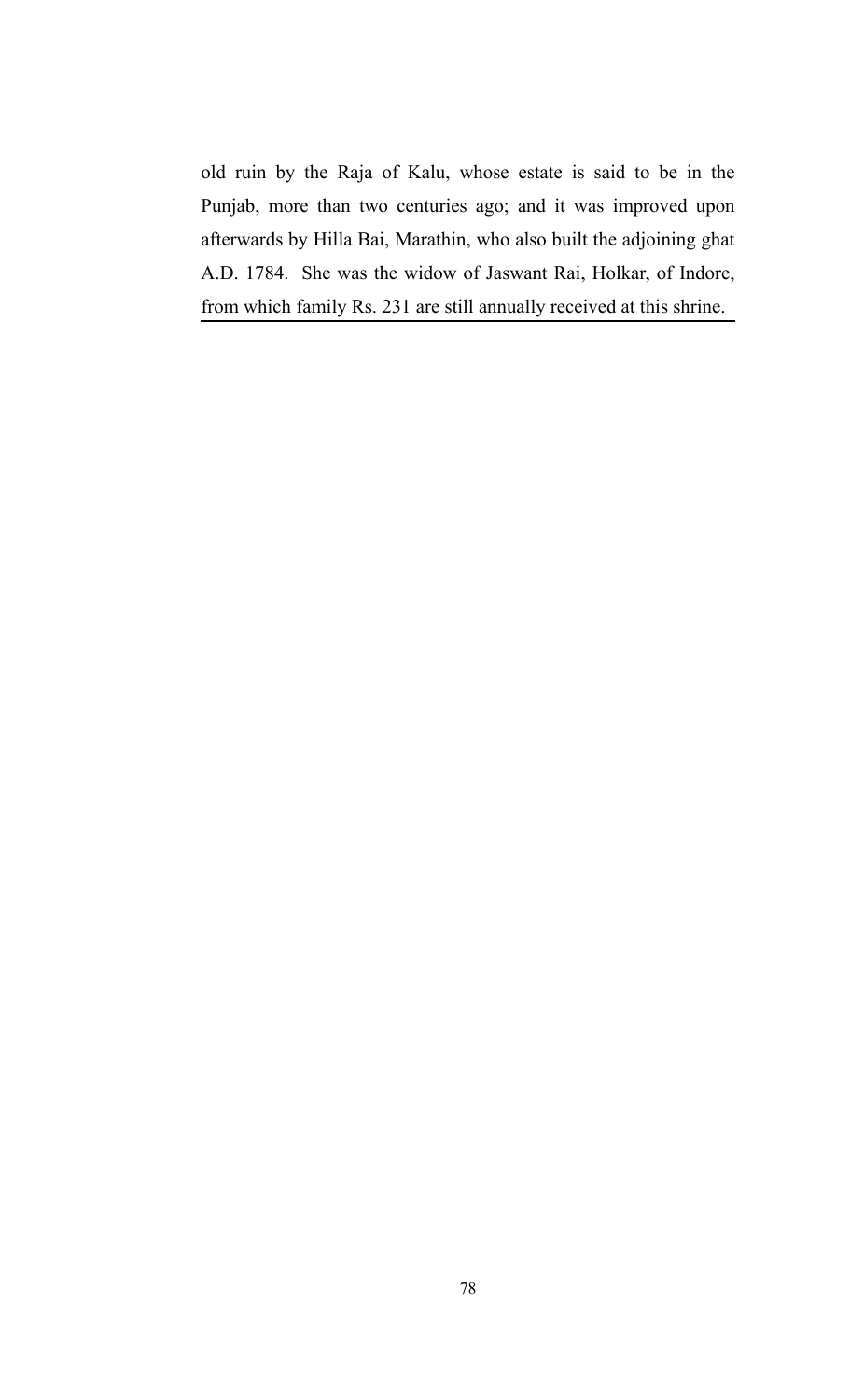old ruin by the Raja of Kalu, whose estate is said to be in the Punjab, more than two centuries ago; and it was improved upon afterwards by Hilla Bai, Marathin, who also built the adjoining ghat A.D. 1784. She was the widow of Jaswant Rai, Holkar, of Indore, from which family Rs. 231 are still annually received at this shrine.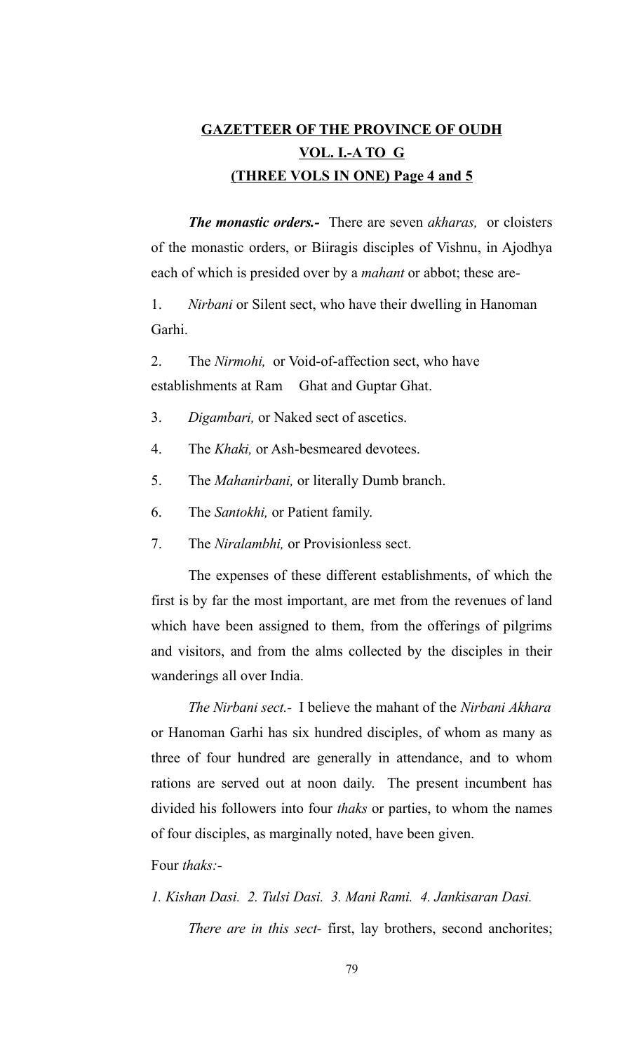# GAZETTEER OF THE PROVINCE OF OUDH
## VOL. I.-A TO G
### (THREE VOLS IN ONE) Page 4 and 5

***The monastic orders.-*** There are seven *akharas,* or cloisters of the monastic orders, or Biiragis disciples of Vishnu, in Ajodhya each of which is presided over by a *mahant* or abbot; these are-

1. *Nirbani* or Silent sect, who have their dwelling in Hanoman Garhi.

2. The *Nirmohi,* or Void-of-affection sect, who have establishments at Ram Ghat and Guptar Ghat.

3. *Digambari,* or Naked sect of ascetics.

4. The *Khaki,* or Ash-besmeared devotees.

5. The *Mahanirbani,* or literally Dumb branch.

6. The *Santokhi,* or Patient family.

7. The *Niralambhi,* or Provisionless sect.

The expenses of these different establishments, of which the first is by far the most important, are met from the revenues of land which have been assigned to them, from the offerings of pilgrims and visitors, and from the alms collected by the disciples in their wanderings all over India.

*The Nirbani sect.-* I believe the mahant of the *Nirbani Akhara* or Hanoman Garhi has six hundred disciples, of whom as many as three of four hundred are generally in attendance, and to whom rations are served out at noon daily. The present incumbent has divided his followers into four *thaks* or parties, to whom the names of four disciples, as marginally noted, have been given.

Four *thaks:-*

*1. Kishan Dasi. 2. Tulsi Dasi. 3. Mani Rami. 4. Jankisaran Dasi.*

*There are in this sect-* first, lay brothers, second anchorites;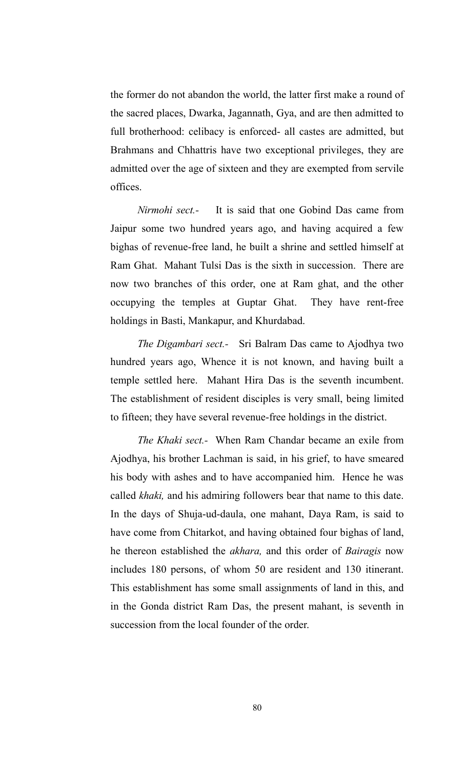the former do not abandon the world, the latter first make a round of the sacred places, Dwarka, Jagannath, Gya, and are then admitted to full brotherhood: celibacy is enforced- all castes are admitted, but Brahmans and Chhattris have two exceptional privileges, they are admitted over the age of sixteen and they are exempted from servile offices.

*Nirmohi sect.-* It is said that one Gobind Das came from Jaipur some two hundred years ago, and having acquired a few bighas of revenue-free land, he built a shrine and settled himself at Ram Ghat. Mahant Tulsi Das is the sixth in succession. There are now two branches of this order, one at Ram ghat, and the other occupying the temples at Guptar Ghat. They have rent-free holdings in Basti, Mankapur, and Khurdabad.

*The Digambari sect.-* Sri Balram Das came to Ajodhya two hundred years ago, Whence it is not known, and having built a temple settled here. Mahant Hira Das is the seventh incumbent. The establishment of resident disciples is very small, being limited to fifteen; they have several revenue-free holdings in the district.

*The Khaki sect.-* When Ram Chandar became an exile from Ajodhya, his brother Lachman is said, in his grief, to have smeared his body with ashes and to have accompanied him. Hence he was called *khaki,* and his admiring followers bear that name to this date. In the days of Shuja-ud-daula, one mahant, Daya Ram, is said to have come from Chitarkot, and having obtained four bighas of land, he thereon established the *akhara,* and this order of *Bairagis* now includes 180 persons, of whom 50 are resident and 130 itinerant. This establishment has some small assignments of land in this, and in the Gonda district Ram Das, the present mahant, is seventh in succession from the local founder of the order.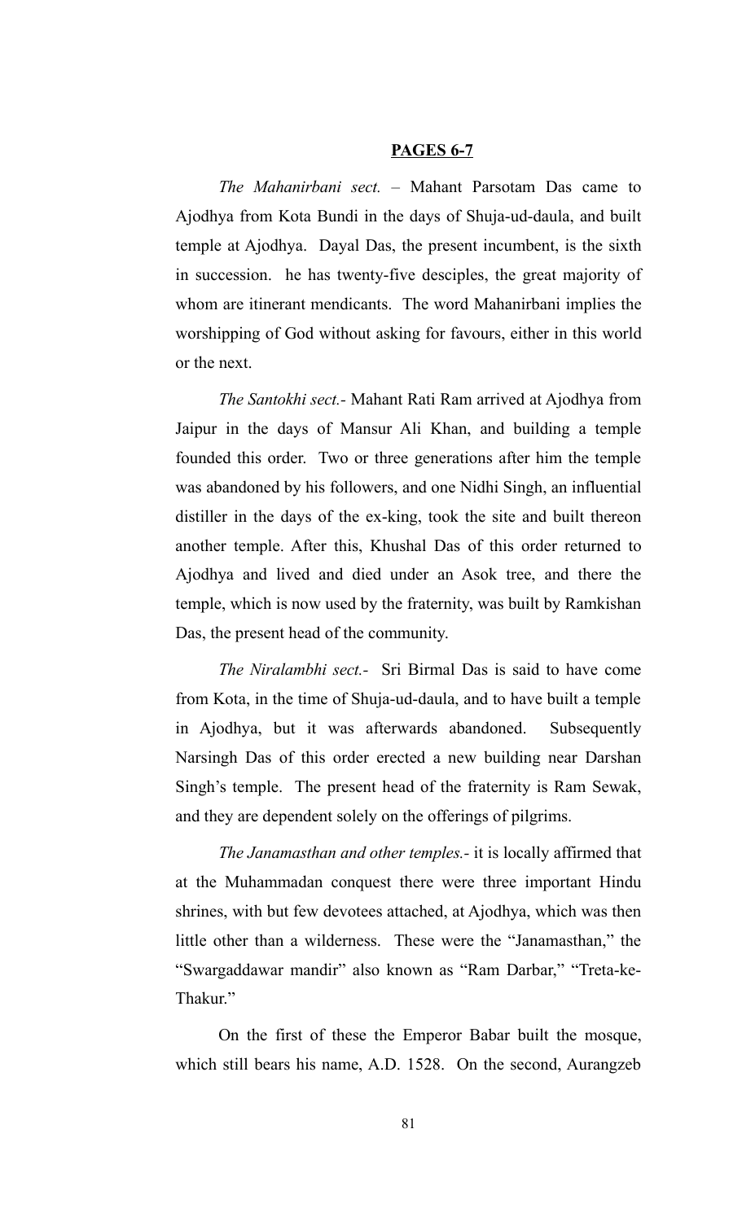**PAGES 6-7**

*The Mahanirbani sect.* – Mahant Parsotam Das came to Ajodhya from Kota Bundi in the days of Shuja-ud-daula, and built temple at Ajodhya. Dayal Das, the present incumbent, is the sixth in succession. he has twenty-five desciples, the great majority of whom are itinerant mendicants. The word Mahanirbani implies the worshipping of God without asking for favours, either in this world or the next.

*The Santokhi sect.-* Mahant Rati Ram arrived at Ajodhya from Jaipur in the days of Mansur Ali Khan, and building a temple founded this order. Two or three generations after him the temple was abandoned by his followers, and one Nidhi Singh, an influential distiller in the days of the ex-king, took the site and built thereon another temple. After this, Khushal Das of this order returned to Ajodhya and lived and died under an Asok tree, and there the temple, which is now used by the fraternity, was built by Ramkishan Das, the present head of the community.

*The Niralambhi sect.-* Sri Birmal Das is said to have come from Kota, in the time of Shuja-ud-daula, and to have built a temple in Ajodhya, but it was afterwards abandoned. Subsequently Narsingh Das of this order erected a new building near Darshan Singh's temple. The present head of the fraternity is Ram Sewak, and they are dependent solely on the offerings of pilgrims.

*The Janamasthan and other temples.-* it is locally affirmed that at the Muhammadan conquest there were three important Hindu shrines, with but few devotees attached, at Ajodhya, which was then little other than a wilderness. These were the "Janamasthan," the "Swargaddawar mandir" also known as "Ram Darbar," "Treta-ke-Thakur."

On the first of these the Emperor Babar built the mosque, which still bears his name, A.D. 1528. On the second, Aurangzeb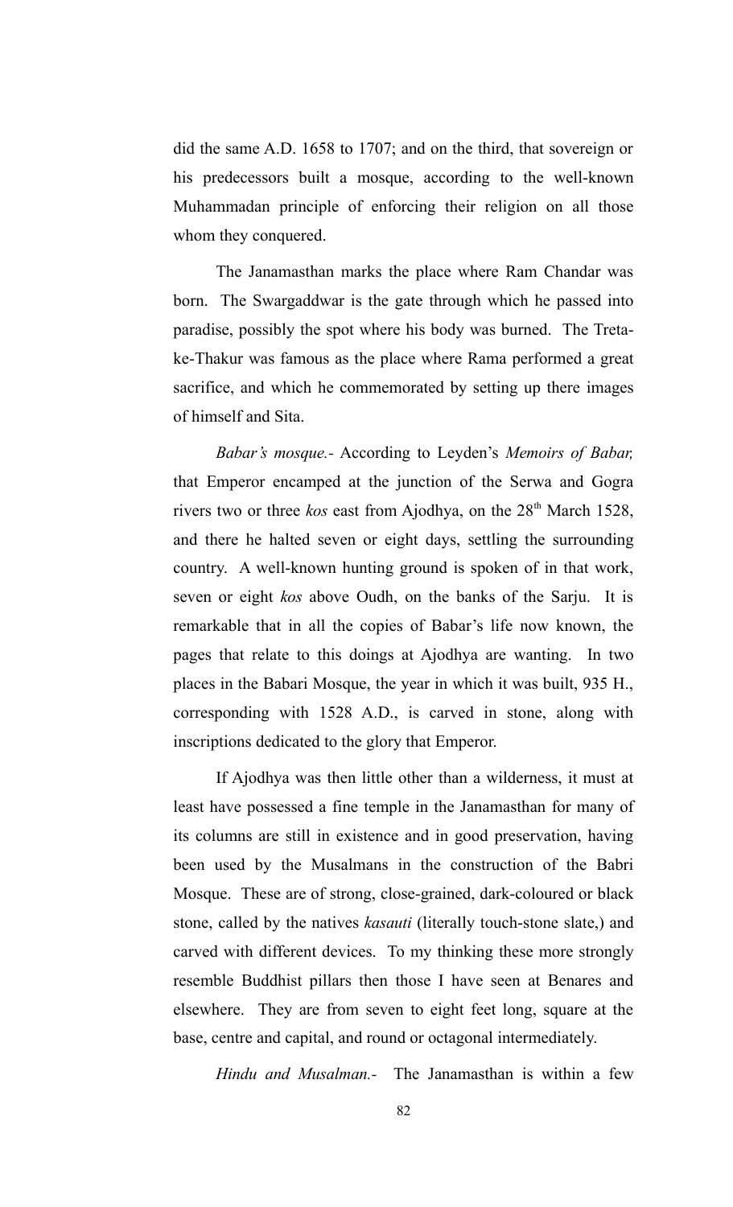did the same A.D. 1658 to 1707; and on the third, that sovereign or his predecessors built a mosque, according to the well-known Muhammadan principle of enforcing their religion on all those whom they conquered.

The Janamasthan marks the place where Ram Chandar was born. The Swargaddwar is the gate through which he passed into paradise, possibly the spot where his body was burned. The Treta-ke-Thakur was famous as the place where Rama performed a great sacrifice, and which he commemorated by setting up there images of himself and Sita.

*Babar's mosque.-* According to Leyden's *Memoirs of Babar,* that Emperor encamped at the junction of the Serwa and Gogra rivers two or three *kos* east from Ajodhya, on the 28th March 1528, and there he halted seven or eight days, settling the surrounding country. A well-known hunting ground is spoken of in that work, seven or eight *kos* above Oudh, on the banks of the Sarju. It is remarkable that in all the copies of Babar's life now known, the pages that relate to this doings at Ajodhya are wanting. In two places in the Babari Mosque, the year in which it was built, 935 H., corresponding with 1528 A.D., is carved in stone, along with inscriptions dedicated to the glory that Emperor.

If Ajodhya was then little other than a wilderness, it must at least have possessed a fine temple in the Janamasthan for many of its columns are still in existence and in good preservation, having been used by the Musalmans in the construction of the Babri Mosque. These are of strong, close-grained, dark-coloured or black stone, called by the natives *kasauti* (literally touch-stone slate,) and carved with different devices. To my thinking these more strongly resemble Buddhist pillars then those I have seen at Benares and elsewhere. They are from seven to eight feet long, square at the base, centre and capital, and round or octagonal intermediately.

*Hindu and Musalman.-* The Janamasthan is within a few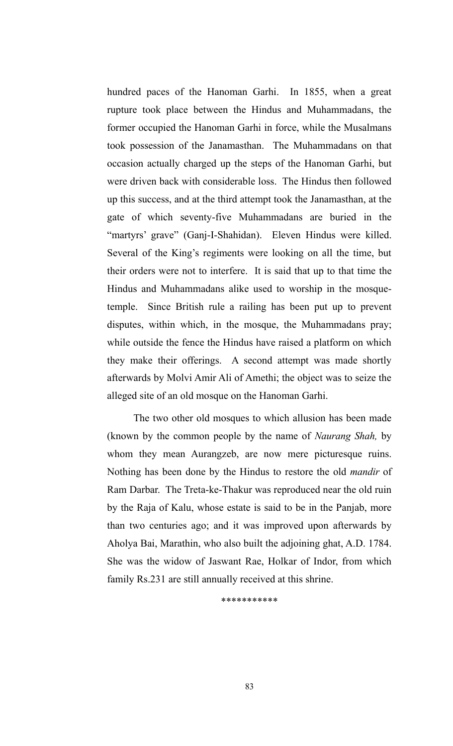hundred paces of the Hanoman Garhi. In 1855, when a great rupture took place between the Hindus and Muhammadans, the former occupied the Hanoman Garhi in force, while the Musalmans took possession of the Janamasthan. The Muhammadans on that occasion actually charged up the steps of the Hanoman Garhi, but were driven back with considerable loss. The Hindus then followed up this success, and at the third attempt took the Janamasthan, at the gate of which seventy-five Muhammadans are buried in the "martyrs' grave" (Ganj-I-Shahidan). Eleven Hindus were killed. Several of the King's regiments were looking on all the time, but their orders were not to interfere. It is said that up to that time the Hindus and Muhammadans alike used to worship in the mosque-temple. Since British rule a railing has been put up to prevent disputes, within which, in the mosque, the Muhammadans pray; while outside the fence the Hindus have raised a platform on which they make their offerings. A second attempt was made shortly afterwards by Molvi Amir Ali of Amethi; the object was to seize the alleged site of an old mosque on the Hanoman Garhi.

The two other old mosques to which allusion has been made (known by the common people by the name of *Naurang Shah,* by whom they mean Aurangzeb, are now mere picturesque ruins. Nothing has been done by the Hindus to restore the old *mandir* of Ram Darbar. The Treta-ke-Thakur was reproduced near the old ruin by the Raja of Kalu, whose estate is said to be in the Panjab, more than two centuries ago; and it was improved upon afterwards by Aholya Bai, Marathin, who also built the adjoining ghat, A.D. 1784. She was the widow of Jaswant Rae, Holkar of Indor, from which family Rs.231 are still annually received at this shrine.

***********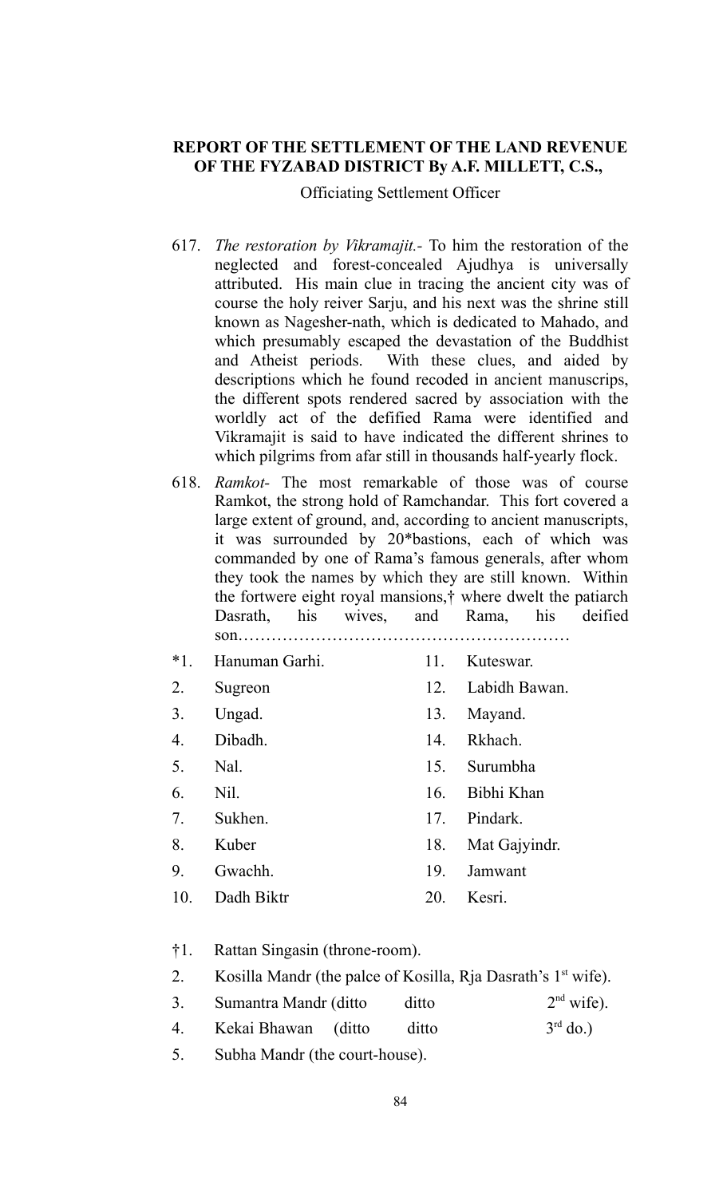**REPORT OF THE SETTLEMENT OF THE LAND REVENUE OF THE FYZABAD DISTRICT By A.F. MILLETT, C.S.,**

Officiating Settlement Officer

617. *The restoration by Vikramajit.-* To him the restoration of the neglected and forest-concealed Ajudhya is universally attributed. His main clue in tracing the ancient city was of course the holy reiver Sarju, and his next was the shrine still known as Nagesher-nath, which is dedicated to Mahado, and which presumably escaped the devastation of the Buddhist and Atheist periods. With these clues, and aided by descriptions which he found recoded in ancient manuscrips, the different spots rendered sacred by association with the worldly act of the defified Rama were identified and Vikramajit is said to have indicated the different shrines to which pilgrims from afar still in thousands half-yearly flock.

618. *Ramkot-* The most remarkable of those was of course Ramkot, the strong hold of Ramchandar. This fort covered a large extent of ground, and, according to ancient manuscripts, it was surrounded by 20*bastions, each of which was commanded by one of Rama's famous generals, after whom they took the names by which they are still known. Within the fortwere eight royal mansions,† where dwelt the patiarch Dasrath, his wives, and Rama, his deified son……………………………………………………

| | | | |
|---|---|---|---|
| *1. | Hanuman Garhi. | 11. | Kuteswar. |
| 2. | Sugreon | 12. | Labidh Bawan. |
| 3. | Ungad. | 13. | Mayand. |
| 4. | Dibadh. | 14. | Rkhach. |
| 5. | Nal. | 15. | Surumbha |
| 6. | Nil. | 16. | Bibhi Khan |
| 7. | Sukhen. | 17. | Pindark. |
| 8. | Kuber | 18. | Mat Gajyindr. |
| 9. | Gwachh. | 19. | Jamwant |
| 10. | Dadh Biktr | 20. | Kesri. |

†1. Rattan Singasin (throne-room).

2. Kosilla Mandr (the palce of Kosilla, Rja Dasrath's 1st wife).

3. Sumantra Mandr (ditto ditto 2nd wife).

4. Kekai Bhawan (ditto ditto 3rd do.)

5. Subha Mandr (the court-house).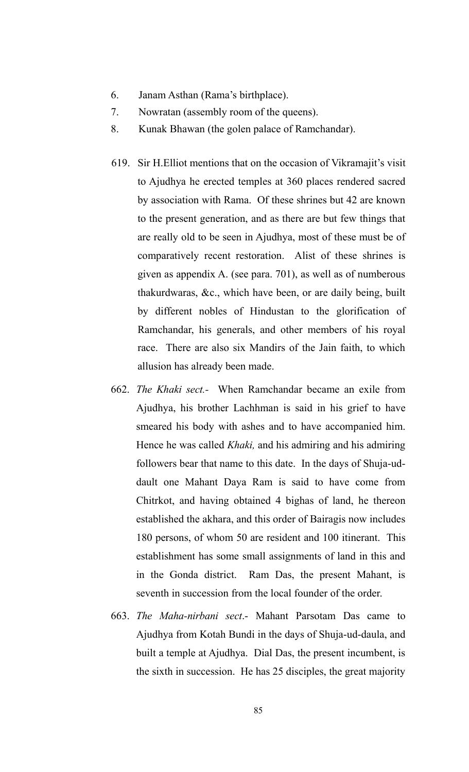6. Janam Asthan (Rama's birthplace).
7. Nowratan (assembly room of the queens).
8. Kunak Bhawan (the golen palace of Ramchandar).

619. Sir H.Elliot mentions that on the occasion of Vikramajit's visit to Ajudhya he erected temples at 360 places rendered sacred by association with Rama. Of these shrines but 42 are known to the present generation, and as there are but few things that are really old to be seen in Ajudhya, most of these must be of comparatively recent restoration. Alist of these shrines is given as appendix A. (see para. 701), as well as of numberous thakurdwaras, &c., which have been, or are daily being, built by different nobles of Hindustan to the glorification of Ramchandar, his generals, and other members of his royal race. There are also six Mandirs of the Jain faith, to which allusion has already been made.

662. *The Khaki sect.-* When Ramchandar became an exile from Ajudhya, his brother Lachhman is said in his grief to have smeared his body with ashes and to have accompanied him. Hence he was called *Khaki,* and his admiring and his admiring followers bear that name to this date. In the days of Shuja-ud-dault one Mahant Daya Ram is said to have come from Chitrkot, and having obtained 4 bighas of land, he thereon established the akhara, and this order of Bairagis now includes 180 persons, of whom 50 are resident and 100 itinerant. This establishment has some small assignments of land in this and in the Gonda district. Ram Das, the present Mahant, is seventh in succession from the local founder of the order.

663. *The Maha-nirbani sect*.- Mahant Parsotam Das came to Ajudhya from Kotah Bundi in the days of Shuja-ud-daula, and built a temple at Ajudhya. Dial Das, the present incumbent, is the sixth in succession. He has 25 disciples, the great majority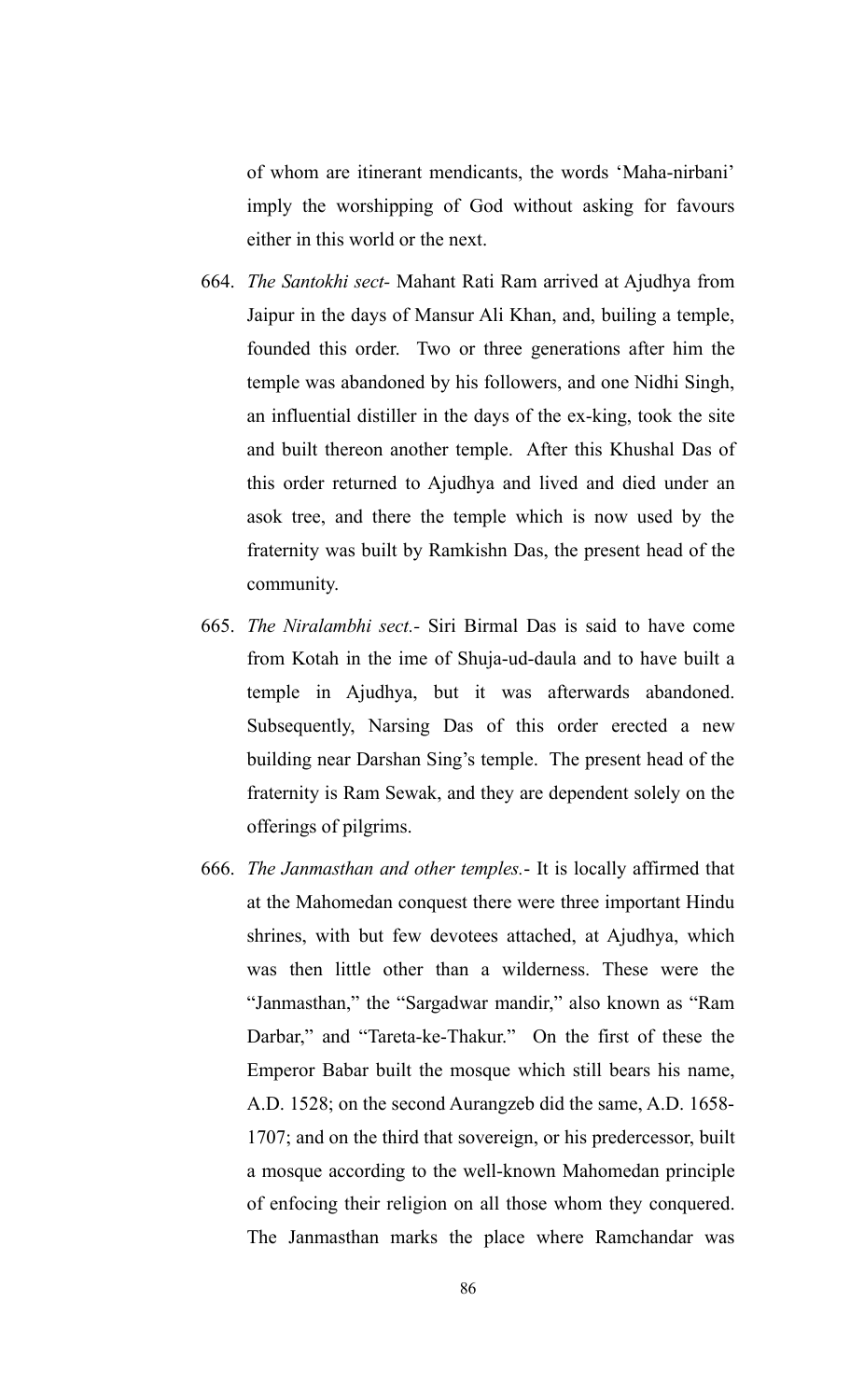of whom are itinerant mendicants, the words 'Maha-nirbani' imply the worshipping of God without asking for favours either in this world or the next.

664. *The Santokhi sect-* Mahant Rati Ram arrived at Ajudhya from Jaipur in the days of Mansur Ali Khan, and, builing a temple, founded this order. Two or three generations after him the temple was abandoned by his followers, and one Nidhi Singh, an influential distiller in the days of the ex-king, took the site and built thereon another temple. After this Khushal Das of this order returned to Ajudhya and lived and died under an asok tree, and there the temple which is now used by the fraternity was built by Ramkishn Das, the present head of the community.

665. *The Niralambhi sect.-* Siri Birmal Das is said to have come from Kotah in the ime of Shuja-ud-daula and to have built a temple in Ajudhya, but it was afterwards abandoned. Subsequently, Narsing Das of this order erected a new building near Darshan Sing's temple. The present head of the fraternity is Ram Sewak, and they are dependent solely on the offerings of pilgrims.

666. *The Janmasthan and other temples.-* It is locally affirmed that at the Mahomedan conquest there were three important Hindu shrines, with but few devotees attached, at Ajudhya, which was then little other than a wilderness. These were the "Janmasthan," the "Sargadwar mandir," also known as "Ram Darbar," and "Tareta-ke-Thakur." On the first of these the Emperor Babar built the mosque which still bears his name, A.D. 1528; on the second Aurangzeb did the same, A.D. 1658-1707; and on the third that sovereign, or his predercessor, built a mosque according to the well-known Mahomedan principle of enfocing their religion on all those whom they conquered. The Janmasthan marks the place where Ramchandar was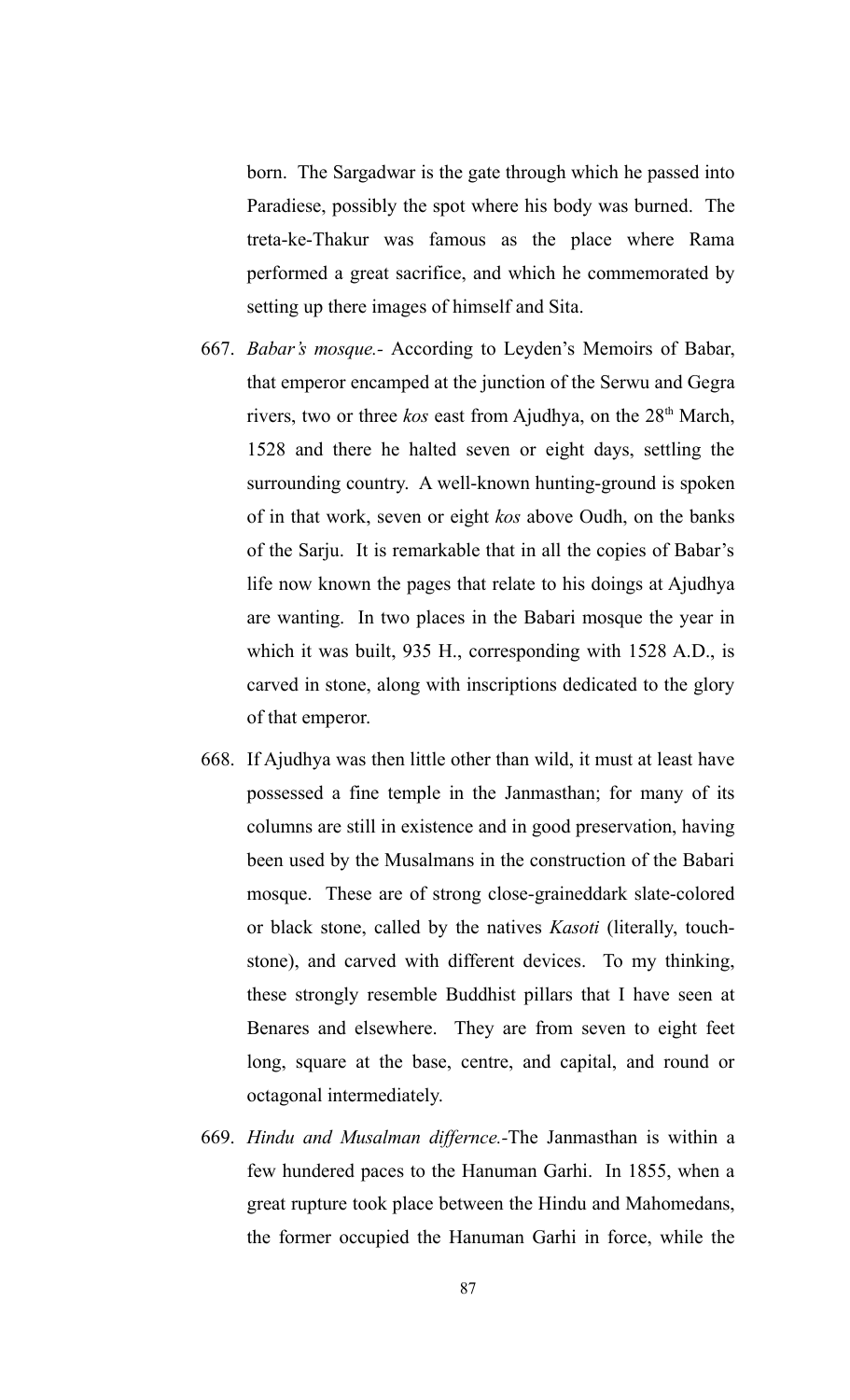born. The Sargadwar is the gate through which he passed into Paradiese, possibly the spot where his body was burned. The treta-ke-Thakur was famous as the place where Rama performed a great sacrifice, and which he commemorated by setting up there images of himself and Sita.

667. *Babar's mosque.*- According to Leyden's Memoirs of Babar, that emperor encamped at the junction of the Serwu and Gegra rivers, two or three *kos* east from Ajudhya, on the 28th March, 1528 and there he halted seven or eight days, settling the surrounding country. A well-known hunting-ground is spoken of in that work, seven or eight *kos* above Oudh, on the banks of the Sarju. It is remarkable that in all the copies of Babar's life now known the pages that relate to his doings at Ajudhya are wanting. In two places in the Babari mosque the year in which it was built, 935 H., corresponding with 1528 A.D., is carved in stone, along with inscriptions dedicated to the glory of that emperor.

668. If Ajudhya was then little other than wild, it must at least have possessed a fine temple in the Janmasthan; for many of its columns are still in existence and in good preservation, having been used by the Musalmans in the construction of the Babari mosque. These are of strong close-graineddark slate-colored or black stone, called by the natives *Kasoti* (literally, touch-stone), and carved with different devices. To my thinking, these strongly resemble Buddhist pillars that I have seen at Benares and elsewhere. They are from seven to eight feet long, square at the base, centre, and capital, and round or octagonal intermediately.

669. *Hindu and Musalman differnce.*-The Janmasthan is within a few hundered paces to the Hanuman Garhi. In 1855, when a great rupture took place between the Hindu and Mahomedans, the former occupied the Hanuman Garhi in force, while the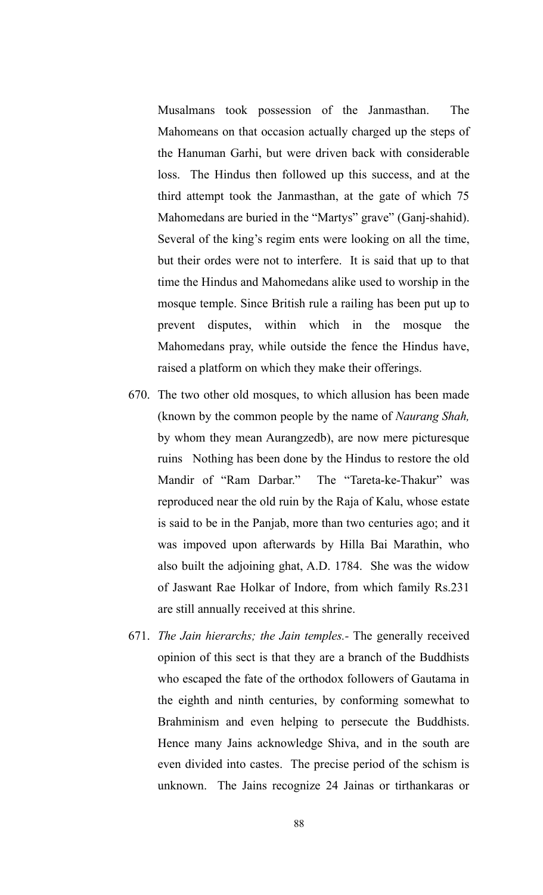Musalmans took possession of the Janmasthan. The Mahomeans on that occasion actually charged up the steps of the Hanuman Garhi, but were driven back with considerable loss. The Hindus then followed up this success, and at the third attempt took the Janmasthan, at the gate of which 75 Mahomedans are buried in the "Martys" grave" (Ganj-shahid). Several of the king's regim ents were looking on all the time, but their ordes were not to interfere. It is said that up to that time the Hindus and Mahomedans alike used to worship in the mosque temple. Since British rule a railing has been put up to prevent disputes, within which in the mosque the Mahomedans pray, while outside the fence the Hindus have, raised a platform on which they make their offerings.

670. The two other old mosques, to which allusion has been made (known by the common people by the name of *Naurang Shah,* by whom they mean Aurangzedb), are now mere picturesque ruins Nothing has been done by the Hindus to restore the old Mandir of "Ram Darbar." The "Tareta-ke-Thakur" was reproduced near the old ruin by the Raja of Kalu, whose estate is said to be in the Panjab, more than two centuries ago; and it was impoved upon afterwards by Hilla Bai Marathin, who also built the adjoining ghat, A.D. 1784. She was the widow of Jaswant Rae Holkar of Indore, from which family Rs.231 are still annually received at this shrine.

671. *The Jain hierarchs; the Jain temples.*- The generally received opinion of this sect is that they are a branch of the Buddhists who escaped the fate of the orthodox followers of Gautama in the eighth and ninth centuries, by conforming somewhat to Brahminism and even helping to persecute the Buddhists. Hence many Jains acknowledge Shiva, and in the south are even divided into castes. The precise period of the schism is unknown. The Jains recognize 24 Jainas or tirthankaras or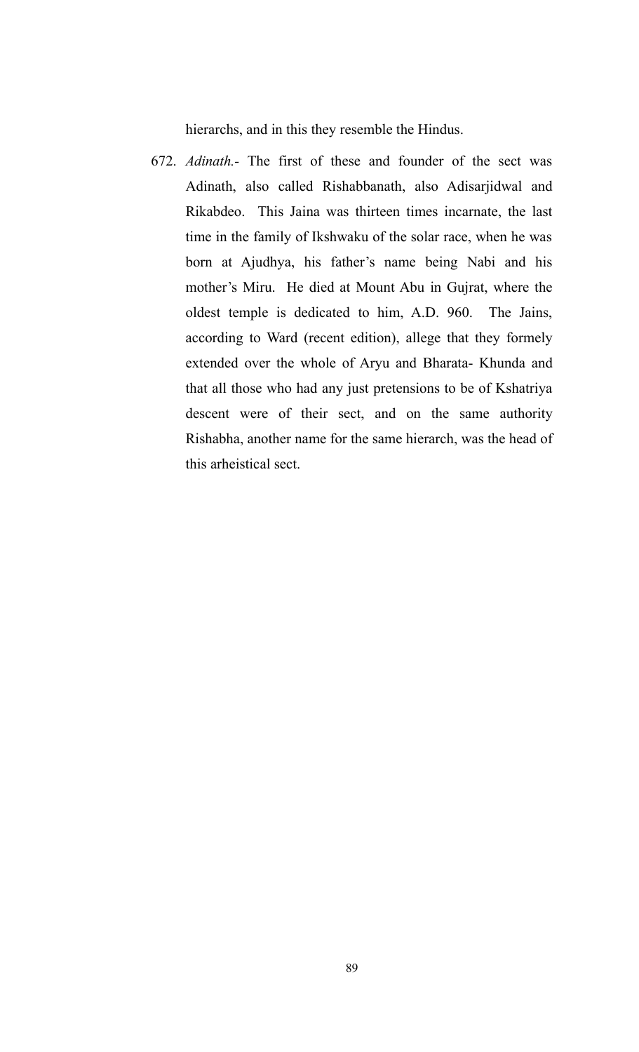hierarchs, and in this they resemble the Hindus.

672. *Adinath.-* The first of these and founder of the sect was Adinath, also called Rishabbanath, also Adisarjidwal and Rikabdeo. This Jaina was thirteen times incarnate, the last time in the family of Ikshwaku of the solar race, when he was born at Ajudhya, his father's name being Nabi and his mother's Miru. He died at Mount Abu in Gujrat, where the oldest temple is dedicated to him, A.D. 960. The Jains, according to Ward (recent edition), allege that they formely extended over the whole of Aryu and Bharata- Khunda and that all those who had any just pretensions to be of Kshatriya descent were of their sect, and on the same authority Rishabha, another name for the same hierarch, was the head of this arheistical sect.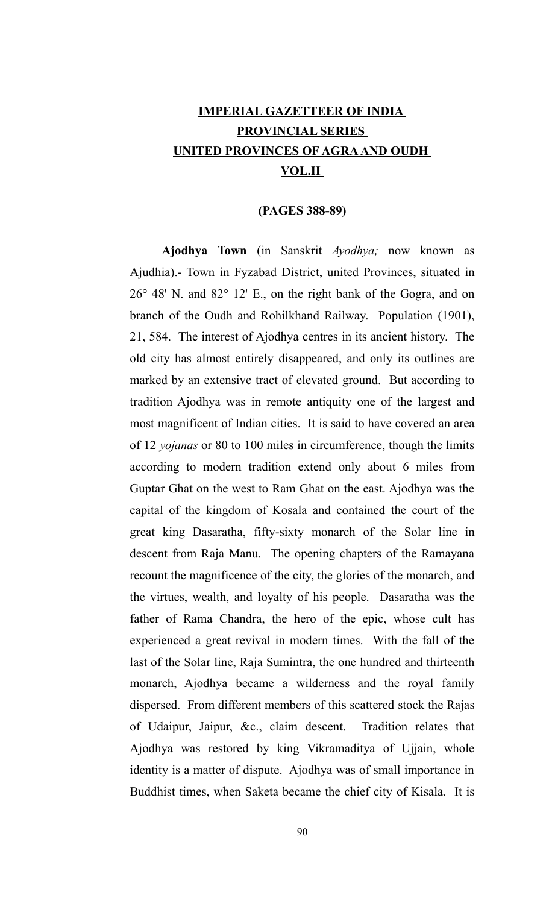# IMPERIAL GAZETTEER OF INDIA
# PROVINCIAL SERIES
# UNITED PROVINCES OF AGRA AND OUDH
# VOL.II

**(PAGES 388-89)**

**Ajodhya Town** (in Sanskrit *Ayodhya;* now known as Ajudhia).- Town in Fyzabad District, united Provinces, situated in 26° 48' N. and 82° 12' E., on the right bank of the Gogra, and on branch of the Oudh and Rohilkhand Railway. Population (1901), 21, 584. The interest of Ajodhya centres in its ancient history. The old city has almost entirely disappeared, and only its outlines are marked by an extensive tract of elevated ground. But according to tradition Ajodhya was in remote antiquity one of the largest and most magnificent of Indian cities. It is said to have covered an area of 12 *yojanas* or 80 to 100 miles in circumference, though the limits according to modern tradition extend only about 6 miles from Guptar Ghat on the west to Ram Ghat on the east. Ajodhya was the capital of the kingdom of Kosala and contained the court of the great king Dasaratha, fifty-sixty monarch of the Solar line in descent from Raja Manu. The opening chapters of the Ramayana recount the magnificence of the city, the glories of the monarch, and the virtues, wealth, and loyalty of his people. Dasaratha was the father of Rama Chandra, the hero of the epic, whose cult has experienced a great revival in modern times. With the fall of the last of the Solar line, Raja Sumintra, the one hundred and thirteenth monarch, Ajodhya became a wilderness and the royal family dispersed. From different members of this scattered stock the Rajas of Udaipur, Jaipur, &c., claim descent. Tradition relates that Ajodhya was restored by king Vikramaditya of Ujjain, whole identity is a matter of dispute. Ajodhya was of small importance in Buddhist times, when Saketa became the chief city of Kisala. It is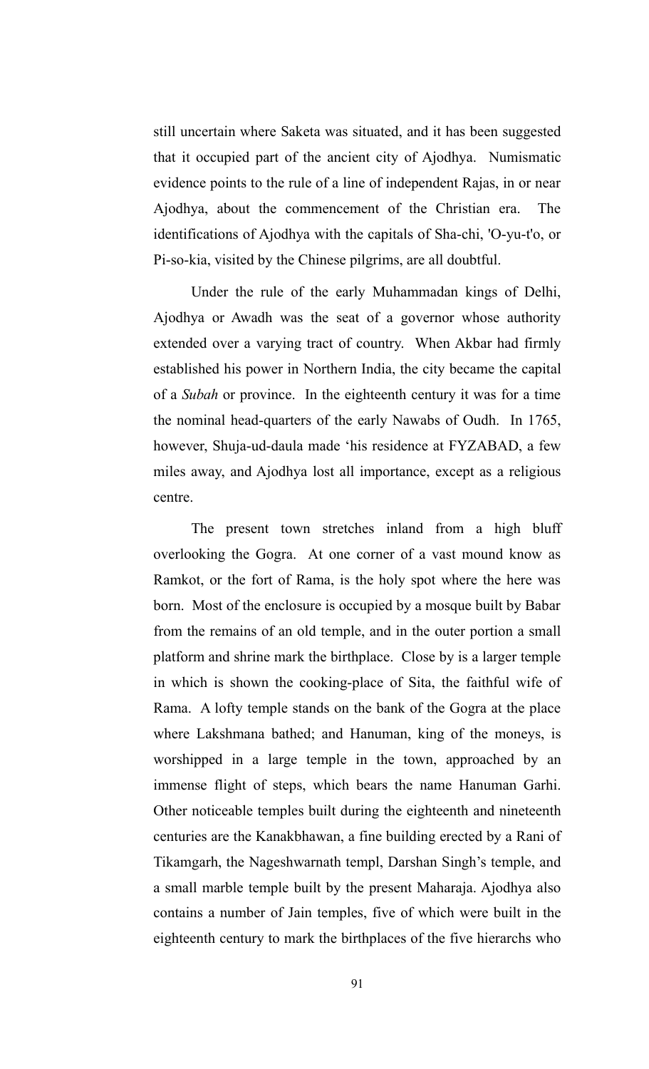still uncertain where Saketa was situated, and it has been suggested that it occupied part of the ancient city of Ajodhya. Numismatic evidence points to the rule of a line of independent Rajas, in or near Ajodhya, about the commencement of the Christian era. The identifications of Ajodhya with the capitals of Sha-chi, 'O-yu-t'o, or Pi-so-kia, visited by the Chinese pilgrims, are all doubtful.

Under the rule of the early Muhammadan kings of Delhi, Ajodhya or Awadh was the seat of a governor whose authority extended over a varying tract of country. When Akbar had firmly established his power in Northern India, the city became the capital of a *Subah* or province. In the eighteenth century it was for a time the nominal head-quarters of the early Nawabs of Oudh. In 1765, however, Shuja-ud-daula made 'his residence at FYZABAD, a few miles away, and Ajodhya lost all importance, except as a religious centre.

The present town stretches inland from a high bluff overlooking the Gogra. At one corner of a vast mound know as Ramkot, or the fort of Rama, is the holy spot where the here was born. Most of the enclosure is occupied by a mosque built by Babar from the remains of an old temple, and in the outer portion a small platform and shrine mark the birthplace. Close by is a larger temple in which is shown the cooking-place of Sita, the faithful wife of Rama. A lofty temple stands on the bank of the Gogra at the place where Lakshmana bathed; and Hanuman, king of the moneys, is worshipped in a large temple in the town, approached by an immense flight of steps, which bears the name Hanuman Garhi. Other noticeable temples built during the eighteenth and nineteenth centuries are the Kanakbhawan, a fine building erected by a Rani of Tikamgarh, the Nageshwarnath templ, Darshan Singh's temple, and a small marble temple built by the present Maharaja. Ajodhya also contains a number of Jain temples, five of which were built in the eighteenth century to mark the birthplaces of the five hierarchs who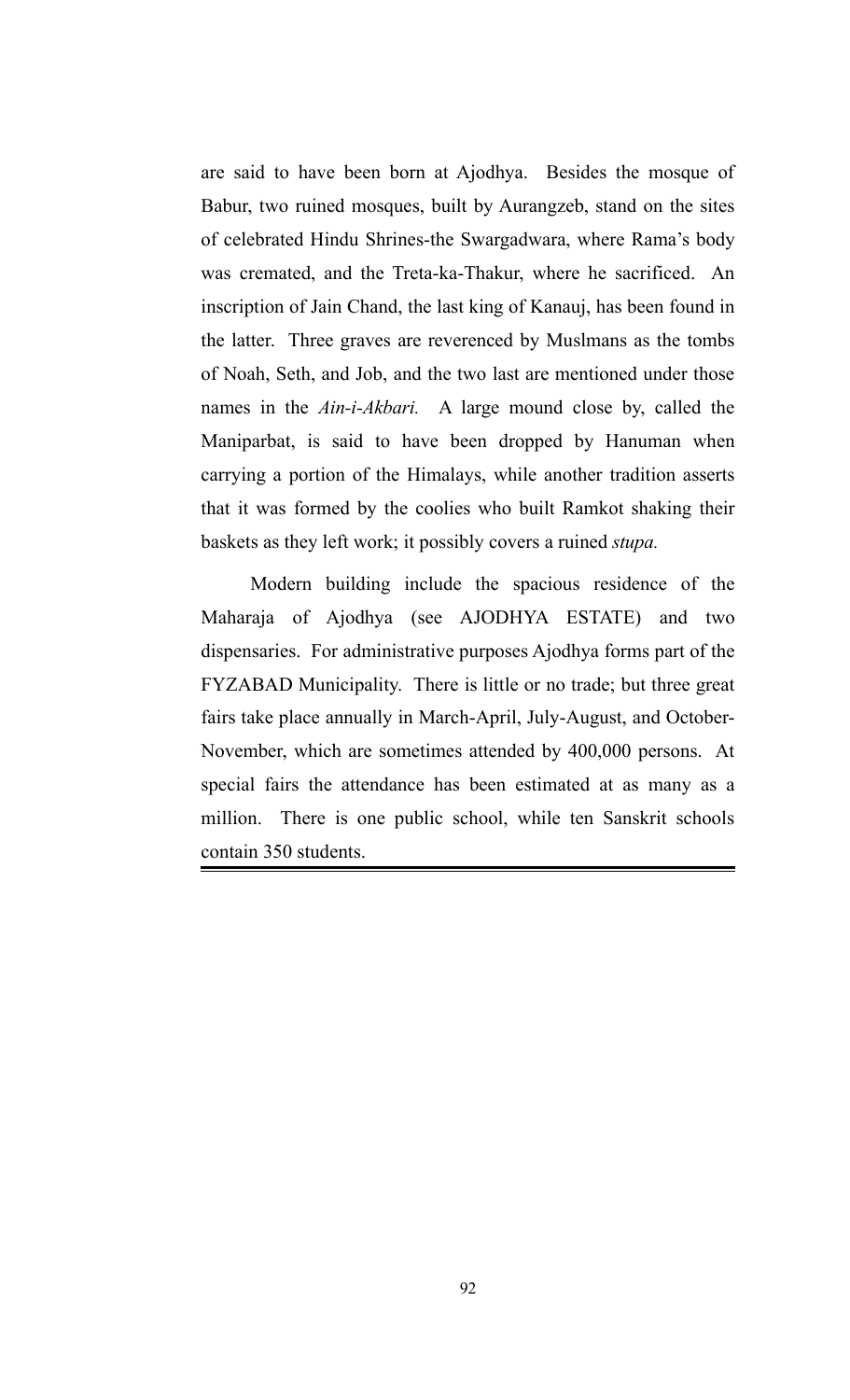are said to have been born at Ajodhya. Besides the mosque of Babur, two ruined mosques, built by Aurangzeb, stand on the sites of celebrated Hindu Shrines-the Swargadwara, where Rama's body was cremated, and the Treta-ka-Thakur, where he sacrificed. An inscription of Jain Chand, the last king of Kanauj, has been found in the latter. Three graves are reverenced by Muslmans as the tombs of Noah, Seth, and Job, and the two last are mentioned under those names in the *Ain-i-Akbari.* A large mound close by, called the Maniparbat, is said to have been dropped by Hanuman when carrying a portion of the Himalays, while another tradition asserts that it was formed by the coolies who built Ramkot shaking their baskets as they left work; it possibly covers a ruined *stupa.*

Modern building include the spacious residence of the Maharaja of Ajodhya (see AJODHYA ESTATE) and two dispensaries. For administrative purposes Ajodhya forms part of the FYZABAD Municipality. There is little or no trade; but three great fairs take place annually in March-April, July-August, and October-November, which are sometimes attended by 400,000 persons. At special fairs the attendance has been estimated at as many as a million. There is one public school, while ten Sanskrit schools contain 350 students.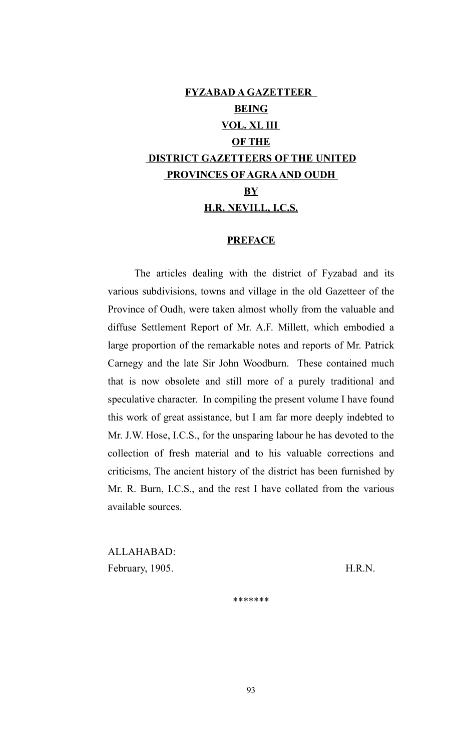# FYZABAD A GAZETTEER

# BEING

# VOL. XL III

# OF THE

# DISTRICT GAZETTEERS OF THE UNITED PROVINCES OF AGRA AND OUDH

# BY

# H.R. NEVILL, I.C.S.

## PREFACE

The articles dealing with the district of Fyzabad and its various subdivisions, towns and village in the old Gazetteer of the Province of Oudh, were taken almost wholly from the valuable and diffuse Settlement Report of Mr. A.F. Millett, which embodied a large proportion of the remarkable notes and reports of Mr. Patrick Carnegy and the late Sir John Woodburn. These contained much that is now obsolete and still more of a purely traditional and speculative character. In compiling the present volume I have found this work of great assistance, but I am far more deeply indebted to Mr. J.W. Hose, I.C.S., for the unsparing labour he has devoted to the collection of fresh material and to his valuable corrections and criticisms, The ancient history of the district has been furnished by Mr. R. Burn, I.C.S., and the rest I have collated from the various available sources.

ALLAHABAD:
February, 1905. H.R.N.

*******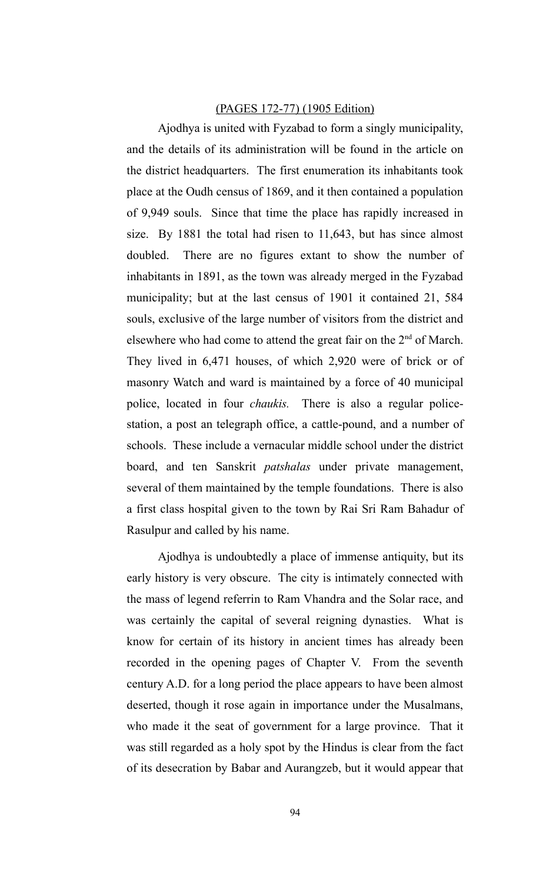(PAGES 172-77) (1905 Edition)

Ajodhya is united with Fyzabad to form a singly municipality, and the details of its administration will be found in the article on the district headquarters. The first enumeration its inhabitants took place at the Oudh census of 1869, and it then contained a population of 9,949 souls. Since that time the place has rapidly increased in size. By 1881 the total had risen to 11,643, but has since almost doubled. There are no figures extant to show the number of inhabitants in 1891, as the town was already merged in the Fyzabad municipality; but at the last census of 1901 it contained 21, 584 souls, exclusive of the large number of visitors from the district and elsewhere who had come to attend the great fair on the 2nd of March. They lived in 6,471 houses, of which 2,920 were of brick or of masonry Watch and ward is maintained by a force of 40 municipal police, located in four *chaukis.* There is also a regular police-station, a post an telegraph office, a cattle-pound, and a number of schools. These include a vernacular middle school under the district board, and ten Sanskrit *patshalas* under private management, several of them maintained by the temple foundations. There is also a first class hospital given to the town by Rai Sri Ram Bahadur of Rasulpur and called by his name.

Ajodhya is undoubtedly a place of immense antiquity, but its early history is very obscure. The city is intimately connected with the mass of legend referrin to Ram Vhandra and the Solar race, and was certainly the capital of several reigning dynasties. What is know for certain of its history in ancient times has already been recorded in the opening pages of Chapter V. From the seventh century A.D. for a long period the place appears to have been almost deserted, though it rose again in importance under the Musalmans, who made it the seat of government for a large province. That it was still regarded as a holy spot by the Hindus is clear from the fact of its desecration by Babar and Aurangzeb, but it would appear that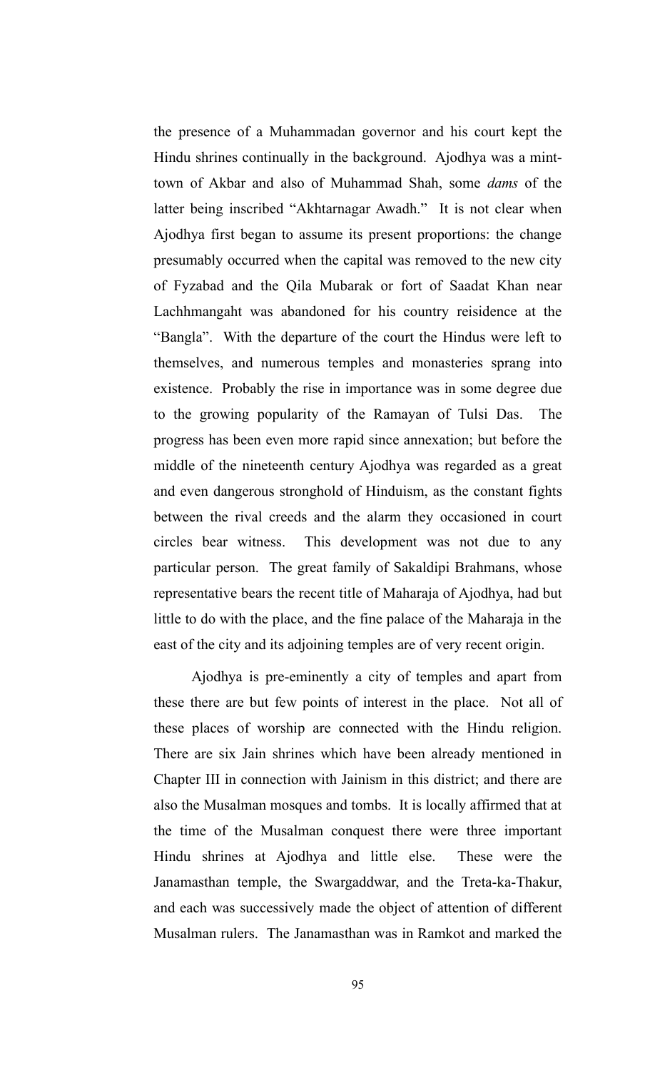the presence of a Muhammadan governor and his court kept the Hindu shrines continually in the background. Ajodhya was a mint-town of Akbar and also of Muhammad Shah, some *dams* of the latter being inscribed "Akhtarnagar Awadh." It is not clear when Ajodhya first began to assume its present proportions: the change presumably occurred when the capital was removed to the new city of Fyzabad and the Qila Mubarak or fort of Saadat Khan near Lachhmangaht was abandoned for his country reisidence at the "Bangla". With the departure of the court the Hindus were left to themselves, and numerous temples and monasteries sprang into existence. Probably the rise in importance was in some degree due to the growing popularity of the Ramayan of Tulsi Das. The progress has been even more rapid since annexation; but before the middle of the nineteenth century Ajodhya was regarded as a great and even dangerous stronghold of Hinduism, as the constant fights between the rival creeds and the alarm they occasioned in court circles bear witness. This development was not due to any particular person. The great family of Sakaldipi Brahmans, whose representative bears the recent title of Maharaja of Ajodhya, had but little to do with the place, and the fine palace of the Maharaja in the east of the city and its adjoining temples are of very recent origin.

Ajodhya is pre-eminently a city of temples and apart from these there are but few points of interest in the place. Not all of these places of worship are connected with the Hindu religion. There are six Jain shrines which have been already mentioned in Chapter III in connection with Jainism in this district; and there are also the Musalman mosques and tombs. It is locally affirmed that at the time of the Musalman conquest there were three important Hindu shrines at Ajodhya and little else. These were the Janamasthan temple, the Swargaddwar, and the Treta-ka-Thakur, and each was successively made the object of attention of different Musalman rulers. The Janamasthan was in Ramkot and marked the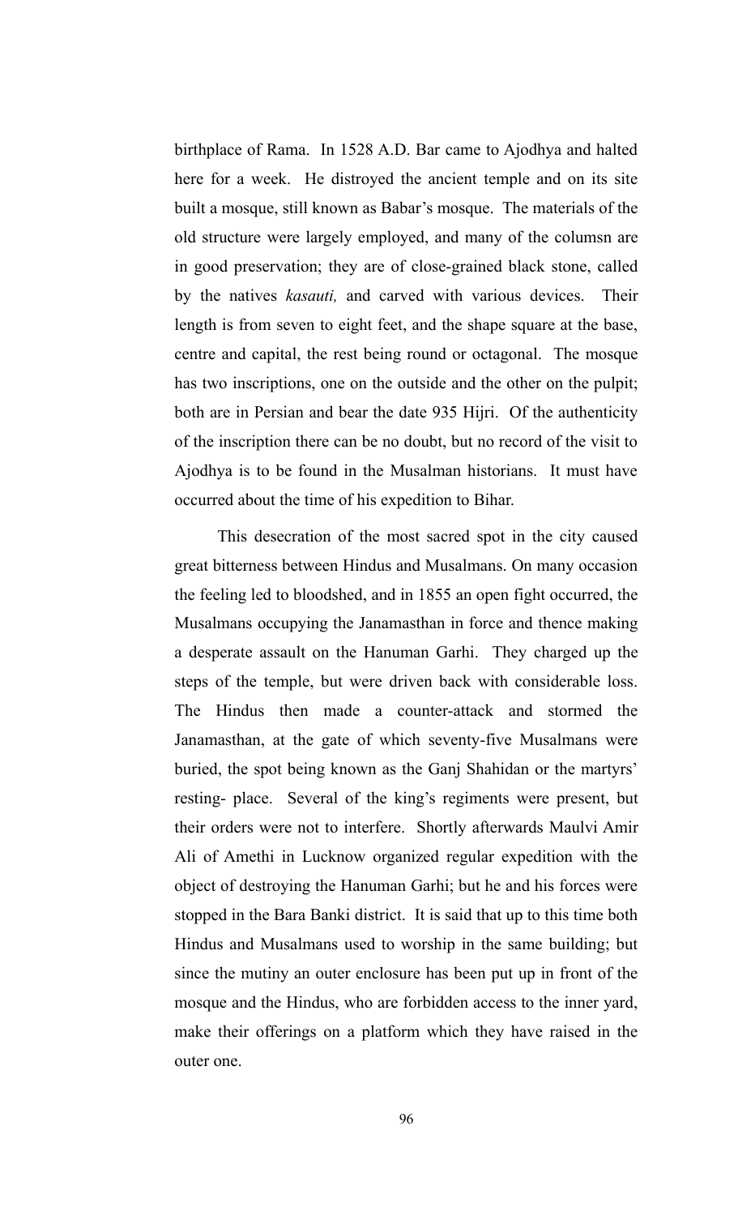birthplace of Rama. In 1528 A.D. Bar came to Ajodhya and halted here for a week. He distroyed the ancient temple and on its site built a mosque, still known as Babar's mosque. The materials of the old structure were largely employed, and many of the columsn are in good preservation; they are of close-grained black stone, called by the natives *kasauti,* and carved with various devices. Their length is from seven to eight feet, and the shape square at the base, centre and capital, the rest being round or octagonal. The mosque has two inscriptions, one on the outside and the other on the pulpit; both are in Persian and bear the date 935 Hijri. Of the authenticity of the inscription there can be no doubt, but no record of the visit to Ajodhya is to be found in the Musalman historians. It must have occurred about the time of his expedition to Bihar.

This desecration of the most sacred spot in the city caused great bitterness between Hindus and Musalmans. On many occasion the feeling led to bloodshed, and in 1855 an open fight occurred, the Musalmans occupying the Janamasthan in force and thence making a desperate assault on the Hanuman Garhi. They charged up the steps of the temple, but were driven back with considerable loss. The Hindus then made a counter-attack and stormed the Janamasthan, at the gate of which seventy-five Musalmans were buried, the spot being known as the Ganj Shahidan or the martyrs' resting- place. Several of the king's regiments were present, but their orders were not to interfere. Shortly afterwards Maulvi Amir Ali of Amethi in Lucknow organized regular expedition with the object of destroying the Hanuman Garhi; but he and his forces were stopped in the Bara Banki district. It is said that up to this time both Hindus and Musalmans used to worship in the same building; but since the mutiny an outer enclosure has been put up in front of the mosque and the Hindus, who are forbidden access to the inner yard, make their offerings on a platform which they have raised in the outer one.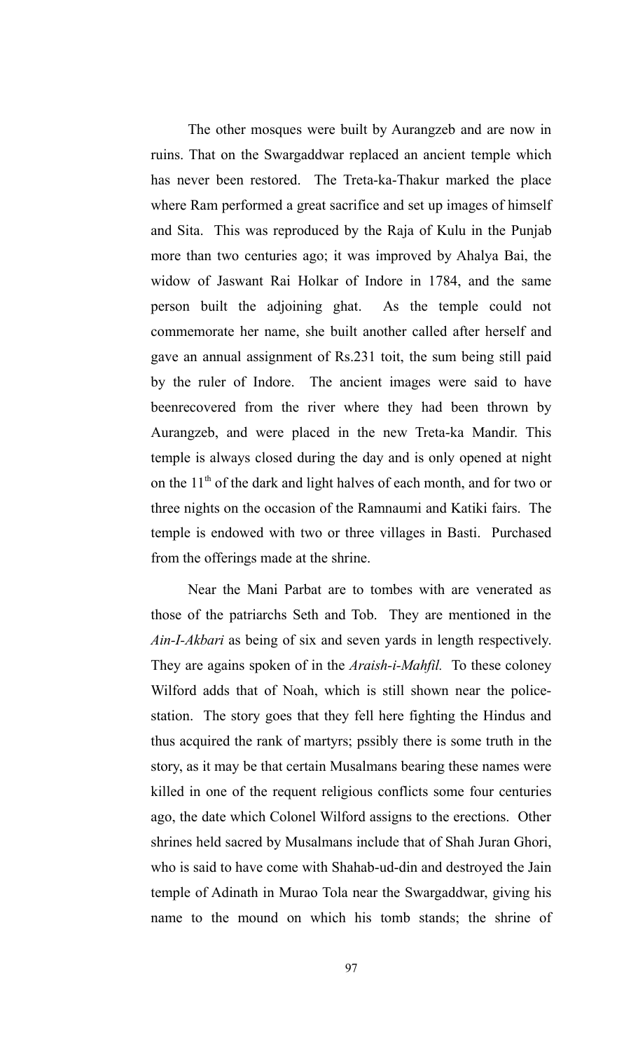The other mosques were built by Aurangzeb and are now in ruins. That on the Swargaddwar replaced an ancient temple which has never been restored. The Treta-ka-Thakur marked the place where Ram performed a great sacrifice and set up images of himself and Sita. This was reproduced by the Raja of Kulu in the Punjab more than two centuries ago; it was improved by Ahalya Bai, the widow of Jaswant Rai Holkar of Indore in 1784, and the same person built the adjoining ghat. As the temple could not commemorate her name, she built another called after herself and gave an annual assignment of Rs.231 toit, the sum being still paid by the ruler of Indore. The ancient images were said to have beenrecovered from the river where they had been thrown by Aurangzeb, and were placed in the new Treta-ka Mandir. This temple is always closed during the day and is only opened at night on the 11th of the dark and light halves of each month, and for two or three nights on the occasion of the Ramnaumi and Katiki fairs. The temple is endowed with two or three villages in Basti. Purchased from the offerings made at the shrine.

Near the Mani Parbat are to tombes with are venerated as those of the patriarchs Seth and Tob. They are mentioned in the *Ain-I-Akbari* as being of six and seven yards in length respectively. They are agains spoken of in the *Araish-i-Mahfil.* To these coloney Wilford adds that of Noah, which is still shown near the police-station. The story goes that they fell here fighting the Hindus and thus acquired the rank of martyrs; pssibly there is some truth in the story, as it may be that certain Musalmans bearing these names were killed in one of the requent religious conflicts some four centuries ago, the date which Colonel Wilford assigns to the erections. Other shrines held sacred by Musalmans include that of Shah Juran Ghori, who is said to have come with Shahab-ud-din and destroyed the Jain temple of Adinath in Murao Tola near the Swargaddwar, giving his name to the mound on which his tomb stands; the shrine of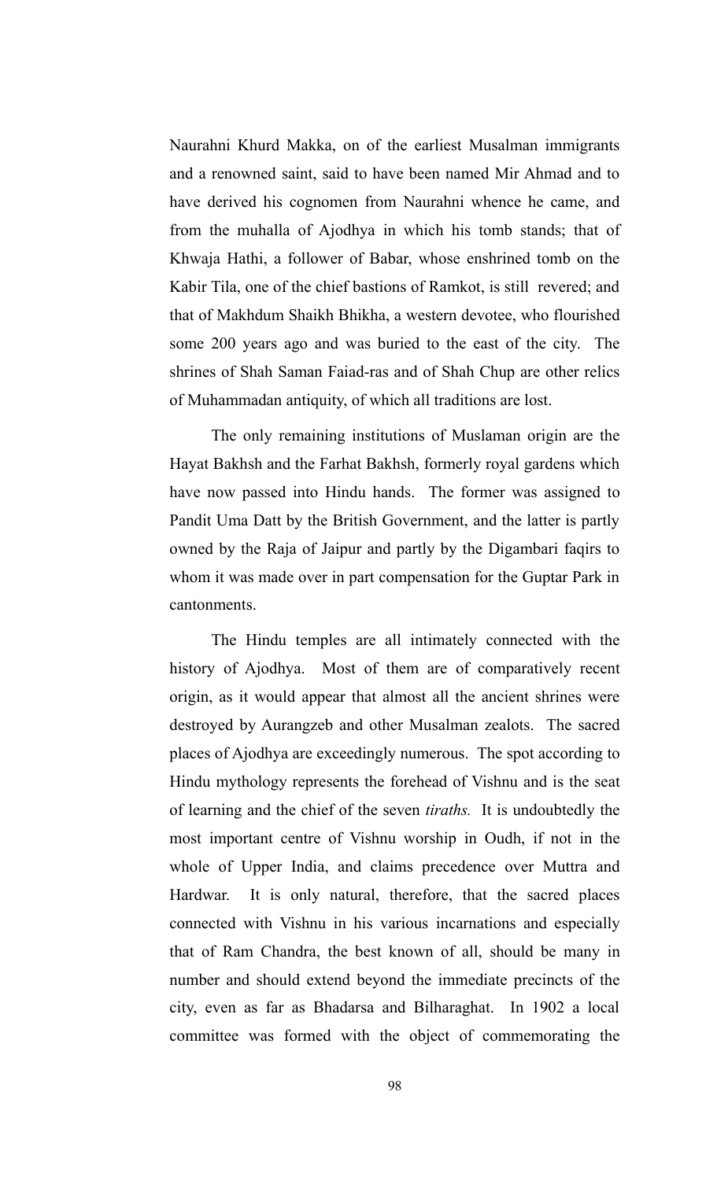Naurahni Khurd Makka, on of the earliest Musalman immigrants and a renowned saint, said to have been named Mir Ahmad and to have derived his cognomen from Naurahni whence he came, and from the muhalla of Ajodhya in which his tomb stands; that of Khwaja Hathi, a follower of Babar, whose enshrined tomb on the Kabir Tila, one of the chief bastions of Ramkot, is still revered; and that of Makhdum Shaikh Bhikha, a western devotee, who flourished some 200 years ago and was buried to the east of the city. The shrines of Shah Saman Faiad-ras and of Shah Chup are other relics of Muhammadan antiquity, of which all traditions are lost.

The only remaining institutions of Muslaman origin are the Hayat Bakhsh and the Farhat Bakhsh, formerly royal gardens which have now passed into Hindu hands. The former was assigned to Pandit Uma Datt by the British Government, and the latter is partly owned by the Raja of Jaipur and partly by the Digambari faqirs to whom it was made over in part compensation for the Guptar Park in cantonments.

The Hindu temples are all intimately connected with the history of Ajodhya. Most of them are of comparatively recent origin, as it would appear that almost all the ancient shrines were destroyed by Aurangzeb and other Musalman zealots. The sacred places of Ajodhya are exceedingly numerous. The spot according to Hindu mythology represents the forehead of Vishnu and is the seat of learning and the chief of the seven *tiraths.* It is undoubtedly the most important centre of Vishnu worship in Oudh, if not in the whole of Upper India, and claims precedence over Muttra and Hardwar. It is only natural, therefore, that the sacred places connected with Vishnu in his various incarnations and especially that of Ram Chandra, the best known of all, should be many in number and should extend beyond the immediate precincts of the city, even as far as Bhadarsa and Bilharaghat. In 1902 a local committee was formed with the object of commemorating the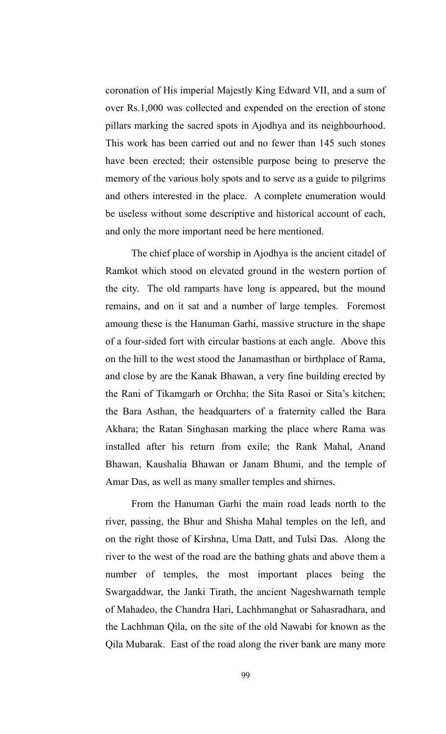coronation of His imperial Majestly King Edward VII, and a sum of over Rs.1,000 was collected and expended on the erection of stone pillars marking the sacred spots in Ajodhya and its neighbourhood. This work has been carried out and no fewer than 145 such stones have been erected; their ostensible purpose being to preserve the memory of the various holy spots and to serve as a guide to pilgrims and others interested in the place. A complete enumeration would be useless without some descriptive and historical account of each, and only the more important need be here mentioned.

The chief place of worship in Ajodhya is the ancient citadel of Ramkot which stood on elevated ground in the western portion of the city. The old ramparts have long is appeared, but the mound remains, and on it sat and a number of large temples. Foremost amoung these is the Hanuman Garhi, massive structure in the shape of a four-sided fort with circular bastions at each angle. Above this on the hill to the west stood the Janamasthan or birthplace of Rama, and close by are the Kanak Bhawan, a very fine building erected by the Rani of Tikamgarh or Orchha; the Sita Rasoi or Sita's kitchen; the Bara Asthan, the headquarters of a fraternity called the Bara Akhara; the Ratan Singhasan marking the place where Rama was installed after his return from exile; the Rank Mahal, Anand Bhawan, Kaushalia Bhawan or Janam Bhumi, and the temple of Amar Das, as well as many smaller temples and shirnes.

From the Hanuman Garhi the main road leads north to the river, passing, the Bhur and Shisha Mahal temples on the left, and on the right those of Kirshna, Uma Datt, and Tulsi Das. Along the river to the west of the road are the bathing ghats and above them a number of temples, the most important places being the Swargaddwar, the Janki Tirath, the ancient Nageshwarnath temple of Mahadeo, the Chandra Hari, Lachhmanghat or Sahasradhara, and the Lachhman Qila, on the site of the old Nawabi for known as the Qila Mubarak. East of the road along the river bank are many more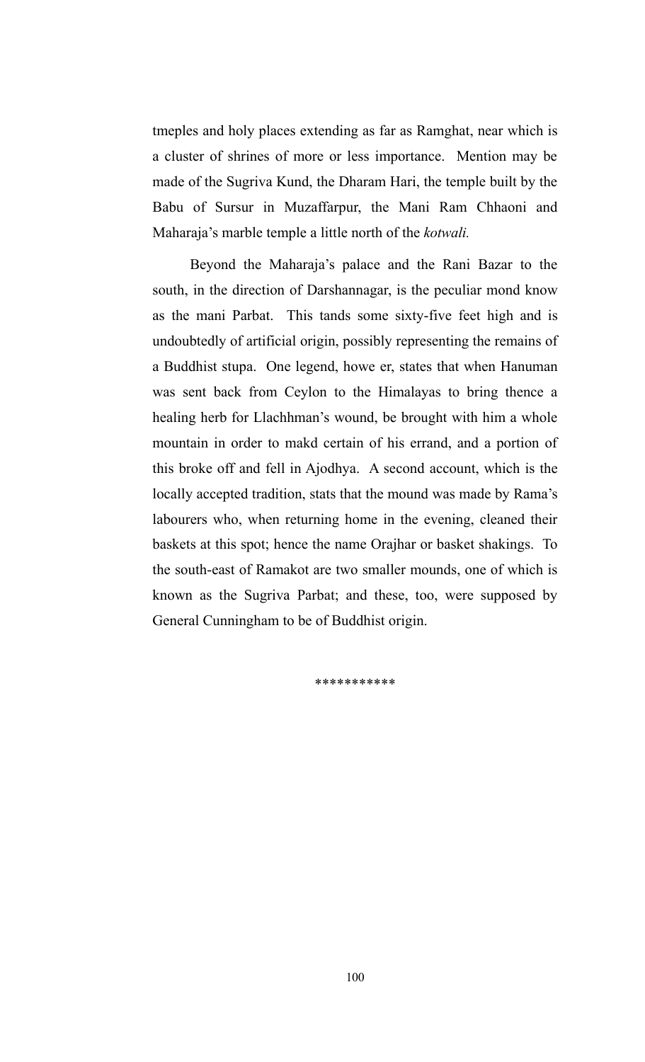tmeples and holy places extending as far as Ramghat, near which is a cluster of shrines of more or less importance. Mention may be made of the Sugriva Kund, the Dharam Hari, the temple built by the Babu of Sursur in Muzaffarpur, the Mani Ram Chhaoni and Maharaja's marble temple a little north of the *kotwali.*

Beyond the Maharaja's palace and the Rani Bazar to the south, in the direction of Darshannagar, is the peculiar mond know as the mani Parbat. This tands some sixty-five feet high and is undoubtedly of artificial origin, possibly representing the remains of a Buddhist stupa. One legend, howe er, states that when Hanuman was sent back from Ceylon to the Himalayas to bring thence a healing herb for Llachhman's wound, be brought with him a whole mountain in order to makd certain of his errand, and a portion of this broke off and fell in Ajodhya. A second account, which is the locally accepted tradition, stats that the mound was made by Rama's labourers who, when returning home in the evening, cleaned their baskets at this spot; hence the name Orajhar or basket shakings. To the south-east of Ramakot are two smaller mounds, one of which is known as the Sugriva Parbat; and these, too, were supposed by General Cunningham to be of Buddhist origin.

***********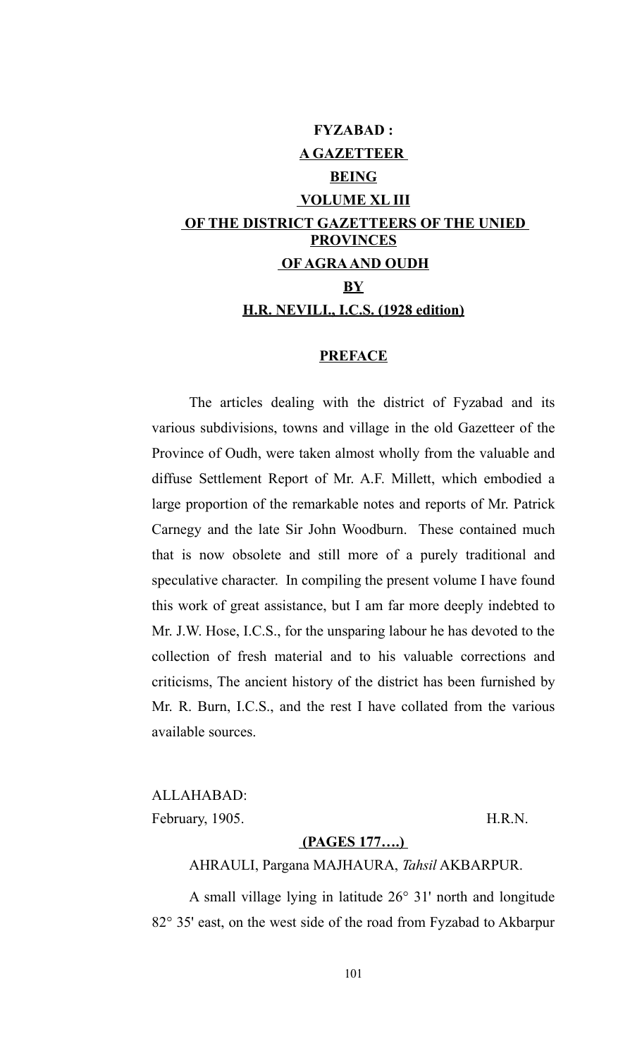# FYZABAD :

## A GAZETTEER

## BEING

## VOLUME XL III

## OF THE DISTRICT GAZETTEERS OF THE UNIED PROVINCES

## OF AGRA AND OUDH

## BY

## H.R. NEVILL, I.C.S. (1928 edition)

### PREFACE

The articles dealing with the district of Fyzabad and its various subdivisions, towns and village in the old Gazetteer of the Province of Oudh, were taken almost wholly from the valuable and diffuse Settlement Report of Mr. A.F. Millett, which embodied a large proportion of the remarkable notes and reports of Mr. Patrick Carnegy and the late Sir John Woodburn. These contained much that is now obsolete and still more of a purely traditional and speculative character. In compiling the present volume I have found this work of great assistance, but I am far more deeply indebted to Mr. J.W. Hose, I.C.S., for the unsparing labour he has devoted to the collection of fresh material and to his valuable corrections and criticisms, The ancient history of the district has been furnished by Mr. R. Burn, I.C.S., and the rest I have collated from the various available sources.

ALLAHABAD:
February, 1905. H.R.N.

**(PAGES 177….)**

AHRAULI, Pargana MAJHAURA, *Tahsil* AKBARPUR.

A small village lying in latitude 26° 31' north and longitude 82° 35' east, on the west side of the road from Fyzabad to Akbarpur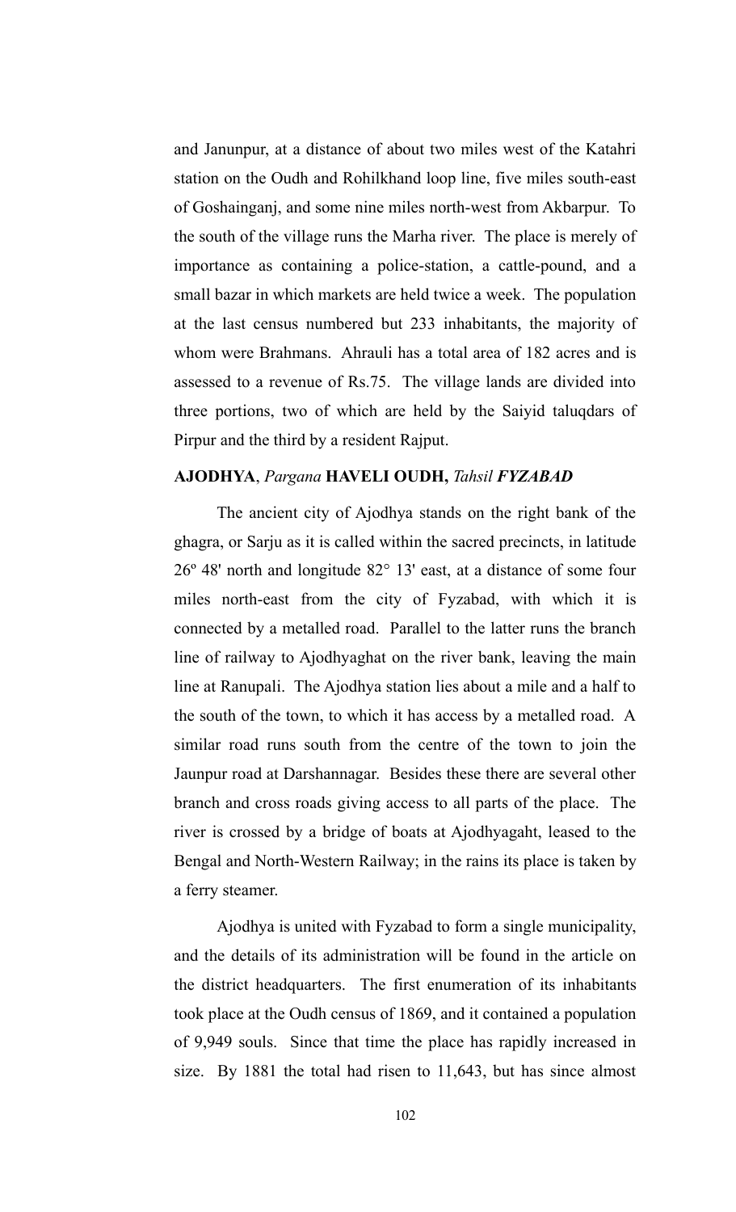and Janunpur, at a distance of about two miles west of the Katahri station on the Oudh and Rohilkhand loop line, five miles south-east of Goshainganj, and some nine miles north-west from Akbarpur. To the south of the village runs the Marha river. The place is merely of importance as containing a police-station, a cattle-pound, and a small bazar in which markets are held twice a week. The population at the last census numbered but 233 inhabitants, the majority of whom were Brahmans. Ahrauli has a total area of 182 acres and is assessed to a revenue of Rs.75. The village lands are divided into three portions, two of which are held by the Saiyid taluqdars of Pirpur and the third by a resident Rajput.

**AJODHYA**, *Pargana* **HAVELI OUDH,** *Tahsil* ***FYZABAD***

The ancient city of Ajodhya stands on the right bank of the ghagra, or Sarju as it is called within the sacred precincts, in latitude 26º 48' north and longitude 82° 13' east, at a distance of some four miles north-east from the city of Fyzabad, with which it is connected by a metalled road. Parallel to the latter runs the branch line of railway to Ajodhyaghat on the river bank, leaving the main line at Ranupali. The Ajodhya station lies about a mile and a half to the south of the town, to which it has access by a metalled road. A similar road runs south from the centre of the town to join the Jaunpur road at Darshannagar. Besides these there are several other branch and cross roads giving access to all parts of the place. The river is crossed by a bridge of boats at Ajodhyagaht, leased to the Bengal and North-Western Railway; in the rains its place is taken by a ferry steamer.

Ajodhya is united with Fyzabad to form a single municipality, and the details of its administration will be found in the article on the district headquarters. The first enumeration of its inhabitants took place at the Oudh census of 1869, and it contained a population of 9,949 souls. Since that time the place has rapidly increased in size. By 1881 the total had risen to 11,643, but has since almost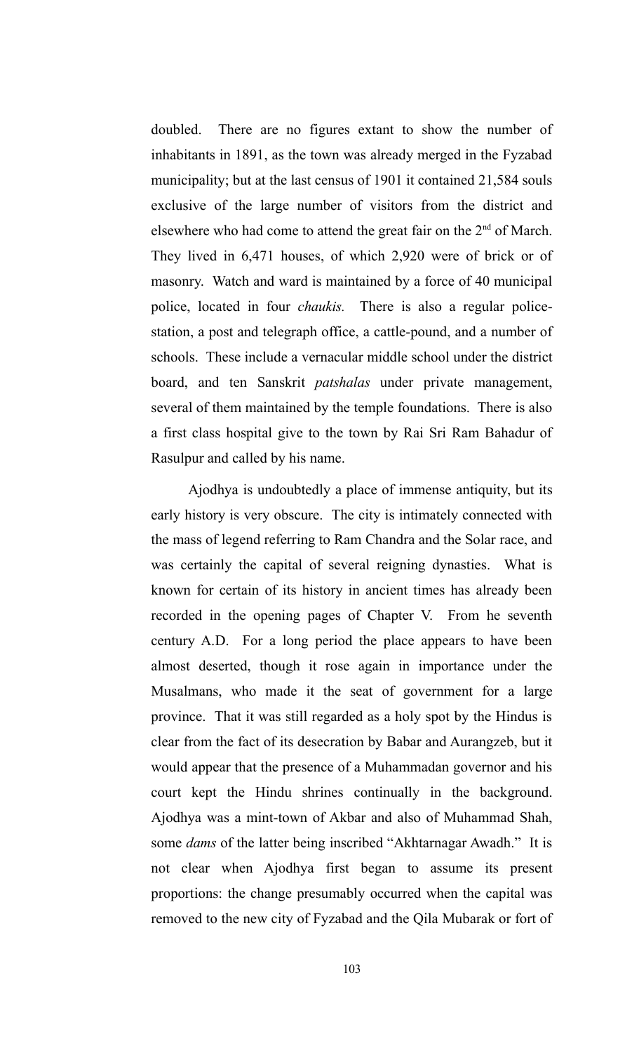doubled. There are no figures extant to show the number of inhabitants in 1891, as the town was already merged in the Fyzabad municipality; but at the last census of 1901 it contained 21,584 souls exclusive of the large number of visitors from the district and elsewhere who had come to attend the great fair on the 2nd of March. They lived in 6,471 houses, of which 2,920 were of brick or of masonry. Watch and ward is maintained by a force of 40 municipal police, located in four *chaukis.* There is also a regular police-station, a post and telegraph office, a cattle-pound, and a number of schools. These include a vernacular middle school under the district board, and ten Sanskrit *patshalas* under private management, several of them maintained by the temple foundations. There is also a first class hospital give to the town by Rai Sri Ram Bahadur of Rasulpur and called by his name.

Ajodhya is undoubtedly a place of immense antiquity, but its early history is very obscure. The city is intimately connected with the mass of legend referring to Ram Chandra and the Solar race, and was certainly the capital of several reigning dynasties. What is known for certain of its history in ancient times has already been recorded in the opening pages of Chapter V. From he seventh century A.D. For a long period the place appears to have been almost deserted, though it rose again in importance under the Musalmans, who made it the seat of government for a large province. That it was still regarded as a holy spot by the Hindus is clear from the fact of its desecration by Babar and Aurangzeb, but it would appear that the presence of a Muhammadan governor and his court kept the Hindu shrines continually in the background. Ajodhya was a mint-town of Akbar and also of Muhammad Shah, some *dams* of the latter being inscribed "Akhtarnagar Awadh." It is not clear when Ajodhya first began to assume its present proportions: the change presumably occurred when the capital was removed to the new city of Fyzabad and the Qila Mubarak or fort of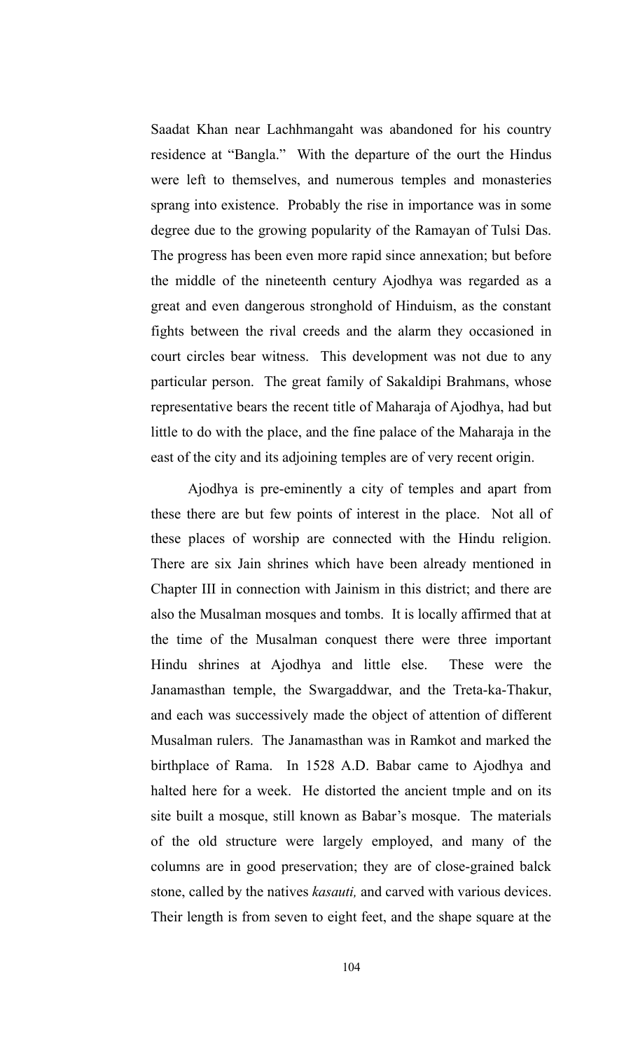Saadat Khan near Lachhmangaht was abandoned for his country residence at "Bangla." With the departure of the ourt the Hindus were left to themselves, and numerous temples and monasteries sprang into existence. Probably the rise in importance was in some degree due to the growing popularity of the Ramayan of Tulsi Das. The progress has been even more rapid since annexation; but before the middle of the nineteenth century Ajodhya was regarded as a great and even dangerous stronghold of Hinduism, as the constant fights between the rival creeds and the alarm they occasioned in court circles bear witness. This development was not due to any particular person. The great family of Sakaldipi Brahmans, whose representative bears the recent title of Maharaja of Ajodhya, had but little to do with the place, and the fine palace of the Maharaja in the east of the city and its adjoining temples are of very recent origin.

Ajodhya is pre-eminently a city of temples and apart from these there are but few points of interest in the place. Not all of these places of worship are connected with the Hindu religion. There are six Jain shrines which have been already mentioned in Chapter III in connection with Jainism in this district; and there are also the Musalman mosques and tombs. It is locally affirmed that at the time of the Musalman conquest there were three important Hindu shrines at Ajodhya and little else. These were the Janamasthan temple, the Swargaddwar, and the Treta-ka-Thakur, and each was successively made the object of attention of different Musalman rulers. The Janamasthan was in Ramkot and marked the birthplace of Rama. In 1528 A.D. Babar came to Ajodhya and halted here for a week. He distorted the ancient tmple and on its site built a mosque, still known as Babar's mosque. The materials of the old structure were largely employed, and many of the columns are in good preservation; they are of close-grained balck stone, called by the natives *kasauti,* and carved with various devices. Their length is from seven to eight feet, and the shape square at the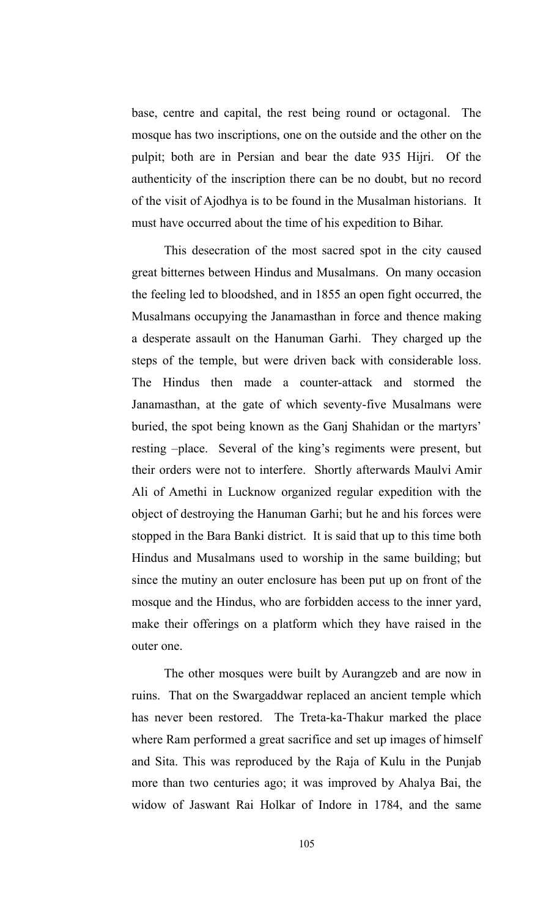base, centre and capital, the rest being round or octagonal. The mosque has two inscriptions, one on the outside and the other on the pulpit; both are in Persian and bear the date 935 Hijri. Of the authenticity of the inscription there can be no doubt, but no record of the visit of Ajodhya is to be found in the Musalman historians. It must have occurred about the time of his expedition to Bihar.

This desecration of the most sacred spot in the city caused great bitternes between Hindus and Musalmans. On many occasion the feeling led to bloodshed, and in 1855 an open fight occurred, the Musalmans occupying the Janamasthan in force and thence making a desperate assault on the Hanuman Garhi. They charged up the steps of the temple, but were driven back with considerable loss. The Hindus then made a counter-attack and stormed the Janamasthan, at the gate of which seventy-five Musalmans were buried, the spot being known as the Ganj Shahidan or the martyrs' resting –place. Several of the king's regiments were present, but their orders were not to interfere. Shortly afterwards Maulvi Amir Ali of Amethi in Lucknow organized regular expedition with the object of destroying the Hanuman Garhi; but he and his forces were stopped in the Bara Banki district. It is said that up to this time both Hindus and Musalmans used to worship in the same building; but since the mutiny an outer enclosure has been put up on front of the mosque and the Hindus, who are forbidden access to the inner yard, make their offerings on a platform which they have raised in the outer one.

The other mosques were built by Aurangzeb and are now in ruins. That on the Swargaddwar replaced an ancient temple which has never been restored. The Treta-ka-Thakur marked the place where Ram performed a great sacrifice and set up images of himself and Sita. This was reproduced by the Raja of Kulu in the Punjab more than two centuries ago; it was improved by Ahalya Bai, the widow of Jaswant Rai Holkar of Indore in 1784, and the same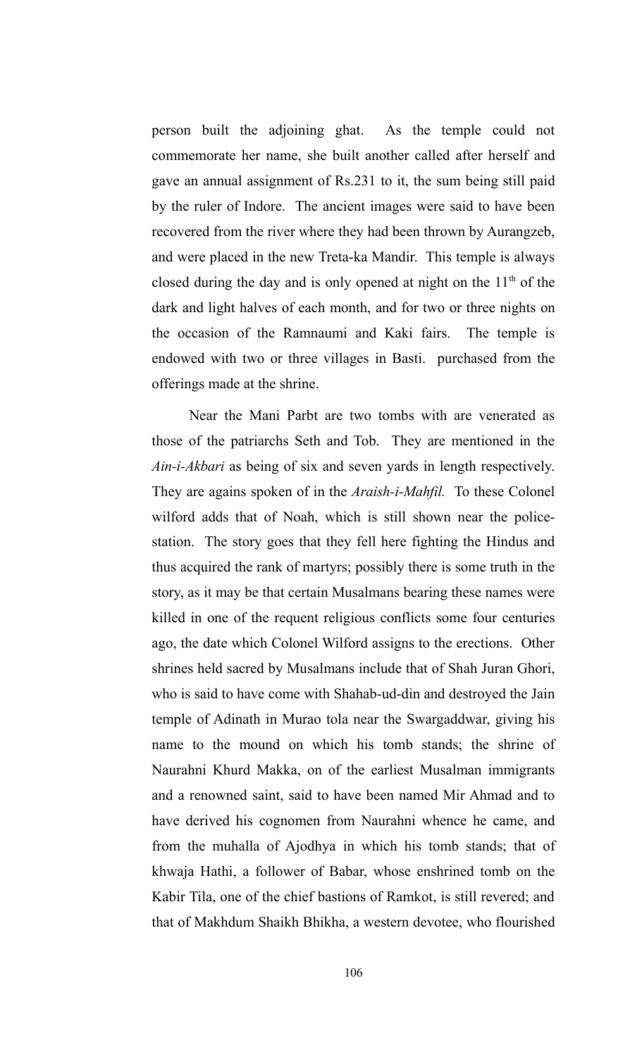person built the adjoining ghat. As the temple could not commemorate her name, she built another called after herself and gave an annual assignment of Rs.231 to it, the sum being still paid by the ruler of Indore. The ancient images were said to have been recovered from the river where they had been thrown by Aurangzeb, and were placed in the new Treta-ka Mandir. This temple is always closed during the day and is only opened at night on the 11th of the dark and light halves of each month, and for two or three nights on the occasion of the Ramnaumi and Kaki fairs. The temple is endowed with two or three villages in Basti. purchased from the offerings made at the shrine.

Near the Mani Parbt are two tombs with are venerated as those of the patriarchs Seth and Tob. They are mentioned in the *Ain-i-Akbari* as being of six and seven yards in length respectively. They are agains spoken of in the *Araish-i-Mahfil.* To these Colonel wilford adds that of Noah, which is still shown near the police-station. The story goes that they fell here fighting the Hindus and thus acquired the rank of martyrs; possibly there is some truth in the story, as it may be that certain Musalmans bearing these names were killed in one of the requent religious conflicts some four centuries ago, the date which Colonel Wilford assigns to the erections. Other shrines held sacred by Musalmans include that of Shah Juran Ghori, who is said to have come with Shahab-ud-din and destroyed the Jain temple of Adinath in Murao tola near the Swargaddwar, giving his name to the mound on which his tomb stands; the shrine of Naurahni Khurd Makka, on of the earliest Musalman immigrants and a renowned saint, said to have been named Mir Ahmad and to have derived his cognomen from Naurahni whence he came, and from the muhalla of Ajodhya in which his tomb stands; that of khwaja Hathi, a follower of Babar, whose enshrined tomb on the Kabir Tila, one of the chief bastions of Ramkot, is still revered; and that of Makhdum Shaikh Bhikha, a western devotee, who flourished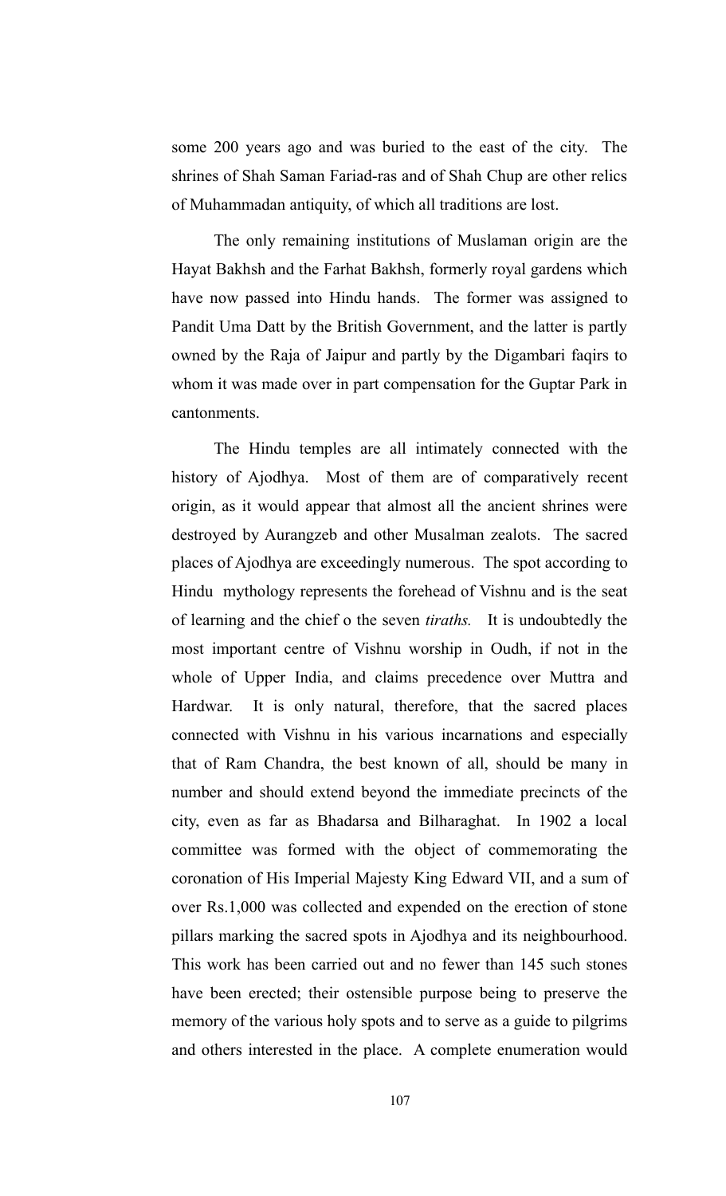some 200 years ago and was buried to the east of the city. The shrines of Shah Saman Fariad-ras and of Shah Chup are other relics of Muhammadan antiquity, of which all traditions are lost.

The only remaining institutions of Muslaman origin are the Hayat Bakhsh and the Farhat Bakhsh, formerly royal gardens which have now passed into Hindu hands. The former was assigned to Pandit Uma Datt by the British Government, and the latter is partly owned by the Raja of Jaipur and partly by the Digambari faqirs to whom it was made over in part compensation for the Guptar Park in cantonments.

The Hindu temples are all intimately connected with the history of Ajodhya. Most of them are of comparatively recent origin, as it would appear that almost all the ancient shrines were destroyed by Aurangzeb and other Musalman zealots. The sacred places of Ajodhya are exceedingly numerous. The spot according to Hindu mythology represents the forehead of Vishnu and is the seat of learning and the chief o the seven *tiraths.* It is undoubtedly the most important centre of Vishnu worship in Oudh, if not in the whole of Upper India, and claims precedence over Muttra and Hardwar. It is only natural, therefore, that the sacred places connected with Vishnu in his various incarnations and especially that of Ram Chandra, the best known of all, should be many in number and should extend beyond the immediate precincts of the city, even as far as Bhadarsa and Bilharaghat. In 1902 a local committee was formed with the object of commemorating the coronation of His Imperial Majesty King Edward VII, and a sum of over Rs.1,000 was collected and expended on the erection of stone pillars marking the sacred spots in Ajodhya and its neighbourhood. This work has been carried out and no fewer than 145 such stones have been erected; their ostensible purpose being to preserve the memory of the various holy spots and to serve as a guide to pilgrims and others interested in the place. A complete enumeration would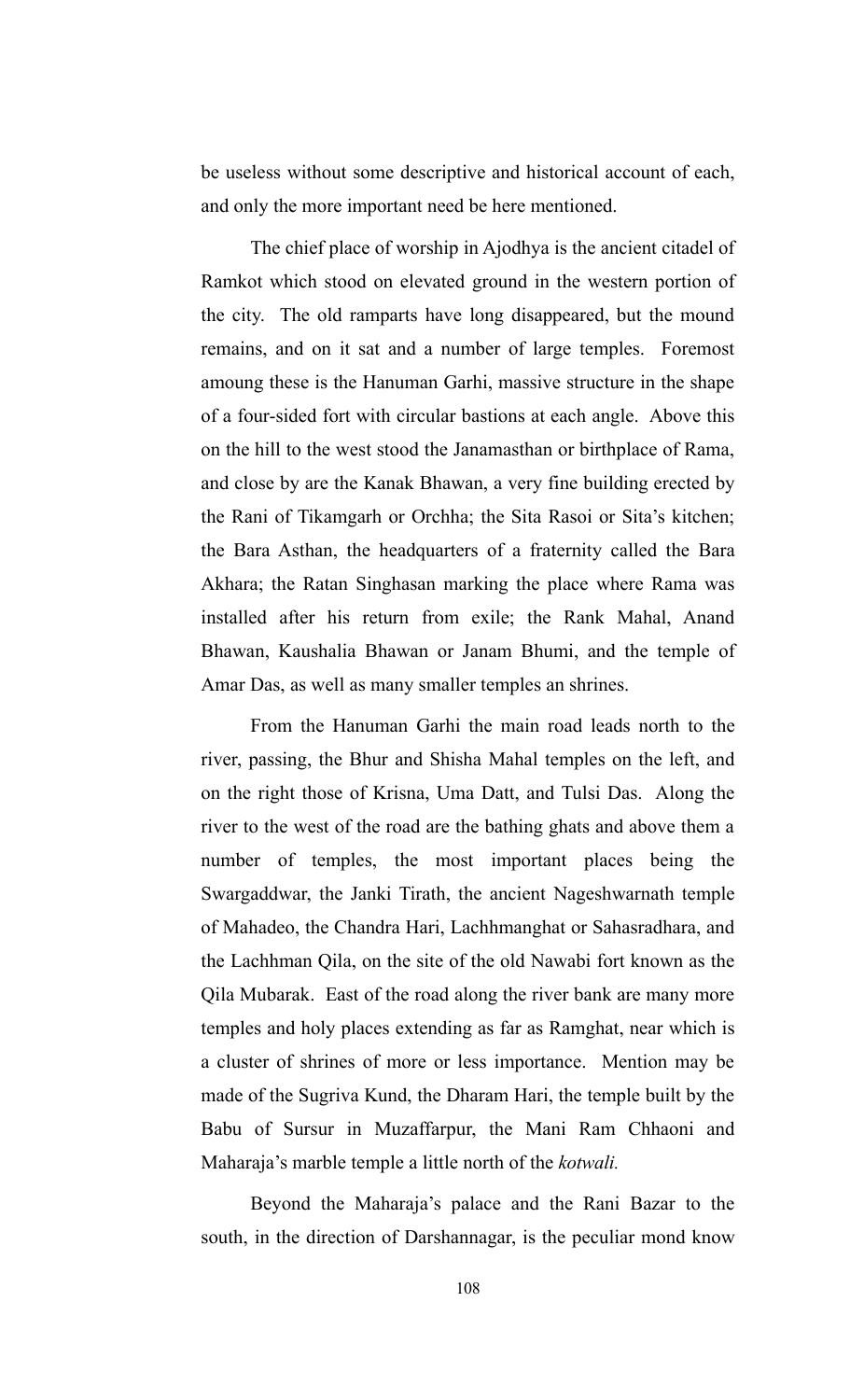be useless without some descriptive and historical account of each, and only the more important need be here mentioned.

The chief place of worship in Ajodhya is the ancient citadel of Ramkot which stood on elevated ground in the western portion of the city. The old ramparts have long disappeared, but the mound remains, and on it sat and a number of large temples. Foremost amoung these is the Hanuman Garhi, massive structure in the shape of a four-sided fort with circular bastions at each angle. Above this on the hill to the west stood the Janamasthan or birthplace of Rama, and close by are the Kanak Bhawan, a very fine building erected by the Rani of Tikamgarh or Orchha; the Sita Rasoi or Sita's kitchen; the Bara Asthan, the headquarters of a fraternity called the Bara Akhara; the Ratan Singhasan marking the place where Rama was installed after his return from exile; the Rank Mahal, Anand Bhawan, Kaushalia Bhawan or Janam Bhumi, and the temple of Amar Das, as well as many smaller temples an shrines.

From the Hanuman Garhi the main road leads north to the river, passing, the Bhur and Shisha Mahal temples on the left, and on the right those of Krisna, Uma Datt, and Tulsi Das. Along the river to the west of the road are the bathing ghats and above them a number of temples, the most important places being the Swargaddwar, the Janki Tirath, the ancient Nageshwarnath temple of Mahadeo, the Chandra Hari, Lachhmanghat or Sahasradhara, and the Lachhman Qila, on the site of the old Nawabi fort known as the Qila Mubarak. East of the road along the river bank are many more temples and holy places extending as far as Ramghat, near which is a cluster of shrines of more or less importance. Mention may be made of the Sugriva Kund, the Dharam Hari, the temple built by the Babu of Sursur in Muzaffarpur, the Mani Ram Chhaoni and Maharaja's marble temple a little north of the *kotwali.*

Beyond the Maharaja's palace and the Rani Bazar to the south, in the direction of Darshannagar, is the peculiar mond know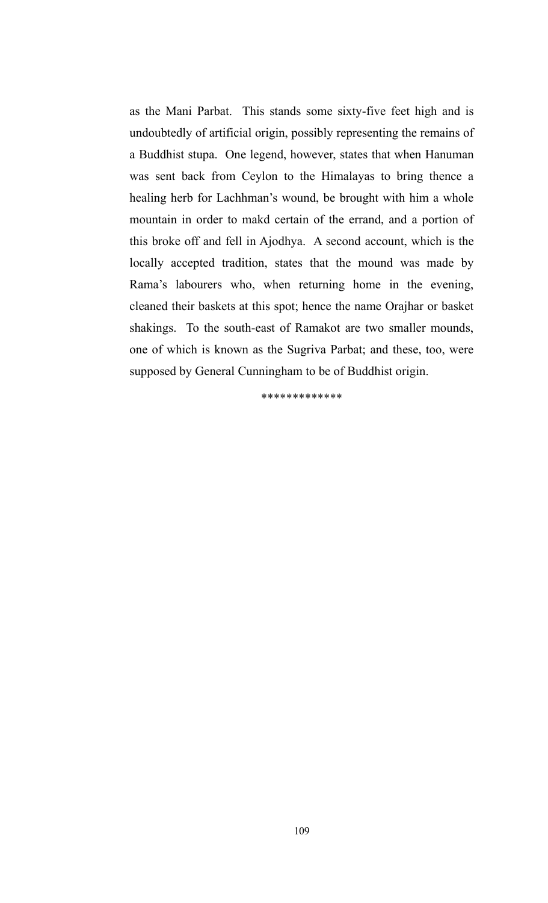as the Mani Parbat.  This stands some sixty-five feet high and is undoubtedly of artificial origin, possibly representing the remains of a Buddhist stupa.  One legend, however, states that when Hanuman was sent back from Ceylon to the Himalayas to bring thence a healing herb for Lachhman's wound, be brought with him a whole mountain in order to makd certain of the errand, and a portion of this broke off and fell in Ajodhya.  A second account, which is the locally accepted tradition, states that the mound was made by Rama's labourers who, when returning home in the evening, cleaned their baskets at this spot; hence the name Orajhar or basket shakings.  To the south-east of Ramakot are two smaller mounds, one of which is known as the Sugriva Parbat; and these, too, were supposed by General Cunningham to be of Buddhist origin.

*************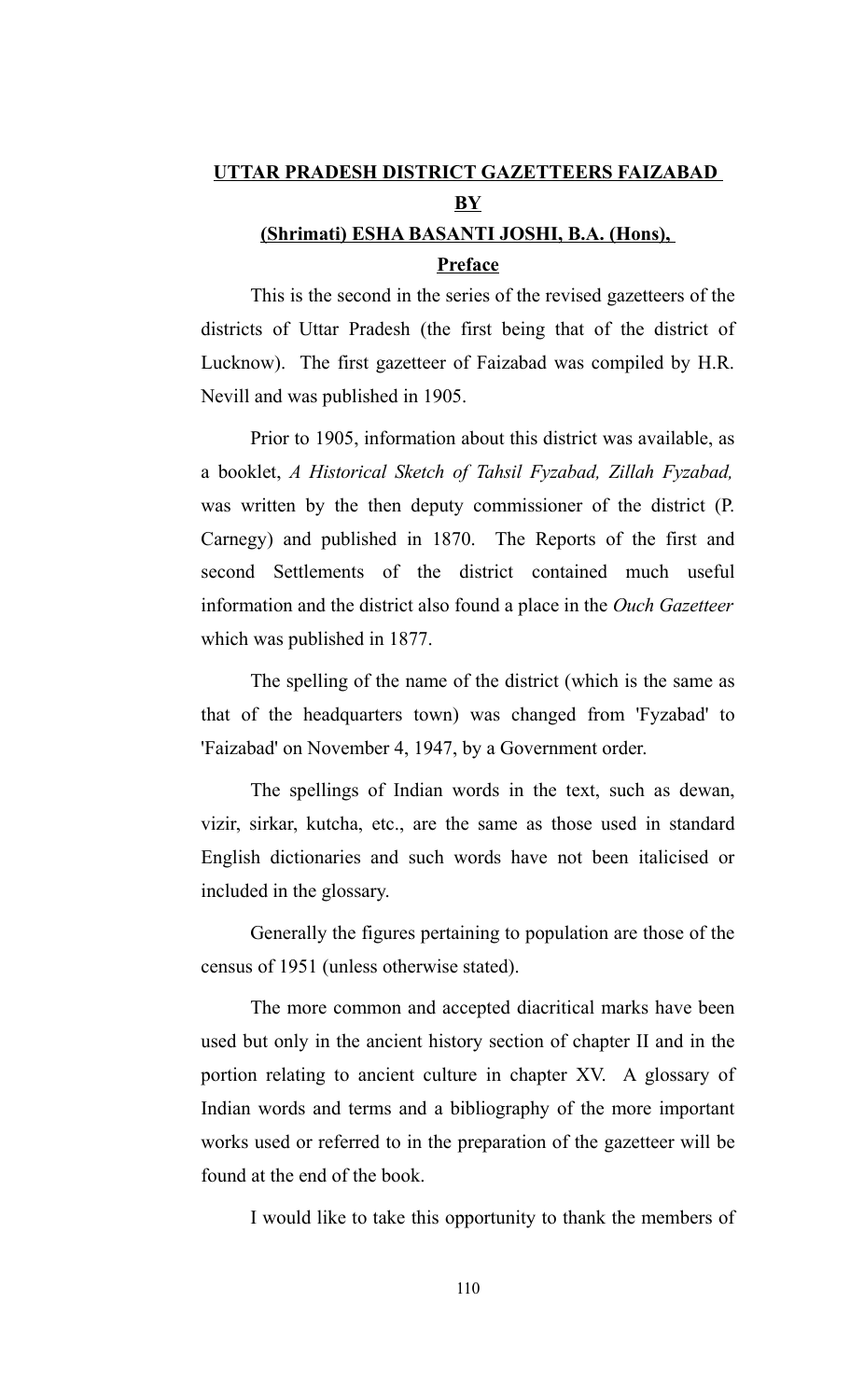# UTTAR PRADESH DISTRICT GAZETTEERS FAIZABAD

## BY

## (Shrimati) ESHA BASANTI JOSHI, B.A. (Hons),

## Preface

This is the second in the series of the revised gazetteers of the districts of Uttar Pradesh (the first being that of the district of Lucknow). The first gazetteer of Faizabad was compiled by H.R. Nevill and was published in 1905.

Prior to 1905, information about this district was available, as a booklet, *A Historical Sketch of Tahsil Fyzabad, Zillah Fyzabad,* was written by the then deputy commissioner of the district (P. Carnegy) and published in 1870. The Reports of the first and second Settlements of the district contained much useful information and the district also found a place in the *Ouch Gazetteer* which was published in 1877.

The spelling of the name of the district (which is the same as that of the headquarters town) was changed from 'Fyzabad' to 'Faizabad' on November 4, 1947, by a Government order.

The spellings of Indian words in the text, such as dewan, vizir, sirkar, kutcha, etc., are the same as those used in standard English dictionaries and such words have not been italicised or included in the glossary.

Generally the figures pertaining to population are those of the census of 1951 (unless otherwise stated).

The more common and accepted diacritical marks have been used but only in the ancient history section of chapter II and in the portion relating to ancient culture in chapter XV. A glossary of Indian words and terms and a bibliography of the more important works used or referred to in the preparation of the gazetteer will be found at the end of the book.

I would like to take this opportunity to thank the members of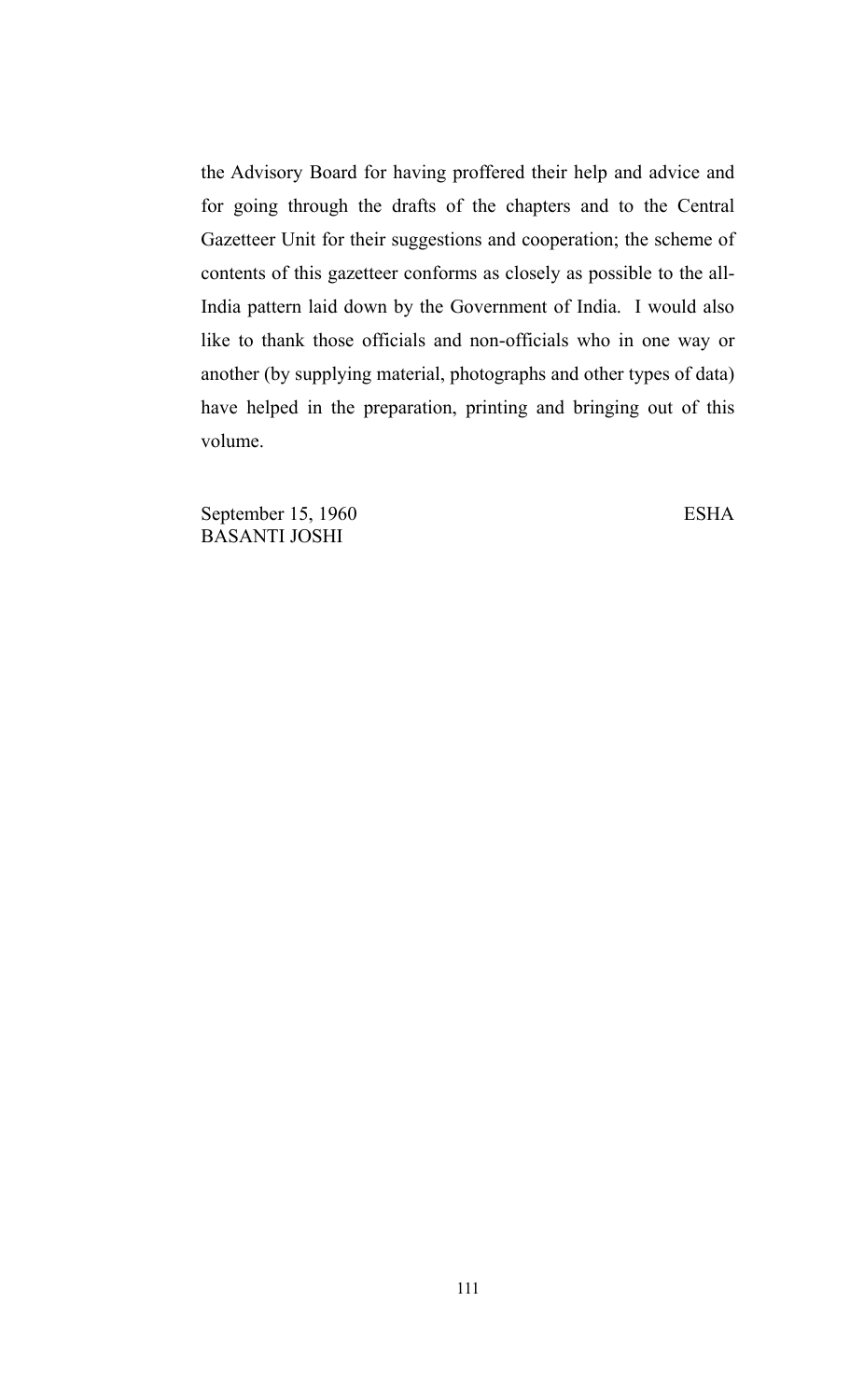the Advisory Board for having proffered their help and advice and for going through the drafts of the chapters and to the Central Gazetteer Unit for their suggestions and cooperation; the scheme of contents of this gazetteer conforms as closely as possible to the all-India pattern laid down by the Government of India. I would also like to thank those officials and non-officials who in one way or another (by supplying material, photographs and other types of data) have helped in the preparation, printing and bringing out of this volume.

September 15, 1960 ESHA BASANTI JOSHI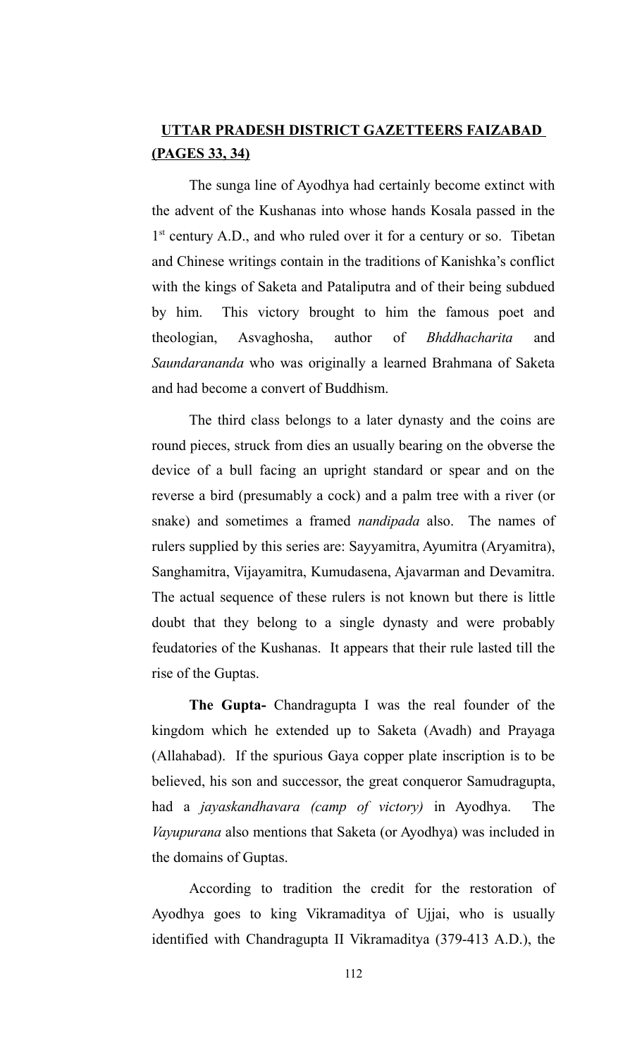## <u>UTTAR PRADESH DISTRICT GAZETTEERS FAIZABAD (PAGES 33, 34)</u>

The sunga line of Ayodhya had certainly become extinct with the advent of the Kushanas into whose hands Kosala passed in the 1st century A.D., and who ruled over it for a century or so. Tibetan and Chinese writings contain in the traditions of Kanishka's conflict with the kings of Saketa and Pataliputra and of their being subdued by him. This victory brought to him the famous poet and theologian, Asvaghosha, author of *Bhddhacharita* and *Saundarananda* who was originally a learned Brahmana of Saketa and had become a convert of Buddhism.

The third class belongs to a later dynasty and the coins are round pieces, struck from dies an usually bearing on the obverse the device of a bull facing an upright standard or spear and on the reverse a bird (presumably a cock) and a palm tree with a river (or snake) and sometimes a framed *nandipada* also. The names of rulers supplied by this series are: Sayyamitra, Ayumitra (Aryamitra), Sanghamitra, Vijayamitra, Kumudasena, Ajavarman and Devamitra. The actual sequence of these rulers is not known but there is little doubt that they belong to a single dynasty and were probably feudatories of the Kushanas. It appears that their rule lasted till the rise of the Guptas.

**The Gupta-** Chandragupta I was the real founder of the kingdom which he extended up to Saketa (Avadh) and Prayaga (Allahabad). If the spurious Gaya copper plate inscription is to be believed, his son and successor, the great conqueror Samudragupta, had a *jayaskandhavara (camp of victory)* in Ayodhya. The *Vayupurana* also mentions that Saketa (or Ayodhya) was included in the domains of Guptas.

According to tradition the credit for the restoration of Ayodhya goes to king Vikramaditya of Ujjai, who is usually identified with Chandragupta II Vikramaditya (379-413 A.D.), the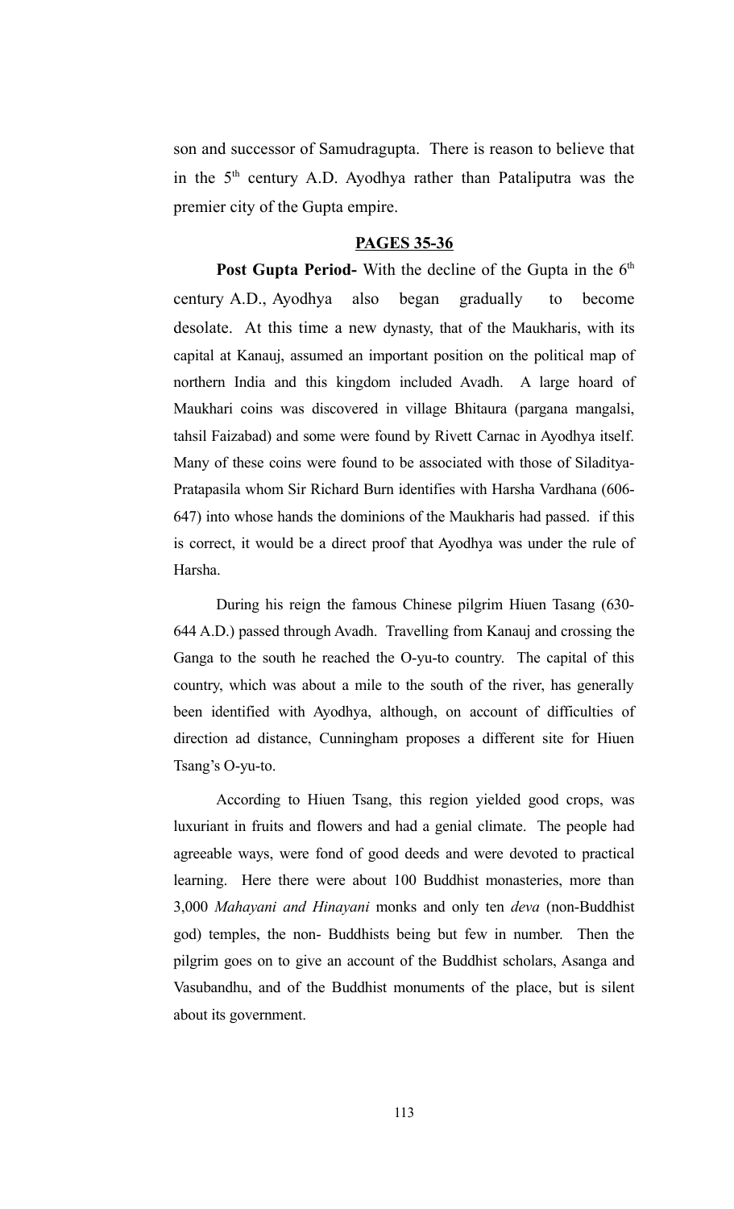son and successor of Samudragupta. There is reason to believe that in the 5th century A.D. Ayodhya rather than Pataliputra was the premier city of the Gupta empire.

**PAGES 35-36**

**Post Gupta Period-** With the decline of the Gupta in the 6th century A.D., Ayodhya also began gradually to become desolate. At this time a new dynasty, that of the Maukharis, with its capital at Kanauj, assumed an important position on the political map of northern India and this kingdom included Avadh. A large hoard of Maukhari coins was discovered in village Bhitaura (pargana mangalsi, tahsil Faizabad) and some were found by Rivett Carnac in Ayodhya itself. Many of these coins were found to be associated with those of Siladitya-Pratapasila whom Sir Richard Burn identifies with Harsha Vardhana (606-647) into whose hands the dominions of the Maukharis had passed. if this is correct, it would be a direct proof that Ayodhya was under the rule of Harsha.

During his reign the famous Chinese pilgrim Hiuen Tasang (630-644 A.D.) passed through Avadh. Travelling from Kanauj and crossing the Ganga to the south he reached the O-yu-to country. The capital of this country, which was about a mile to the south of the river, has generally been identified with Ayodhya, although, on account of difficulties of direction ad distance, Cunningham proposes a different site for Hiuen Tsang's O-yu-to.

According to Hiuen Tsang, this region yielded good crops, was luxuriant in fruits and flowers and had a genial climate. The people had agreeable ways, were fond of good deeds and were devoted to practical learning. Here there were about 100 Buddhist monasteries, more than 3,000 *Mahayani and Hinayani* monks and only ten *deva* (non-Buddhist god) temples, the non- Buddhists being but few in number. Then the pilgrim goes on to give an account of the Buddhist scholars, Asanga and Vasubandhu, and of the Buddhist monuments of the place, but is silent about its government.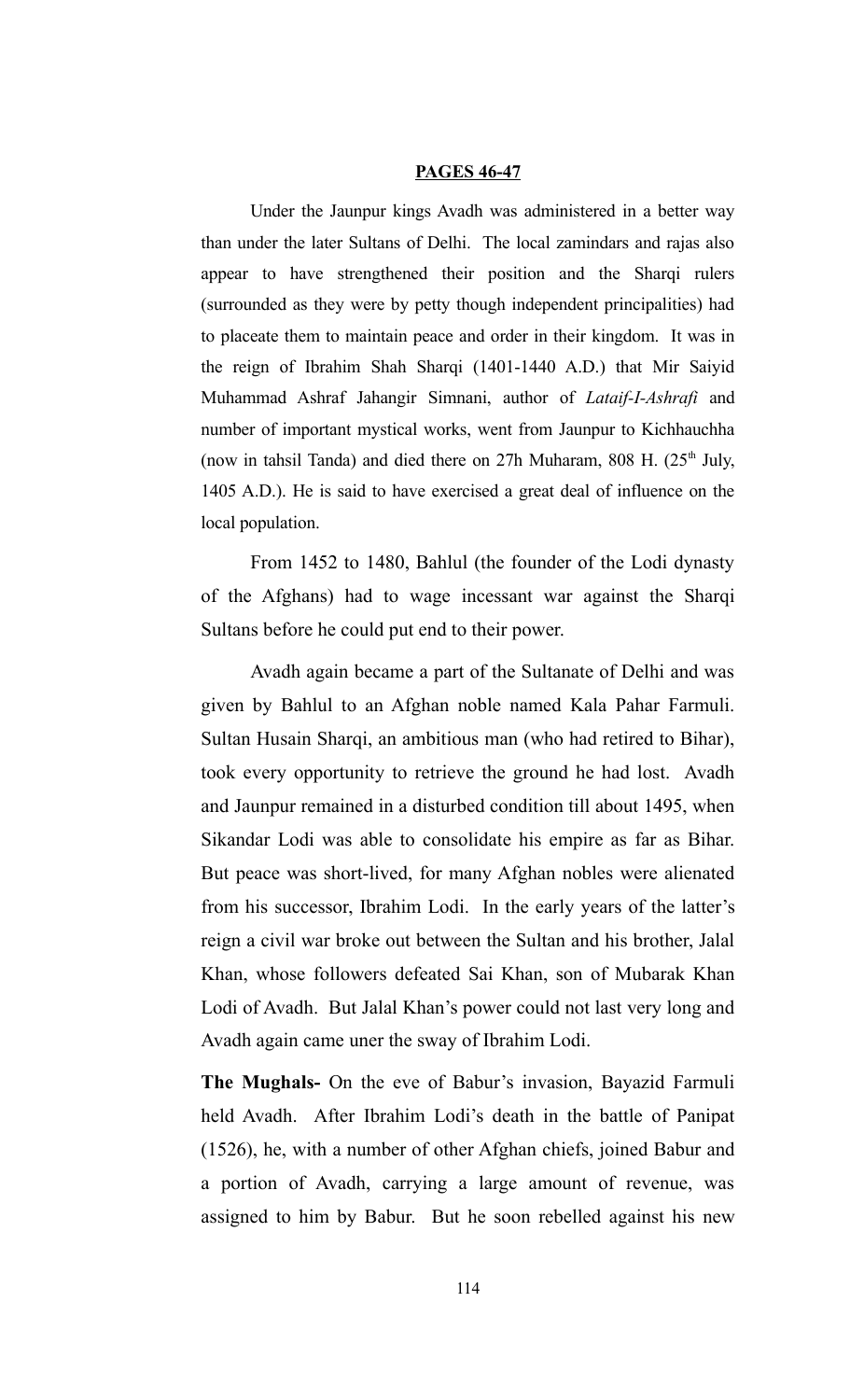**PAGES 46-47**

Under the Jaunpur kings Avadh was administered in a better way than under the later Sultans of Delhi. The local zamindars and rajas also appear to have strengthened their position and the Sharqi rulers (surrounded as they were by petty though independent principalities) had to placeate them to maintain peace and order in their kingdom. It was in the reign of Ibrahim Shah Sharqi (1401-1440 A.D.) that Mir Saiyid Muhammad Ashraf Jahangir Simnani, author of *Lataif-I-Ashrafi* and number of important mystical works, went from Jaunpur to Kichhauchha (now in tahsil Tanda) and died there on 27h Muharam, 808 H. (25th July, 1405 A.D.). He is said to have exercised a great deal of influence on the local population.

From 1452 to 1480, Bahlul (the founder of the Lodi dynasty of the Afghans) had to wage incessant war against the Sharqi Sultans before he could put end to their power.

Avadh again became a part of the Sultanate of Delhi and was given by Bahlul to an Afghan noble named Kala Pahar Farmuli. Sultan Husain Sharqi, an ambitious man (who had retired to Bihar), took every opportunity to retrieve the ground he had lost. Avadh and Jaunpur remained in a disturbed condition till about 1495, when Sikandar Lodi was able to consolidate his empire as far as Bihar. But peace was short-lived, for many Afghan nobles were alienated from his successor, Ibrahim Lodi. In the early years of the latter's reign a civil war broke out between the Sultan and his brother, Jalal Khan, whose followers defeated Sai Khan, son of Mubarak Khan Lodi of Avadh. But Jalal Khan's power could not last very long and Avadh again came uner the sway of Ibrahim Lodi.

**The Mughals-** On the eve of Babur's invasion, Bayazid Farmuli held Avadh. After Ibrahim Lodi's death in the battle of Panipat (1526), he, with a number of other Afghan chiefs, joined Babur and a portion of Avadh, carrying a large amount of revenue, was assigned to him by Babur. But he soon rebelled against his new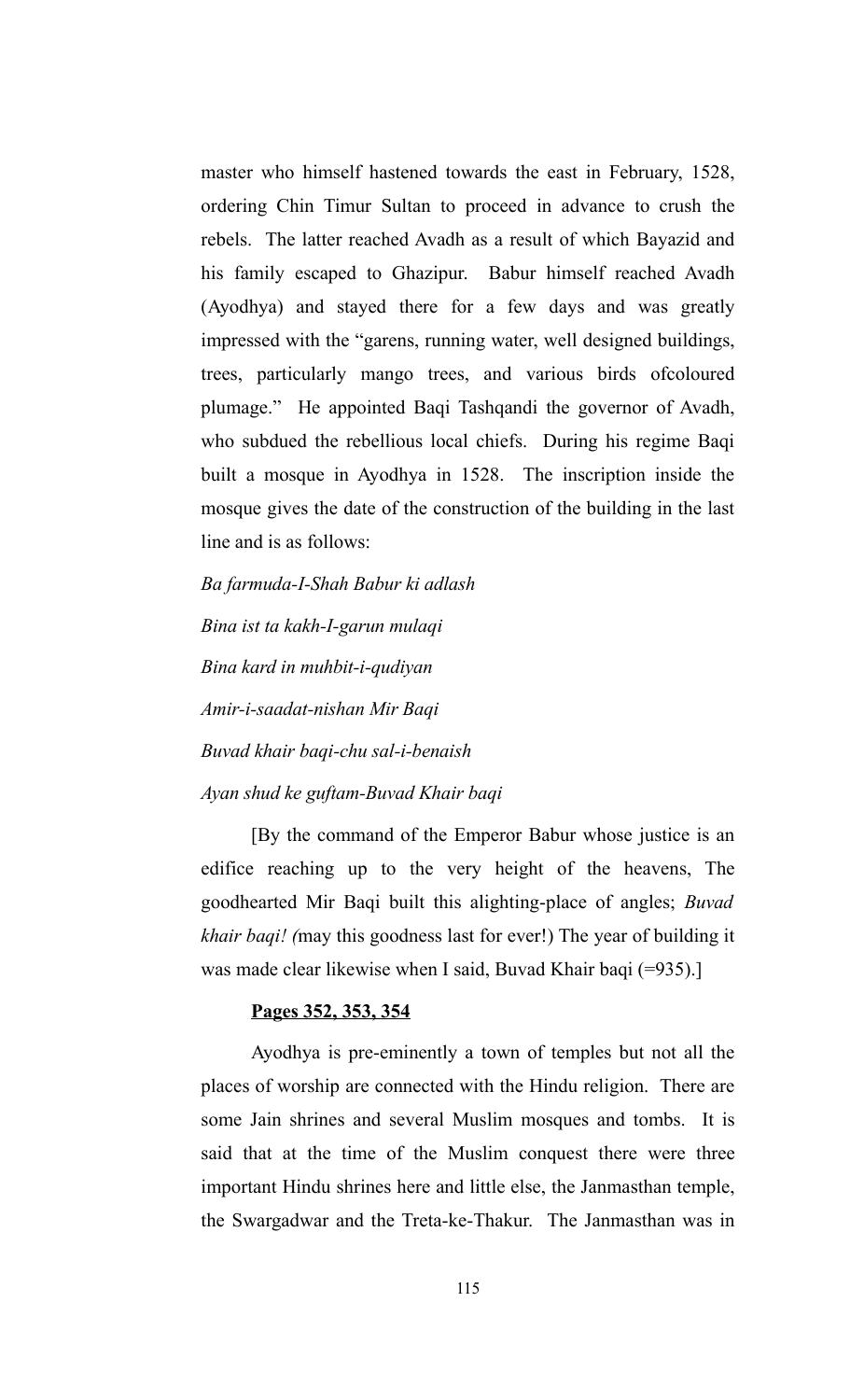master who himself hastened towards the east in February, 1528, ordering Chin Timur Sultan to proceed in advance to crush the rebels. The latter reached Avadh as a result of which Bayazid and his family escaped to Ghazipur. Babur himself reached Avadh (Ayodhya) and stayed there for a few days and was greatly impressed with the "garens, running water, well designed buildings, trees, particularly mango trees, and various birds ofcoloured plumage." He appointed Baqi Tashqandi the governor of Avadh, who subdued the rebellious local chiefs. During his regime Baqi built a mosque in Ayodhya in 1528. The inscription inside the mosque gives the date of the construction of the building in the last line and is as follows:

*Ba farmuda-I-Shah Babur ki adlash*

*Bina ist ta kakh-I-garun mulaqi*

*Bina kard in muhbit-i-qudiyan*

*Amir-i-saadat-nishan Mir Baqi*

*Buvad khair baqi-chu sal-i-benaish*

*Ayan shud ke guftam-Buvad Khair baqi*

[By the command of the Emperor Babur whose justice is an edifice reaching up to the very height of the heavens, The goodhearted Mir Baqi built this alighting-place of angles; *Buvad khair baqi! (*may this goodness last for ever!) The year of building it was made clear likewise when I said, Buvad Khair baqi (=935).]

**<u>Pages 352, 353, 354</u>**

Ayodhya is pre-eminently a town of temples but not all the places of worship are connected with the Hindu religion. There are some Jain shrines and several Muslim mosques and tombs. It is said that at the time of the Muslim conquest there were three important Hindu shrines here and little else, the Janmasthan temple, the Swargadwar and the Treta-ke-Thakur. The Janmasthan was in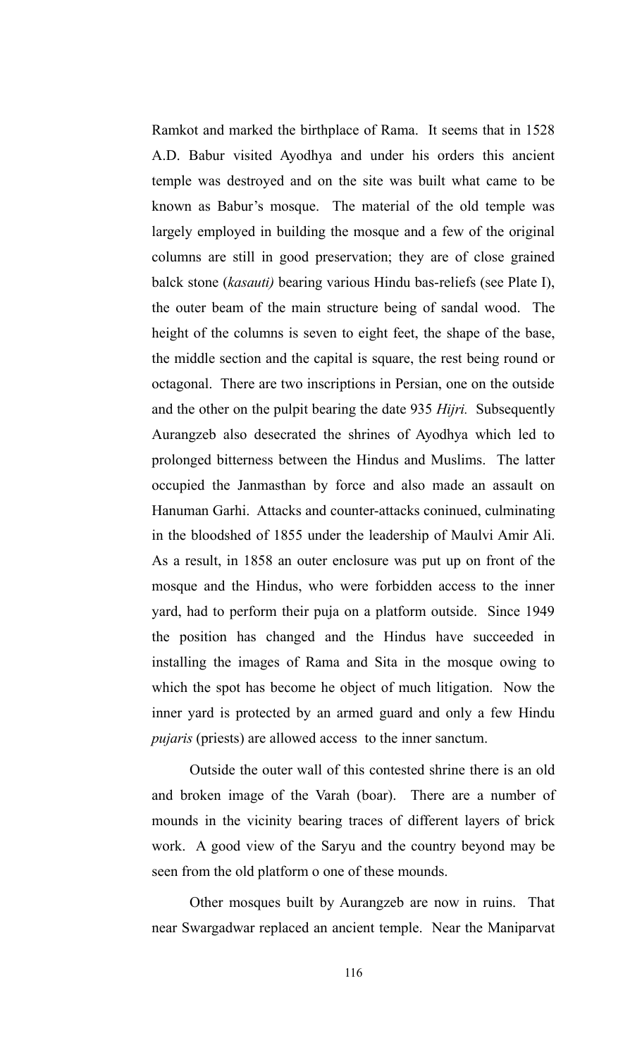Ramkot and marked the birthplace of Rama. It seems that in 1528 A.D. Babur visited Ayodhya and under his orders this ancient temple was destroyed and on the site was built what came to be known as Babur's mosque. The material of the old temple was largely employed in building the mosque and a few of the original columns are still in good preservation; they are of close grained balck stone (*kasauti)* bearing various Hindu bas-reliefs (see Plate I), the outer beam of the main structure being of sandal wood. The height of the columns is seven to eight feet, the shape of the base, the middle section and the capital is square, the rest being round or octagonal. There are two inscriptions in Persian, one on the outside and the other on the pulpit bearing the date 935 *Hijri.* Subsequently Aurangzeb also desecrated the shrines of Ayodhya which led to prolonged bitterness between the Hindus and Muslims. The latter occupied the Janmasthan by force and also made an assault on Hanuman Garhi. Attacks and counter-attacks coninued, culminating in the bloodshed of 1855 under the leadership of Maulvi Amir Ali. As a result, in 1858 an outer enclosure was put up on front of the mosque and the Hindus, who were forbidden access to the inner yard, had to perform their puja on a platform outside. Since 1949 the position has changed and the Hindus have succeeded in installing the images of Rama and Sita in the mosque owing to which the spot has become he object of much litigation. Now the inner yard is protected by an armed guard and only a few Hindu *pujaris* (priests) are allowed access to the inner sanctum.

Outside the outer wall of this contested shrine there is an old and broken image of the Varah (boar). There are a number of mounds in the vicinity bearing traces of different layers of brick work. A good view of the Saryu and the country beyond may be seen from the old platform o one of these mounds.

Other mosques built by Aurangzeb are now in ruins. That near Swargadwar replaced an ancient temple. Near the Maniparvat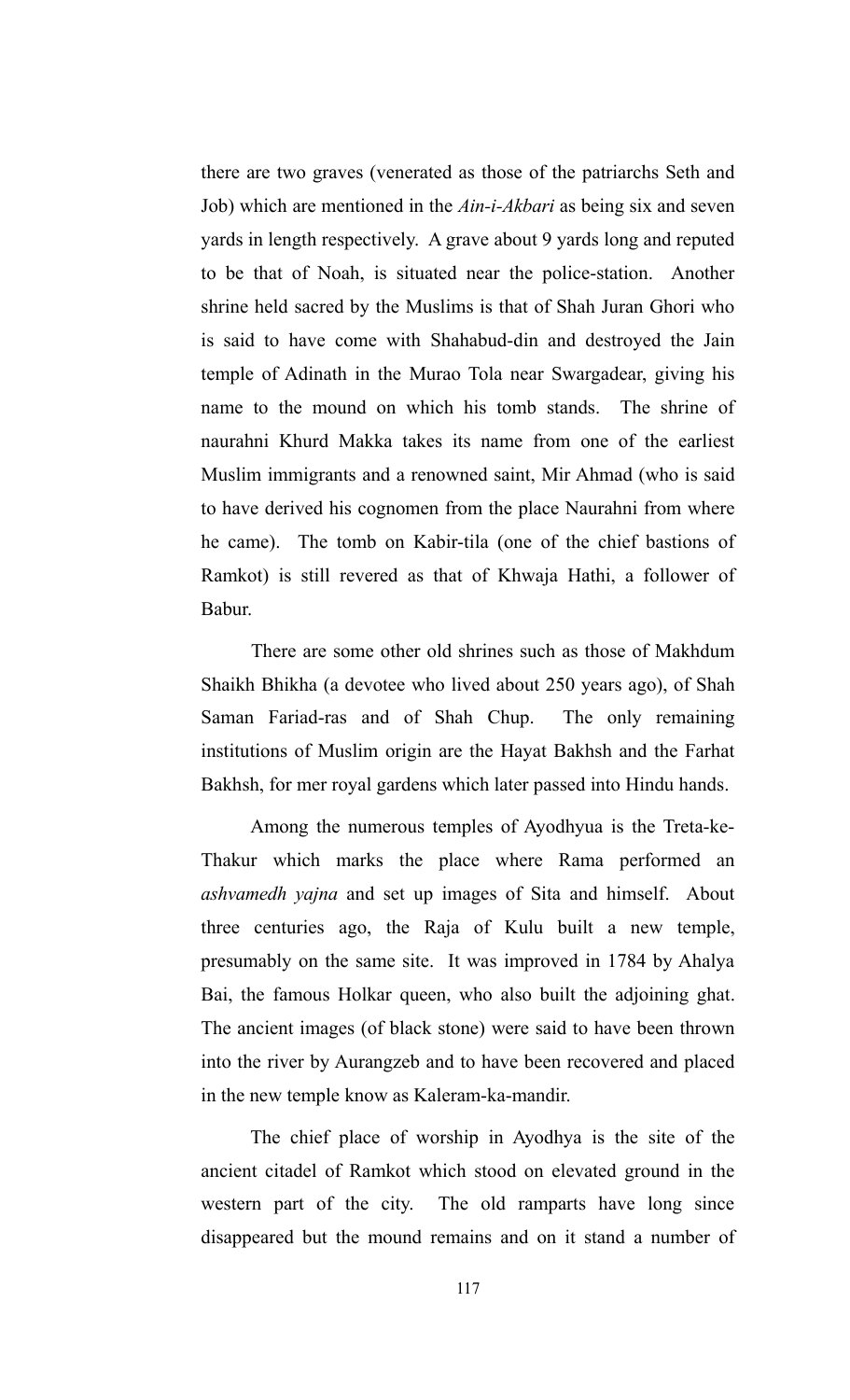there are two graves (venerated as those of the patriarchs Seth and Job) which are mentioned in the *Ain-i-Akbari* as being six and seven yards in length respectively. A grave about 9 yards long and reputed to be that of Noah, is situated near the police-station. Another shrine held sacred by the Muslims is that of Shah Juran Ghori who is said to have come with Shahabud-din and destroyed the Jain temple of Adinath in the Murao Tola near Swargadear, giving his name to the mound on which his tomb stands. The shrine of naurahni Khurd Makka takes its name from one of the earliest Muslim immigrants and a renowned saint, Mir Ahmad (who is said to have derived his cognomen from the place Naurahni from where he came). The tomb on Kabir-tila (one of the chief bastions of Ramkot) is still revered as that of Khwaja Hathi, a follower of Babur.

There are some other old shrines such as those of Makhdum Shaikh Bhikha (a devotee who lived about 250 years ago), of Shah Saman Fariad-ras and of Shah Chup. The only remaining institutions of Muslim origin are the Hayat Bakhsh and the Farhat Bakhsh, for mer royal gardens which later passed into Hindu hands.

Among the numerous temples of Ayodhyua is the Treta-ke-Thakur which marks the place where Rama performed an *ashvamedh yajna* and set up images of Sita and himself. About three centuries ago, the Raja of Kulu built a new temple, presumably on the same site. It was improved in 1784 by Ahalya Bai, the famous Holkar queen, who also built the adjoining ghat. The ancient images (of black stone) were said to have been thrown into the river by Aurangzeb and to have been recovered and placed in the new temple know as Kaleram-ka-mandir.

The chief place of worship in Ayodhya is the site of the ancient citadel of Ramkot which stood on elevated ground in the western part of the city. The old ramparts have long since disappeared but the mound remains and on it stand a number of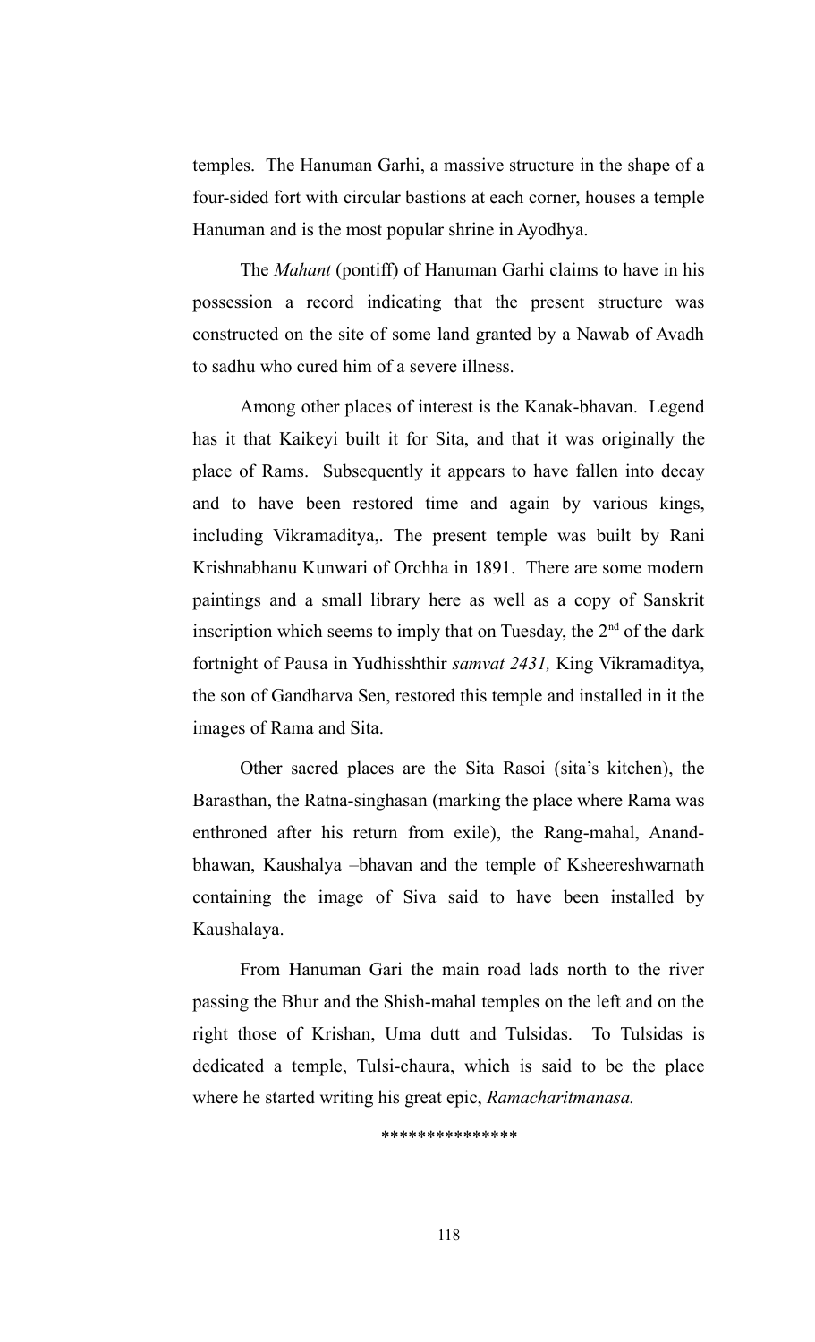temples. The Hanuman Garhi, a massive structure in the shape of a four-sided fort with circular bastions at each corner, houses a temple Hanuman and is the most popular shrine in Ayodhya.

The *Mahant* (pontiff) of Hanuman Garhi claims to have in his possession a record indicating that the present structure was constructed on the site of some land granted by a Nawab of Avadh to sadhu who cured him of a severe illness.

Among other places of interest is the Kanak-bhavan. Legend has it that Kaikeyi built it for Sita, and that it was originally the place of Rams. Subsequently it appears to have fallen into decay and to have been restored time and again by various kings, including Vikramaditya,. The present temple was built by Rani Krishnabhanu Kunwari of Orchha in 1891. There are some modern paintings and a small library here as well as a copy of Sanskrit inscription which seems to imply that on Tuesday, the 2nd of the dark fortnight of Pausa in Yudhisshthir *samvat 2431,* King Vikramaditya, the son of Gandharva Sen, restored this temple and installed in it the images of Rama and Sita.

Other sacred places are the Sita Rasoi (sita's kitchen), the Barasthan, the Ratna-singhasan (marking the place where Rama was enthroned after his return from exile), the Rang-mahal, Anand-bhawan, Kaushalya –bhavan and the temple of Ksheereshwarnath containing the image of Siva said to have been installed by Kaushalaya.

From Hanuman Gari the main road lads north to the river passing the Bhur and the Shish-mahal temples on the left and on the right those of Krishan, Uma dutt and Tulsidas. To Tulsidas is dedicated a temple, Tulsi-chaura, which is said to be the place where he started writing his great epic, *Ramacharitmanasa.*

***************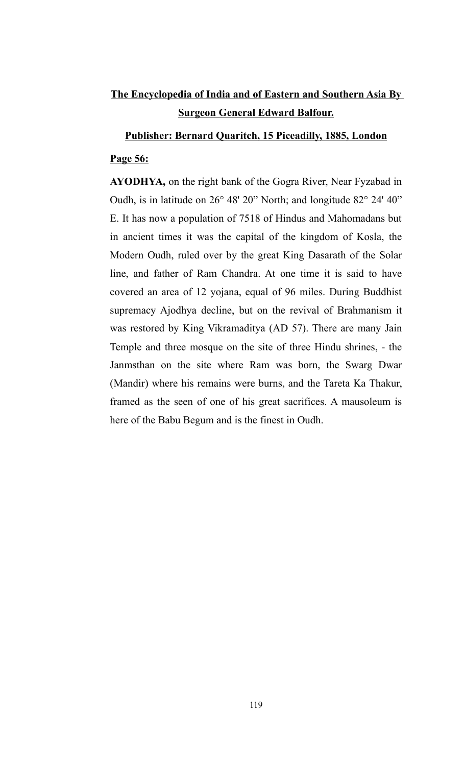**The Encyclopedia of India and of Eastern and Southern Asia By Surgeon General Edward Balfour.**

**Publisher: Bernard Quaritch, 15 Piceadilly, 1885, London**

**Page 56:**

**AYODHYA,** on the right bank of the Gogra River, Near Fyzabad in Oudh, is in latitude on 26° 48' 20" North; and longitude 82° 24' 40" E. It has now a population of 7518 of Hindus and Mahomadans but in ancient times it was the capital of the kingdom of Kosla, the Modern Oudh, ruled over by the great King Dasarath of the Solar line, and father of Ram Chandra. At one time it is said to have covered an area of 12 yojana, equal of 96 miles. During Buddhist supremacy Ajodhya decline, but on the revival of Brahmanism it was restored by King Vikramaditya (AD 57). There are many Jain Temple and three mosque on the site of three Hindu shrines, - the Janmsthan on the site where Ram was born, the Swarg Dwar (Mandir) where his remains were burns, and the Tareta Ka Thakur, framed as the seen of one of his great sacrifices. A mausoleum is here of the Babu Begum and is the finest in Oudh.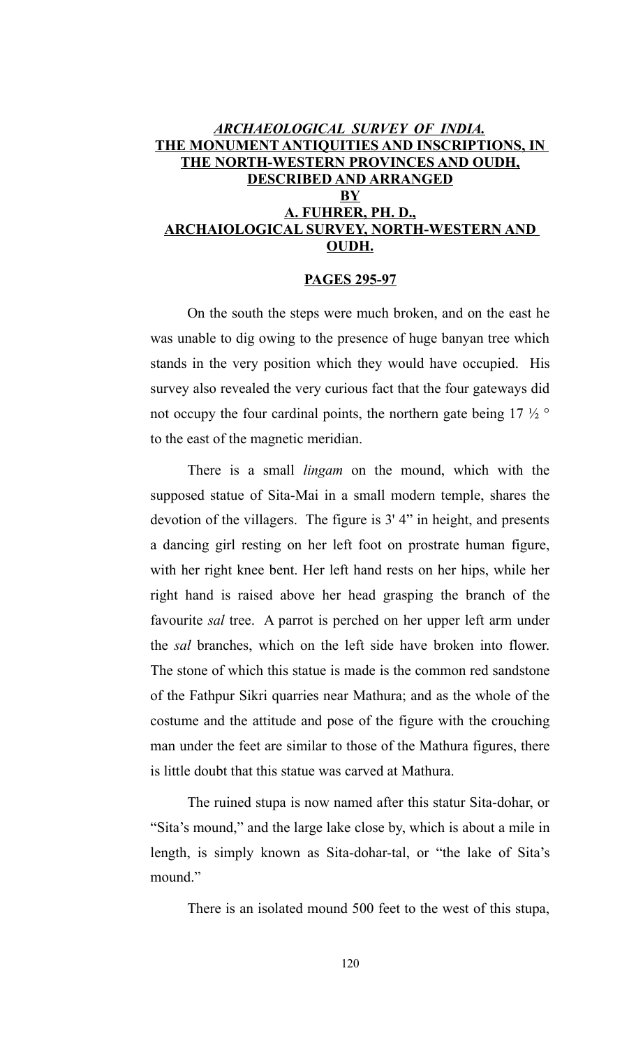## *ARCHAEOLOGICAL SURVEY OF INDIA.*
## THE MONUMENT ANTIQUITIES AND INSCRIPTIONS, IN THE NORTH-WESTERN PROVINCES AND OUDH, DESCRIBED AND ARRANGED BY A. FUHRER, PH. D., ARCHAIOLOGICAL SURVEY, NORTH-WESTERN AND OUDH.

### PAGES 295-97

On the south the steps were much broken, and on the east he was unable to dig owing to the presence of huge banyan tree which stands in the very position which they would have occupied. His survey also revealed the very curious fact that the four gateways did not occupy the four cardinal points, the northern gate being 17 ½ ° to the east of the magnetic meridian.

There is a small *lingam* on the mound, which with the supposed statue of Sita-Mai in a small modern temple, shares the devotion of the villagers. The figure is 3' 4" in height, and presents a dancing girl resting on her left foot on prostrate human figure, with her right knee bent. Her left hand rests on her hips, while her right hand is raised above her head grasping the branch of the favourite *sal* tree. A parrot is perched on her upper left arm under the *sal* branches, which on the left side have broken into flower. The stone of which this statue is made is the common red sandstone of the Fathpur Sikri quarries near Mathura; and as the whole of the costume and the attitude and pose of the figure with the crouching man under the feet are similar to those of the Mathura figures, there is little doubt that this statue was carved at Mathura.

The ruined stupa is now named after this statur Sita-dohar, or "Sita's mound," and the large lake close by, which is about a mile in length, is simply known as Sita-dohar-tal, or "the lake of Sita's mound."

There is an isolated mound 500 feet to the west of this stupa,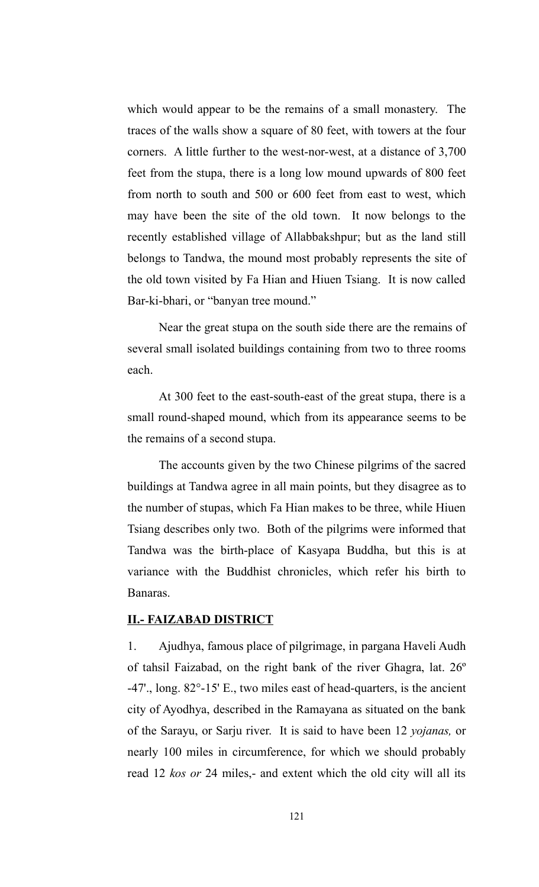which would appear to be the remains of a small monastery. The traces of the walls show a square of 80 feet, with towers at the four corners. A little further to the west-nor-west, at a distance of 3,700 feet from the stupa, there is a long low mound upwards of 800 feet from north to south and 500 or 600 feet from east to west, which may have been the site of the old town. It now belongs to the recently established village of Allabbakshpur; but as the land still belongs to Tandwa, the mound most probably represents the site of the old town visited by Fa Hian and Hiuen Tsiang. It is now called Bar-ki-bhari, or "banyan tree mound."

Near the great stupa on the south side there are the remains of several small isolated buildings containing from two to three rooms each.

At 300 feet to the east-south-east of the great stupa, there is a small round-shaped mound, which from its appearance seems to be the remains of a second stupa.

The accounts given by the two Chinese pilgrims of the sacred buildings at Tandwa agree in all main points, but they disagree as to the number of stupas, which Fa Hian makes to be three, while Hiuen Tsiang describes only two. Both of the pilgrims were informed that Tandwa was the birth-place of Kasyapa Buddha, but this is at variance with the Buddhist chronicles, which refer his birth to Banaras.

## **II.- FAIZABAD DISTRICT**

1. Ajudhya, famous place of pilgrimage, in pargana Haveli Audh of tahsil Faizabad, on the right bank of the river Ghagra, lat. 26º -47'., long. 82°-15' E., two miles east of head-quarters, is the ancient city of Ayodhya, described in the Ramayana as situated on the bank of the Sarayu, or Sarju river. It is said to have been 12 *yojanas,* or nearly 100 miles in circumference, for which we should probably read 12 *kos or* 24 miles,- and extent which the old city will all its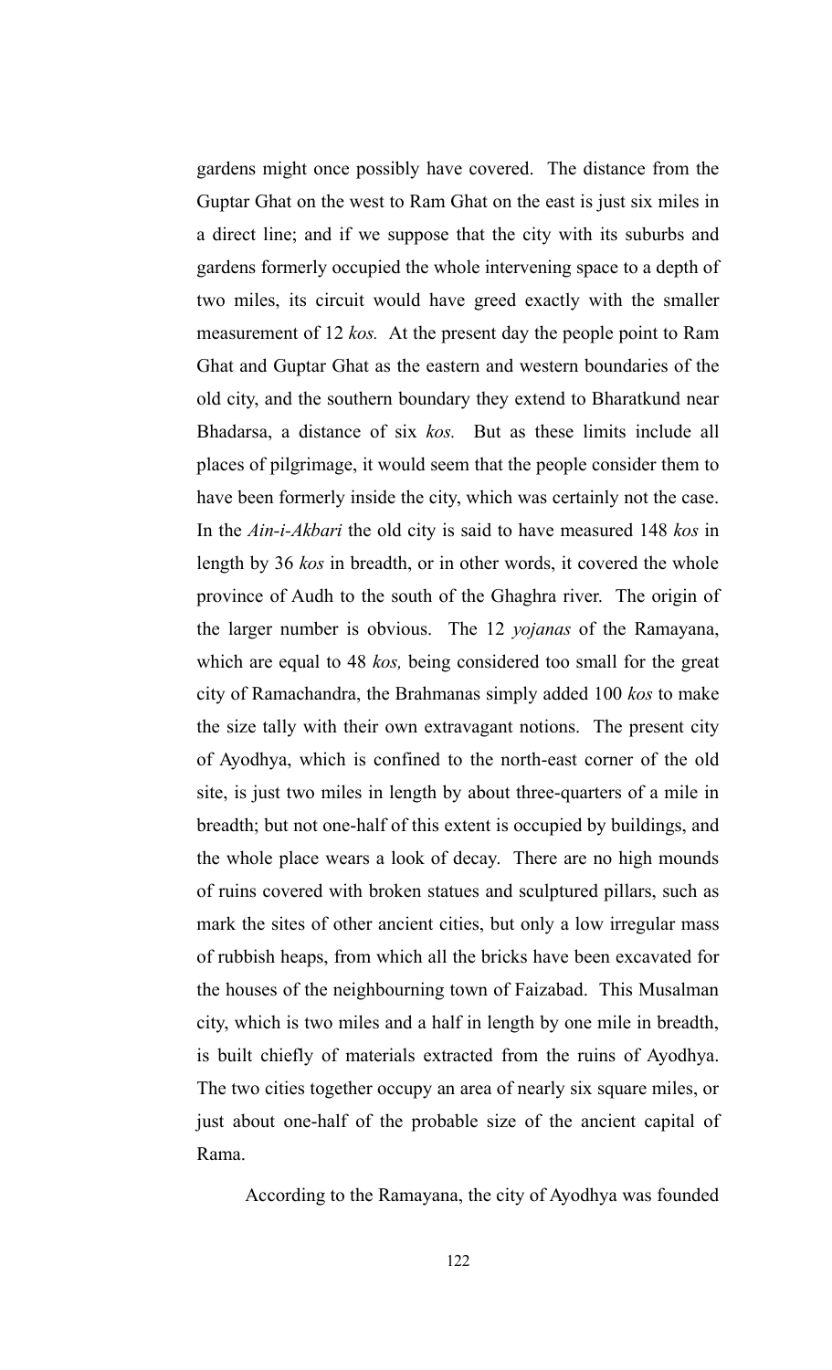gardens might once possibly have covered. The distance from the Guptar Ghat on the west to Ram Ghat on the east is just six miles in a direct line; and if we suppose that the city with its suburbs and gardens formerly occupied the whole intervening space to a depth of two miles, its circuit would have greed exactly with the smaller measurement of 12 *kos.* At the present day the people point to Ram Ghat and Guptar Ghat as the eastern and western boundaries of the old city, and the southern boundary they extend to Bharatkund near Bhadarsa, a distance of six *kos.* But as these limits include all places of pilgrimage, it would seem that the people consider them to have been formerly inside the city, which was certainly not the case. In the *Ain-i-Akbari* the old city is said to have measured 148 *kos* in length by 36 *kos* in breadth, or in other words, it covered the whole province of Audh to the south of the Ghaghra river. The origin of the larger number is obvious. The 12 *yojanas* of the Ramayana, which are equal to 48 *kos,* being considered too small for the great city of Ramachandra, the Brahmanas simply added 100 *kos* to make the size tally with their own extravagant notions. The present city of Ayodhya, which is confined to the north-east corner of the old site, is just two miles in length by about three-quarters of a mile in breadth; but not one-half of this extent is occupied by buildings, and the whole place wears a look of decay. There are no high mounds of ruins covered with broken statues and sculptured pillars, such as mark the sites of other ancient cities, but only a low irregular mass of rubbish heaps, from which all the bricks have been excavated for the houses of the neighbouring town of Faizabad. This Musalman city, which is two miles and a half in length by one mile in breadth, is built chiefly of materials extracted from the ruins of Ayodhya. The two cities together occupy an area of nearly six square miles, or just about one-half of the probable size of the ancient capital of Rama.

According to the Ramayana, the city of Ayodhya was founded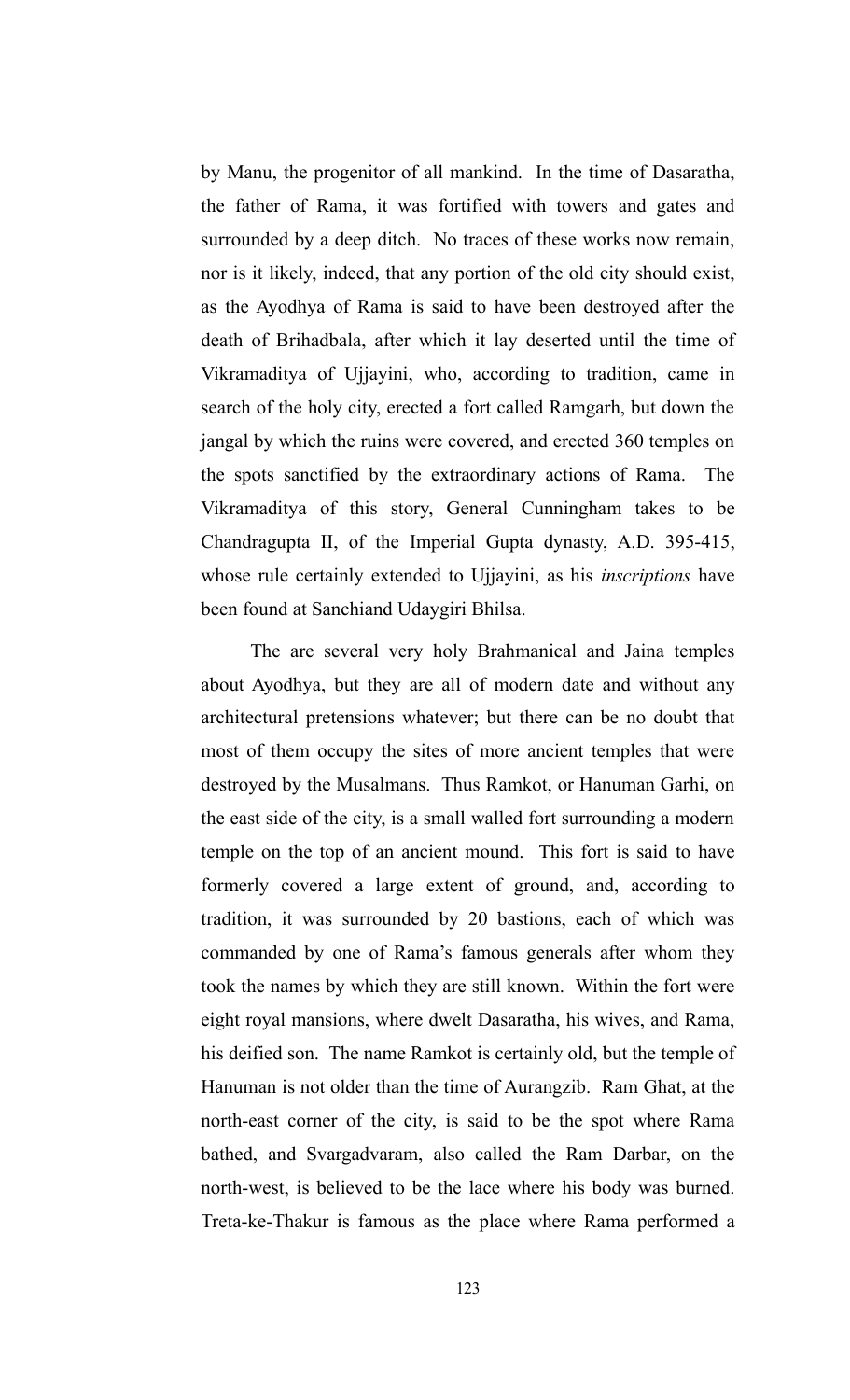by Manu, the progenitor of all mankind. In the time of Dasaratha, the father of Rama, it was fortified with towers and gates and surrounded by a deep ditch. No traces of these works now remain, nor is it likely, indeed, that any portion of the old city should exist, as the Ayodhya of Rama is said to have been destroyed after the death of Brihadbala, after which it lay deserted until the time of Vikramaditya of Ujjayini, who, according to tradition, came in search of the holy city, erected a fort called Ramgarh, but down the jangal by which the ruins were covered, and erected 360 temples on the spots sanctified by the extraordinary actions of Rama. The Vikramaditya of this story, General Cunningham takes to be Chandragupta II, of the Imperial Gupta dynasty, A.D. 395-415, whose rule certainly extended to Ujjayini, as his *inscriptions* have been found at Sanchiand Udaygiri Bhilsa.

The are several very holy Brahmanical and Jaina temples about Ayodhya, but they are all of modern date and without any architectural pretensions whatever; but there can be no doubt that most of them occupy the sites of more ancient temples that were destroyed by the Musalmans. Thus Ramkot, or Hanuman Garhi, on the east side of the city, is a small walled fort surrounding a modern temple on the top of an ancient mound. This fort is said to have formerly covered a large extent of ground, and, according to tradition, it was surrounded by 20 bastions, each of which was commanded by one of Rama's famous generals after whom they took the names by which they are still known. Within the fort were eight royal mansions, where dwelt Dasaratha, his wives, and Rama, his deified son. The name Ramkot is certainly old, but the temple of Hanuman is not older than the time of Aurangzib. Ram Ghat, at the north-east corner of the city, is said to be the spot where Rama bathed, and Svargadvaram, also called the Ram Darbar, on the north-west, is believed to be the lace where his body was burned. Treta-ke-Thakur is famous as the place where Rama performed a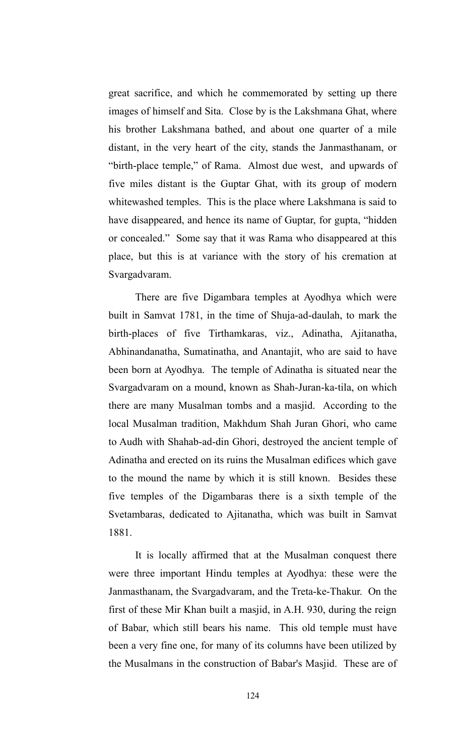great sacrifice, and which he commemorated by setting up there images of himself and Sita. Close by is the Lakshmana Ghat, where his brother Lakshmana bathed, and about one quarter of a mile distant, in the very heart of the city, stands the Janmasthanam, or "birth-place temple," of Rama. Almost due west, and upwards of five miles distant is the Guptar Ghat, with its group of modern whitewashed temples. This is the place where Lakshmana is said to have disappeared, and hence its name of Guptar, for gupta, "hidden or concealed." Some say that it was Rama who disappeared at this place, but this is at variance with the story of his cremation at Svargadvaram.

There are five Digambara temples at Ayodhya which were built in Samvat 1781, in the time of Shuja-ad-daulah, to mark the birth-places of five Tirthamkaras, viz., Adinatha, Ajitanatha, Abhinandanatha, Sumatinatha, and Anantajit, who are said to have been born at Ayodhya. The temple of Adinatha is situated near the Svargadvaram on a mound, known as Shah-Juran-ka-tila, on which there are many Musalman tombs and a masjid. According to the local Musalman tradition, Makhdum Shah Juran Ghori, who came to Audh with Shahab-ad-din Ghori, destroyed the ancient temple of Adinatha and erected on its ruins the Musalman edifices which gave to the mound the name by which it is still known. Besides these five temples of the Digambaras there is a sixth temple of the Svetambaras, dedicated to Ajitanatha, which was built in Samvat 1881.

It is locally affirmed that at the Musalman conquest there were three important Hindu temples at Ayodhya: these were the Janmasthanam, the Svargadvaram, and the Treta-ke-Thakur. On the first of these Mir Khan built a masjid, in A.H. 930, during the reign of Babar, which still bears his name. This old temple must have been a very fine one, for many of its columns have been utilized by the Musalmans in the construction of Babar's Masjid. These are of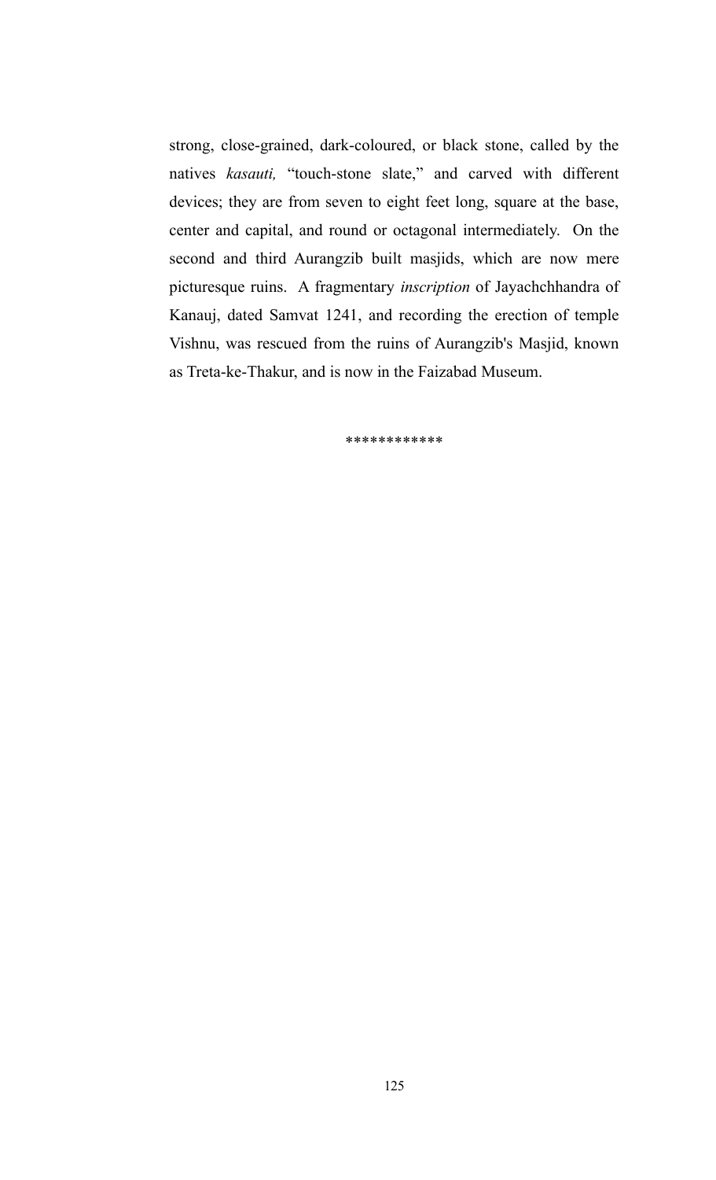strong, close-grained, dark-coloured, or black stone, called by the natives *kasauti,* "touch-stone slate," and carved with different devices; they are from seven to eight feet long, square at the base, center and capital, and round or octagonal intermediately. On the second and third Aurangzib built masjids, which are now mere picturesque ruins. A fragmentary *inscription* of Jayachchhandra of Kanauj, dated Samvat 1241, and recording the erection of temple Vishnu, was rescued from the ruins of Aurangzib's Masjid, known as Treta-ke-Thakur, and is now in the Faizabad Museum.

************